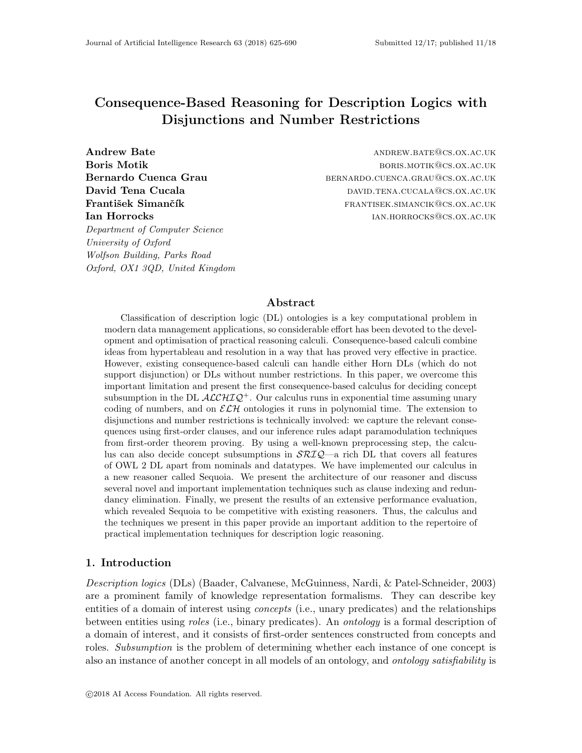# Consequence-Based Reasoning for Description Logics with Disjunctions and Number Restrictions

**Andrew Bate** ANDREW.BATE@CS.OX.AC.UK
**Boris Motik** BORIS.MOTIK@CS.OX.AC.UK
**Bernardo Cuenca Grau** BERNARDO.CUENCA.GRAU@CS.OX.AC.UK
**David Tena Cucala** DAVID.TENA.CUCALA@CS.OX.AC.UK
**František Simančík** FRANTISEK.SIMANCIK@CS.OX.AC.UK
**Ian Horrocks** IAN.HORROCKS@CS.OX.AC.UK

*Department of Computer Science*
*University of Oxford*
*Wolfson Building, Parks Road*
*Oxford, OX1 3QD, United Kingdom*

## Abstract

Classification of description logic (DL) ontologies is a key computational problem in modern data management applications, so considerable effort has been devoted to the development and optimisation of practical reasoning calculi. Consequence-based calculi combine ideas from hypertableau and resolution in a way that has proved very effective in practice. However, existing consequence-based calculi can handle either Horn DLs (which do not support disjunction) or DLs without number restrictions. In this paper, we overcome this important limitation and present the first consequence-based calculus for deciding concept subsumption in the DL $\mathcal{ALCHIQ}^+$. Our calculus runs in exponential time assuming unary coding of numbers, and on $\mathcal{ELH}$ ontologies it runs in polynomial time. The extension to disjunctions and number restrictions is technically involved: we capture the relevant consequences using first-order clauses, and our inference rules adapt paramodulation techniques from first-order theorem proving. By using a well-known preprocessing step, the calculus can also decide concept subsumptions in $\mathcal{SRIQ}$—a rich DL that covers all features of OWL 2 DL apart from nominals and datatypes. We have implemented our calculus in a new reasoner called Sequoia. We present the architecture of our reasoner and discuss several novel and important implementation techniques such as clause indexing and redundancy elimination. Finally, we present the results of an extensive performance evaluation, which revealed Sequoia to be competitive with existing reasoners. Thus, the calculus and the techniques we present in this paper provide an important addition to the repertoire of practical implementation techniques for description logic reasoning.

## 1. Introduction

*Description logics* (DLs) (Baader, Calvanese, McGuinness, Nardi, & Patel-Schneider, 2003) are a prominent family of knowledge representation formalisms. They can describe key entities of a domain of interest using *concepts* (i.e., unary predicates) and the relationships between entities using *roles* (i.e., binary predicates). An *ontology* is a formal description of a domain of interest, and it consists of first-order sentences constructed from concepts and roles. *Subsumption* is the problem of determining whether each instance of one concept is also an instance of another concept in all models of an ontology, and *ontology satisfiability* is

©2018 AI Access Foundation. All rights reserved.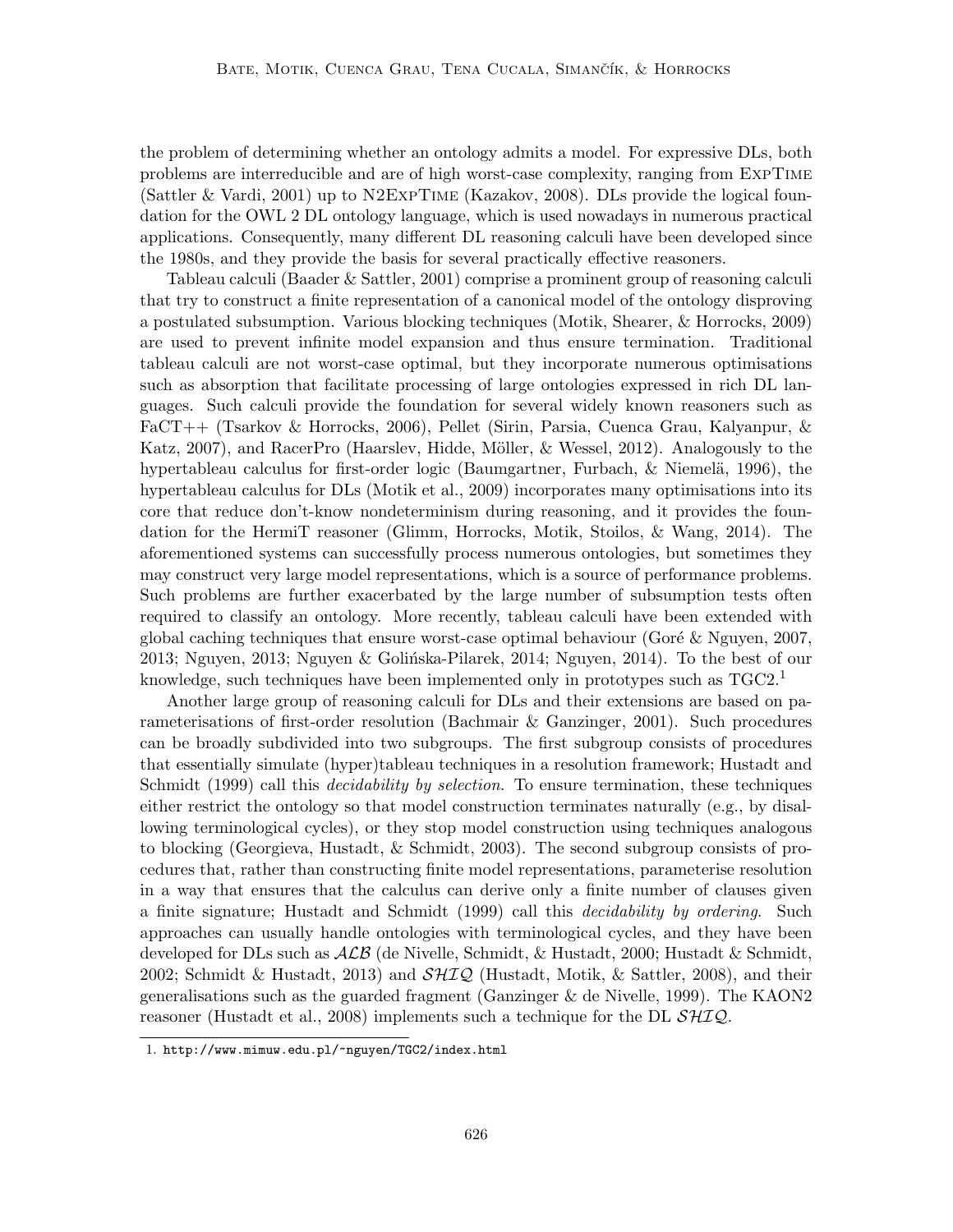the problem of determining whether an ontology admits a model. For expressive DLs, both problems are interreducible and are of high worst-case complexity, ranging from ExpTime (Sattler & Vardi, 2001) up to N2ExpTime (Kazakov, 2008). DLs provide the logical foundation for the OWL 2 DL ontology language, which is used nowadays in numerous practical applications. Consequently, many different DL reasoning calculi have been developed since the 1980s, and they provide the basis for several practically effective reasoners.

Tableau calculi (Baader & Sattler, 2001) comprise a prominent group of reasoning calculi that try to construct a finite representation of a canonical model of the ontology disproving a postulated subsumption. Various blocking techniques (Motik, Shearer, & Horrocks, 2009) are used to prevent infinite model expansion and thus ensure termination. Traditional tableau calculi are not worst-case optimal, but they incorporate numerous optimisations such as absorption that facilitate processing of large ontologies expressed in rich DL languages. Such calculi provide the foundation for several widely known reasoners such as FaCT++ (Tsarkov & Horrocks, 2006), Pellet (Sirin, Parsia, Cuenca Grau, Kalyanpur, & Katz, 2007), and RacerPro (Haarslev, Hidde, Möller, & Wessel, 2012). Analogously to the hypertableau calculus for first-order logic (Baumgartner, Furbach, & Niemelä, 1996), the hypertableau calculus for DLs (Motik et al., 2009) incorporates many optimisations into its core that reduce don't-know nondeterminism during reasoning, and it provides the foundation for the HermiT reasoner (Glimm, Horrocks, Motik, Stoilos, & Wang, 2014). The aforementioned systems can successfully process numerous ontologies, but sometimes they may construct very large model representations, which is a source of performance problems. Such problems are further exacerbated by the large number of subsumption tests often required to classify an ontology. More recently, tableau calculi have been extended with global caching techniques that ensure worst-case optimal behaviour (Goré & Nguyen, 2007, 2013; Nguyen, 2013; Nguyen & Golińska-Pilarek, 2014; Nguyen, 2014). To the best of our knowledge, such techniques have been implemented only in prototypes such as TGC2.[1]

Another large group of reasoning calculi for DLs and their extensions are based on parameterisations of first-order resolution (Bachmair & Ganzinger, 2001). Such procedures can be broadly subdivided into two subgroups. The first subgroup consists of procedures that essentially simulate (hyper)tableau techniques in a resolution framework; Hustadt and Schmidt (1999) call this *decidability by selection.* To ensure termination, these techniques either restrict the ontology so that model construction terminates naturally (e.g., by disallowing terminological cycles), or they stop model construction using techniques analogous to blocking (Georgieva, Hustadt, & Schmidt, 2003). The second subgroup consists of procedures that, rather than constructing finite model representations, parameterise resolution in a way that ensures that the calculus can derive only a finite number of clauses given a finite signature; Hustadt and Schmidt (1999) call this *decidability by ordering*. Such approaches can usually handle ontologies with terminological cycles, and they have been developed for DLs such as $\mathcal{ALB}$ (de Nivelle, Schmidt, & Hustadt, 2000; Hustadt & Schmidt, 2002; Schmidt & Hustadt, 2013) and $\mathcal{SHIQ}$ (Hustadt, Motik, & Sattler, 2008), and their generalisations such as the guarded fragment (Ganzinger & de Nivelle, 1999). The KAON2 reasoner (Hustadt et al., 2008) implements such a technique for the DL $\mathcal{SHIQ}$.

1. http://www.mimuw.edu.pl/~nguyen/TGC2/index.html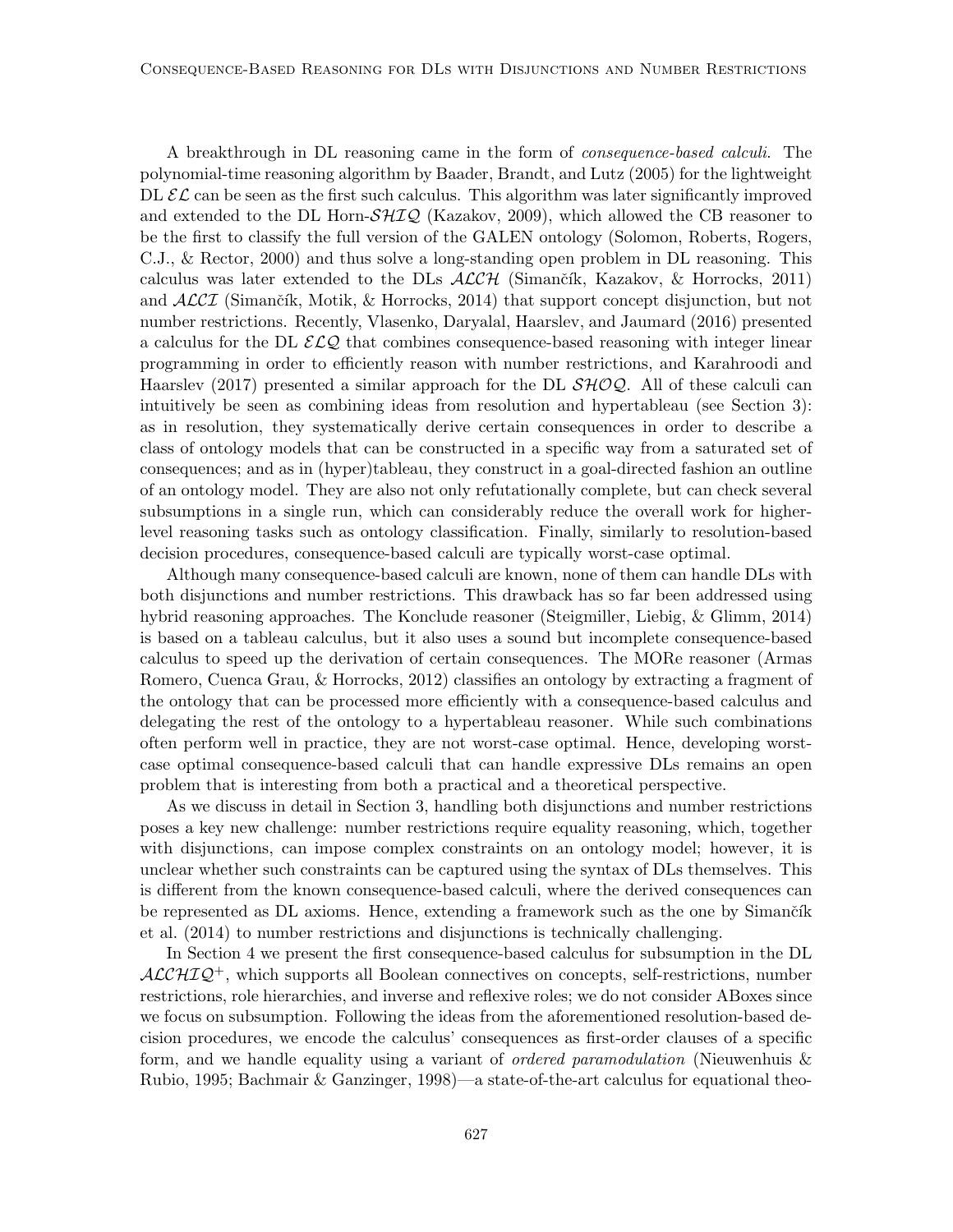A breakthrough in DL reasoning came in the form of *consequence-based calculi*. The polynomial-time reasoning algorithm by Baader, Brandt, and Lutz (2005) for the lightweight DL $\mathcal{EL}$ can be seen as the first such calculus. This algorithm was later significantly improved and extended to the DL Horn-$\mathcal{SHIQ}$ (Kazakov, 2009), which allowed the CB reasoner to be the first to classify the full version of the GALEN ontology (Solomon, Roberts, Rogers, C.J., & Rector, 2000) and thus solve a long-standing open problem in DL reasoning. This calculus was later extended to the DLs $\mathcal{ALCH}$ (Simančík, Kazakov, & Horrocks, 2011) and $\mathcal{ALCI}$ (Simančík, Motik, & Horrocks, 2014) that support concept disjunction, but not number restrictions. Recently, Vlasenko, Daryalal, Haarslev, and Jaumard (2016) presented a calculus for the DL $\mathcal{ELQ}$ that combines consequence-based reasoning with integer linear programming in order to efficiently reason with number restrictions, and Karahroodi and Haarslev (2017) presented a similar approach for the DL $\mathcal{SHOQ}$. All of these calculi can intuitively be seen as combining ideas from resolution and hypertableau (see Section 3): as in resolution, they systematically derive certain consequences in order to describe a class of ontology models that can be constructed in a specific way from a saturated set of consequences; and as in (hyper)tableau, they construct in a goal-directed fashion an outline of an ontology model. They are also not only refutationally complete, but can check several subsumptions in a single run, which can considerably reduce the overall work for higher-level reasoning tasks such as ontology classification. Finally, similarly to resolution-based decision procedures, consequence-based calculi are typically worst-case optimal.

Although many consequence-based calculi are known, none of them can handle DLs with both disjunctions and number restrictions. This drawback has so far been addressed using hybrid reasoning approaches. The Konclude reasoner (Steigmiller, Liebig, & Glimm, 2014) is based on a tableau calculus, but it also uses a sound but incomplete consequence-based calculus to speed up the derivation of certain consequences. The MORe reasoner (Armas Romero, Cuenca Grau, & Horrocks, 2012) classifies an ontology by extracting a fragment of the ontology that can be processed more efficiently with a consequence-based calculus and delegating the rest of the ontology to a hypertableau reasoner. While such combinations often perform well in practice, they are not worst-case optimal. Hence, developing worst-case optimal consequence-based calculi that can handle expressive DLs remains an open problem that is interesting from both a practical and a theoretical perspective.

As we discuss in detail in Section 3, handling both disjunctions and number restrictions poses a key new challenge: number restrictions require equality reasoning, which, together with disjunctions, can impose complex constraints on an ontology model; however, it is unclear whether such constraints can be captured using the syntax of DLs themselves. This is different from the known consequence-based calculi, where the derived consequences can be represented as DL axioms. Hence, extending a framework such as the one by Simančík et al. (2014) to number restrictions and disjunctions is technically challenging.

In Section 4 we present the first consequence-based calculus for subsumption in the DL $\mathcal{ALCHIQ}^+$, which supports all Boolean connectives on concepts, self-restrictions, number restrictions, role hierarchies, and inverse and reflexive roles; we do not consider ABoxes since we focus on subsumption. Following the ideas from the aforementioned resolution-based decision procedures, we encode the calculus' consequences as first-order clauses of a specific form, and we handle equality using a variant of *ordered paramodulation* (Nieuwenhuis & Rubio, 1995; Bachmair & Ganzinger, 1998)—a state-of-the-art calculus for equational theo-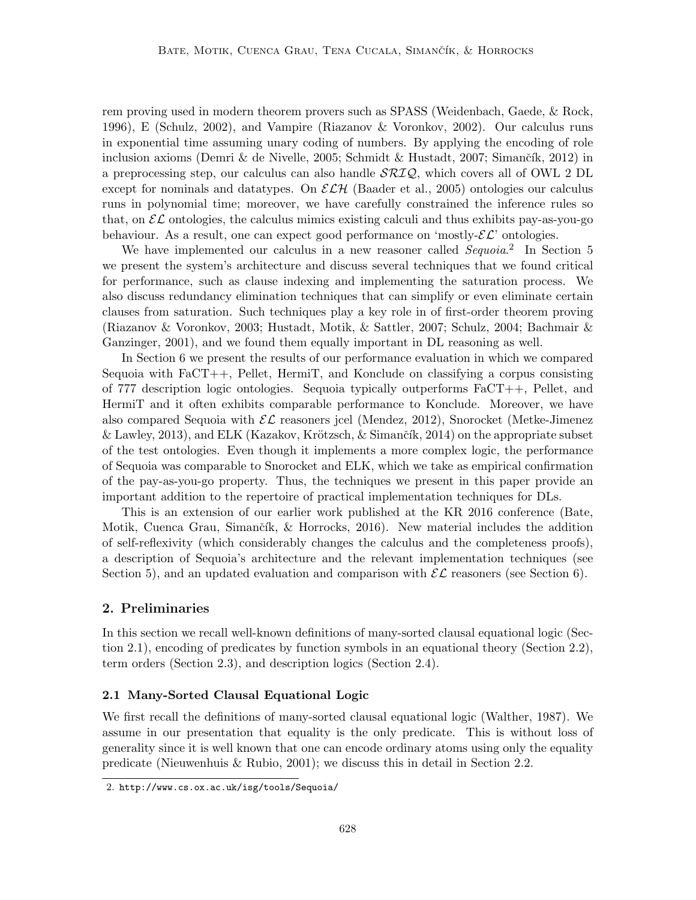rem proving used in modern theorem provers such as SPASS (Weidenbach, Gaede, & Rock, 1996), E (Schulz, 2002), and Vampire (Riazanov & Voronkov, 2002). Our calculus runs in exponential time assuming unary coding of numbers. By applying the encoding of role inclusion axioms (Demri & de Nivelle, 2005; Schmidt & Hustadt, 2007; Simančík, 2012) in a preprocessing step, our calculus can also handle $\mathcal{SRIQ}$, which covers all of OWL 2 DL except for nominals and datatypes. On $\mathcal{ELH}$ (Baader et al., 2005) ontologies our calculus runs in polynomial time; moreover, we have carefully constrained the inference rules so that, on $\mathcal{EL}$ ontologies, the calculus mimics existing calculi and thus exhibits pay-as-you-go behaviour. As a result, one can expect good performance on 'mostly-$\mathcal{EL}$' ontologies.

We have implemented our calculus in a new reasoner called *Sequoia*.[2] In Section 5 we present the system's architecture and discuss several techniques that we found critical for performance, such as clause indexing and implementing the saturation process. We also discuss redundancy elimination techniques that can simplify or even eliminate certain clauses from saturation. Such techniques play a key role in of first-order theorem proving (Riazanov & Voronkov, 2003; Hustadt, Motik, & Sattler, 2007; Schulz, 2004; Bachmair & Ganzinger, 2001), and we found them equally important in DL reasoning as well.

In Section 6 we present the results of our performance evaluation in which we compared Sequoia with FaCT++, Pellet, HermiT, and Konclude on classifying a corpus consisting of 777 description logic ontologies. Sequoia typically outperforms FaCT++, Pellet, and HermiT and it often exhibits comparable performance to Konclude. Moreover, we have also compared Sequoia with $\mathcal{EL}$ reasoners jcel (Mendez, 2012), Snorocket (Metke-Jimenez & Lawley, 2013), and ELK (Kazakov, Krötzsch, & Simančík, 2014) on the appropriate subset of the test ontologies. Even though it implements a more complex logic, the performance of Sequoia was comparable to Snorocket and ELK, which we take as empirical confirmation of the pay-as-you-go property. Thus, the techniques we present in this paper provide an important addition to the repertoire of practical implementation techniques for DLs.

This is an extension of our earlier work published at the KR 2016 conference (Bate, Motik, Cuenca Grau, Simančík, & Horrocks, 2016). New material includes the addition of self-reflexivity (which considerably changes the calculus and the completeness proofs), a description of Sequoia's architecture and the relevant implementation techniques (see Section 5), and an updated evaluation and comparison with $\mathcal{EL}$ reasoners (see Section 6).

## 2. Preliminaries

In this section we recall well-known definitions of many-sorted clausal equational logic (Section 2.1), encoding of predicates by function symbols in an equational theory (Section 2.2), term orders (Section 2.3), and description logics (Section 2.4).

### 2.1 Many-Sorted Clausal Equational Logic

We first recall the definitions of many-sorted clausal equational logic (Walther, 1987). We assume in our presentation that equality is the only predicate. This is without loss of generality since it is well known that one can encode ordinary atoms using only the equality predicate (Nieuwenhuis & Rubio, 2001); we discuss this in detail in Section 2.2.

2. http://www.cs.ox.ac.uk/isg/tools/Sequoia/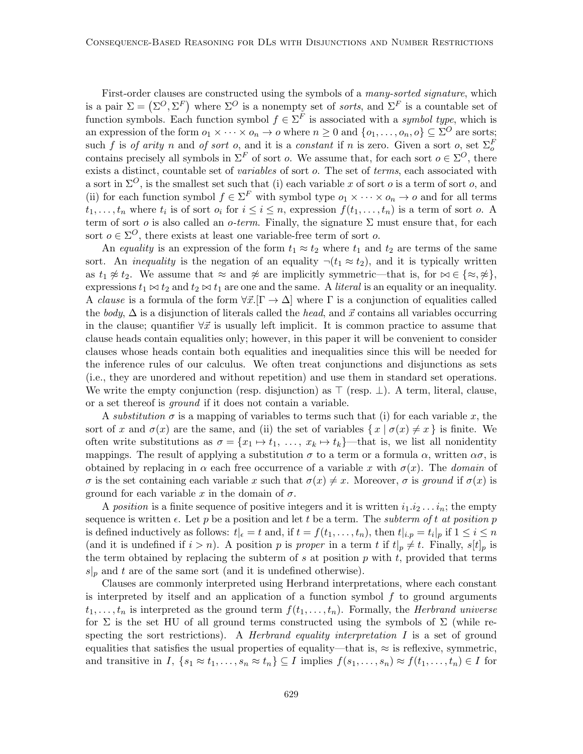First-order clauses are constructed using the symbols of a *many-sorted signature*, which is a pair $\Sigma = (\Sigma^O, \Sigma^F)$ where $\Sigma^O$ is a nonempty set of *sorts*, and $\Sigma^F$ is a countable set of function symbols. Each function symbol $f \in \Sigma^F$ is associated with a *symbol type*, which is an expression of the form $o_1 \times \cdots \times o_n \to o$ where $n \geq 0$ and $\{o_1, \ldots, o_n, o\} \subseteq \Sigma^O$ are sorts; such $f$ is *of arity* $n$ and *of sort* $o$, and it is a *constant* if $n$ is zero. Given a sort $o$, set $\Sigma^F_o$ contains precisely all symbols in $\Sigma^F$ of sort $o$. We assume that, for each sort $o \in \Sigma^O$, there exists a distinct, countable set of *variables* of sort $o$. The set of *terms*, each associated with a sort in $\Sigma^O$, is the smallest set such that (i) each variable $x$ of sort $o$ is a term of sort $o$, and (ii) for each function symbol $f \in \Sigma^F$ with symbol type $o_1 \times \cdots \times o_n \to o$ and for all terms $t_1, \ldots, t_n$ where $t_i$ is of sort $o_i$ for $i \leq i \leq n$, expression $f(t_1, \ldots, t_n)$ is a term of sort $o$. A term of sort $o$ is also called an *$o$-term*. Finally, the signature $\Sigma$ must ensure that, for each sort $o \in \Sigma^O$, there exists at least one variable-free term of sort $o$.

An *equality* is an expression of the form $t_1 \approx t_2$ where $t_1$ and $t_2$ are terms of the same sort. An *inequality* is the negation of an equality $\neg(t_1 \approx t_2)$, and it is typically written as $t_1 \not\approx t_2$. We assume that $\approx$ and $\not\approx$ are implicitly symmetric—that is, for $\bowtie \in \{\approx, \not\approx\}$, expressions $t_1 \bowtie t_2$ and $t_2 \bowtie t_1$ are one and the same. A *literal* is an equality or an inequality. A *clause* is a formula of the form $\forall \vec{x}.[\Gamma \to \Delta]$ where $\Gamma$ is a conjunction of equalities called the *body*, $\Delta$ is a disjunction of literals called the *head*, and $\vec{x}$ contains all variables occurring in the clause; quantifier $\forall \vec{x}$ is usually left implicit. It is common practice to assume that clause heads contain equalities only; however, in this paper it will be convenient to consider clauses whose heads contain both equalities and inequalities since this will be needed for the inference rules of our calculus. We often treat conjunctions and disjunctions as sets (i.e., they are unordered and without repetition) and use them in standard set operations. We write the empty conjunction (resp. disjunction) as $\top$ (resp. $\bot$). A term, literal, clause, or a set thereof is *ground* if it does not contain a variable.

A *substitution* $\sigma$ is a mapping of variables to terms such that (i) for each variable $x$, the sort of $x$ and $\sigma(x)$ are the same, and (ii) the set of variables $\{ x \mid \sigma(x) \neq x \}$ is finite. We often write substitutions as $\sigma = \{x_1 \mapsto t_1, \ \ldots, \ x_k \mapsto t_k\}$—that is, we list all nonidentity mappings. The result of applying a substitution $\sigma$ to a term or a formula $\alpha$, written $\alpha\sigma$, is obtained by replacing in $\alpha$ each free occurrence of a variable $x$ with $\sigma(x)$. The *domain* of $\sigma$ is the set containing each variable $x$ such that $\sigma(x) \neq x$. Moreover, $\sigma$ is *ground* if $\sigma(x)$ is ground for each variable $x$ in the domain of $\sigma$.

A *position* is a finite sequence of positive integers and it is written $i_1.i_2 \ldots i_n$; the empty sequence is written $\epsilon$. Let $p$ be a position and let $t$ be a term. The *subterm of $t$ at position $p$* is defined inductively as follows: $t|_\epsilon = t$ and, if $t = f(t_1, \ldots, t_n)$, then $t|_{i.p} = t_i|_p$ if $1 \leq i \leq n$ (and it is undefined if $i > n$). A position $p$ is *proper* in a term $t$ if $t|_p \neq t$. Finally, $s[t]_p$ is the term obtained by replacing the subterm of $s$ at position $p$ with $t$, provided that terms $s|_p$ and $t$ are of the same sort (and it is undefined otherwise).

Clauses are commonly interpreted using Herbrand interpretations, where each constant is interpreted by itself and an application of a function symbol $f$ to ground arguments $t_1, \ldots, t_n$ is interpreted as the ground term $f(t_1, \ldots, t_n)$. Formally, the *Herbrand universe* for $\Sigma$ is the set HU of all ground terms constructed using the symbols of $\Sigma$ (while respecting the sort restrictions). A *Herbrand equality interpretation* $I$ is a set of ground equalities that satisfies the usual properties of equality—that is, $\approx$ is reflexive, symmetric, and transitive in $I$, $\{s_1 \approx t_1, \ldots, s_n \approx t_n\} \subseteq I$ implies $f(s_1, \ldots, s_n) \approx f(t_1, \ldots, t_n) \in I$ for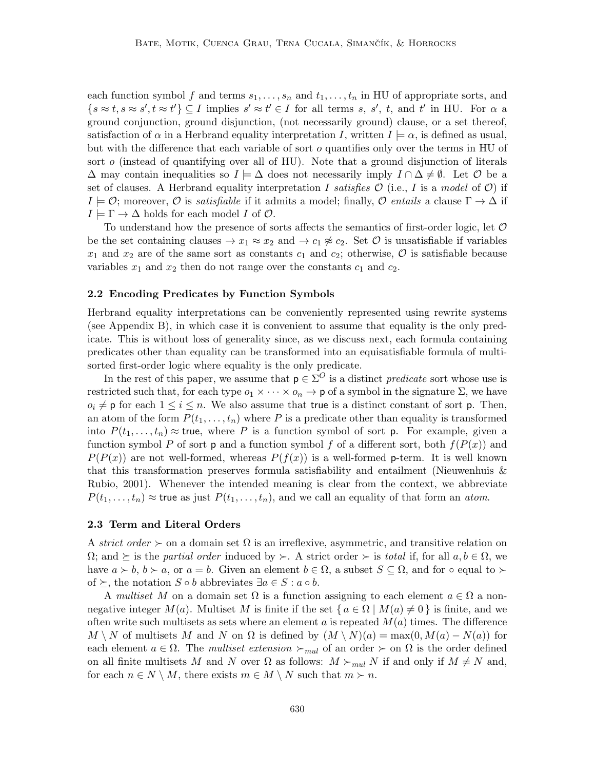each function symbol $f$ and terms $s_1, \ldots, s_n$ and $t_1, \ldots, t_n$ in HU of appropriate sorts, and $\{s \approx t, s \approx s', t \approx t'\} \subseteq I$ implies $s' \approx t' \in I$ for all terms $s$, $s'$, $t$, and $t'$ in HU. For $\alpha$ a ground conjunction, ground disjunction, (not necessarily ground) clause, or a set thereof, satisfaction of $\alpha$ in a Herbrand equality interpretation $I$, written $I \models \alpha$, is defined as usual, but with the difference that each variable of sort $o$ quantifies only over the terms in HU of sort $o$ (instead of quantifying over all of HU). Note that a ground disjunction of literals $\Delta$ may contain inequalities so $I \models \Delta$ does not necessarily imply $I \cap \Delta \neq \emptyset$. Let $\mathcal{O}$ be a set of clauses. A Herbrand equality interpretation $I$ *satisfies* $\mathcal{O}$ (i.e., $I$ is a *model* of $\mathcal{O}$) if $I \models \mathcal{O}$; moreover, $\mathcal{O}$ is *satisfiable* if it admits a model; finally, $\mathcal{O}$ *entails* a clause $\Gamma \rightarrow \Delta$ if $I \models \Gamma \rightarrow \Delta$ holds for each model $I$ of $\mathcal{O}$.

To understand how the presence of sorts affects the semantics of first-order logic, let $\mathcal{O}$ be the set containing clauses $\rightarrow x_1 \approx x_2$ and $\rightarrow c_1 \not\approx c_2$. Set $\mathcal{O}$ is unsatisfiable if variables $x_1$ and $x_2$ are of the same sort as constants $c_1$ and $c_2$; otherwise, $\mathcal{O}$ is satisfiable because variables $x_1$ and $x_2$ then do not range over the constants $c_1$ and $c_2$.

### 2.2 Encoding Predicates by Function Symbols

Herbrand equality interpretations can be conveniently represented using rewrite systems (see Appendix B), in which case it is convenient to assume that equality is the only predicate. This is without loss of generality since, as we discuss next, each formula containing predicates other than equality can be transformed into an equisatisfiable formula of multisorted first-order logic where equality is the only predicate.

In the rest of this paper, we assume that $\mathsf{p} \in \Sigma^O$ is a distinct *predicate* sort whose use is restricted such that, for each type $o_1 \times \cdots \times o_n \rightarrow \mathsf{p}$ of a symbol in the signature $\Sigma$, we have $o_i \neq \mathsf{p}$ for each $1 \leq i \leq n$. We also assume that $\mathsf{true}$ is a distinct constant of sort $\mathsf{p}$. Then, an atom of the form $P(t_1, \ldots, t_n)$ where $P$ is a predicate other than equality is transformed into $P(t_1, \ldots, t_n) \approx \mathsf{true}$, where $P$ is a function symbol of sort $\mathsf{p}$. For example, given a function symbol $P$ of sort $\mathsf{p}$ and a function symbol $f$ of a different sort, both $f(P(x))$ and $P(P(x))$ are not well-formed, whereas $P(f(x))$ is a well-formed $\mathsf{p}$-term. It is well known that this transformation preserves formula satisfiability and entailment (Nieuwenhuis & Rubio, 2001). Whenever the intended meaning is clear from the context, we abbreviate $P(t_1, \ldots, t_n) \approx \mathsf{true}$ as just $P(t_1, \ldots, t_n)$, and we call an equality of that form an *atom*.

### 2.3 Term and Literal Orders

A *strict order* $\succ$ on a domain set $\Omega$ is an irreflexive, asymmetric, and transitive relation on $\Omega$; and $\succeq$ is the *partial order* induced by $\succ$. A strict order $\succ$ is *total* if, for all $a, b \in \Omega$, we have $a \succ b$, $b \succ a$, or $a = b$. Given an element $b \in \Omega$, a subset $S \subseteq \Omega$, and for $\circ$ equal to $\succ$ of $\succeq$, the notation $S \circ b$ abbreviates $\exists a \in S : a \circ b$.

A *multiset* $M$ on a domain set $\Omega$ is a function assigning to each element $a \in \Omega$ a non-negative integer $M(a)$. Multiset $M$ is finite if the set $\{ a \in \Omega \mid M(a) \neq 0 \}$ is finite, and we often write such multisets as sets where an element $a$ is repeated $M(a)$ times. The difference $M \setminus N$ of multisets $M$ and $N$ on $\Omega$ is defined by $(M \setminus N)(a) = \max(0, M(a) - N(a))$ for each element $a \in \Omega$. The *multiset extension* $\succ_{mul}$ of an order $\succ$ on $\Omega$ is the order defined on all finite multisets $M$ and $N$ over $\Omega$ as follows: $M \succ_{mul} N$ if and only if $M \neq N$ and, for each $n \in N \setminus M$, there exists $m \in M \setminus N$ such that $m \succ n$.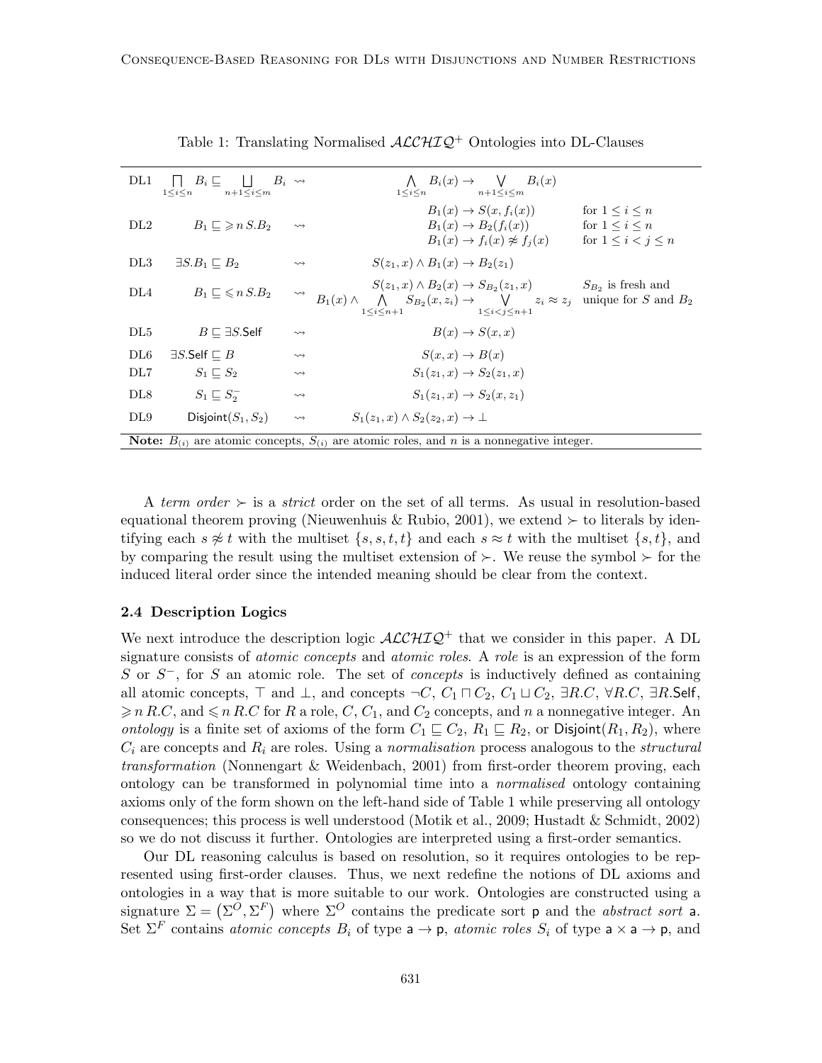Table 1: Translating Normalised $\mathcal{ALCHIQ}^+$ Ontologies into DL-Clauses

| | | | | |
|---|---|---|---|---|
| DL1 | $\bigsqcap_{1\leq i\leq n} B_i \sqsubseteq \bigsqcup_{n+1\leq i\leq m} B_i$ | $\leadsto$ | $\bigwedge_{1\leq i\leq n} B_i(x) \rightarrow \bigvee_{n+1\leq i\leq m} B_i(x)$ | |
| DL2 | $B_1 \sqsubseteq \geqslant n\, S.B_2$ | $\leadsto$ | $B_1(x) \rightarrow S(x, f_i(x))$ <br> $B_1(x) \rightarrow B_2(f_i(x))$ <br> $B_1(x) \rightarrow f_i(x) \not\approx f_j(x)$ | for $1 \leq i \leq n$ <br> for $1 \leq i \leq n$ <br> for $1 \leq i < j \leq n$ |
| DL3 | $\exists S.B_1 \sqsubseteq B_2$ | $\leadsto$ | $S(z_1, x) \wedge B_1(x) \rightarrow B_2(z_1)$ | |
| DL4 | $B_1 \sqsubseteq \leqslant n\, S.B_2$ | $\leadsto$ | $S(z_1, x) \wedge B_2(x) \rightarrow S_{B_2}(z_1, x)$ <br> $B_1(x) \wedge \bigwedge_{1\leq i\leq n+1} S_{B_2}(x, z_i) \rightarrow \bigvee_{1\leq i<j\leq n+1} z_i \approx z_j$ | $S_{B_2}$ is fresh and unique for $S$ and $B_2$ |
| DL5 | $B \sqsubseteq \exists S.\mathsf{Self}$ | $\leadsto$ | $B(x) \rightarrow S(x, x)$ | |
| DL6 | $\exists S.\mathsf{Self} \sqsubseteq B$ | $\leadsto$ | $S(x, x) \rightarrow B(x)$ | |
| DL7 | $S_1 \sqsubseteq S_2$ | $\leadsto$ | $S_1(z_1, x) \rightarrow S_2(z_1, x)$ | |
| DL8 | $S_1 \sqsubseteq S_2^-$ | $\leadsto$ | $S_1(z_1, x) \rightarrow S_2(x, z_1)$ | |
| DL9 | $\mathsf{Disjoint}(S_1, S_2)$ | $\leadsto$ | $S_1(z_1, x) \wedge S_2(z_2, x) \rightarrow \bot$ | |

**Note:** $B_{(i)}$ are atomic concepts, $S_{(i)}$ are atomic roles, and $n$ is a nonnegative integer.

A *term order* $\succ$ is a *strict* order on the set of all terms. As usual in resolution-based equational theorem proving (Nieuwenhuis & Rubio, 2001), we extend $\succ$ to literals by identifying each $s \not\approx t$ with the multiset $\{s, s, t, t\}$ and each $s \approx t$ with the multiset $\{s, t\}$, and by comparing the result using the multiset extension of $\succ$. We reuse the symbol $\succ$ for the induced literal order since the intended meaning should be clear from the context.

### 2.4 Description Logics

We next introduce the description logic $\mathcal{ALCHIQ}^+$ that we consider in this paper. A DL signature consists of *atomic concepts* and *atomic roles*. A *role* is an expression of the form $S$ or $S^-$, for $S$ an atomic role. The set of *concepts* is inductively defined as containing all atomic concepts, $\top$ and $\bot$, and concepts $\neg C$, $C_1 \sqcap C_2$, $C_1 \sqcup C_2$, $\exists R.C$, $\forall R.C$, $\exists R.\mathsf{Self}$, $\geqslant n\, R.C$, and $\leqslant n\, R.C$ for $R$ a role, $C$, $C_1$, and $C_2$ concepts, and $n$ a nonnegative integer. An *ontology* is a finite set of axioms of the form $C_1 \sqsubseteq C_2$, $R_1 \sqsubseteq R_2$, or $\mathsf{Disjoint}(R_1, R_2)$, where $C_i$ are concepts and $R_i$ are roles. Using a *normalisation* process analogous to the *structural transformation* (Nonnengart & Weidenbach, 2001) from first-order theorem proving, each ontology can be transformed in polynomial time into a *normalised* ontology containing axioms only of the form shown on the left-hand side of Table 1 while preserving all ontology consequences; this process is well understood (Motik et al., 2009; Hustadt & Schmidt, 2002) so we do not discuss it further. Ontologies are interpreted using a first-order semantics.

Our DL reasoning calculus is based on resolution, so it requires ontologies to be represented using first-order clauses. Thus, we next redefine the notions of DL axioms and ontologies in a way that is more suitable to our work. Ontologies are constructed using a signature $\Sigma = (\Sigma^O, \Sigma^F)$ where $\Sigma^O$ contains the predicate sort $\mathsf{p}$ and the *abstract sort* $\mathsf{a}$. Set $\Sigma^F$ contains *atomic concepts* $B_i$ of type $\mathsf{a} \rightarrow \mathsf{p}$, *atomic roles* $S_i$ of type $\mathsf{a} \times \mathsf{a} \rightarrow \mathsf{p}$, and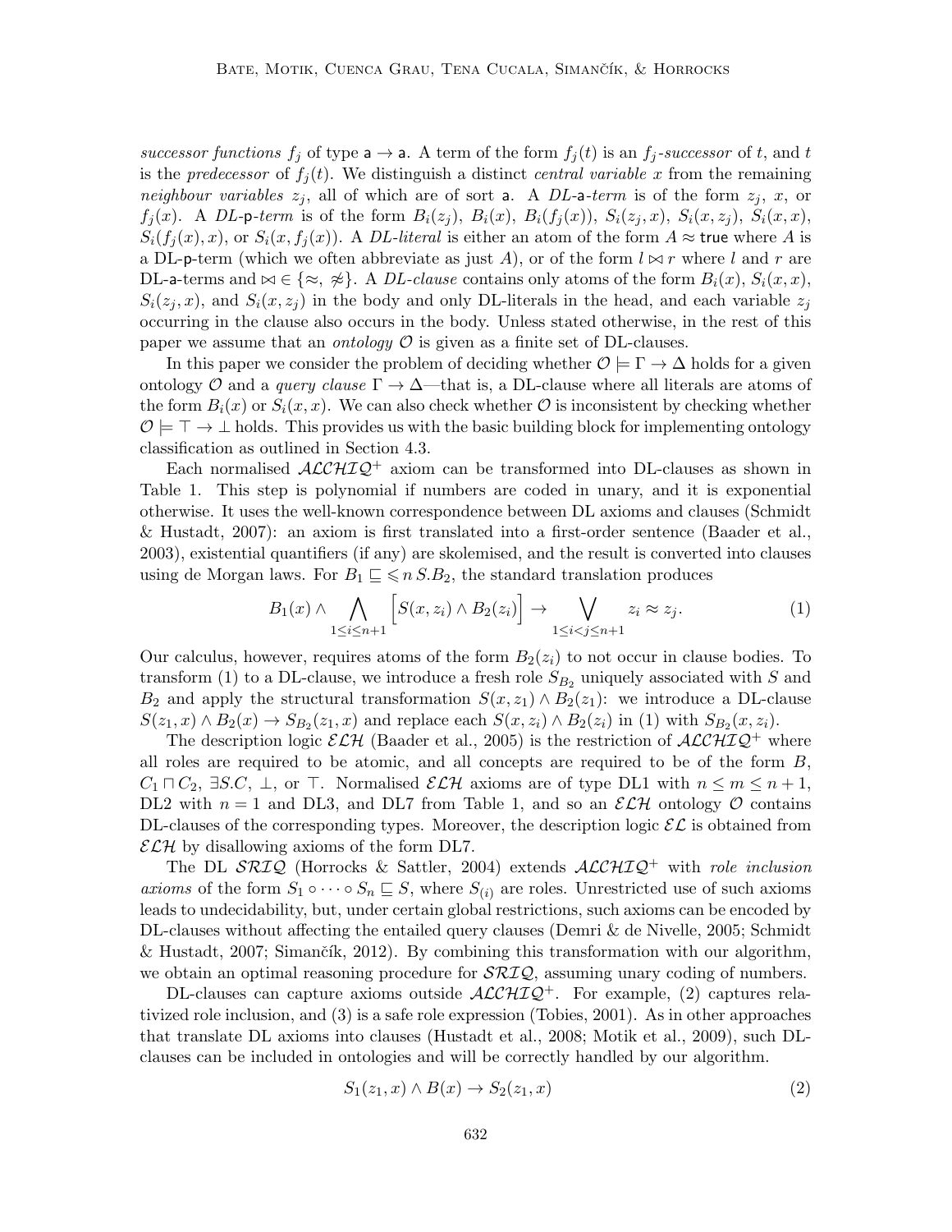*successor functions* $f_j$ of type $\mathsf{a} \to \mathsf{a}$. A term of the form $f_j(t)$ is an $f_j$-*successor* of $t$, and $t$ is the *predecessor* of $f_j(t)$. We distinguish a distinct *central variable* $x$ from the remaining *neighbour variables* $z_j$, all of which are of sort $\mathsf{a}$. A *DL-*$\mathsf{a}$*-term* is of the form $z_j$, $x$, or $f_j(x)$. A *DL-*$\mathsf{p}$*-term* is of the form $B_i(z_j)$, $B_i(x)$, $B_i(f_j(x))$, $S_i(z_j, x)$, $S_i(x, z_j)$, $S_i(x, x)$, $S_i(f_j(x), x)$, or $S_i(x, f_j(x))$. A *DL-literal* is either an atom of the form $A \approx \mathsf{true}$ where $A$ is a DL-$\mathsf{p}$-term (which we often abbreviate as just $A$), or of the form $l \bowtie r$ where $l$ and $r$ are DL-$\mathsf{a}$-terms and $\bowtie \in \{\approx, \not\approx\}$. A *DL-clause* contains only atoms of the form $B_i(x)$, $S_i(x, x)$, $S_i(z_j, x)$, and $S_i(x, z_j)$ in the body and only DL-literals in the head, and each variable $z_j$ occurring in the clause also occurs in the body. Unless stated otherwise, in the rest of this paper we assume that an *ontology* $\mathcal{O}$ is given as a finite set of DL-clauses.

In this paper we consider the problem of deciding whether $\mathcal{O} \models \Gamma \to \Delta$ holds for a given ontology $\mathcal{O}$ and a *query clause* $\Gamma \to \Delta$—that is, a DL-clause where all literals are atoms of the form $B_i(x)$ or $S_i(x, x)$. We can also check whether $\mathcal{O}$ is inconsistent by checking whether $\mathcal{O} \models \top \to \bot$ holds. This provides us with the basic building block for implementing ontology classification as outlined in Section 4.3.

Each normalised $\mathcal{ALCHIQ}^+$ axiom can be transformed into DL-clauses as shown in Table 1. This step is polynomial if numbers are coded in unary, and it is exponential otherwise. It uses the well-known correspondence between DL axioms and clauses (Schmidt & Hustadt, 2007): an axiom is first translated into a first-order sentence (Baader et al., 2003), existential quantifiers (if any) are skolemised, and the result is converted into clauses using de Morgan laws. For $B_1 \sqsubseteq \leqslant n\, S.B_2$, the standard translation produces

$$B_1(x) \wedge \bigwedge_{1 \leq i \leq n+1} \Big[ S(x, z_i) \wedge B_2(z_i) \Big] \to \bigvee_{1 \leq i < j \leq n+1} z_i \approx z_j. \tag{1}$$

Our calculus, however, requires atoms of the form $B_2(z_i)$ to not occur in clause bodies. To transform (1) to a DL-clause, we introduce a fresh role $S_{B_2}$ uniquely associated with $S$ and $B_2$ and apply the structural transformation $S(x, z_1) \wedge B_2(z_1)$: we introduce a DL-clause $S(z_1, x) \wedge B_2(x) \to S_{B_2}(z_1, x)$ and replace each $S(x, z_i) \wedge B_2(z_i)$ in (1) with $S_{B_2}(x, z_i)$.

The description logic $\mathcal{ELH}$ (Baader et al., 2005) is the restriction of $\mathcal{ALCHIQ}^+$ where all roles are required to be atomic, and all concepts are required to be of the form $B$, $C_1 \sqcap C_2$, $\exists S.C$, $\bot$, or $\top$. Normalised $\mathcal{ELH}$ axioms are of type DL1 with $n \leq m \leq n + 1$, DL2 with $n = 1$ and DL3, and DL7 from Table 1, and so an $\mathcal{ELH}$ ontology $\mathcal{O}$ contains DL-clauses of the corresponding types. Moreover, the description logic $\mathcal{EL}$ is obtained from $\mathcal{ELH}$ by disallowing axioms of the form DL7.

The DL $\mathcal{SRIQ}$ (Horrocks & Sattler, 2004) extends $\mathcal{ALCHIQ}^+$ with *role inclusion axioms* of the form $S_1 \circ \cdots \circ S_n \sqsubseteq S$, where $S_{(i)}$ are roles. Unrestricted use of such axioms leads to undecidability, but, under certain global restrictions, such axioms can be encoded by DL-clauses without affecting the entailed query clauses (Demri & de Nivelle, 2005; Schmidt & Hustadt, 2007; Simančík, 2012). By combining this transformation with our algorithm, we obtain an optimal reasoning procedure for $\mathcal{SRIQ}$, assuming unary coding of numbers.

DL-clauses can capture axioms outside $\mathcal{ALCHIQ}^+$. For example, (2) captures relativized role inclusion, and (3) is a safe role expression (Tobies, 2001). As in other approaches that translate DL axioms into clauses (Hustadt et al., 2008; Motik et al., 2009), such DL-clauses can be included in ontologies and will be correctly handled by our algorithm.

$$S_1(z_1, x) \wedge B(x) \to S_2(z_1, x) \tag{2}$$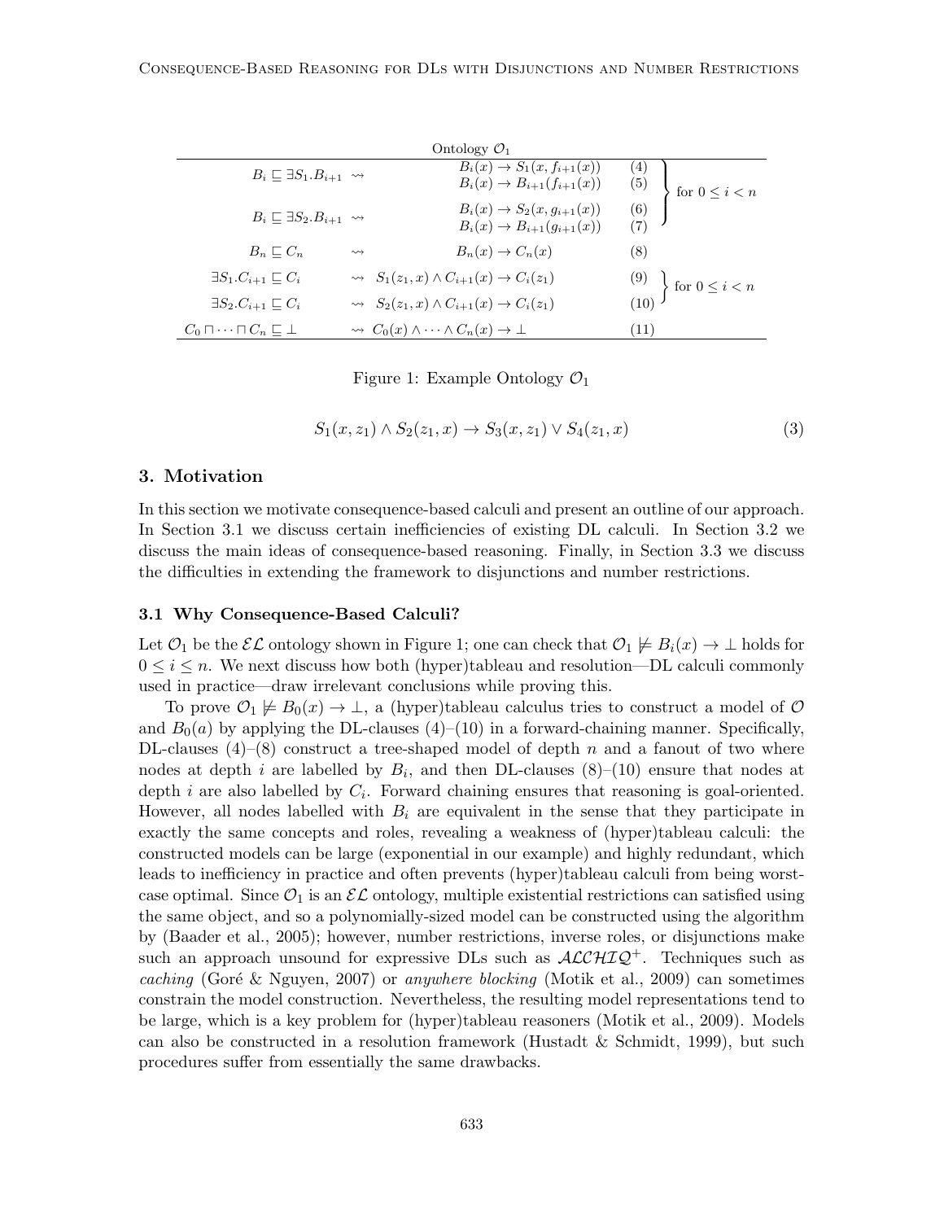| Ontology $\mathcal{O}_1$ | | | |
|---|---|---|---|
| $B_i \sqsubseteq \exists S_1.B_{i+1}$ $\rightsquigarrow$ | $B_i(x) \rightarrow S_1(x, f_{i+1}(x))$ | (4) | for $0 \leq i < n$ |
| | $B_i(x) \rightarrow B_{i+1}(f_{i+1}(x))$ | (5) | |
| $B_i \sqsubseteq \exists S_2.B_{i+1}$ $\rightsquigarrow$ | $B_i(x) \rightarrow S_2(x, g_{i+1}(x))$ | (6) | |
| | $B_i(x) \rightarrow B_{i+1}(g_{i+1}(x))$ | (7) | |
| $B_n \sqsubseteq C_n$ $\rightsquigarrow$ | $B_n(x) \rightarrow C_n(x)$ | (8) | |
| $\exists S_1.C_{i+1} \sqsubseteq C_i$ $\rightsquigarrow$ | $S_1(z_1, x) \wedge C_{i+1}(x) \rightarrow C_i(z_1)$ | (9) | for $0 \leq i < n$ |
| $\exists S_2.C_{i+1} \sqsubseteq C_i$ $\rightsquigarrow$ | $S_2(z_1, x) \wedge C_{i+1}(x) \rightarrow C_i(z_1)$ | (10) | |
| $C_0 \sqcap \cdots \sqcap C_n \sqsubseteq \bot$ $\rightsquigarrow$ | $C_0(x) \wedge \cdots \wedge C_n(x) \rightarrow \bot$ | (11) | |

Figure 1: Example Ontology $\mathcal{O}_1$

$$S_1(x, z_1) \wedge S_2(z_1, x) \rightarrow S_3(x, z_1) \vee S_4(z_1, x) \tag{3}$$

## 3. Motivation

In this section we motivate consequence-based calculi and present an outline of our approach. In Section 3.1 we discuss certain inefficiencies of existing DL calculi. In Section 3.2 we discuss the main ideas of consequence-based reasoning. Finally, in Section 3.3 we discuss the difficulties in extending the framework to disjunctions and number restrictions.

### 3.1 Why Consequence-Based Calculi?

Let $\mathcal{O}_1$ be the $\mathcal{EL}$ ontology shown in Figure 1; one can check that $\mathcal{O}_1 \not\models B_i(x) \rightarrow \bot$ holds for $0 \leq i \leq n$. We next discuss how both (hyper)tableau and resolution—DL calculi commonly used in practice—draw irrelevant conclusions while proving this.

To prove $\mathcal{O}_1 \not\models B_0(x) \rightarrow \bot$, a (hyper)tableau calculus tries to construct a model of $\mathcal{O}$ and $B_0(a)$ by applying the DL-clauses (4)–(10) in a forward-chaining manner. Specifically, DL-clauses (4)–(8) construct a tree-shaped model of depth $n$ and a fanout of two where nodes at depth $i$ are labelled by $B_i$, and then DL-clauses (8)–(10) ensure that nodes at depth $i$ are also labelled by $C_i$. Forward chaining ensures that reasoning is goal-oriented. However, all nodes labelled with $B_i$ are equivalent in the sense that they participate in exactly the same concepts and roles, revealing a weakness of (hyper)tableau calculi: the constructed models can be large (exponential in our example) and highly redundant, which leads to inefficiency in practice and often prevents (hyper)tableau calculi from being worst-case optimal. Since $\mathcal{O}_1$ is an $\mathcal{EL}$ ontology, multiple existential restrictions can satisfied using the same object, and so a polynomially-sized model can be constructed using the algorithm by (Baader et al., 2005); however, number restrictions, inverse roles, or disjunctions make such an approach unsound for expressive DLs such as $\mathcal{ALCHIQ}^+$. Techniques such as *caching* (Goré & Nguyen, 2007) or *anywhere blocking* (Motik et al., 2009) can sometimes constrain the model construction. Nevertheless, the resulting model representations tend to be large, which is a key problem for (hyper)tableau reasoners (Motik et al., 2009). Models can also be constructed in a resolution framework (Hustadt & Schmidt, 1999), but such procedures suffer from essentially the same drawbacks.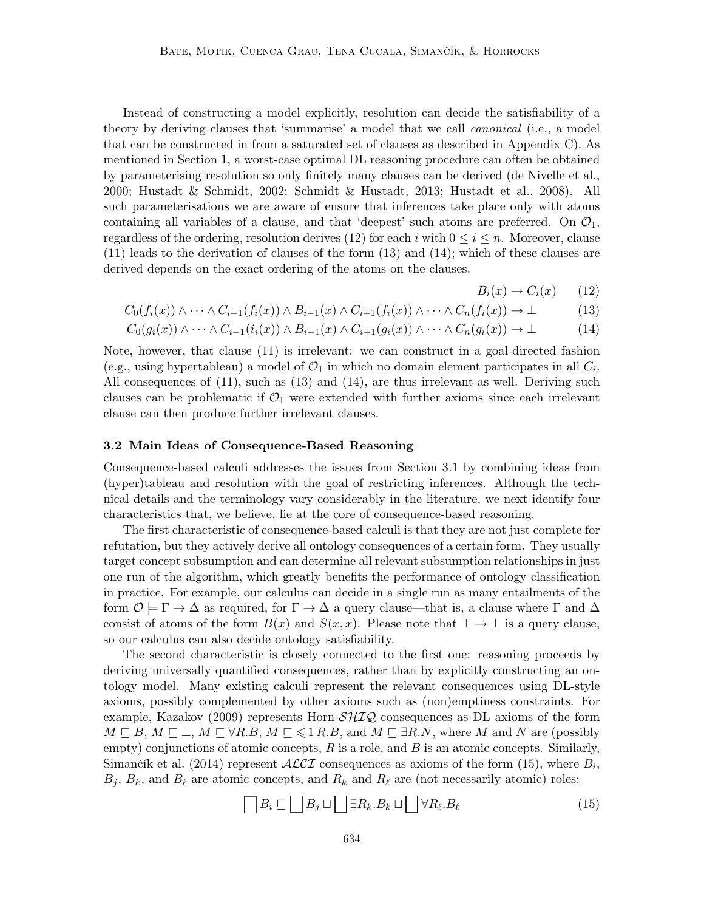Instead of constructing a model explicitly, resolution can decide the satisfiability of a theory by deriving clauses that 'summarise' a model that we call *canonical* (i.e., a model that can be constructed in from a saturated set of clauses as described in Appendix C). As mentioned in Section 1, a worst-case optimal DL reasoning procedure can often be obtained by parameterising resolution so only finitely many clauses can be derived (de Nivelle et al., 2000; Hustadt & Schmidt, 2002; Schmidt & Hustadt, 2013; Hustadt et al., 2008). All such parameterisations we are aware of ensure that inferences take place only with atoms containing all variables of a clause, and that 'deepest' such atoms are preferred. On $\mathcal{O}_1$, regardless of the ordering, resolution derives (12) for each $i$ with $0 \leq i \leq n$. Moreover, clause (11) leads to the derivation of clauses of the form (13) and (14); which of these clauses are derived depends on the exact ordering of the atoms on the clauses.

$$B_i(x) \rightarrow C_i(x) \qquad (12)$$

$$C_0(f_i(x)) \wedge \cdots \wedge C_{i-1}(f_i(x)) \wedge B_{i-1}(x) \wedge C_{i+1}(f_i(x)) \wedge \cdots \wedge C_n(f_i(x)) \rightarrow \bot \qquad (13)$$

$$C_0(g_i(x)) \wedge \cdots \wedge C_{i-1}(i_i(x)) \wedge B_{i-1}(x) \wedge C_{i+1}(g_i(x)) \wedge \cdots \wedge C_n(g_i(x)) \rightarrow \bot \qquad (14)$$

Note, however, that clause (11) is irrelevant: we can construct in a goal-directed fashion (e.g., using hypertableau) a model of $\mathcal{O}_1$ in which no domain element participates in all $C_i$. All consequences of (11), such as (13) and (14), are thus irrelevant as well. Deriving such clauses can be problematic if $\mathcal{O}_1$ were extended with further axioms since each irrelevant clause can then produce further irrelevant clauses.

### 3.2 Main Ideas of Consequence-Based Reasoning

Consequence-based calculi addresses the issues from Section 3.1 by combining ideas from (hyper)tableau and resolution with the goal of restricting inferences. Although the technical details and the terminology vary considerably in the literature, we next identify four characteristics that, we believe, lie at the core of consequence-based reasoning.

The first characteristic of consequence-based calculi is that they are not just complete for refutation, but they actively derive all ontology consequences of a certain form. They usually target concept subsumption and can determine all relevant subsumption relationships in just one run of the algorithm, which greatly benefits the performance of ontology classification in practice. For example, our calculus can decide in a single run as many entailments of the form $\mathcal{O} \models \Gamma \rightarrow \Delta$ as required, for $\Gamma \rightarrow \Delta$ a query clause—that is, a clause where $\Gamma$ and $\Delta$ consist of atoms of the form $B(x)$ and $S(x, x)$. Please note that $\top \rightarrow \bot$ is a query clause, so our calculus can also decide ontology satisfiability.

The second characteristic is closely connected to the first one: reasoning proceeds by deriving universally quantified consequences, rather than by explicitly constructing an ontology model. Many existing calculi represent the relevant consequences using DL-style axioms, possibly complemented by other axioms such as (non)emptiness constraints. For example, Kazakov (2009) represents Horn-$\mathcal{SHIQ}$ consequences as DL axioms of the form $M \sqsubseteq B$, $M \sqsubseteq \bot$, $M \sqsubseteq \forall R.B$, $M \sqsubseteq \leqslant 1\, R.B$, and $M \sqsubseteq \exists R.N$, where $M$ and $N$ are (possibly empty) conjunctions of atomic concepts, $R$ is a role, and $B$ is an atomic concepts. Similarly, Simančík et al. (2014) represent $\mathcal{ALCI}$ consequences as axioms of the form (15), where $B_i$, $B_j$, $B_k$, and $B_\ell$ are atomic concepts, and $R_k$ and $R_\ell$ are (not necessarily atomic) roles:

$$\bigsqcap B_i \sqsubseteq \bigsqcup B_j \sqcup \bigsqcup \exists R_k.B_k \sqcup \bigsqcup \forall R_\ell.B_\ell \qquad (15)$$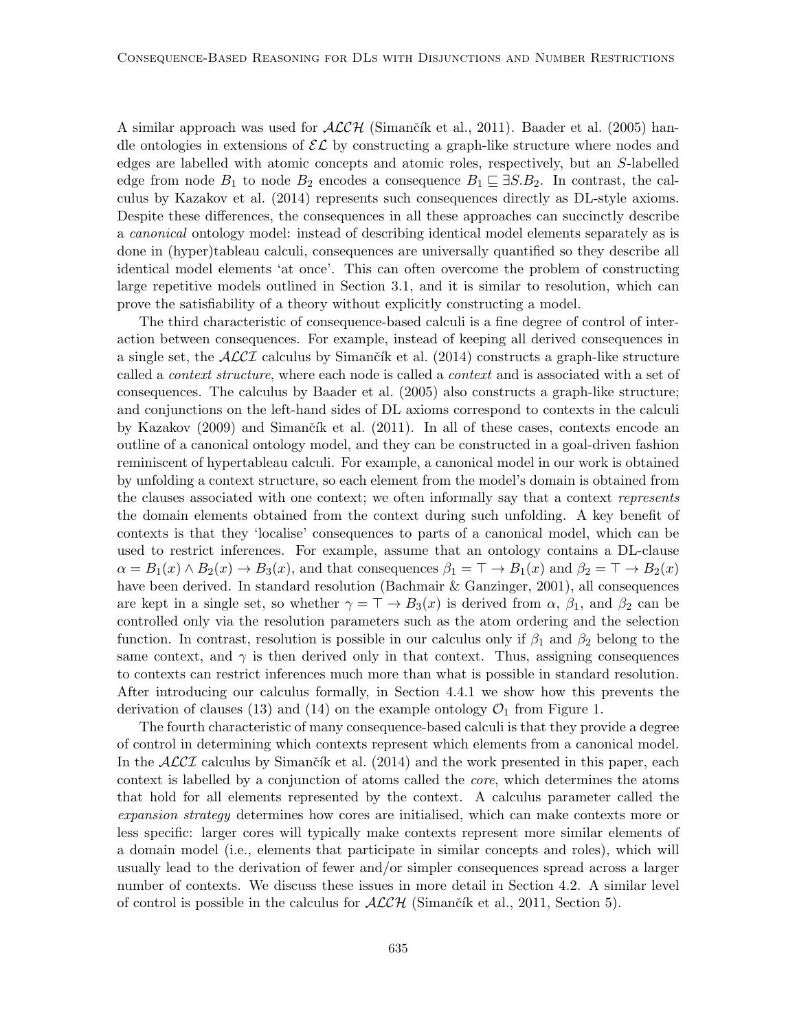A similar approach was used for $\mathcal{ALCH}$ (Simančík et al., 2011). Baader et al. (2005) handle ontologies in extensions of $\mathcal{EL}$ by constructing a graph-like structure where nodes and edges are labelled with atomic concepts and atomic roles, respectively, but an $S$-labelled edge from node $B_1$ to node $B_2$ encodes a consequence $B_1 \sqsubseteq \exists S.B_2$. In contrast, the calculus by Kazakov et al. (2014) represents such consequences directly as DL-style axioms. Despite these differences, the consequences in all these approaches can succinctly describe a *canonical* ontology model: instead of describing identical model elements separately as is done in (hyper)tableau calculi, consequences are universally quantified so they describe all identical model elements 'at once'. This can often overcome the problem of constructing large repetitive models outlined in Section 3.1, and it is similar to resolution, which can prove the satisfiability of a theory without explicitly constructing a model.

The third characteristic of consequence-based calculi is a fine degree of control of interaction between consequences. For example, instead of keeping all derived consequences in a single set, the $\mathcal{ALCI}$ calculus by Simančík et al. (2014) constructs a graph-like structure called a *context structure*, where each node is called a *context* and is associated with a set of consequences. The calculus by Baader et al. (2005) also constructs a graph-like structure; and conjunctions on the left-hand sides of DL axioms correspond to contexts in the calculi by Kazakov (2009) and Simančík et al. (2011). In all of these cases, contexts encode an outline of a canonical ontology model, and they can be constructed in a goal-driven fashion reminiscent of hypertableau calculi. For example, a canonical model in our work is obtained by unfolding a context structure, so each element from the model's domain is obtained from the clauses associated with one context; we often informally say that a context *represents* the domain elements obtained from the context during such unfolding. A key benefit of contexts is that they 'localise' consequences to parts of a canonical model, which can be used to restrict inferences. For example, assume that an ontology contains a DL-clause $\alpha = B_1(x) \wedge B_2(x) \rightarrow B_3(x)$, and that consequences $\beta_1 = \top \rightarrow B_1(x)$ and $\beta_2 = \top \rightarrow B_2(x)$ have been derived. In standard resolution (Bachmair & Ganzinger, 2001), all consequences are kept in a single set, so whether $\gamma = \top \rightarrow B_3(x)$ is derived from $\alpha$, $\beta_1$, and $\beta_2$ can be controlled only via the resolution parameters such as the atom ordering and the selection function. In contrast, resolution is possible in our calculus only if $\beta_1$ and $\beta_2$ belong to the same context, and $\gamma$ is then derived only in that context. Thus, assigning consequences to contexts can restrict inferences much more than what is possible in standard resolution. After introducing our calculus formally, in Section 4.4.1 we show how this prevents the derivation of clauses (13) and (14) on the example ontology $\mathcal{O}_1$ from Figure 1.

The fourth characteristic of many consequence-based calculi is that they provide a degree of control in determining which contexts represent which elements from a canonical model. In the $\mathcal{ALCI}$ calculus by Simančík et al. (2014) and the work presented in this paper, each context is labelled by a conjunction of atoms called the *core*, which determines the atoms that hold for all elements represented by the context. A calculus parameter called the *expansion strategy* determines how cores are initialised, which can make contexts more or less specific: larger cores will typically make contexts represent more similar elements of a domain model (i.e., elements that participate in similar concepts and roles), which will usually lead to the derivation of fewer and/or simpler consequences spread across a larger number of contexts. We discuss these issues in more detail in Section 4.2. A similar level of control is possible in the calculus for $\mathcal{ALCH}$ (Simančík et al., 2011, Section 5).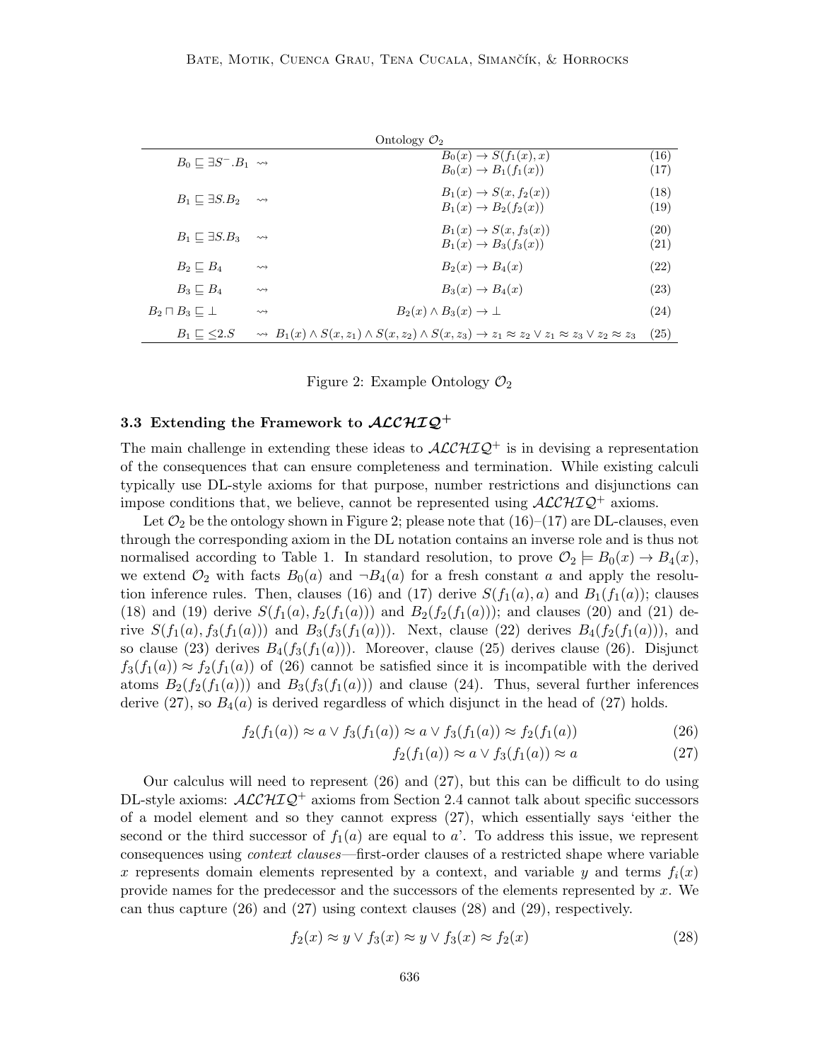| Ontology $\mathcal{O}_2$ | | | |
|---|---|---|---|
| $B_0 \sqsubseteq \exists S^-.B_1$ | $\rightsquigarrow$ | $B_0(x) \rightarrow S(f_1(x), x)$ | (16) |
| | | $B_0(x) \rightarrow B_1(f_1(x))$ | (17) |
| $B_1 \sqsubseteq \exists S.B_2$ | $\rightsquigarrow$ | $B_1(x) \rightarrow S(x, f_2(x))$ | (18) |
| | | $B_1(x) \rightarrow B_2(f_2(x))$ | (19) |
| $B_1 \sqsubseteq \exists S.B_3$ | $\rightsquigarrow$ | $B_1(x) \rightarrow S(x, f_3(x))$ | (20) |
| | | $B_1(x) \rightarrow B_3(f_3(x))$ | (21) |
| $B_2 \sqsubseteq B_4$ | $\rightsquigarrow$ | $B_2(x) \rightarrow B_4(x)$ | (22) |
| $B_3 \sqsubseteq B_4$ | $\rightsquigarrow$ | $B_3(x) \rightarrow B_4(x)$ | (23) |
| $B_2 \sqcap B_3 \sqsubseteq \bot$ | $\rightsquigarrow$ | $B_2(x) \wedge B_3(x) \rightarrow \bot$ | (24) |
| $B_1 \sqsubseteq \leq 2.S$ | $\rightsquigarrow$ | $B_1(x) \wedge S(x, z_1) \wedge S(x, z_2) \wedge S(x, z_3) \rightarrow z_1 \approx z_2 \vee z_1 \approx z_3 \vee z_2 \approx z_3$ | (25) |

Figure 2: Example Ontology $\mathcal{O}_2$

### 3.3 Extending the Framework to $\mathcal{ALCHIQ}^+$

The main challenge in extending these ideas to $\mathcal{ALCHIQ}^+$ is in devising a representation of the consequences that can ensure completeness and termination. While existing calculi typically use DL-style axioms for that purpose, number restrictions and disjunctions can impose conditions that, we believe, cannot be represented using $\mathcal{ALCHIQ}^+$ axioms.

Let $\mathcal{O}_2$ be the ontology shown in Figure 2; please note that (16)–(17) are DL-clauses, even through the corresponding axiom in the DL notation contains an inverse role and is thus not normalised according to Table 1. In standard resolution, to prove $\mathcal{O}_2 \models B_0(x) \rightarrow B_4(x)$, we extend $\mathcal{O}_2$ with facts $B_0(a)$ and $\neg B_4(a)$ for a fresh constant $a$ and apply the resolution inference rules. Then, clauses (16) and (17) derive $S(f_1(a), a)$ and $B_1(f_1(a))$; clauses (18) and (19) derive $S(f_1(a), f_2(f_1(a)))$ and $B_2(f_2(f_1(a)))$; and clauses (20) and (21) derive $S(f_1(a), f_3(f_1(a)))$ and $B_3(f_3(f_1(a)))$. Next, clause (22) derives $B_4(f_2(f_1(a)))$, and so clause (23) derives $B_4(f_3(f_1(a)))$. Moreover, clause (25) derives clause (26). Disjunct $f_3(f_1(a)) \approx f_2(f_1(a))$ of (26) cannot be satisfied since it is incompatible with the derived atoms $B_2(f_2(f_1(a)))$ and $B_3(f_3(f_1(a)))$ and clause (24). Thus, several further inferences derive (27), so $B_4(a)$ is derived regardless of which disjunct in the head of (27) holds.

$$f_2(f_1(a)) \approx a \vee f_3(f_1(a)) \approx a \vee f_3(f_1(a)) \approx f_2(f_1(a)) \tag{26}$$

$$f_2(f_1(a)) \approx a \vee f_3(f_1(a)) \approx a \tag{27}$$

Our calculus will need to represent (26) and (27), but this can be difficult to do using DL-style axioms: $\mathcal{ALCHIQ}^+$ axioms from Section 2.4 cannot talk about specific successors of a model element and so they cannot express (27), which essentially says 'either the second or the third successor of $f_1(a)$ are equal to $a$'. To address this issue, we represent consequences using *context clauses*—first-order clauses of a restricted shape where variable $x$ represents domain elements represented by a context, and variable $y$ and terms $f_i(x)$ provide names for the predecessor and the successors of the elements represented by $x$. We can thus capture (26) and (27) using context clauses (28) and (29), respectively.

$$f_2(x) \approx y \vee f_3(x) \approx y \vee f_3(x) \approx f_2(x) \tag{28}$$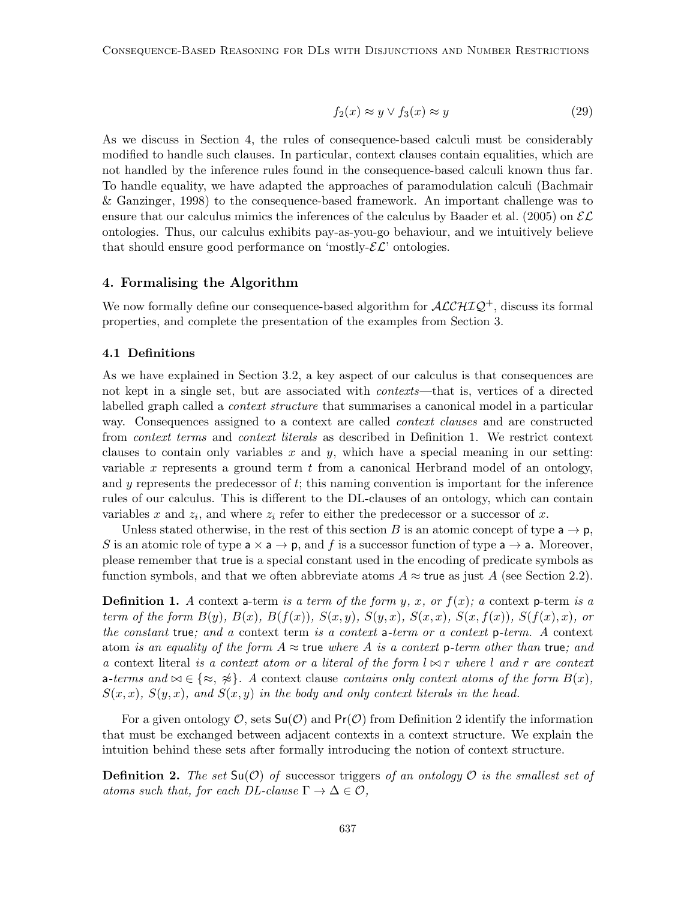$$f_2(x) \approx y \vee f_3(x) \approx y \tag{29}$$

As we discuss in Section 4, the rules of consequence-based calculi must be considerably modified to handle such clauses. In particular, context clauses contain equalities, which are not handled by the inference rules found in the consequence-based calculi known thus far. To handle equality, we have adapted the approaches of paramodulation calculi (Bachmair & Ganzinger, 1998) to the consequence-based framework. An important challenge was to ensure that our calculus mimics the inferences of the calculus by Baader et al. (2005) on $\mathcal{EL}$ ontologies. Thus, our calculus exhibits pay-as-you-go behaviour, and we intuitively believe that should ensure good performance on 'mostly-$\mathcal{EL}$' ontologies.

## 4. Formalising the Algorithm

We now formally define our consequence-based algorithm for $\mathcal{ALCHIQ}^+$, discuss its formal properties, and complete the presentation of the examples from Section 3.

### 4.1 Definitions

As we have explained in Section 3.2, a key aspect of our calculus is that consequences are not kept in a single set, but are associated with *contexts*—that is, vertices of a directed labelled graph called a *context structure* that summarises a canonical model in a particular way. Consequences assigned to a context are called *context clauses* and are constructed from *context terms* and *context literals* as described in Definition 1. We restrict context clauses to contain only variables $x$ and $y$, which have a special meaning in our setting: variable $x$ represents a ground term $t$ from a canonical Herbrand model of an ontology, and $y$ represents the predecessor of $t$; this naming convention is important for the inference rules of our calculus. This is different to the DL-clauses of an ontology, which can contain variables $x$ and $z_i$, and where $z_i$ refer to either the predecessor or a successor of $x$.

Unless stated otherwise, in the rest of this section $B$ is an atomic concept of type $\mathsf{a} \to \mathsf{p}$, $S$ is an atomic role of type $\mathsf{a} \times \mathsf{a} \to \mathsf{p}$, and $f$ is a successor function of type $\mathsf{a} \to \mathsf{a}$. Moreover, please remember that $\mathsf{true}$ is a special constant used in the encoding of predicate symbols as function symbols, and that we often abbreviate atoms $A \approx \mathsf{true}$ as just $A$ (see Section 2.2).

**Definition 1.** *A* context $\mathsf{a}$-term *is a term of the form $y$, $x$, or $f(x)$; a* context $\mathsf{p}$-term *is a term of the form $B(y)$, $B(x)$, $B(f(x))$, $S(x, y)$, $S(y, x)$, $S(x, x)$, $S(x, f(x))$, $S(f(x), x)$, or the constant* $\mathsf{true}$*; and a* context term *is a context $\mathsf{a}$-term or a context $\mathsf{p}$-term. A* context atom *is an equality of the form $A \approx \mathsf{true}$ where $A$ is a context $\mathsf{p}$-term other than* $\mathsf{true}$*; and a* context literal *is a context atom or a literal of the form $l \bowtie r$ where $l$ and $r$ are context $\mathsf{a}$-terms and $\bowtie \in \{\approx, \not\approx\}$. A* context clause *contains only context atoms of the form $B(x)$, $S(x, x)$, $S(y, x)$, and $S(x, y)$ in the body and only context literals in the head.*

For a given ontology $\mathcal{O}$, sets $\mathsf{Su}(\mathcal{O})$ and $\mathsf{Pr}(\mathcal{O})$ from Definition 2 identify the information that must be exchanged between adjacent contexts in a context structure. We explain the intuition behind these sets after formally introducing the notion of context structure.

**Definition 2.** *The set $\mathsf{Su}(\mathcal{O})$ of* successor triggers *of an ontology $\mathcal{O}$ is the smallest set of atoms such that, for each DL-clause $\Gamma \to \Delta \in \mathcal{O}$,*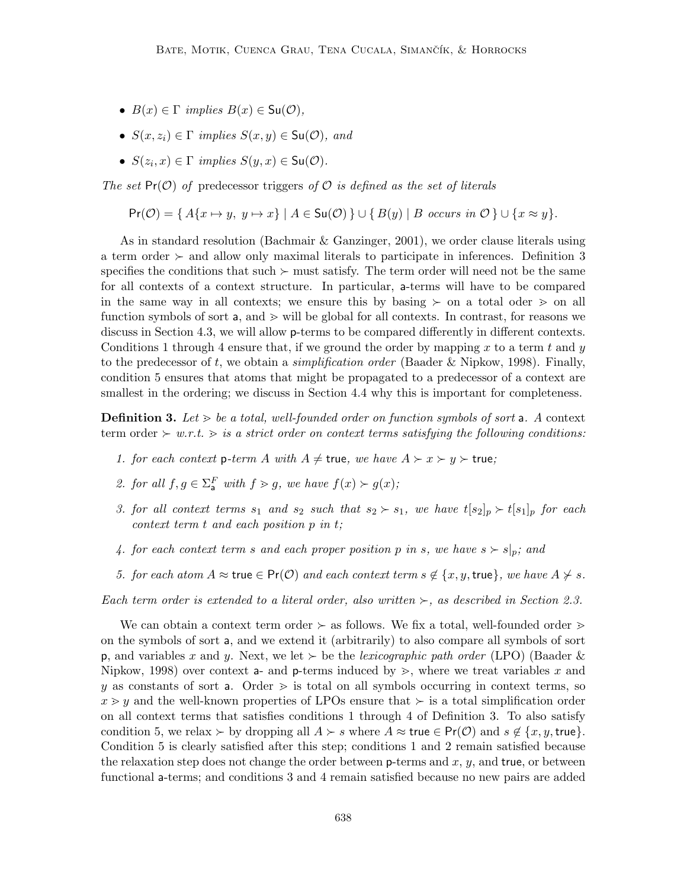- $B(x) \in \Gamma$ *implies* $B(x) \in \mathsf{Su}(\mathcal{O})$,
- $S(x, z_i) \in \Gamma$ *implies* $S(x, y) \in \mathsf{Su}(\mathcal{O})$, *and*
- $S(z_i, x) \in \Gamma$ *implies* $S(y, x) \in \mathsf{Su}(\mathcal{O})$.

*The set* $\mathsf{Pr}(\mathcal{O})$ *of* predecessor triggers *of* $\mathcal{O}$ *is defined as the set of literals*

$$\mathsf{Pr}(\mathcal{O}) = \{ A\{x \mapsto y,\ y \mapsto x\} \mid A \in \mathsf{Su}(\mathcal{O}) \} \cup \{ B(y) \mid B \text{ occurs in } \mathcal{O} \} \cup \{x \approx y\}.$$

As in standard resolution (Bachmair & Ganzinger, 2001), we order clause literals using a term order $\succ$ and allow only maximal literals to participate in inferences. Definition 3 specifies the conditions that such $\succ$ must satisfy. The term order will need not be the same for all contexts of a context structure. In particular, a-terms will have to be compared in the same way in all contexts; we ensure this by basing $\succ$ on a total oder $>$ on all function symbols of sort a, and $>$ will be global for all contexts. In contrast, for reasons we discuss in Section 4.3, we will allow p-terms to be compared differently in different contexts. Conditions 1 through 4 ensure that, if we ground the order by mapping $x$ to a term $t$ and $y$ to the predecessor of $t$, we obtain a *simplification order* (Baader & Nipkow, 1998). Finally, condition 5 ensures that atoms that might be propagated to a predecessor of a context are smallest in the ordering; we discuss in Section 4.4 why this is important for completeness.

**Definition 3.** *Let $>$ be a total, well-founded order on function symbols of sort* a*. A* context term order $\succ$ *w.r.t.* $>$ *is a strict order on context terms satisfying the following conditions:*

1. *for each context* p*-term $A$ with $A \neq \mathsf{true}$, we have $A \succ x \succ y \succ \mathsf{true}$;*
2. *for all $f, g \in \Sigma_{\mathsf{a}}^F$ with $f > g$, we have $f(x) \succ g(x)$;*
3. *for all context terms $s_1$ and $s_2$ such that $s_2 \succ s_1$, we have $t[s_2]_p \succ t[s_1]_p$ for each context term $t$ and each position $p$ in $t$;*
4. *for each context term $s$ and each proper position $p$ in $s$, we have $s \succ s|_p$; and*
5. *for each atom $A \approx \mathsf{true} \in \mathsf{Pr}(\mathcal{O})$ and each context term $s \notin \{x, y, \mathsf{true}\}$, we have $A \not\succ s$.*

*Each term order is extended to a literal order, also written $\succ$, as described in Section 2.3.*

We can obtain a context term order $\succ$ as follows. We fix a total, well-founded order $>$ on the symbols of sort a, and we extend it (arbitrarily) to also compare all symbols of sort p, and variables $x$ and $y$. Next, we let $\succ$ be the *lexicographic path order* (LPO) (Baader & Nipkow, 1998) over context a- and p-terms induced by $>$, where we treat variables $x$ and $y$ as constants of sort a. Order $>$ is total on all symbols occurring in context terms, so $x > y$ and the well-known properties of LPOs ensure that $\succ$ is a total simplification order on all context terms that satisfies conditions 1 through 4 of Definition 3. To also satisfy condition 5, we relax $\succ$ by dropping all $A \succ s$ where $A \approx \mathsf{true} \in \mathsf{Pr}(\mathcal{O})$ and $s \notin \{x, y, \mathsf{true}\}$. Condition 5 is clearly satisfied after this step; conditions 1 and 2 remain satisfied because the relaxation step does not change the order between p-terms and $x$, $y$, and $\mathsf{true}$, or between functional a-terms; and conditions 3 and 4 remain satisfied because no new pairs are added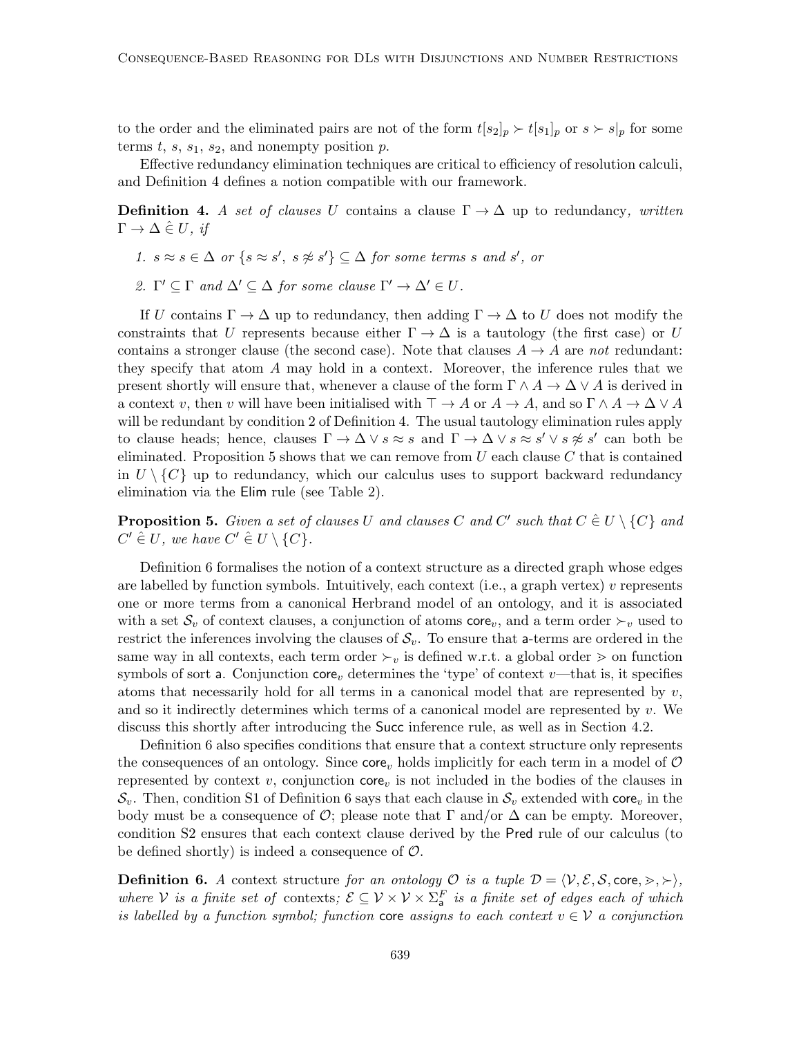to the order and the eliminated pairs are not of the form $t[s_2]_p \succ t[s_1]_p$ or $s \succ s|_p$ for some terms $t$, $s$, $s_1$, $s_2$, and nonempty position $p$.

Effective redundancy elimination techniques are critical to efficiency of resolution calculi, and Definition 4 defines a notion compatible with our framework.

**Definition 4.** *A set of clauses $U$* contains a clause $\Gamma \to \Delta$ up to redundancy*, written $\Gamma \to \Delta \,\hat{\in}\, U$, if*

1. *$s \approx s \in \Delta$ or $\{s \approx s',\ s \not\approx s'\} \subseteq \Delta$ for some terms $s$ and $s'$, or*
2. *$\Gamma' \subseteq \Gamma$ and $\Delta' \subseteq \Delta$ for some clause $\Gamma' \to \Delta' \in U$.*

If $U$ contains $\Gamma \to \Delta$ up to redundancy, then adding $\Gamma \to \Delta$ to $U$ does not modify the constraints that $U$ represents because either $\Gamma \to \Delta$ is a tautology (the first case) or $U$ contains a stronger clause (the second case). Note that clauses $A \to A$ are *not* redundant: they specify that atom $A$ may hold in a context. Moreover, the inference rules that we present shortly will ensure that, whenever a clause of the form $\Gamma \wedge A \to \Delta \vee A$ is derived in a context $v$, then $v$ will have been initialised with $\top \to A$ or $A \to A$, and so $\Gamma \wedge A \to \Delta \vee A$ will be redundant by condition 2 of Definition 4. The usual tautology elimination rules apply to clause heads; hence, clauses $\Gamma \to \Delta \vee s \approx s$ and $\Gamma \to \Delta \vee s \approx s' \vee s \not\approx s'$ can both be eliminated. Proposition 5 shows that we can remove from $U$ each clause $C$ that is contained in $U \setminus \{C\}$ up to redundancy, which our calculus uses to support backward redundancy elimination via the Elim rule (see Table 2).

**Proposition 5.** *Given a set of clauses $U$ and clauses $C$ and $C'$ such that $C \,\hat{\in}\, U \setminus \{C\}$ and $C' \,\hat{\in}\, U$, we have $C' \,\hat{\in}\, U \setminus \{C\}$.*

Definition 6 formalises the notion of a context structure as a directed graph whose edges are labelled by function symbols. Intuitively, each context (i.e., a graph vertex) $v$ represents one or more terms from a canonical Herbrand model of an ontology, and it is associated with a set $\mathcal{S}_v$ of context clauses, a conjunction of atoms $\mathsf{core}_v$, and a term order $\succ_v$ used to restrict the inferences involving the clauses of $\mathcal{S}_v$. To ensure that $\mathsf{a}$-terms are ordered in the same way in all contexts, each term order $\succ_v$ is defined w.r.t. a global order $\gtrdot$ on function symbols of sort $\mathsf{a}$. Conjunction $\mathsf{core}_v$ determines the 'type' of context $v$—that is, it specifies atoms that necessarily hold for all terms in a canonical model that are represented by $v$, and so it indirectly determines which terms of a canonical model are represented by $v$. We discuss this shortly after introducing the Succ inference rule, as well as in Section 4.2.

Definition 6 also specifies conditions that ensure that a context structure only represents the consequences of an ontology. Since $\mathsf{core}_v$ holds implicitly for each term in a model of $\mathcal{O}$ represented by context $v$, conjunction $\mathsf{core}_v$ is not included in the bodies of the clauses in $\mathcal{S}_v$. Then, condition S1 of Definition 6 says that each clause in $\mathcal{S}_v$ extended with $\mathsf{core}_v$ in the body must be a consequence of $\mathcal{O}$; please note that $\Gamma$ and/or $\Delta$ can be empty. Moreover, condition S2 ensures that each context clause derived by the Pred rule of our calculus (to be defined shortly) is indeed a consequence of $\mathcal{O}$.

**Definition 6.** *A* context structure *for an ontology $\mathcal{O}$ is a tuple $\mathcal{D} = \langle \mathcal{V}, \mathcal{E}, \mathcal{S}, \mathsf{core}, \gtrdot, \succ \rangle$, where $\mathcal{V}$ is a finite set of* contexts*; $\mathcal{E} \subseteq \mathcal{V} \times \mathcal{V} \times \Sigma_{\mathsf{a}}^F$ is a finite set of edges each of which is labelled by a function symbol; function $\mathsf{core}$ assigns to each context $v \in \mathcal{V}$ a conjunction*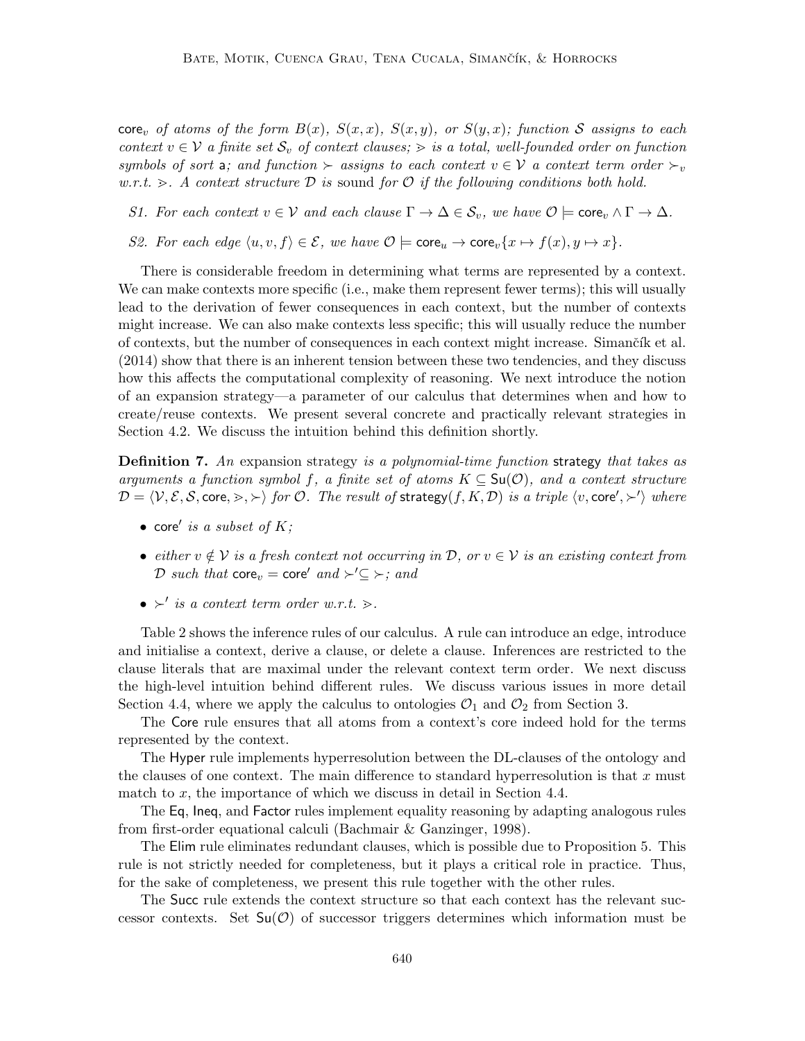$\mathsf{core}_v$ *of atoms of the form* $B(x)$*,* $S(x,x)$*,* $S(x,y)$*, or* $S(y,x)$*; function* $\mathcal{S}$ *assigns to each context* $v \in \mathcal{V}$ *a finite set* $\mathcal{S}_v$ *of context clauses;* $\gtrdot$ *is a total, well-founded order on function symbols of sort* $\mathsf{a}$*; and function* $\succ$ *assigns to each context* $v \in \mathcal{V}$ *a context term order* $\succ_v$ *w.r.t.* $\gtrdot$*. A context structure* $\mathcal{D}$ *is* sound *for* $\mathcal{O}$ *if the following conditions both hold.*

*S1. For each context* $v \in \mathcal{V}$ *and each clause* $\Gamma \to \Delta \in \mathcal{S}_v$*, we have* $\mathcal{O} \models \mathsf{core}_v \wedge \Gamma \to \Delta$*.*

*S2. For each edge* $\langle u, v, f \rangle \in \mathcal{E}$*, we have* $\mathcal{O} \models \mathsf{core}_u \to \mathsf{core}_v\{x \mapsto f(x), y \mapsto x\}$*.*

There is considerable freedom in determining what terms are represented by a context. We can make contexts more specific (i.e., make them represent fewer terms); this will usually lead to the derivation of fewer consequences in each context, but the number of contexts might increase. We can also make contexts less specific; this will usually reduce the number of contexts, but the number of consequences in each context might increase. Simančík et al. (2014) show that there is an inherent tension between these two tendencies, and they discuss how this affects the computational complexity of reasoning. We next introduce the notion of an expansion strategy—a parameter of our calculus that determines when and how to create/reuse contexts. We present several concrete and practically relevant strategies in Section 4.2. We discuss the intuition behind this definition shortly.

**Definition 7.** *An* expansion strategy *is a polynomial-time function* $\mathsf{strategy}$ *that takes as arguments a function symbol* $f$*, a finite set of atoms* $K \subseteq \mathsf{Su}(\mathcal{O})$*, and a context structure* $\mathcal{D} = \langle \mathcal{V}, \mathcal{E}, \mathcal{S}, \mathsf{core}, \gtrdot, \succ \rangle$ *for* $\mathcal{O}$*. The result of* $\mathsf{strategy}(f, K, \mathcal{D})$ *is a triple* $\langle v, \mathsf{core}', \succ' \rangle$ *where*

- $\mathsf{core}'$ *is a subset of* $K$*;*
- *either* $v \notin \mathcal{V}$ *is a fresh context not occurring in* $\mathcal{D}$*, or* $v \in \mathcal{V}$ *is an existing context from* $\mathcal{D}$ *such that* $\mathsf{core}_v = \mathsf{core}'$ *and* $\succ' \subseteq \succ$*; and*
- $\succ'$ *is a context term order w.r.t.* $\gtrdot$*.*

Table 2 shows the inference rules of our calculus. A rule can introduce an edge, introduce and initialise a context, derive a clause, or delete a clause. Inferences are restricted to the clause literals that are maximal under the relevant context term order. We next discuss the high-level intuition behind different rules. We discuss various issues in more detail Section 4.4, where we apply the calculus to ontologies $\mathcal{O}_1$ and $\mathcal{O}_2$ from Section 3.

The $\mathsf{Core}$ rule ensures that all atoms from a context's core indeed hold for the terms represented by the context.

The $\mathsf{Hyper}$ rule implements hyperresolution between the DL-clauses of the ontology and the clauses of one context. The main difference to standard hyperresolution is that $x$ must match to $x$, the importance of which we discuss in detail in Section 4.4.

The $\mathsf{Eq}$, $\mathsf{Ineq}$, and $\mathsf{Factor}$ rules implement equality reasoning by adapting analogous rules from first-order equational calculi (Bachmair & Ganzinger, 1998).

The $\mathsf{Elim}$ rule eliminates redundant clauses, which is possible due to Proposition 5. This rule is not strictly needed for completeness, but it plays a critical role in practice. Thus, for the sake of completeness, we present this rule together with the other rules.

The $\mathsf{Succ}$ rule extends the context structure so that each context has the relevant successor contexts. Set $\mathsf{Su}(\mathcal{O})$ of successor triggers determines which information must be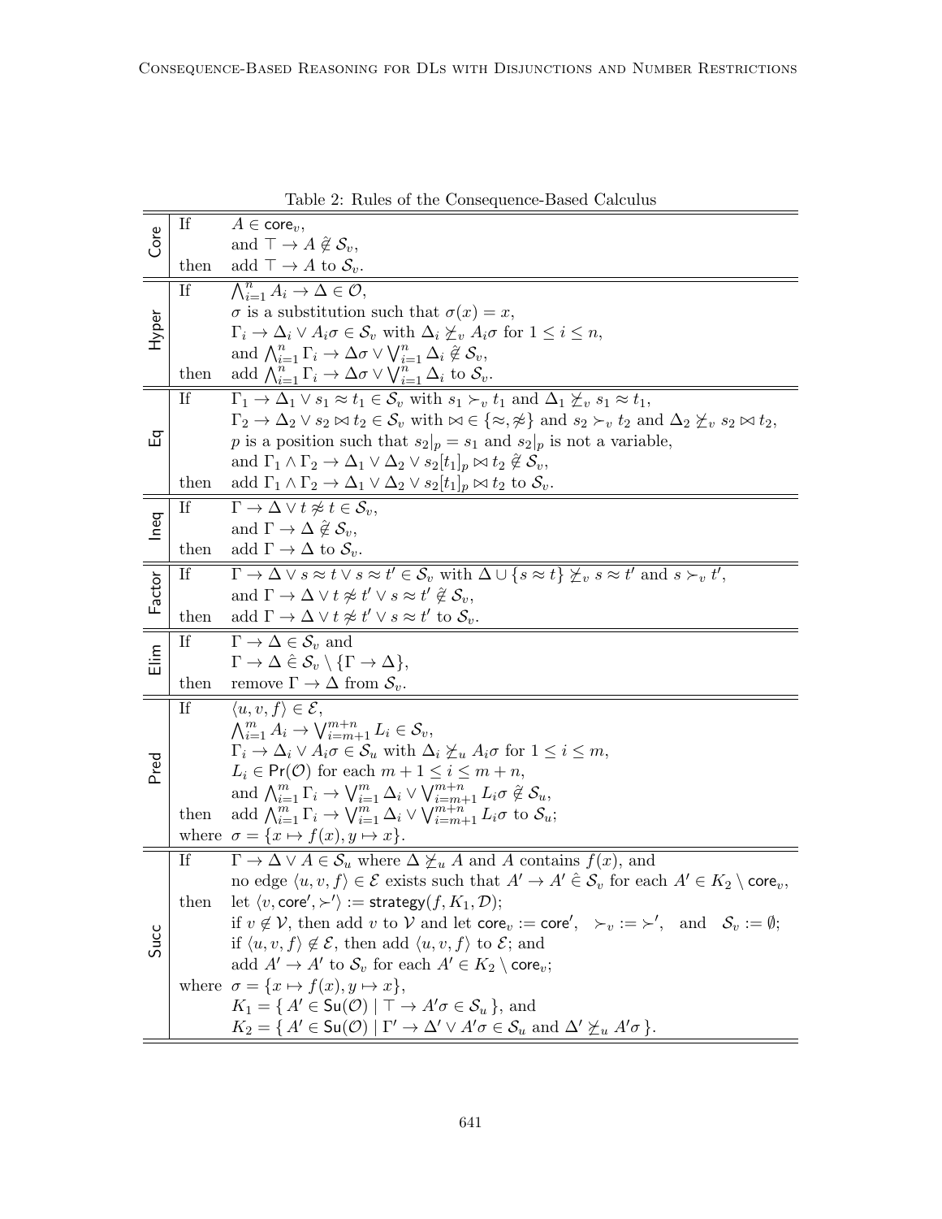Table 2: Rules of the Consequence-Based Calculus

| Rule | | |
|---|---|---|
| Core | If | $A \in \mathsf{core}_v$, |
| | | and $\top \to A \hat{\notin} \mathcal{S}_v$, |
| | then | add $\top \to A$ to $\mathcal{S}_v$. |
| Hyper | If | $\bigwedge_{i=1}^{n} A_i \to \Delta \in \mathcal{O}$, |
| | | $\sigma$ is a substitution such that $\sigma(x) = x$, |
| | | $\Gamma_i \to \Delta_i \vee A_i\sigma \in \mathcal{S}_v$ with $\Delta_i \not\succeq_v A_i\sigma$ for $1 \leq i \leq n$, |
| | | and $\bigwedge_{i=1}^{n} \Gamma_i \to \Delta\sigma \vee \bigvee_{i=1}^{n} \Delta_i \hat{\notin} \mathcal{S}_v$, |
| | then | add $\bigwedge_{i=1}^{n} \Gamma_i \to \Delta\sigma \vee \bigvee_{i=1}^{n} \Delta_i$ to $\mathcal{S}_v$. |
| Eq | If | $\Gamma_1 \to \Delta_1 \vee s_1 \approx t_1 \in \mathcal{S}_v$ with $s_1 \succ_v t_1$ and $\Delta_1 \not\succeq_v s_1 \approx t_1$, |
| | | $\Gamma_2 \to \Delta_2 \vee s_2 \bowtie t_2 \in \mathcal{S}_v$ with $\bowtie \in \{\approx, \not\approx\}$ and $s_2 \succ_v t_2$ and $\Delta_2 \not\succeq_v s_2 \bowtie t_2$, |
| | | $p$ is a position such that $s_2\|_p = s_1$ and $s_2\|_p$ is not a variable, |
| | | and $\Gamma_1 \wedge \Gamma_2 \to \Delta_1 \vee \Delta_2 \vee s_2[t_1]_p \bowtie t_2 \hat{\notin} \mathcal{S}_v$, |
| | then | add $\Gamma_1 \wedge \Gamma_2 \to \Delta_1 \vee \Delta_2 \vee s_2[t_1]_p \bowtie t_2$ to $\mathcal{S}_v$. |
| Ineq | If | $\Gamma \to \Delta \vee t \not\approx t \in \mathcal{S}_v$, |
| | | and $\Gamma \to \Delta \hat{\notin} \mathcal{S}_v$, |
| | then | add $\Gamma \to \Delta$ to $\mathcal{S}_v$. |
| Factor | If | $\Gamma \to \Delta \vee s \approx t \vee s \approx t' \in \mathcal{S}_v$ with $\Delta \cup \{s \approx t\} \not\succeq_v s \approx t'$ and $s \succ_v t'$, |
| | | and $\Gamma \to \Delta \vee t \not\approx t' \vee s \approx t' \hat{\notin} \mathcal{S}_v$, |
| | then | add $\Gamma \to \Delta \vee t \not\approx t' \vee s \approx t'$ to $\mathcal{S}_v$. |
| Elim | If | $\Gamma \to \Delta \in \mathcal{S}_v$ and |
| | | $\Gamma \to \Delta \hat{\in} \mathcal{S}_v \setminus \{\Gamma \to \Delta\}$, |
| | then | remove $\Gamma \to \Delta$ from $\mathcal{S}_v$. |
| Pred | If | $\langle u, v, f \rangle \in \mathcal{E}$, |
| | | $\bigwedge_{i=1}^{m} A_i \to \bigvee_{i=m+1}^{m+n} L_i \in \mathcal{S}_v$, |
| | | $\Gamma_i \to \Delta_i \vee A_i\sigma \in \mathcal{S}_u$ with $\Delta_i \not\succeq_u A_i\sigma$ for $1 \leq i \leq m$, |
| | | $L_i \in \mathsf{Pr}(\mathcal{O})$ for each $m+1 \leq i \leq m+n$, |
| | | and $\bigwedge_{i=1}^{m} \Gamma_i \to \bigvee_{i=1}^{m} \Delta_i \vee \bigvee_{i=m+1}^{m+n} L_i\sigma \hat{\notin} \mathcal{S}_u$, |
| | then | add $\bigwedge_{i=1}^{m} \Gamma_i \to \bigvee_{i=1}^{m} \Delta_i \vee \bigvee_{i=m+1}^{m+n} L_i\sigma$ to $\mathcal{S}_u$; |
| | where | $\sigma = \{x \mapsto f(x), y \mapsto x\}$. |
| Succ | If | $\Gamma \to \Delta \vee A \in \mathcal{S}_u$ where $\Delta \not\succeq_u A$ and $A$ contains $f(x)$, and |
| | | no edge $\langle u, v, f \rangle \in \mathcal{E}$ exists such that $A' \to A' \hat{\in} \mathcal{S}_v$ for each $A' \in K_2 \setminus \mathsf{core}_v$, |
| | then | let $\langle v, \mathsf{core}', \succ' \rangle := \mathsf{strategy}(f, K_1, \mathcal{D})$; |
| | | if $v \notin \mathcal{V}$, then add $v$ to $\mathcal{V}$ and let $\mathsf{core}_v := \mathsf{core}'$, $\succ_v := \succ'$, and $\mathcal{S}_v := \emptyset$; |
| | | if $\langle u, v, f \rangle \notin \mathcal{E}$, then add $\langle u, v, f \rangle$ to $\mathcal{E}$; and |
| | | add $A' \to A'$ to $\mathcal{S}_v$ for each $A' \in K_2 \setminus \mathsf{core}_v$; |
| | where | $\sigma = \{x \mapsto f(x), y \mapsto x\}$, |
| | | $K_1 = \{ A' \in \mathsf{Su}(\mathcal{O}) \mid \top \to A'\sigma \in \mathcal{S}_u \}$, and |
| | | $K_2 = \{ A' \in \mathsf{Su}(\mathcal{O}) \mid \Gamma' \to \Delta' \vee A'\sigma \in \mathcal{S}_u \text{ and } \Delta' \not\succeq_u A'\sigma \}$. |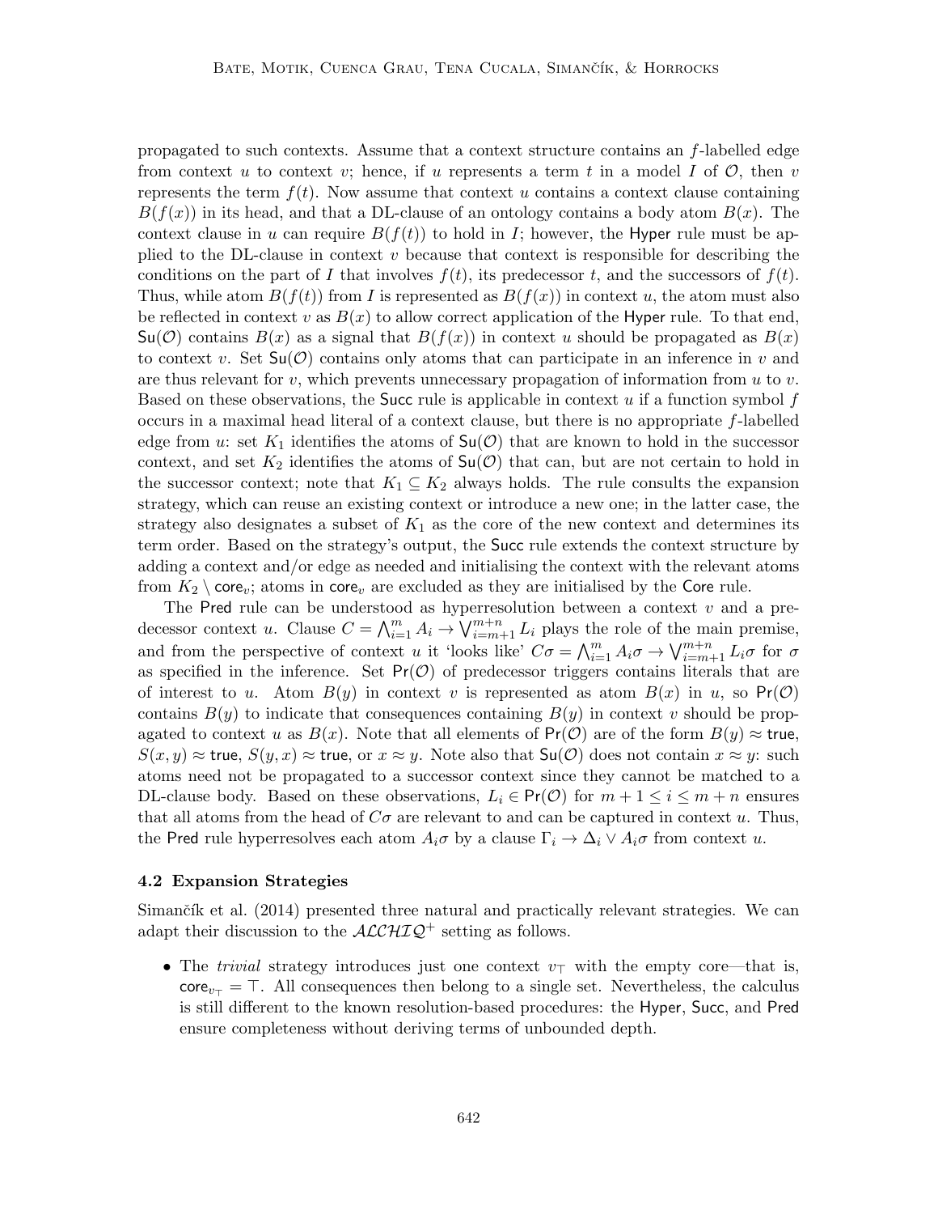propagated to such contexts. Assume that a context structure contains an $f$-labelled edge from context $u$ to context $v$; hence, if $u$ represents a term $t$ in a model $I$ of $\mathcal{O}$, then $v$ represents the term $f(t)$. Now assume that context $u$ contains a context clause containing $B(f(x))$ in its head, and that a DL-clause of an ontology contains a body atom $B(x)$. The context clause in $u$ can require $B(f(t))$ to hold in $I$; however, the Hyper rule must be applied to the DL-clause in context $v$ because that context is responsible for describing the conditions on the part of $I$ that involves $f(t)$, its predecessor $t$, and the successors of $f(t)$. Thus, while atom $B(f(t))$ from $I$ is represented as $B(f(x))$ in context $u$, the atom must also be reflected in context $v$ as $B(x)$ to allow correct application of the Hyper rule. To that end, $\mathsf{Su}(\mathcal{O})$ contains $B(x)$ as a signal that $B(f(x))$ in context $u$ should be propagated as $B(x)$ to context $v$. Set $\mathsf{Su}(\mathcal{O})$ contains only atoms that can participate in an inference in $v$ and are thus relevant for $v$, which prevents unnecessary propagation of information from $u$ to $v$. Based on these observations, the Succ rule is applicable in context $u$ if a function symbol $f$ occurs in a maximal head literal of a context clause, but there is no appropriate $f$-labelled edge from $u$: set $K_1$ identifies the atoms of $\mathsf{Su}(\mathcal{O})$ that are known to hold in the successor context, and set $K_2$ identifies the atoms of $\mathsf{Su}(\mathcal{O})$ that can, but are not certain to hold in the successor context; note that $K_1 \subseteq K_2$ always holds. The rule consults the expansion strategy, which can reuse an existing context or introduce a new one; in the latter case, the strategy also designates a subset of $K_1$ as the core of the new context and determines its term order. Based on the strategy's output, the Succ rule extends the context structure by adding a context and/or edge as needed and initialising the context with the relevant atoms from $K_2 \setminus \mathsf{core}_v$; atoms in $\mathsf{core}_v$ are excluded as they are initialised by the Core rule.

The Pred rule can be understood as hyperresolution between a context $v$ and a predecessor context $u$. Clause $C = \bigwedge_{i=1}^{m} A_i \rightarrow \bigvee_{i=m+1}^{m+n} L_i$ plays the role of the main premise, and from the perspective of context $u$ it 'looks like' $C\sigma = \bigwedge_{i=1}^{m} A_i\sigma \rightarrow \bigvee_{i=m+1}^{m+n} L_i\sigma$ for $\sigma$ as specified in the inference. Set $\mathsf{Pr}(\mathcal{O})$ of predecessor triggers contains literals that are of interest to $u$. Atom $B(y)$ in context $v$ is represented as atom $B(x)$ in $u$, so $\mathsf{Pr}(\mathcal{O})$ contains $B(y)$ to indicate that consequences containing $B(y)$ in context $v$ should be propagated to context $u$ as $B(x)$. Note that all elements of $\mathsf{Pr}(\mathcal{O})$ are of the form $B(y) \approx \mathsf{true}$, $S(x, y) \approx \mathsf{true}$, $S(y, x) \approx \mathsf{true}$, or $x \approx y$. Note also that $\mathsf{Su}(\mathcal{O})$ does not contain $x \approx y$: such atoms need not be propagated to a successor context since they cannot be matched to a DL-clause body. Based on these observations, $L_i \in \mathsf{Pr}(\mathcal{O})$ for $m + 1 \leq i \leq m + n$ ensures that all atoms from the head of $C\sigma$ are relevant to and can be captured in context $u$. Thus, the Pred rule hyperresolves each atom $A_i\sigma$ by a clause $\Gamma_i \rightarrow \Delta_i \vee A_i\sigma$ from context $u$.

### 4.2 Expansion Strategies

Simančík et al. (2014) presented three natural and practically relevant strategies. We can adapt their discussion to the $\mathcal{ALCHIQ}^+$ setting as follows.

- The *trivial* strategy introduces just one context $v_\top$ with the empty core—that is, $\mathsf{core}_{v_\top} = \top$. All consequences then belong to a single set. Nevertheless, the calculus is still different to the known resolution-based procedures: the Hyper, Succ, and Pred ensure completeness without deriving terms of unbounded depth.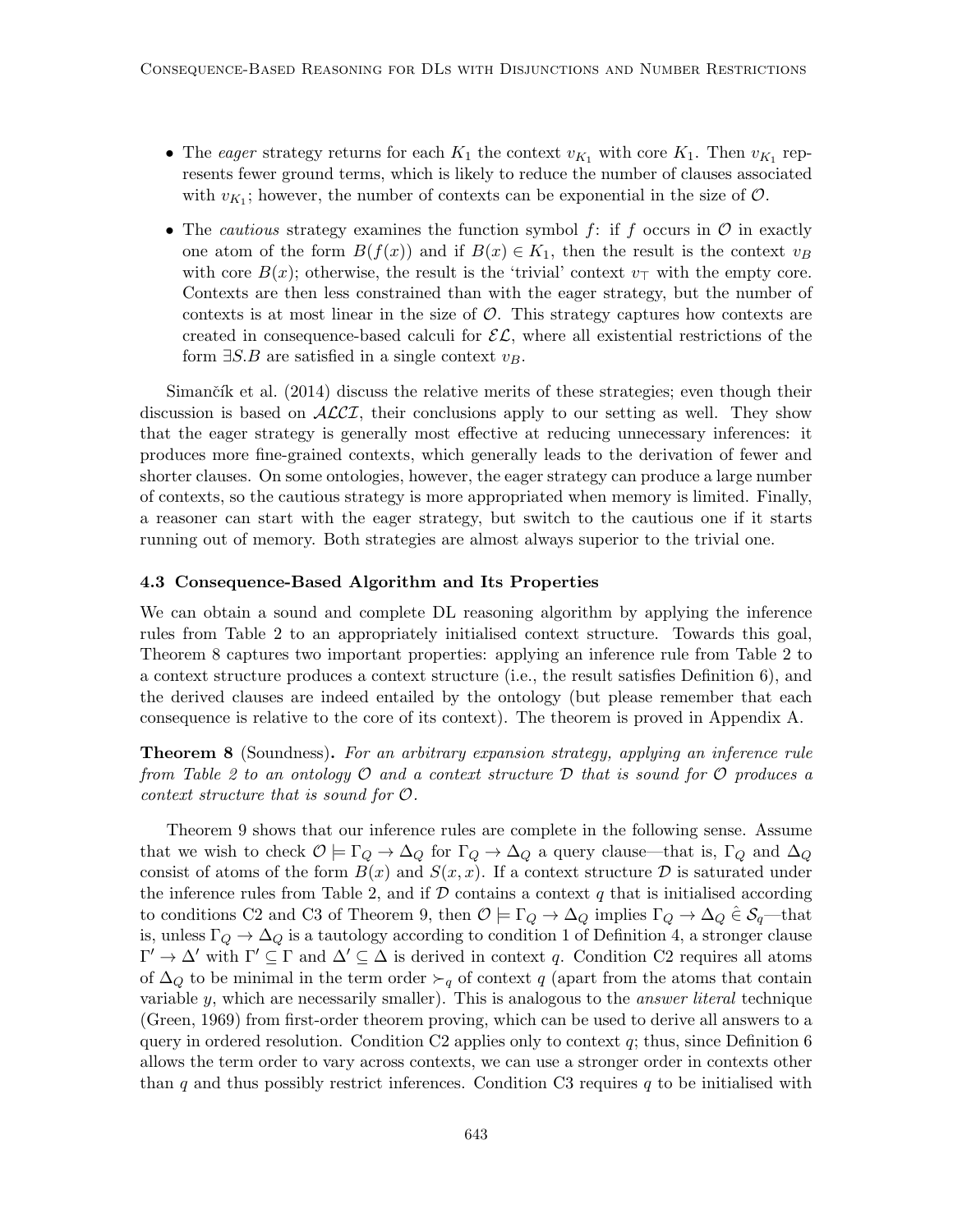- The *eager* strategy returns for each $K_1$ the context $v_{K_1}$ with core $K_1$. Then $v_{K_1}$ represents fewer ground terms, which is likely to reduce the number of clauses associated with $v_{K_1}$; however, the number of contexts can be exponential in the size of $\mathcal{O}$.
- The *cautious* strategy examines the function symbol $f$: if $f$ occurs in $\mathcal{O}$ in exactly one atom of the form $B(f(x))$ and if $B(x) \in K_1$, then the result is the context $v_B$ with core $B(x)$; otherwise, the result is the 'trivial' context $v_\top$ with the empty core. Contexts are then less constrained than with the eager strategy, but the number of contexts is at most linear in the size of $\mathcal{O}$. This strategy captures how contexts are created in consequence-based calculi for $\mathcal{EL}$, where all existential restrictions of the form $\exists S.B$ are satisfied in a single context $v_B$.

Simančík et al. (2014) discuss the relative merits of these strategies; even though their discussion is based on $\mathcal{ALCI}$, their conclusions apply to our setting as well. They show that the eager strategy is generally most effective at reducing unnecessary inferences: it produces more fine-grained contexts, which generally leads to the derivation of fewer and shorter clauses. On some ontologies, however, the eager strategy can produce a large number of contexts, so the cautious strategy is more appropriated when memory is limited. Finally, a reasoner can start with the eager strategy, but switch to the cautious one if it starts running out of memory. Both strategies are almost always superior to the trivial one.

### 4.3 Consequence-Based Algorithm and Its Properties

We can obtain a sound and complete DL reasoning algorithm by applying the inference rules from Table 2 to an appropriately initialised context structure. Towards this goal, Theorem 8 captures two important properties: applying an inference rule from Table 2 to a context structure produces a context structure (i.e., the result satisfies Definition 6), and the derived clauses are indeed entailed by the ontology (but please remember that each consequence is relative to the core of its context). The theorem is proved in Appendix A.

**Theorem 8** (Soundness)**.** *For an arbitrary expansion strategy, applying an inference rule from Table 2 to an ontology $\mathcal{O}$ and a context structure $\mathcal{D}$ that is sound for $\mathcal{O}$ produces a context structure that is sound for $\mathcal{O}$.*

Theorem 9 shows that our inference rules are complete in the following sense. Assume that we wish to check $\mathcal{O} \models \Gamma_Q \to \Delta_Q$ for $\Gamma_Q \to \Delta_Q$ a query clause—that is, $\Gamma_Q$ and $\Delta_Q$ consist of atoms of the form $B(x)$ and $S(x, x)$. If a context structure $\mathcal{D}$ is saturated under the inference rules from Table 2, and if $\mathcal{D}$ contains a context $q$ that is initialised according to conditions C2 and C3 of Theorem 9, then $\mathcal{O} \models \Gamma_Q \to \Delta_Q$ implies $\Gamma_Q \to \Delta_Q \mathrel{\hat{\in}} \mathcal{S}_q$—that is, unless $\Gamma_Q \to \Delta_Q$ is a tautology according to condition 1 of Definition 4, a stronger clause $\Gamma' \to \Delta'$ with $\Gamma' \subseteq \Gamma$ and $\Delta' \subseteq \Delta$ is derived in context $q$. Condition C2 requires all atoms of $\Delta_Q$ to be minimal in the term order $\succ_q$ of context $q$ (apart from the atoms that contain variable $y$, which are necessarily smaller). This is analogous to the *answer literal* technique (Green, 1969) from first-order theorem proving, which can be used to derive all answers to a query in ordered resolution. Condition C2 applies only to context $q$; thus, since Definition 6 allows the term order to vary across contexts, we can use a stronger order in contexts other than $q$ and thus possibly restrict inferences. Condition C3 requires $q$ to be initialised with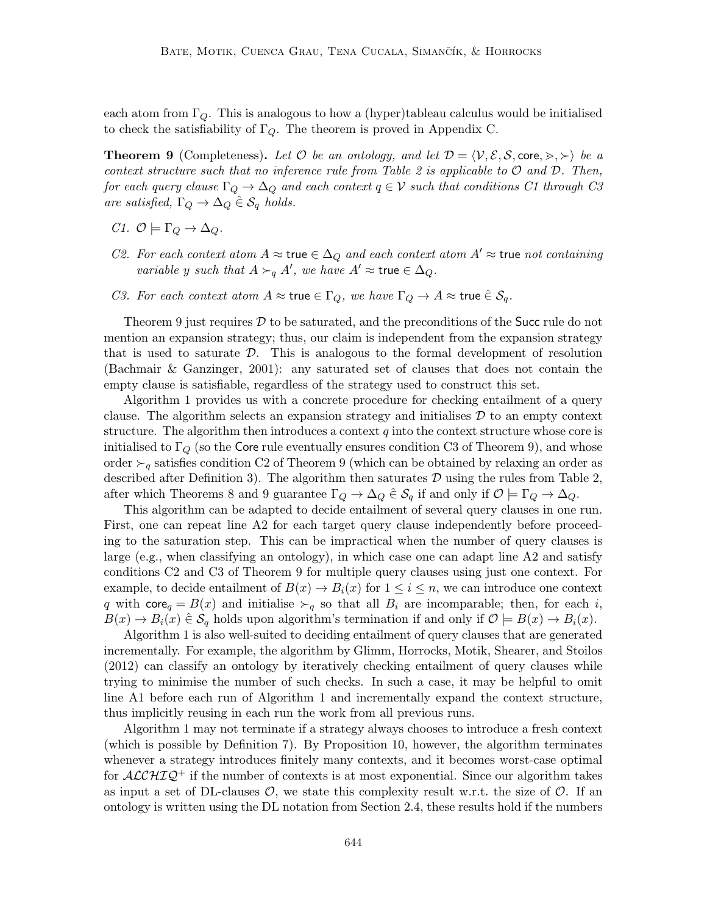each atom from $\Gamma_Q$. This is analogous to how a (hyper)tableau calculus would be initialised to check the satisfiability of $\Gamma_Q$. The theorem is proved in Appendix C.

**Theorem 9** (Completeness)**.** *Let $\mathcal{O}$ be an ontology, and let $\mathcal{D} = \langle \mathcal{V}, \mathcal{E}, \mathcal{S}, \mathsf{core}, \gtrdot, \succ \rangle$ be a context structure such that no inference rule from Table 2 is applicable to $\mathcal{O}$ and $\mathcal{D}$. Then, for each query clause $\Gamma_Q \to \Delta_Q$ and each context $q \in \mathcal{V}$ such that conditions C1 through C3 are satisfied, $\Gamma_Q \to \Delta_Q \mathrel{\hat{\in}} \mathcal{S}_q$ holds.*

- *C1.* $\mathcal{O} \models \Gamma_Q \to \Delta_Q$.
- *C2. For each context atom $A \approx \mathsf{true} \in \Delta_Q$ and each context atom $A' \approx \mathsf{true}$ not containing variable $y$ such that $A \succ_q A'$, we have $A' \approx \mathsf{true} \in \Delta_Q$.*
- *C3. For each context atom $A \approx \mathsf{true} \in \Gamma_Q$, we have $\Gamma_Q \to A \approx \mathsf{true} \mathrel{\hat{\in}} \mathcal{S}_q$.*

Theorem 9 just requires $\mathcal{D}$ to be saturated, and the preconditions of the $\mathsf{Succ}$ rule do not mention an expansion strategy; thus, our claim is independent from the expansion strategy that is used to saturate $\mathcal{D}$. This is analogous to the formal development of resolution (Bachmair & Ganzinger, 2001): any saturated set of clauses that does not contain the empty clause is satisfiable, regardless of the strategy used to construct this set.

Algorithm 1 provides us with a concrete procedure for checking entailment of a query clause. The algorithm selects an expansion strategy and initialises $\mathcal{D}$ to an empty context structure. The algorithm then introduces a context $q$ into the context structure whose core is initialised to $\Gamma_Q$ (so the $\mathsf{Core}$ rule eventually ensures condition C3 of Theorem 9), and whose order $\succ_q$ satisfies condition C2 of Theorem 9 (which can be obtained by relaxing an order as described after Definition 3). The algorithm then saturates $\mathcal{D}$ using the rules from Table 2, after which Theorems 8 and 9 guarantee $\Gamma_Q \to \Delta_Q \mathrel{\hat{\in}} \mathcal{S}_q$ if and only if $\mathcal{O} \models \Gamma_Q \to \Delta_Q$.

This algorithm can be adapted to decide entailment of several query clauses in one run. First, one can repeat line A2 for each target query clause independently before proceeding to the saturation step. This can be impractical when the number of query clauses is large (e.g., when classifying an ontology), in which case one can adapt line A2 and satisfy conditions C2 and C3 of Theorem 9 for multiple query clauses using just one context. For example, to decide entailment of $B(x) \to B_i(x)$ for $1 \leq i \leq n$, we can introduce one context $q$ with $\mathsf{core}_q = B(x)$ and initialise $\succ_q$ so that all $B_i$ are incomparable; then, for each $i$, $B(x) \to B_i(x) \mathrel{\hat{\in}} \mathcal{S}_q$ holds upon algorithm's termination if and only if $\mathcal{O} \models B(x) \to B_i(x)$.

Algorithm 1 is also well-suited to deciding entailment of query clauses that are generated incrementally. For example, the algorithm by Glimm, Horrocks, Motik, Shearer, and Stoilos (2012) can classify an ontology by iteratively checking entailment of query clauses while trying to minimise the number of such checks. In such a case, it may be helpful to omit line A1 before each run of Algorithm 1 and incrementally expand the context structure, thus implicitly reusing in each run the work from all previous runs.

Algorithm 1 may not terminate if a strategy always chooses to introduce a fresh context (which is possible by Definition 7). By Proposition 10, however, the algorithm terminates whenever a strategy introduces finitely many contexts, and it becomes worst-case optimal for $\mathcal{ALCHIQ}^+$ if the number of contexts is at most exponential. Since our algorithm takes as input a set of DL-clauses $\mathcal{O}$, we state this complexity result w.r.t. the size of $\mathcal{O}$. If an ontology is written using the DL notation from Section 2.4, these results hold if the numbers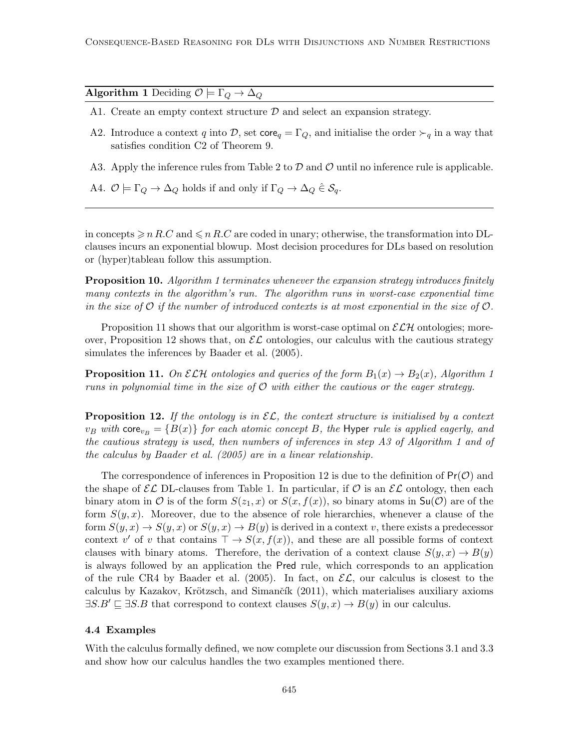**Algorithm 1** Deciding $\mathcal{O} \models \Gamma_Q \to \Delta_Q$

A1. Create an empty context structure $\mathcal{D}$ and select an expansion strategy.

A2. Introduce a context $q$ into $\mathcal{D}$, set $\mathsf{core}_q = \Gamma_Q$, and initialise the order $\succ_q$ in a way that satisfies condition C2 of Theorem 9.

A3. Apply the inference rules from Table 2 to $\mathcal{D}$ and $\mathcal{O}$ until no inference rule is applicable.

A4. $\mathcal{O} \models \Gamma_Q \to \Delta_Q$ holds if and only if $\Gamma_Q \to \Delta_Q \mathrel{\hat{\in}} \mathcal{S}_q$.

in concepts $\geqslant n\, R.C$ and $\leqslant n\, R.C$ are coded in unary; otherwise, the transformation into DL-clauses incurs an exponential blowup. Most decision procedures for DLs based on resolution or (hyper)tableau follow this assumption.

**Proposition 10.** *Algorithm 1 terminates whenever the expansion strategy introduces finitely many contexts in the algorithm's run. The algorithm runs in worst-case exponential time in the size of $\mathcal{O}$ if the number of introduced contexts is at most exponential in the size of $\mathcal{O}$.*

Proposition 11 shows that our algorithm is worst-case optimal on $\mathcal{ELH}$ ontologies; moreover, Proposition 12 shows that, on $\mathcal{EL}$ ontologies, our calculus with the cautious strategy simulates the inferences by Baader et al. (2005).

**Proposition 11.** *On $\mathcal{ELH}$ ontologies and queries of the form $B_1(x) \to B_2(x)$, Algorithm 1 runs in polynomial time in the size of $\mathcal{O}$ with either the cautious or the eager strategy.*

**Proposition 12.** *If the ontology is in $\mathcal{EL}$, the context structure is initialised by a context $v_B$ with $\mathsf{core}_{v_B} = \{B(x)\}$ for each atomic concept $B$, the* Hyper *rule is applied eagerly, and the cautious strategy is used, then numbers of inferences in step A3 of Algorithm 1 and of the calculus by Baader et al. (2005) are in a linear relationship.*

The correspondence of inferences in Proposition 12 is due to the definition of $\mathsf{Pr}(\mathcal{O})$ and the shape of $\mathcal{EL}$ DL-clauses from Table 1. In particular, if $\mathcal{O}$ is an $\mathcal{EL}$ ontology, then each binary atom in $\mathcal{O}$ is of the form $S(z_1, x)$ or $S(x, f(x))$, so binary atoms in $\mathsf{Su}(\mathcal{O})$ are of the form $S(y, x)$. Moreover, due to the absence of role hierarchies, whenever a clause of the form $S(y, x) \to S(y, x)$ or $S(y, x) \to B(y)$ is derived in a context $v$, there exists a predecessor context $v'$ of $v$ that contains $\top \to S(x, f(x))$, and these are all possible forms of context clauses with binary atoms. Therefore, the derivation of a context clause $S(y, x) \to B(y)$ is always followed by an application the Pred rule, which corresponds to an application of the rule CR4 by Baader et al. (2005). In fact, on $\mathcal{EL}$, our calculus is closest to the calculus by Kazakov, Krötzsch, and Simančík (2011), which materialises auxiliary axioms $\exists S.B' \sqsubseteq \exists S.B$ that correspond to context clauses $S(y, x) \to B(y)$ in our calculus.

### 4.4 Examples

With the calculus formally defined, we now complete our discussion from Sections 3.1 and 3.3 and show how our calculus handles the two examples mentioned there.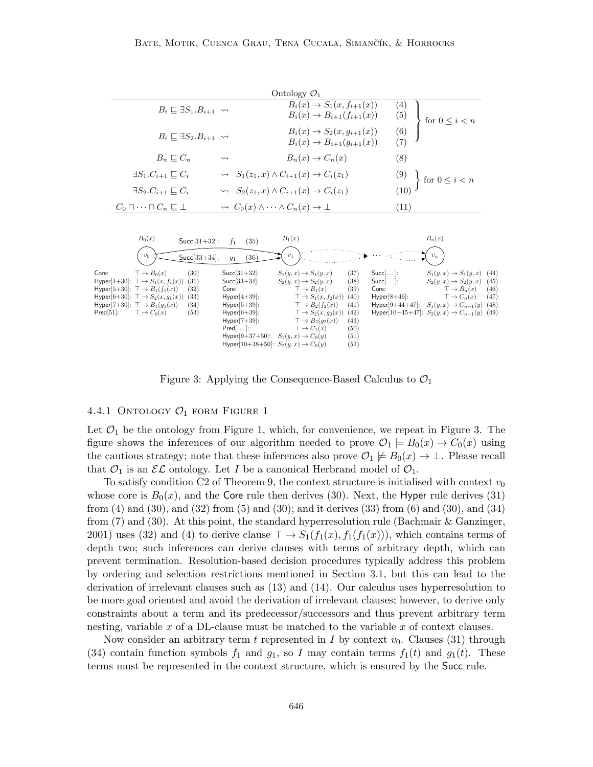| Ontology $\mathcal{O}_1$ | | | | |
|---|---|---|---|---|
| $B_i \sqsubseteq \exists S_1.B_{i+1}$ | $\rightsquigarrow$ | $B_i(x) \rightarrow S_1(x, f_{i+1}(x))$ | (4) | for $0 \leq i < n$ |
| | | $B_i(x) \rightarrow B_{i+1}(f_{i+1}(x))$ | (5) | |
| $B_i \sqsubseteq \exists S_2.B_{i+1}$ | $\rightsquigarrow$ | $B_i(x) \rightarrow S_2(x, g_{i+1}(x))$ | (6) | |
| | | $B_i(x) \rightarrow B_{i+1}(g_{i+1}(x))$ | (7) | |
| $B_n \sqsubseteq C_n$ | $\rightsquigarrow$ | $B_n(x) \rightarrow C_n(x)$ | (8) | |
| $\exists S_1.C_{i+1} \sqsubseteq C_i$ | $\rightsquigarrow$ | $S_1(z_1, x) \wedge C_{i+1}(x) \rightarrow C_i(z_1)$ | (9) | for $0 \leq i < n$ |
| $\exists S_2.C_{i+1} \sqsubseteq C_i$ | $\rightsquigarrow$ | $S_2(z_1, x) \wedge C_{i+1}(x) \rightarrow C_i(z_1)$ | (10) | |
| $C_0 \sqcap \cdots \sqcap C_n \sqsubseteq \bot$ | $\rightsquigarrow$ | $C_0(x) \wedge \cdots \wedge C_n(x) \rightarrow \bot$ | (11) | |

Context $v_0$ ($B_0(x)$), with edges Succ[31+32]: $f_1$ (35) and Succ[33+34]: $g_1$ (36) to context $v_1$ ($B_1(x)$), ..., context $v_n$ ($B_n(x)$).

| Context $v_0$ | | |
|---|---|---|
| Core: | $\top \rightarrow B_0(x)$ | (30) |
| Hyper[4+30]: | $\top \rightarrow S_1(x, f_1(x))$ | (31) |
| Hyper[5+30]: | $\top \rightarrow B_1(f_1(x))$ | (32) |
| Hyper[6+30]: | $\top \rightarrow S_2(x, g_1(x))$ | (33) |
| Hyper[7+30]: | $\top \rightarrow B_1(g_1(x))$ | (34) |
| Pred[51]: | $\top \rightarrow C_0(x)$ | (53) |

| Context $v_1$ | | |
|---|---|---|
| Succ[31+32]: | $S_1(y, x) \rightarrow S_1(y, x)$ | (37) |
| Succ[33+34]: | $S_2(y, x) \rightarrow S_2(y, x)$ | (38) |
| Core: | $\top \rightarrow B_1(x)$ | (39) |
| Hyper[4+39]: | $\top \rightarrow S_1(x, f_2(x))$ | (40) |
| Hyper[5+39]: | $\top \rightarrow B_2(f_2(x))$ | (41) |
| Hyper[6+39]: | $\top \rightarrow S_2(x, g_2(x))$ | (42) |
| Hyper[7+39]: | $\top \rightarrow B_2(g_2(x))$ | (43) |
| Pred[...]: | $\top \rightarrow C_1(x)$ | (50) |
| Hyper[9+37+50]: | $S_1(y, x) \rightarrow C_0(y)$ | (51) |
| Hyper[10+38+50]: | $S_2(y, x) \rightarrow C_0(y)$ | (52) |

| Context $v_n$ | | |
|---|---|---|
| Succ[...]: | $S_1(y, x) \rightarrow S_1(y, x)$ | (44) |
| Succ[...]: | $S_2(y, x) \rightarrow S_2(y, x)$ | (45) |
| Core: | $\top \rightarrow B_n(x)$ | (46) |
| Hyper[8+46]: | $\top \rightarrow C_n(x)$ | (47) |
| Hyper[9+44+47]: | $S_1(y, x) \rightarrow C_{n-1}(y)$ | (48) |
| Hyper[10+45+47]: | $S_2(y, x) \rightarrow C_{n-1}(y)$ | (49) |

Figure 3: Applying the Consequence-Based Calculus to $\mathcal{O}_1$

#### 4.4.1 Ontology $\mathcal{O}_1$ form Figure 1

Let $\mathcal{O}_1$ be the ontology from Figure 1, which, for convenience, we repeat in Figure 3. The figure shows the inferences of our algorithm needed to prove $\mathcal{O}_1 \models B_0(x) \rightarrow C_0(x)$ using the cautious strategy; note that these inferences also prove $\mathcal{O}_1 \not\models B_0(x) \rightarrow \bot$. Please recall that $\mathcal{O}_1$ is an $\mathcal{EL}$ ontology. Let $I$ be a canonical Herbrand model of $\mathcal{O}_1$.

To satisfy condition C2 of Theorem 9, the context structure is initialised with context $v_0$ whose core is $B_0(x)$, and the Core rule then derives (30). Next, the Hyper rule derives (31) from (4) and (30), and (32) from (5) and (30); and it derives (33) from (6) and (30), and (34) from (7) and (30). At this point, the standard hyperresolution rule (Bachmair & Ganzinger, 2001) uses (32) and (4) to derive clause $\top \rightarrow S_1(f_1(x), f_1(f_1(x)))$, which contains terms of depth two; such inferences can derive clauses with terms of arbitrary depth, which can prevent termination. Resolution-based decision procedures typically address this problem by ordering and selection restrictions mentioned in Section 3.1, but this can lead to the derivation of irrelevant clauses such as (13) and (14). Our calculus uses hyperresolution to be more goal oriented and avoid the derivation of irrelevant clauses; however, to derive only constraints about a term and its predecessor/successors and thus prevent arbitrary term nesting, variable $x$ of a DL-clause must be matched to the variable $x$ of context clauses.

Now consider an arbitrary term $t$ represented in $I$ by context $v_0$. Clauses (31) through (34) contain function symbols $f_1$ and $g_1$, so $I$ may contain terms $f_1(t)$ and $g_1(t)$. These terms must be represented in the context structure, which is ensured by the Succ rule.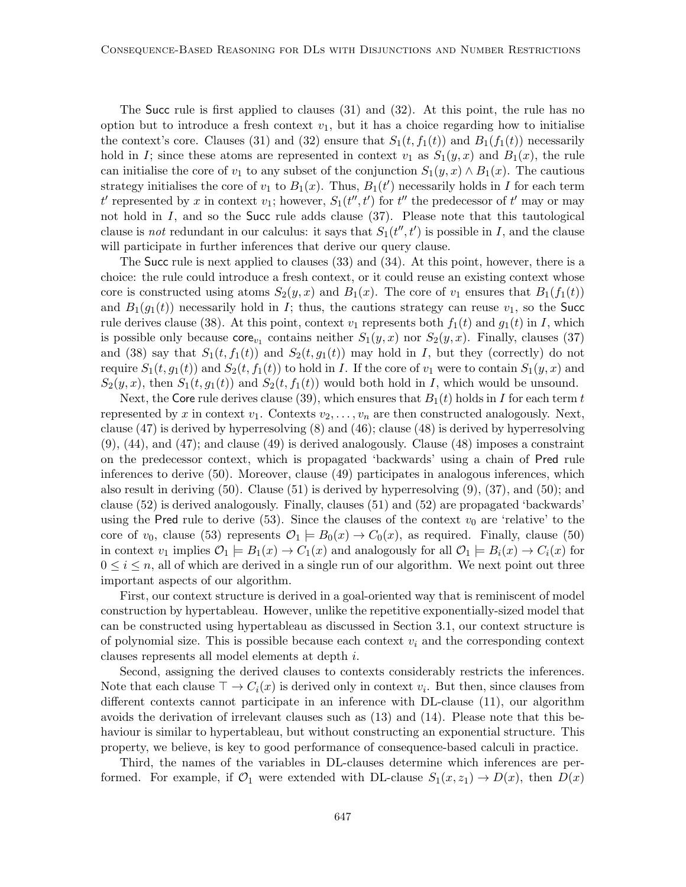The Succ rule is first applied to clauses (31) and (32). At this point, the rule has no option but to introduce a fresh context $v_1$, but it has a choice regarding how to initialise the context's core. Clauses (31) and (32) ensure that $S_1(t, f_1(t))$ and $B_1(f_1(t))$ necessarily hold in $I$; since these atoms are represented in context $v_1$ as $S_1(y, x)$ and $B_1(x)$, the rule can initialise the core of $v_1$ to any subset of the conjunction $S_1(y, x) \wedge B_1(x)$. The cautious strategy initialises the core of $v_1$ to $B_1(x)$. Thus, $B_1(t')$ necessarily holds in $I$ for each term $t'$ represented by $x$ in context $v_1$; however, $S_1(t'', t')$ for $t''$ the predecessor of $t'$ may or may not hold in $I$, and so the Succ rule adds clause (37). Please note that this tautological clause is *not* redundant in our calculus: it says that $S_1(t'', t')$ is possible in $I$, and the clause will participate in further inferences that derive our query clause.

The Succ rule is next applied to clauses (33) and (34). At this point, however, there is a choice: the rule could introduce a fresh context, or it could reuse an existing context whose core is constructed using atoms $S_2(y, x)$ and $B_1(x)$. The core of $v_1$ ensures that $B_1(f_1(t))$ and $B_1(g_1(t))$ necessarily hold in $I$; thus, the cautions strategy can reuse $v_1$, so the Succ rule derives clause (38). At this point, context $v_1$ represents both $f_1(t)$ and $g_1(t)$ in $I$, which is possible only because $\mathsf{core}_{v_1}$ contains neither $S_1(y, x)$ nor $S_2(y, x)$. Finally, clauses (37) and (38) say that $S_1(t, f_1(t))$ and $S_2(t, g_1(t))$ may hold in $I$, but they (correctly) do not require $S_1(t, g_1(t))$ and $S_2(t, f_1(t))$ to hold in $I$. If the core of $v_1$ were to contain $S_1(y, x)$ and $S_2(y, x)$, then $S_1(t, g_1(t))$ and $S_2(t, f_1(t))$ would both hold in $I$, which would be unsound.

Next, the Core rule derives clause (39), which ensures that $B_1(t)$ holds in $I$ for each term $t$ represented by $x$ in context $v_1$. Contexts $v_2, \ldots, v_n$ are then constructed analogously. Next, clause (47) is derived by hyperresolving (8) and (46); clause (48) is derived by hyperresolving (9), (44), and (47); and clause (49) is derived analogously. Clause (48) imposes a constraint on the predecessor context, which is propagated 'backwards' using a chain of Pred rule inferences to derive (50). Moreover, clause (49) participates in analogous inferences, which also result in deriving (50). Clause (51) is derived by hyperresolving (9), (37), and (50); and clause (52) is derived analogously. Finally, clauses (51) and (52) are propagated 'backwards' using the Pred rule to derive (53). Since the clauses of the context $v_0$ are 'relative' to the core of $v_0$, clause (53) represents $\mathcal{O}_1 \models B_0(x) \rightarrow C_0(x)$, as required. Finally, clause (50) in context $v_1$ implies $\mathcal{O}_1 \models B_1(x) \rightarrow C_1(x)$ and analogously for all $\mathcal{O}_1 \models B_i(x) \rightarrow C_i(x)$ for $0 \leq i \leq n$, all of which are derived in a single run of our algorithm. We next point out three important aspects of our algorithm.

First, our context structure is derived in a goal-oriented way that is reminiscent of model construction by hypertableau. However, unlike the repetitive exponentially-sized model that can be constructed using hypertableau as discussed in Section 3.1, our context structure is of polynomial size. This is possible because each context $v_i$ and the corresponding context clauses represents all model elements at depth $i$.

Second, assigning the derived clauses to contexts considerably restricts the inferences. Note that each clause $\top \rightarrow C_i(x)$ is derived only in context $v_i$. But then, since clauses from different contexts cannot participate in an inference with DL-clause (11), our algorithm avoids the derivation of irrelevant clauses such as (13) and (14). Please note that this behaviour is similar to hypertableau, but without constructing an exponential structure. This property, we believe, is key to good performance of consequence-based calculi in practice.

Third, the names of the variables in DL-clauses determine which inferences are performed. For example, if $\mathcal{O}_1$ were extended with DL-clause $S_1(x, z_1) \rightarrow D(x)$, then $D(x)$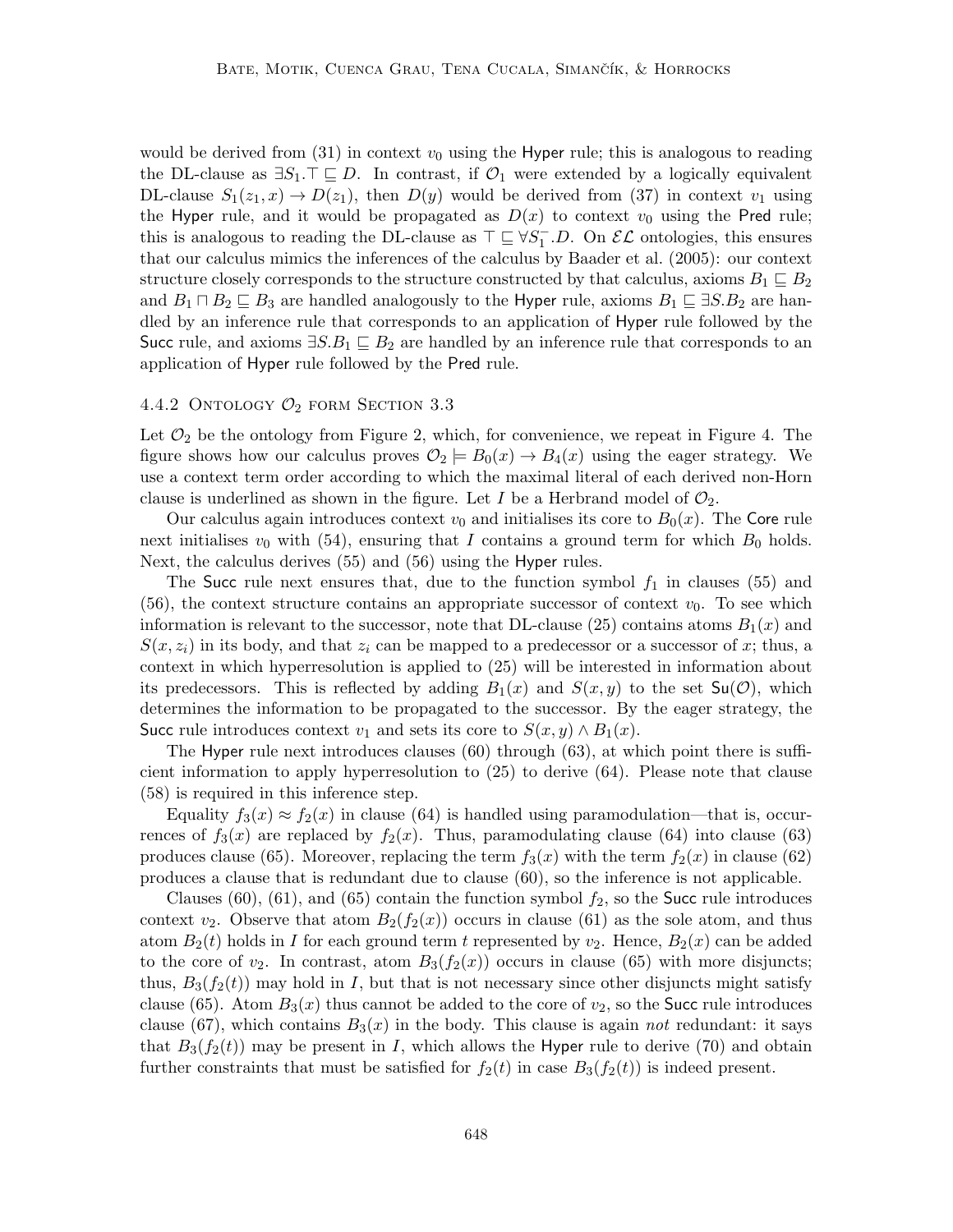would be derived from (31) in context $v_0$ using the Hyper rule; this is analogous to reading the DL-clause as $\exists S_1.\top \sqsubseteq D$. In contrast, if $\mathcal{O}_1$ were extended by a logically equivalent DL-clause $S_1(z_1, x) \rightarrow D(z_1)$, then $D(y)$ would be derived from (37) in context $v_1$ using the Hyper rule, and it would be propagated as $D(x)$ to context $v_0$ using the Pred rule; this is analogous to reading the DL-clause as $\top \sqsubseteq \forall S_1^-.D$. On $\mathcal{EL}$ ontologies, this ensures that our calculus mimics the inferences of the calculus by Baader et al. (2005): our context structure closely corresponds to the structure constructed by that calculus, axioms $B_1 \sqsubseteq B_2$ and $B_1 \sqcap B_2 \sqsubseteq B_3$ are handled analogously to the Hyper rule, axioms $B_1 \sqsubseteq \exists S.B_2$ are handled by an inference rule that corresponds to an application of Hyper rule followed by the Succ rule, and axioms $\exists S.B_1 \sqsubseteq B_2$ are handled by an inference rule that corresponds to an application of Hyper rule followed by the Pred rule.

#### 4.4.2 Ontology $\mathcal{O}_2$ form Section 3.3

Let $\mathcal{O}_2$ be the ontology from Figure 2, which, for convenience, we repeat in Figure 4. The figure shows how our calculus proves $\mathcal{O}_2 \models B_0(x) \rightarrow B_4(x)$ using the eager strategy. We use a context term order according to which the maximal literal of each derived non-Horn clause is underlined as shown in the figure. Let $I$ be a Herbrand model of $\mathcal{O}_2$.

Our calculus again introduces context $v_0$ and initialises its core to $B_0(x)$. The Core rule next initialises $v_0$ with (54), ensuring that $I$ contains a ground term for which $B_0$ holds. Next, the calculus derives (55) and (56) using the Hyper rules.

The Succ rule next ensures that, due to the function symbol $f_1$ in clauses (55) and (56), the context structure contains an appropriate successor of context $v_0$. To see which information is relevant to the successor, note that DL-clause (25) contains atoms $B_1(x)$ and $S(x, z_i)$ in its body, and that $z_i$ can be mapped to a predecessor or a successor of $x$; thus, a context in which hyperresolution is applied to (25) will be interested in information about its predecessors. This is reflected by adding $B_1(x)$ and $S(x, y)$ to the set $\mathsf{Su}(\mathcal{O})$, which determines the information to be propagated to the successor. By the eager strategy, the Succ rule introduces context $v_1$ and sets its core to $S(x, y) \wedge B_1(x)$.

The Hyper rule next introduces clauses (60) through (63), at which point there is sufficient information to apply hyperresolution to (25) to derive (64). Please note that clause (58) is required in this inference step.

Equality $f_3(x) \approx f_2(x)$ in clause (64) is handled using paramodulation—that is, occurrences of $f_3(x)$ are replaced by $f_2(x)$. Thus, paramodulating clause (64) into clause (63) produces clause (65). Moreover, replacing the term $f_3(x)$ with the term $f_2(x)$ in clause (62) produces a clause that is redundant due to clause (60), so the inference is not applicable.

Clauses (60), (61), and (65) contain the function symbol $f_2$, so the Succ rule introduces context $v_2$. Observe that atom $B_2(f_2(x))$ occurs in clause (61) as the sole atom, and thus atom $B_2(t)$ holds in $I$ for each ground term $t$ represented by $v_2$. Hence, $B_2(x)$ can be added to the core of $v_2$. In contrast, atom $B_3(f_2(x))$ occurs in clause (65) with more disjuncts; thus, $B_3(f_2(t))$ may hold in $I$, but that is not necessary since other disjuncts might satisfy clause (65). Atom $B_3(x)$ thus cannot be added to the core of $v_2$, so the Succ rule introduces clause (67), which contains $B_3(x)$ in the body. This clause is again *not* redundant: it says that $B_3(f_2(t))$ may be present in $I$, which allows the Hyper rule to derive (70) and obtain further constraints that must be satisfied for $f_2(t)$ in case $B_3(f_2(t))$ is indeed present.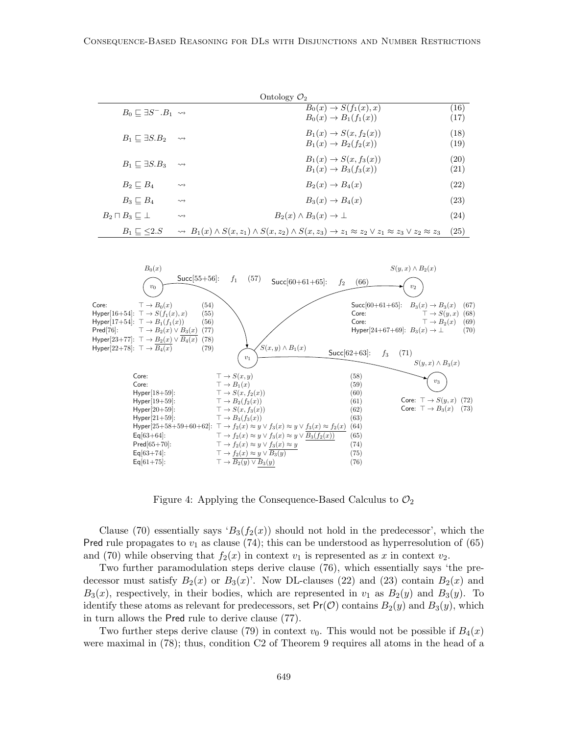Ontology $\mathcal{O}_2$

| DL axiom | | DL-clause | |
|---|---|---|---|
| $B_0 \sqsubseteq \exists S^-.B_1$ | $\rightsquigarrow$ | $B_0(x) \to S(f_1(x), x)$ | (16) |
| | | $B_0(x) \to B_1(f_1(x))$ | (17) |
| $B_1 \sqsubseteq \exists S.B_2$ | $\rightsquigarrow$ | $B_1(x) \to S(x, f_2(x))$ | (18) |
| | | $B_1(x) \to B_2(f_2(x))$ | (19) |
| $B_1 \sqsubseteq \exists S.B_3$ | $\rightsquigarrow$ | $B_1(x) \to S(x, f_3(x))$ | (20) |
| | | $B_1(x) \to B_3(f_3(x))$ | (21) |
| $B_2 \sqsubseteq B_4$ | $\rightsquigarrow$ | $B_2(x) \to B_4(x)$ | (22) |
| $B_3 \sqsubseteq B_4$ | $\rightsquigarrow$ | $B_3(x) \to B_4(x)$ | (23) |
| $B_2 \sqcap B_3 \sqsubseteq \bot$ | $\rightsquigarrow$ | $B_2(x) \wedge B_3(x) \to \bot$ | (24) |
| $B_1 \sqsubseteq \leq 2.S$ | $\rightsquigarrow$ | $B_1(x) \wedge S(x, z_1) \wedge S(x, z_2) \wedge S(x, z_3) \to z_1 \approx z_2 \vee z_1 \approx z_3 \vee z_2 \approx z_3$ | (25) |

Context $v_0$ (core $B_0(x)$):

| Rule | Clause | |
|---|---|---|
| Core: | $\top \to B_0(x)$ | (54) |
| Hyper[16+54]: | $\top \to S(f_1(x), x)$ | (55) |
| Hyper[17+54]: | $\top \to B_1(f_1(x))$ | (56) |
| Pred[76]: | $\top \to B_2(x) \vee \underline{B_3(x)}$ | (77) |
| Hyper[23+77]: | $\top \to \underline{B_2(x)} \vee \overline{B_4(x)}$ | (78) |
| Hyper[22+78]: | $\top \to \overline{B_4(x)}$ | (79) |

Edge $v_0 \to v_1$: Succ[55+56]: $f_1$ (57)

Context $v_1$ (core $S(x, y) \wedge B_1(x)$):

| Rule | Clause | |
|---|---|---|
| Core: | $\top \to S(x, y)$ | (58) |
| Core: | $\top \to B_1(x)$ | (59) |
| Hyper[18+59]: | $\top \to S(x, f_2(x))$ | (60) |
| Hyper[19+59]: | $\top \to B_2(f_2(x))$ | (61) |
| Hyper[20+59]: | $\top \to S(x, f_3(x))$ | (62) |
| Hyper[21+59]: | $\top \to B_3(f_3(x))$ | (63) |
| Hyper[25+58+59+60+62]: | $\top \to f_2(x) \approx y \vee f_3(x) \approx y \vee \underline{f_3(x) \approx f_2(x)}$ | (64) |
| Eq[63+64]: | $\top \to f_2(x) \approx y \vee f_3(x) \approx y \vee \underline{B_3(f_2(x))}$ | (65) |
| Pred[65+70]: | $\top \to f_2(x) \approx y \vee \underline{f_3(x) \approx y}$ | (74) |
| Eq[63+74]: | $\top \to \underline{f_2(x) \approx y} \vee B_3(y)$ | (75) |
| Eq[61+75]: | $\top \to \underline{B_2(y)} \vee \underline{B_3(y)}$ | (76) |

Edge $v_1 \to v_2$: Succ[60+61+65]: $f_2$ (66)

Context $v_2$ (core $S(y, x) \wedge B_2(x)$):

| Rule | Clause | |
|---|---|---|
| Succ[60+61+65]: | $B_3(x) \to B_3(x)$ | (67) |
| Core: | $\top \to S(y, x)$ | (68) |
| Core: | $\top \to B_2(x)$ | (69) |
| Hyper[24+67+69]: | $B_3(x) \to \bot$ | (70) |

Edge $v_1 \to v_3$: Succ[62+63]: $f_3$ (71)

Context $v_3$ (core $S(y, x) \wedge B_3(x)$):

| Rule | Clause | |
|---|---|---|
| Core: | $\top \to S(y, x)$ | (72) |
| Core: | $\top \to B_3(x)$ | (73) |

Figure 4: Applying the Consequence-Based Calculus to $\mathcal{O}_2$

Clause (70) essentially says '$B_3(f_2(x))$ should not hold in the predecessor', which the Pred rule propagates to $v_1$ as clause (74); this can be understood as hyperresolution of (65) and (70) while observing that $f_2(x)$ in context $v_1$ is represented as $x$ in context $v_2$.

Two further paramodulation steps derive clause (76), which essentially says 'the predecessor must satisfy $B_2(x)$ or $B_3(x)$'. Now DL-clauses (22) and (23) contain $B_2(x)$ and $B_3(x)$, respectively, in their bodies, which are represented in $v_1$ as $B_2(y)$ and $B_3(y)$. To identify these atoms as relevant for predecessors, set $\mathsf{Pr}(\mathcal{O})$ contains $B_2(y)$ and $B_3(y)$, which in turn allows the Pred rule to derive clause (77).

Two further steps derive clause (79) in context $v_0$. This would not be possible if $B_4(x)$ were maximal in (78); thus, condition C2 of Theorem 9 requires all atoms in the head of a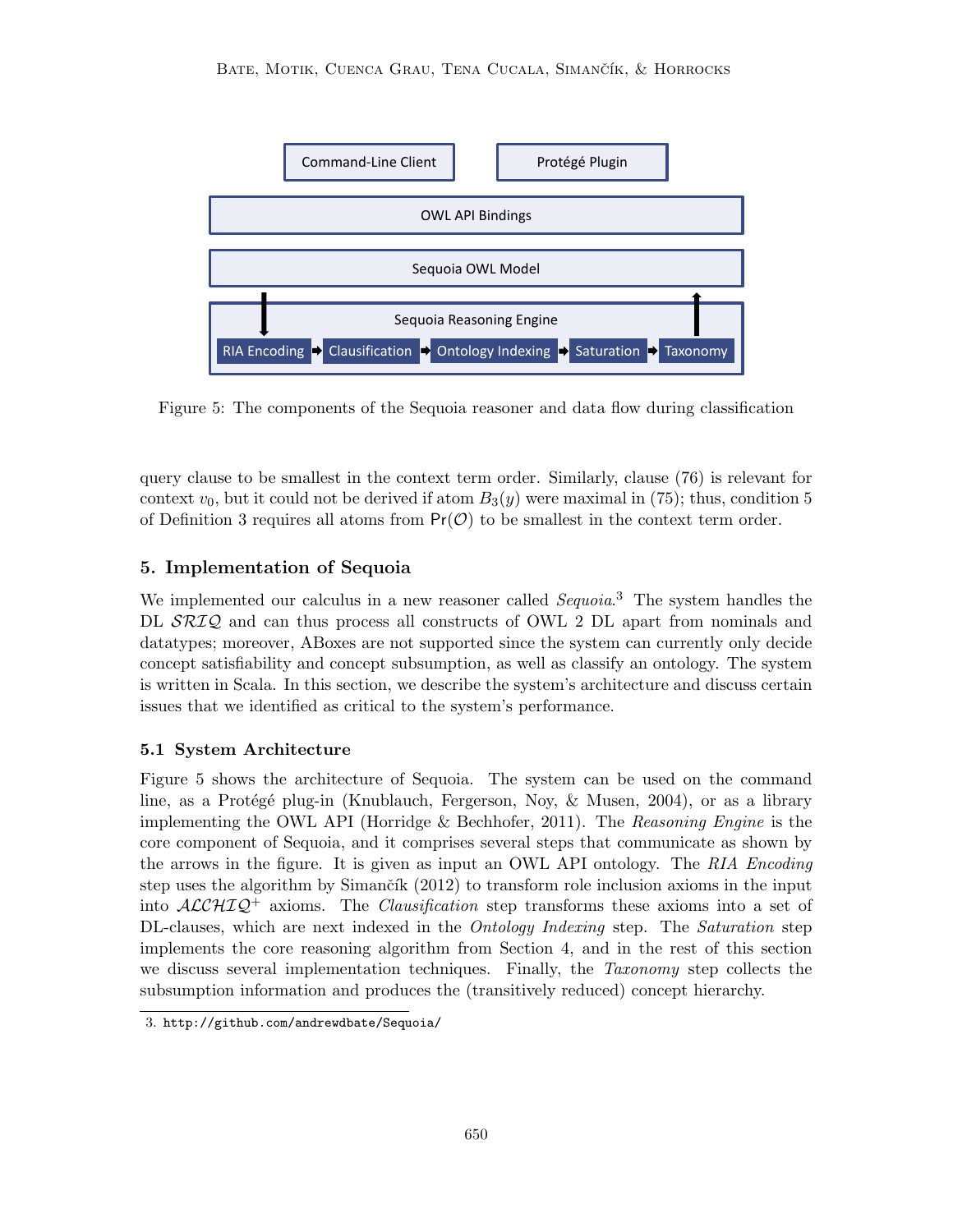Figure 5: The components of the Sequoia reasoner and data flow during classification

query clause to be smallest in the context term order. Similarly, clause (76) is relevant for context $v_0$, but it could not be derived if atom $B_3(y)$ were maximal in (75); thus, condition 5 of Definition 3 requires all atoms from $\mathsf{Pr}(\mathcal{O})$ to be smallest in the context term order.

## 5. Implementation of Sequoia

We implemented our calculus in a new reasoner called *Sequoia*.[3] The system handles the DL $\mathcal{SRIQ}$ and can thus process all constructs of OWL 2 DL apart from nominals and datatypes; moreover, ABoxes are not supported since the system can currently only decide concept satisfiability and concept subsumption, as well as classify an ontology. The system is written in Scala. In this section, we describe the system's architecture and discuss certain issues that we identified as critical to the system's performance.

### 5.1 System Architecture

Figure 5 shows the architecture of Sequoia. The system can be used on the command line, as a Protégé plug-in (Knublauch, Fergerson, Noy, & Musen, 2004), or as a library implementing the OWL API (Horridge & Bechhofer, 2011). The *Reasoning Engine* is the core component of Sequoia, and it comprises several steps that communicate as shown by the arrows in the figure. It is given as input an OWL API ontology. The *RIA Encoding* step uses the algorithm by Simančík (2012) to transform role inclusion axioms in the input into $\mathcal{ALCHIQ}^+$ axioms. The *Clausification* step transforms these axioms into a set of DL-clauses, which are next indexed in the *Ontology Indexing* step. The *Saturation* step implements the core reasoning algorithm from Section 4, and in the rest of this section we discuss several implementation techniques. Finally, the *Taxonomy* step collects the subsumption information and produces the (transitively reduced) concept hierarchy.

3. http://github.com/andrewdbate/Sequoia/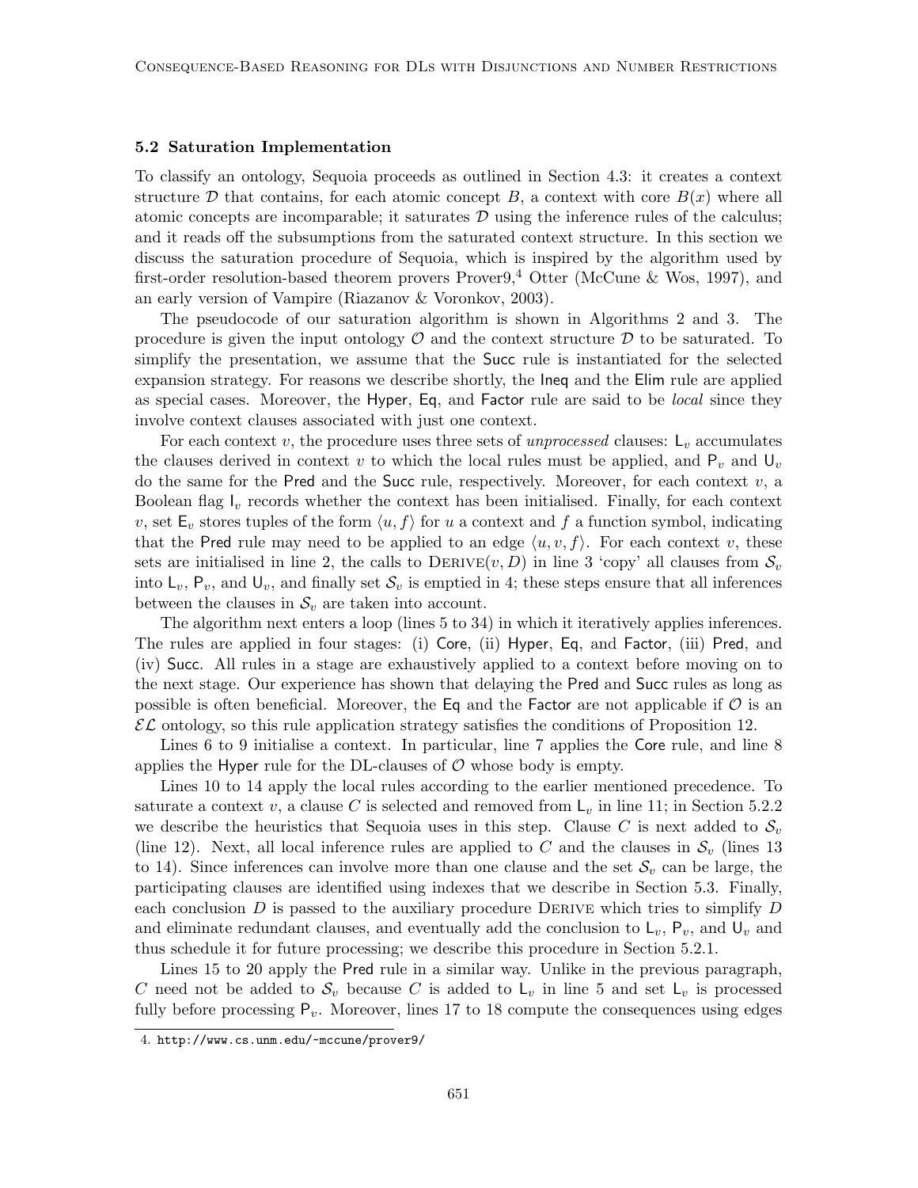### 5.2 Saturation Implementation

To classify an ontology, Sequoia proceeds as outlined in Section 4.3: it creates a context structure $\mathcal{D}$ that contains, for each atomic concept $B$, a context with core $B(x)$ where all atomic concepts are incomparable; it saturates $\mathcal{D}$ using the inference rules of the calculus; and it reads off the subsumptions from the saturated context structure. In this section we discuss the saturation procedure of Sequoia, which is inspired by the algorithm used by first-order resolution-based theorem provers Prover9,[4] Otter (McCune & Wos, 1997), and an early version of Vampire (Riazanov & Voronkov, 2003).

The pseudocode of our saturation algorithm is shown in Algorithms 2 and 3. The procedure is given the input ontology $\mathcal{O}$ and the context structure $\mathcal{D}$ to be saturated. To simplify the presentation, we assume that the Succ rule is instantiated for the selected expansion strategy. For reasons we describe shortly, the Ineq and the Elim rule are applied as special cases. Moreover, the Hyper, Eq, and Factor rule are said to be *local* since they involve context clauses associated with just one context.

For each context $v$, the procedure uses three sets of *unprocessed* clauses: $\mathsf{L}_v$ accumulates the clauses derived in context $v$ to which the local rules must be applied, and $\mathsf{P}_v$ and $\mathsf{U}_v$ do the same for the Pred and the Succ rule, respectively. Moreover, for each context $v$, a Boolean flag $\mathsf{I}_v$ records whether the context has been initialised. Finally, for each context $v$, set $\mathsf{E}_v$ stores tuples of the form $\langle u, f\rangle$ for $u$ a context and $f$ a function symbol, indicating that the Pred rule may need to be applied to an edge $\langle u, v, f\rangle$. For each context $v$, these sets are initialised in line 2, the calls to Derive$(v, D)$ in line 3 'copy' all clauses from $\mathcal{S}_v$ into $\mathsf{L}_v$, $\mathsf{P}_v$, and $\mathsf{U}_v$, and finally set $\mathcal{S}_v$ is emptied in 4; these steps ensure that all inferences between the clauses in $\mathcal{S}_v$ are taken into account.

The algorithm next enters a loop (lines 5 to 34) in which it iteratively applies inferences. The rules are applied in four stages: (i) Core, (ii) Hyper, Eq, and Factor, (iii) Pred, and (iv) Succ. All rules in a stage are exhaustively applied to a context before moving on to the next stage. Our experience has shown that delaying the Pred and Succ rules as long as possible is often beneficial. Moreover, the Eq and the Factor are not applicable if $\mathcal{O}$ is an $\mathcal{EL}$ ontology, so this rule application strategy satisfies the conditions of Proposition 12.

Lines 6 to 9 initialise a context. In particular, line 7 applies the Core rule, and line 8 applies the Hyper rule for the DL-clauses of $\mathcal{O}$ whose body is empty.

Lines 10 to 14 apply the local rules according to the earlier mentioned precedence. To saturate a context $v$, a clause $C$ is selected and removed from $\mathsf{L}_v$ in line 11; in Section 5.2.2 we describe the heuristics that Sequoia uses in this step. Clause $C$ is next added to $\mathcal{S}_v$ (line 12). Next, all local inference rules are applied to $C$ and the clauses in $\mathcal{S}_v$ (lines 13 to 14). Since inferences can involve more than one clause and the set $\mathcal{S}_v$ can be large, the participating clauses are identified using indexes that we describe in Section 5.3. Finally, each conclusion $D$ is passed to the auxiliary procedure Derive which tries to simplify $D$ and eliminate redundant clauses, and eventually add the conclusion to $\mathsf{L}_v$, $\mathsf{P}_v$, and $\mathsf{U}_v$ and thus schedule it for future processing; we describe this procedure in Section 5.2.1.

Lines 15 to 20 apply the Pred rule in a similar way. Unlike in the previous paragraph, $C$ need not be added to $\mathcal{S}_v$ because $C$ is added to $\mathsf{L}_v$ in line 5 and set $\mathsf{L}_v$ is processed fully before processing $\mathsf{P}_v$. Moreover, lines 17 to 18 compute the consequences using edges

---

4. http://www.cs.unm.edu/~mccune/prover9/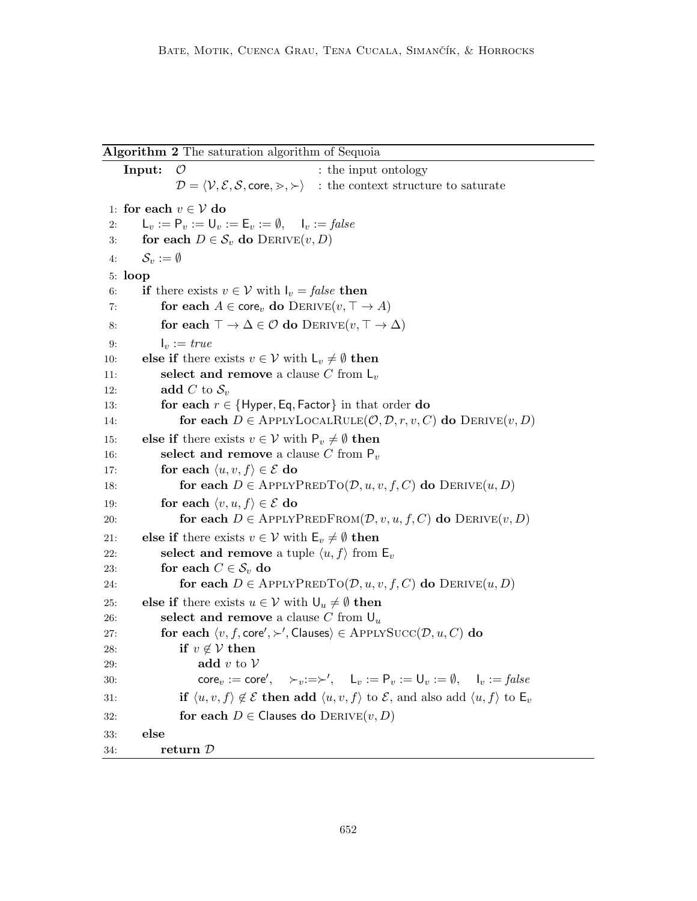**Algorithm 2** The saturation algorithm of Sequoia

```
   Input:  𝒪                          : the input ontology
           𝒟 = ⟨𝒱, ℰ, 𝒮, core, ⋗, ≻⟩  : the context structure to saturate

 1: for each v ∈ 𝒱 do
 2:     L_v := P_v := U_v := E_v := ∅,   I_v := false
 3:     for each D ∈ 𝒮_v do DERIVE(v, D)
 4:     𝒮_v := ∅
 5: loop
 6:     if there exists v ∈ 𝒱 with I_v = false then
 7:         for each A ∈ core_v do DERIVE(v, ⊤ → A)
 8:         for each ⊤ → Δ ∈ 𝒪 do DERIVE(v, ⊤ → Δ)
 9:         I_v := true
10:     else if there exists v ∈ 𝒱 with L_v ≠ ∅ then
11:         select and remove a clause C from L_v
12:         add C to 𝒮_v
13:         for each r ∈ {Hyper, Eq, Factor} in that order do
14:             for each D ∈ APPLYLOCALRULE(𝒪, 𝒟, r, v, C) do DERIVE(v, D)
15:     else if there exists v ∈ 𝒱 with P_v ≠ ∅ then
16:         select and remove a clause C from P_v
17:         for each ⟨u, v, f⟩ ∈ ℰ do
18:             for each D ∈ APPLYPREDTO(𝒟, u, v, f, C) do DERIVE(u, D)
19:         for each ⟨v, u, f⟩ ∈ ℰ do
20:             for each D ∈ APPLYPREDFROM(𝒟, v, u, f, C) do DERIVE(v, D)
21:     else if there exists v ∈ 𝒱 with E_v ≠ ∅ then
22:         select and remove a tuple ⟨u, f⟩ from E_v
23:         for each C ∈ 𝒮_v do
24:             for each D ∈ APPLYPREDTO(𝒟, u, v, f, C) do DERIVE(u, D)
25:     else if there exists u ∈ 𝒱 with U_u ≠ ∅ then
26:         select and remove a clause C from U_u
27:         for each ⟨v, f, core′, ≻′, Clauses⟩ ∈ APPLYSUCC(𝒟, u, C) do
28:             if v ∉ 𝒱 then
29:                 add v to 𝒱
30:                 core_v := core′,   ≻_v := ≻′,   L_v := P_v := U_v := ∅,   I_v := false
31:             if ⟨u, v, f⟩ ∉ ℰ then add ⟨u, v, f⟩ to ℰ, and also add ⟨u, f⟩ to E_v
32:             for each D ∈ Clauses do DERIVE(v, D)
33:     else
34:         return 𝒟
```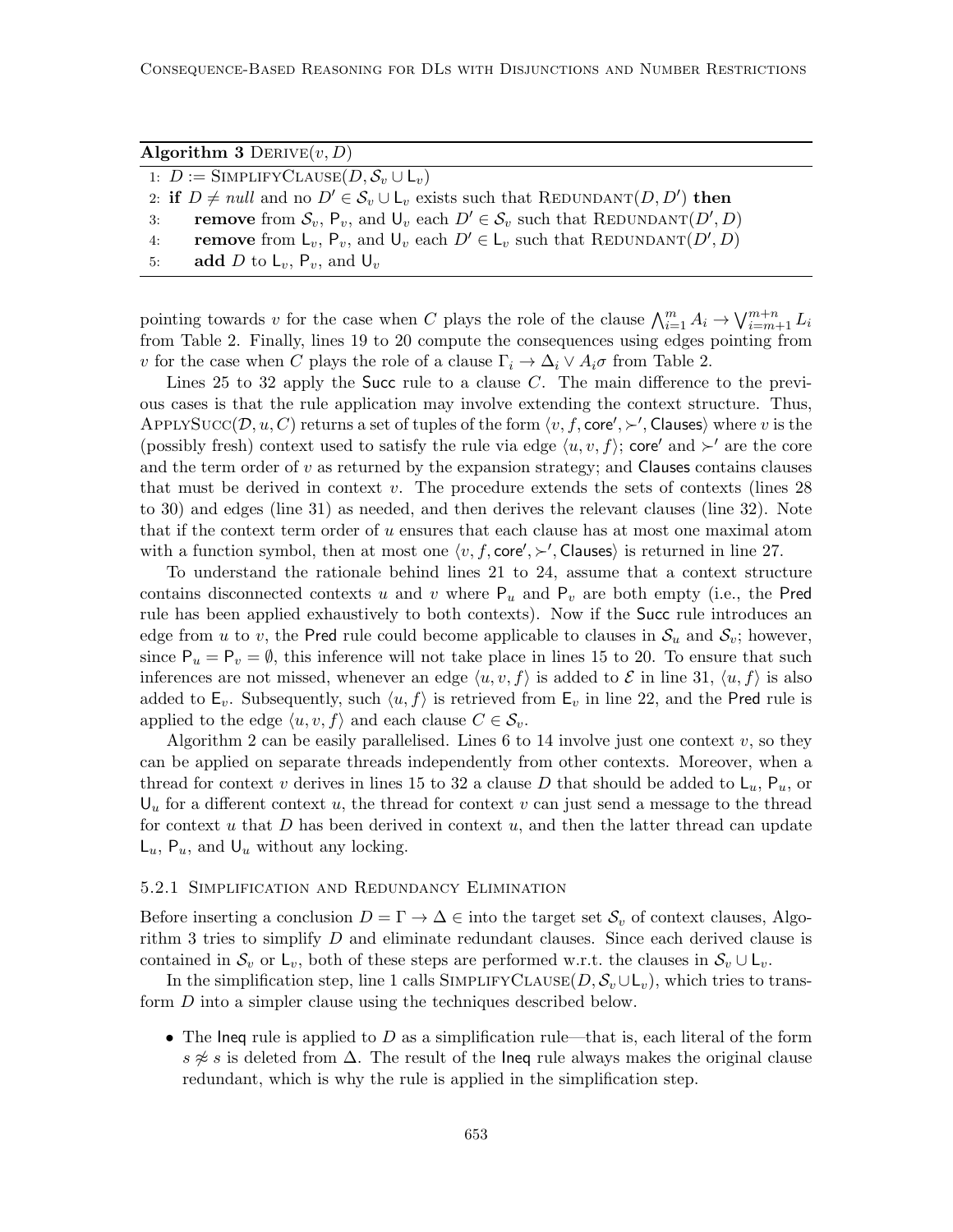**Algorithm 3** DERIVE($v, D$)

```
1: D := SimplifyClause(D, S_v ∪ L_v)
2: if D ≠ null and no D' ∈ S_v ∪ L_v exists such that Redundant(D, D') then
3:     remove from S_v, P_v, and U_v each D' ∈ S_v such that Redundant(D', D)
4:     remove from L_v, P_v, and U_v each D' ∈ L_v such that Redundant(D', D)
5:     add D to L_v, P_v, and U_v
```

pointing towards $v$ for the case when $C$ plays the role of the clause $\bigwedge_{i=1}^{m} A_i \rightarrow \bigvee_{i=m+1}^{m+n} L_i$ from Table 2. Finally, lines 19 to 20 compute the consequences using edges pointing from $v$ for the case when $C$ plays the role of a clause $\Gamma_i \rightarrow \Delta_i \vee A_i\sigma$ from Table 2.

Lines 25 to 32 apply the Succ rule to a clause $C$. The main difference to the previous cases is that the rule application may involve extending the context structure. Thus, ApplySucc($\mathcal{D}, u, C$) returns a set of tuples of the form $\langle v, f, \mathsf{core}', \succ', \mathsf{Clauses}\rangle$ where $v$ is the (possibly fresh) context used to satisfy the rule via edge $\langle u, v, f\rangle$; $\mathsf{core}'$ and $\succ'$ are the core and the term order of $v$ as returned by the expansion strategy; and $\mathsf{Clauses}$ contains clauses that must be derived in context $v$. The procedure extends the sets of contexts (lines 28 to 30) and edges (line 31) as needed, and then derives the relevant clauses (line 32). Note that if the context term order of $u$ ensures that each clause has at most one maximal atom with a function symbol, then at most one $\langle v, f, \mathsf{core}', \succ', \mathsf{Clauses}\rangle$ is returned in line 27.

To understand the rationale behind lines 21 to 24, assume that a context structure contains disconnected contexts $u$ and $v$ where $\mathsf{P}_u$ and $\mathsf{P}_v$ are both empty (i.e., the Pred rule has been applied exhaustively to both contexts). Now if the Succ rule introduces an edge from $u$ to $v$, the Pred rule could become applicable to clauses in $\mathcal{S}_u$ and $\mathcal{S}_v$; however, since $\mathsf{P}_u = \mathsf{P}_v = \emptyset$, this inference will not take place in lines 15 to 20. To ensure that such inferences are not missed, whenever an edge $\langle u, v, f\rangle$ is added to $\mathcal{E}$ in line 31, $\langle u, f\rangle$ is also added to $\mathsf{E}_v$. Subsequently, such $\langle u, f\rangle$ is retrieved from $\mathsf{E}_v$ in line 22, and the Pred rule is applied to the edge $\langle u, v, f\rangle$ and each clause $C \in \mathcal{S}_v$.

Algorithm 2 can be easily parallelised. Lines 6 to 14 involve just one context $v$, so they can be applied on separate threads independently from other contexts. Moreover, when a thread for context $v$ derives in lines 15 to 32 a clause $D$ that should be added to $\mathsf{L}_u$, $\mathsf{P}_u$, or $\mathsf{U}_u$ for a different context $u$, the thread for context $v$ can just send a message to the thread for context $u$ that $D$ has been derived in context $u$, and then the latter thread can update $\mathsf{L}_u$, $\mathsf{P}_u$, and $\mathsf{U}_u$ without any locking.

#### 5.2.1 Simplification and Redundancy Elimination

Before inserting a conclusion $D = \Gamma \rightarrow \Delta \in$ into the target set $\mathcal{S}_v$ of context clauses, Algorithm 3 tries to simplify $D$ and eliminate redundant clauses. Since each derived clause is contained in $\mathcal{S}_v$ or $\mathsf{L}_v$, both of these steps are performed w.r.t. the clauses in $\mathcal{S}_v \cup \mathsf{L}_v$.

In the simplification step, line 1 calls SimplifyClause($D, \mathcal{S}_v \cup \mathsf{L}_v$), which tries to transform $D$ into a simpler clause using the techniques described below.

- The Ineq rule is applied to $D$ as a simplification rule—that is, each literal of the form $s \not\approx s$ is deleted from $\Delta$. The result of the Ineq rule always makes the original clause redundant, which is why the rule is applied in the simplification step.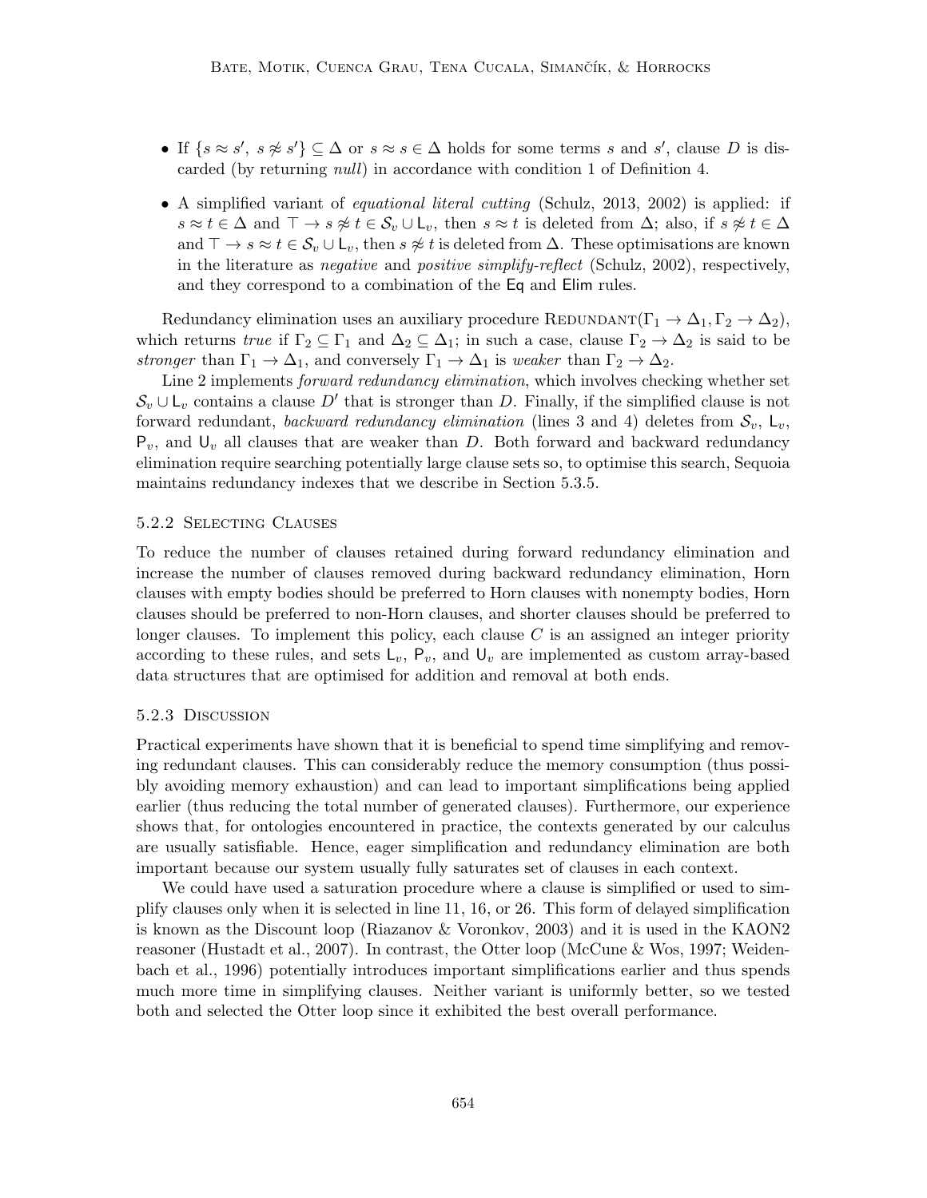- If $\{s \approx s',\ s \not\approx s'\} \subseteq \Delta$ or $s \approx s \in \Delta$ holds for some terms $s$ and $s'$, clause $D$ is discarded (by returning *null*) in accordance with condition 1 of Definition 4.
- A simplified variant of *equational literal cutting* (Schulz, 2013, 2002) is applied: if $s \approx t \in \Delta$ and $\top \rightarrow s \not\approx t \in \mathcal{S}_v \cup \mathsf{L}_v$, then $s \approx t$ is deleted from $\Delta$; also, if $s \not\approx t \in \Delta$ and $\top \rightarrow s \approx t \in \mathcal{S}_v \cup \mathsf{L}_v$, then $s \not\approx t$ is deleted from $\Delta$. These optimisations are known in the literature as *negative* and *positive simplify-reflect* (Schulz, 2002), respectively, and they correspond to a combination of the Eq and Elim rules.

Redundancy elimination uses an auxiliary procedure $\textsc{Redundant}(\Gamma_1 \rightarrow \Delta_1, \Gamma_2 \rightarrow \Delta_2)$, which returns *true* if $\Gamma_2 \subseteq \Gamma_1$ and $\Delta_2 \subseteq \Delta_1$; in such a case, clause $\Gamma_2 \rightarrow \Delta_2$ is said to be *stronger* than $\Gamma_1 \rightarrow \Delta_1$, and conversely $\Gamma_1 \rightarrow \Delta_1$ is *weaker* than $\Gamma_2 \rightarrow \Delta_2$.

Line 2 implements *forward redundancy elimination*, which involves checking whether set $\mathcal{S}_v \cup \mathsf{L}_v$ contains a clause $D'$ that is stronger than $D$. Finally, if the simplified clause is not forward redundant, *backward redundancy elimination* (lines 3 and 4) deletes from $\mathcal{S}_v$, $\mathsf{L}_v$, $\mathsf{P}_v$, and $\mathsf{U}_v$ all clauses that are weaker than $D$. Both forward and backward redundancy elimination require searching potentially large clause sets so, to optimise this search, Sequoia maintains redundancy indexes that we describe in Section 5.3.5.

### 5.2.2 Selecting Clauses

To reduce the number of clauses retained during forward redundancy elimination and increase the number of clauses removed during backward redundancy elimination, Horn clauses with empty bodies should be preferred to Horn clauses with nonempty bodies, Horn clauses should be preferred to non-Horn clauses, and shorter clauses should be preferred to longer clauses. To implement this policy, each clause $C$ is an assigned an integer priority according to these rules, and sets $\mathsf{L}_v$, $\mathsf{P}_v$, and $\mathsf{U}_v$ are implemented as custom array-based data structures that are optimised for addition and removal at both ends.

### 5.2.3 Discussion

Practical experiments have shown that it is beneficial to spend time simplifying and removing redundant clauses. This can considerably reduce the memory consumption (thus possibly avoiding memory exhaustion) and can lead to important simplifications being applied earlier (thus reducing the total number of generated clauses). Furthermore, our experience shows that, for ontologies encountered in practice, the contexts generated by our calculus are usually satisfiable. Hence, eager simplification and redundancy elimination are both important because our system usually fully saturates set of clauses in each context.

We could have used a saturation procedure where a clause is simplified or used to simplify clauses only when it is selected in line 11, 16, or 26. This form of delayed simplification is known as the Discount loop (Riazanov & Voronkov, 2003) and it is used in the KAON2 reasoner (Hustadt et al., 2007). In contrast, the Otter loop (McCune & Wos, 1997; Weidenbach et al., 1996) potentially introduces important simplifications earlier and thus spends much more time in simplifying clauses. Neither variant is uniformly better, so we tested both and selected the Otter loop since it exhibited the best overall performance.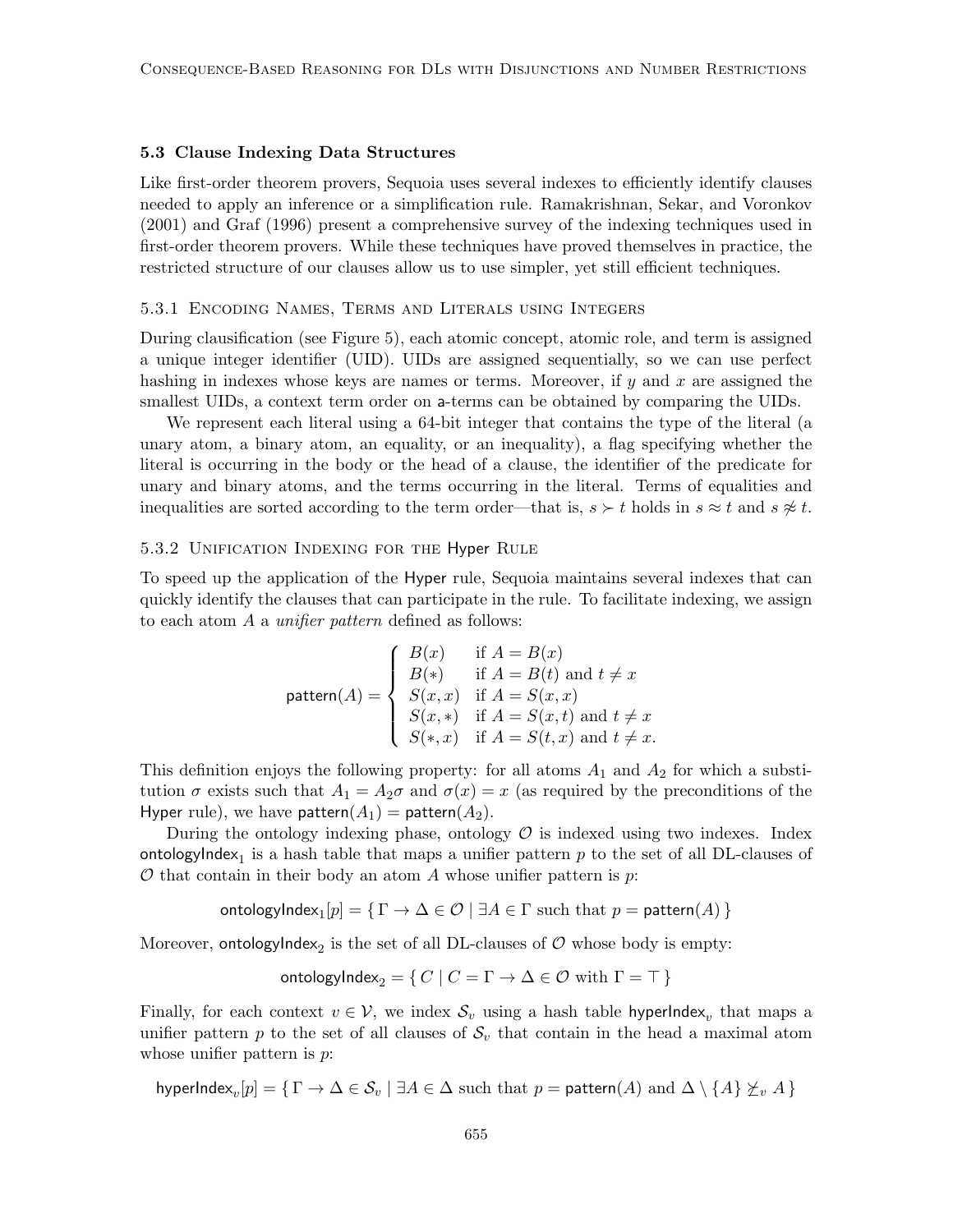### 5.3 Clause Indexing Data Structures

Like first-order theorem provers, Sequoia uses several indexes to efficiently identify clauses needed to apply an inference or a simplification rule. Ramakrishnan, Sekar, and Voronkov (2001) and Graf (1996) present a comprehensive survey of the indexing techniques used in first-order theorem provers. While these techniques have proved themselves in practice, the restricted structure of our clauses allow us to use simpler, yet still efficient techniques.

#### 5.3.1 Encoding Names, Terms and Literals using Integers

During clausification (see Figure 5), each atomic concept, atomic role, and term is assigned a unique integer identifier (UID). UIDs are assigned sequentially, so we can use perfect hashing in indexes whose keys are names or terms. Moreover, if $y$ and $x$ are assigned the smallest UIDs, a context term order on $\mathsf{a}$-terms can be obtained by comparing the UIDs.

We represent each literal using a 64-bit integer that contains the type of the literal (a unary atom, a binary atom, an equality, or an inequality), a flag specifying whether the literal is occurring in the body or the head of a clause, the identifier of the predicate for unary and binary atoms, and the terms occurring in the literal. Terms of equalities and inequalities are sorted according to the term order—that is, $s \succ t$ holds in $s \approx t$ and $s \not\approx t$.

#### 5.3.2 Unification Indexing for the Hyper Rule

To speed up the application of the $\mathsf{Hyper}$ rule, Sequoia maintains several indexes that can quickly identify the clauses that can participate in the rule. To facilitate indexing, we assign to each atom $A$ a *unifier pattern* defined as follows:

$$\mathsf{pattern}(A) = \begin{cases} B(x) & \text{if } A = B(x) \\ B(*) & \text{if } A = B(t) \text{ and } t \neq x \\ S(x,x) & \text{if } A = S(x,x) \\ S(x,*) & \text{if } A = S(x,t) \text{ and } t \neq x \\ S(*,x) & \text{if } A = S(t,x) \text{ and } t \neq x. \end{cases}$$

This definition enjoys the following property: for all atoms $A_1$ and $A_2$ for which a substitution $\sigma$ exists such that $A_1 = A_2\sigma$ and $\sigma(x) = x$ (as required by the preconditions of the $\mathsf{Hyper}$ rule), we have $\mathsf{pattern}(A_1) = \mathsf{pattern}(A_2)$.

During the ontology indexing phase, ontology $\mathcal{O}$ is indexed using two indexes. Index $\mathsf{ontologyIndex}_1$ is a hash table that maps a unifier pattern $p$ to the set of all DL-clauses of $\mathcal{O}$ that contain in their body an atom $A$ whose unifier pattern is $p$:

$$\mathsf{ontologyIndex}_1[p] = \{\, \Gamma \to \Delta \in \mathcal{O} \mid \exists A \in \Gamma \text{ such that } p = \mathsf{pattern}(A) \,\}$$

Moreover, $\mathsf{ontologyIndex}_2$ is the set of all DL-clauses of $\mathcal{O}$ whose body is empty:

$$\mathsf{ontologyIndex}_2 = \{\, C \mid C = \Gamma \to \Delta \in \mathcal{O} \text{ with } \Gamma = \top \,\}$$

Finally, for each context $v \in \mathcal{V}$, we index $\mathcal{S}_v$ using a hash table $\mathsf{hyperIndex}_v$ that maps a unifier pattern $p$ to the set of all clauses of $\mathcal{S}_v$ that contain in the head a maximal atom whose unifier pattern is $p$:

$$\mathsf{hyperIndex}_v[p] = \{\, \Gamma \to \Delta \in \mathcal{S}_v \mid \exists A \in \Delta \text{ such that } p = \mathsf{pattern}(A) \text{ and } \Delta \setminus \{A\} \not\succeq_v A \,\}$$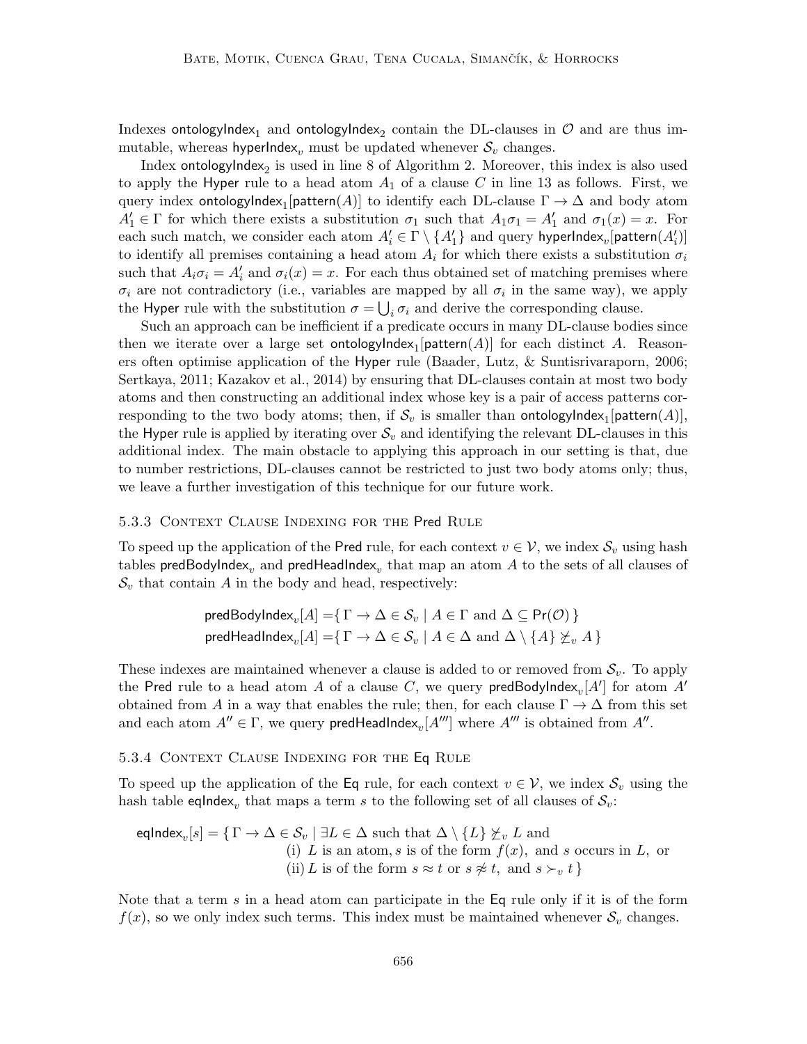Indexes $\mathsf{ontologyIndex}_1$ and $\mathsf{ontologyIndex}_2$ contain the DL-clauses in $\mathcal{O}$ and are thus immutable, whereas $\mathsf{hyperIndex}_v$ must be updated whenever $\mathcal{S}_v$ changes.

Index $\mathsf{ontologyIndex}_2$ is used in line 8 of Algorithm 2. Moreover, this index is also used to apply the $\mathsf{Hyper}$ rule to a head atom $A_1$ of a clause $C$ in line 13 as follows. First, we query index $\mathsf{ontologyIndex}_1[\mathsf{pattern}(A)]$ to identify each DL-clause $\Gamma \rightarrow \Delta$ and body atom $A'_1 \in \Gamma$ for which there exists a substitution $\sigma_1$ such that $A_1\sigma_1 = A'_1$ and $\sigma_1(x) = x$. For each such match, we consider each atom $A'_i \in \Gamma \setminus \{A'_1\}$ and query $\mathsf{hyperIndex}_v[\mathsf{pattern}(A'_i)]$ to identify all premises containing a head atom $A_i$ for which there exists a substitution $\sigma_i$ such that $A_i\sigma_i = A'_i$ and $\sigma_i(x) = x$. For each thus obtained set of matching premises where $\sigma_i$ are not contradictory (i.e., variables are mapped by all $\sigma_i$ in the same way), we apply the $\mathsf{Hyper}$ rule with the substitution $\sigma = \bigcup_i \sigma_i$ and derive the corresponding clause.

Such an approach can be inefficient if a predicate occurs in many DL-clause bodies since then we iterate over a large set $\mathsf{ontologyIndex}_1[\mathsf{pattern}(A)]$ for each distinct $A$. Reasoners often optimise application of the $\mathsf{Hyper}$ rule (Baader, Lutz, & Suntisrivaraporn, 2006; Sertkaya, 2011; Kazakov et al., 2014) by ensuring that DL-clauses contain at most two body atoms and then constructing an additional index whose key is a pair of access patterns corresponding to the two body atoms; then, if $\mathcal{S}_v$ is smaller than $\mathsf{ontologyIndex}_1[\mathsf{pattern}(A)]$, the $\mathsf{Hyper}$ rule is applied by iterating over $\mathcal{S}_v$ and identifying the relevant DL-clauses in this additional index. The main obstacle to applying this approach in our setting is that, due to number restrictions, DL-clauses cannot be restricted to just two body atoms only; thus, we leave a further investigation of this technique for our future work.

#### 5.3.3 Context Clause Indexing for the Pred Rule

To speed up the application of the $\mathsf{Pred}$ rule, for each context $v \in \mathcal{V}$, we index $\mathcal{S}_v$ using hash tables $\mathsf{predBodyIndex}_v$ and $\mathsf{predHeadIndex}_v$ that map an atom $A$ to the sets of all clauses of $\mathcal{S}_v$ that contain $A$ in the body and head, respectively:

$$\mathsf{predBodyIndex}_v[A] = \{\, \Gamma \rightarrow \Delta \in \mathcal{S}_v \mid A \in \Gamma \text{ and } \Delta \subseteq \mathsf{Pr}(\mathcal{O}) \,\}$$
$$\mathsf{predHeadIndex}_v[A] = \{\, \Gamma \rightarrow \Delta \in \mathcal{S}_v \mid A \in \Delta \text{ and } \Delta \setminus \{A\} \not\succeq_v A \,\}$$

These indexes are maintained whenever a clause is added to or removed from $\mathcal{S}_v$. To apply the $\mathsf{Pred}$ rule to a head atom $A$ of a clause $C$, we query $\mathsf{predBodyIndex}_v[A']$ for atom $A'$ obtained from $A$ in a way that enables the rule; then, for each clause $\Gamma \rightarrow \Delta$ from this set and each atom $A'' \in \Gamma$, we query $\mathsf{predHeadIndex}_v[A''']$ where $A'''$ is obtained from $A''$.

#### 5.3.4 Context Clause Indexing for the Eq Rule

To speed up the application of the $\mathsf{Eq}$ rule, for each context $v \in \mathcal{V}$, we index $\mathcal{S}_v$ using the hash table $\mathsf{eqIndex}_v$ that maps a term $s$ to the following set of all clauses of $\mathcal{S}_v$:

$$\begin{aligned}
\mathsf{eqIndex}_v[s] = \{\, \Gamma \rightarrow \Delta \in \mathcal{S}_v \mid \; & \exists L \in \Delta \text{ such that } \Delta \setminus \{L\} \not\succeq_v L \text{ and} \\
& \text{(i) } L \text{ is an atom}, s \text{ is of the form } f(x), \text{ and } s \text{ occurs in } L, \text{ or} \\
& \text{(ii) } L \text{ is of the form } s \approx t \text{ or } s \not\approx t, \text{ and } s \succ_v t \,\}
\end{aligned}$$

Note that a term $s$ in a head atom can participate in the $\mathsf{Eq}$ rule only if it is of the form $f(x)$, so we only index such terms. This index must be maintained whenever $\mathcal{S}_v$ changes.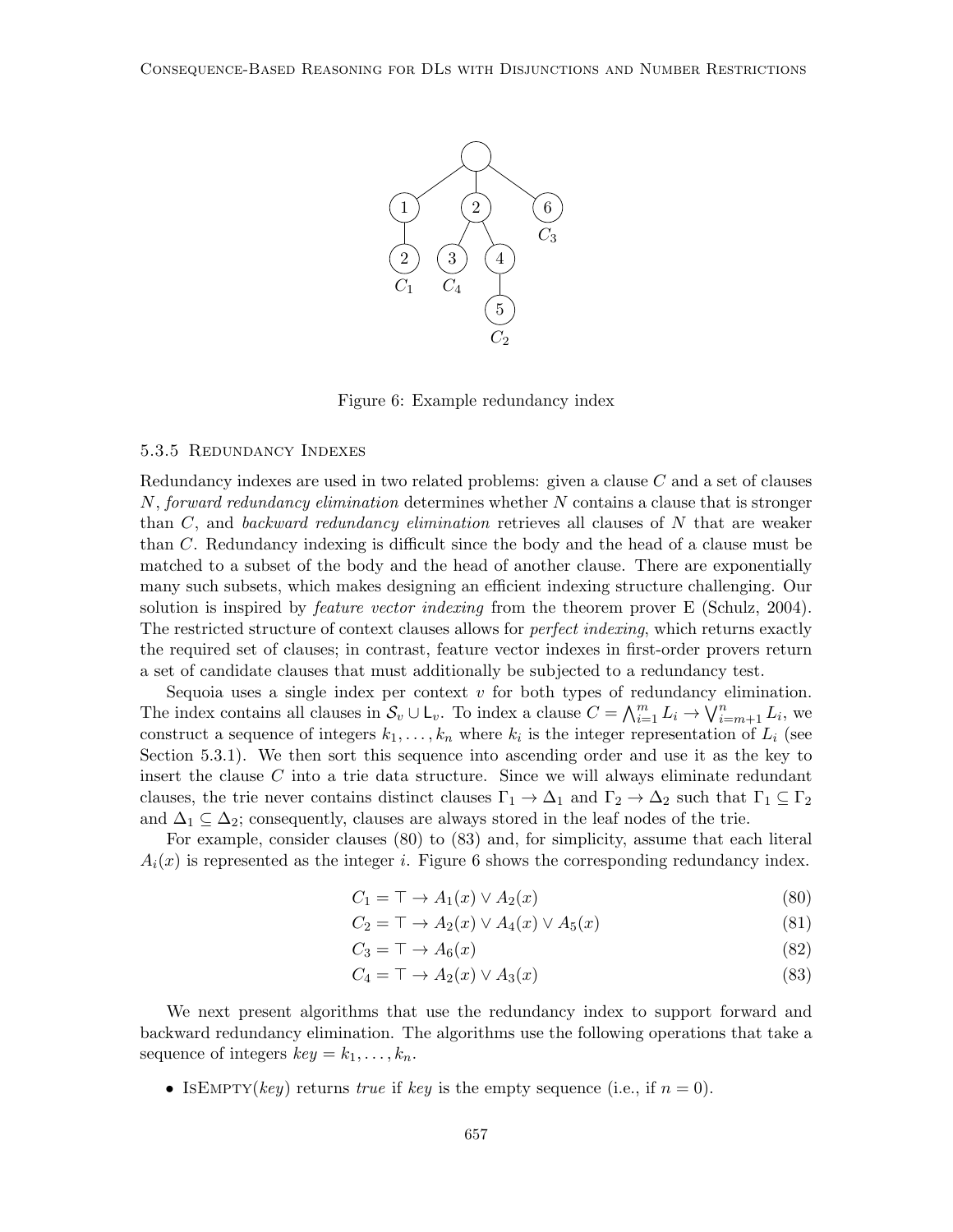Figure 6: Example redundancy index

#### 5.3.5 Redundancy Indexes

Redundancy indexes are used in two related problems: given a clause $C$ and a set of clauses $N$, *forward redundancy elimination* determines whether $N$ contains a clause that is stronger than $C$, and *backward redundancy elimination* retrieves all clauses of $N$ that are weaker than $C$. Redundancy indexing is difficult since the body and the head of a clause must be matched to a subset of the body and the head of another clause. There are exponentially many such subsets, which makes designing an efficient indexing structure challenging. Our solution is inspired by *feature vector indexing* from the theorem prover E (Schulz, 2004). The restricted structure of context clauses allows for *perfect indexing*, which returns exactly the required set of clauses; in contrast, feature vector indexes in first-order provers return a set of candidate clauses that must additionally be subjected to a redundancy test.

Sequoia uses a single index per context $v$ for both types of redundancy elimination. The index contains all clauses in $\mathcal{S}_v \cup \mathsf{L}_v$. To index a clause $C = \bigwedge_{i=1}^{m} L_i \to \bigvee_{i=m+1}^{n} L_i$, we construct a sequence of integers $k_1, \ldots, k_n$ where $k_i$ is the integer representation of $L_i$ (see Section 5.3.1). We then sort this sequence into ascending order and use it as the key to insert the clause $C$ into a trie data structure. Since we will always eliminate redundant clauses, the trie never contains distinct clauses $\Gamma_1 \to \Delta_1$ and $\Gamma_2 \to \Delta_2$ such that $\Gamma_1 \subseteq \Gamma_2$ and $\Delta_1 \subseteq \Delta_2$; consequently, clauses are always stored in the leaf nodes of the trie.

For example, consider clauses (80) to (83) and, for simplicity, assume that each literal $A_i(x)$ is represented as the integer $i$. Figure 6 shows the corresponding redundancy index.

$$C_1 = \top \to A_1(x) \vee A_2(x) \tag{80}$$

$$C_2 = \top \to A_2(x) \vee A_4(x) \vee A_5(x) \tag{81}$$

$$C_3 = \top \to A_6(x) \tag{82}$$

$$C_4 = \top \to A_2(x) \vee A_3(x) \tag{83}$$

We next present algorithms that use the redundancy index to support forward and backward redundancy elimination. The algorithms use the following operations that take a sequence of integers $key = k_1, \ldots, k_n$.

- IsEmpty($key$) returns *true* if $key$ is the empty sequence (i.e., if $n = 0$).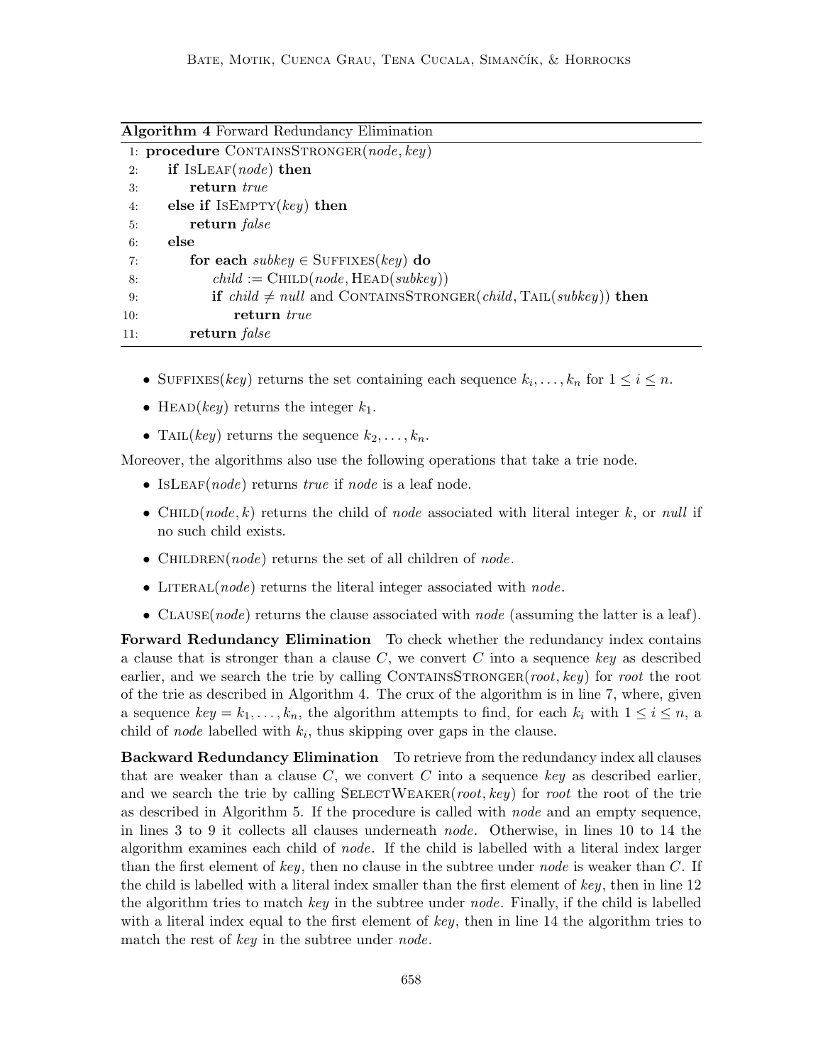**Algorithm 4** Forward Redundancy Elimination

```
1: procedure ContainsStronger(node, key)
2:     if IsLeaf(node) then
3:         return true
4:     else if IsEmpty(key) then
5:         return false
6:     else
7:         for each subkey ∈ Suffixes(key) do
8:             child := Child(node, Head(subkey))
9:             if child ≠ null and ContainsStronger(child, Tail(subkey)) then
10:                return true
11:        return false
```

- Suffixes(*key*) returns the set containing each sequence $k_i, \ldots, k_n$ for $1 \leq i \leq n$.
- Head(*key*) returns the integer $k_1$.
- Tail(*key*) returns the sequence $k_2, \ldots, k_n$.

Moreover, the algorithms also use the following operations that take a trie node.

- IsLeaf(*node*) returns *true* if *node* is a leaf node.
- Child(*node*, $k$) returns the child of *node* associated with literal integer $k$, or *null* if no such child exists.
- Children(*node*) returns the set of all children of *node*.
- Literal(*node*) returns the literal integer associated with *node*.
- Clause(*node*) returns the clause associated with *node* (assuming the latter is a leaf).

**Forward Redundancy Elimination** To check whether the redundancy index contains a clause that is stronger than a clause $C$, we convert $C$ into a sequence *key* as described earlier, and we search the trie by calling ContainsStronger(*root*, *key*) for *root* the root of the trie as described in Algorithm 4. The crux of the algorithm is in line 7, where, given a sequence $key = k_1, \ldots, k_n$, the algorithm attempts to find, for each $k_i$ with $1 \leq i \leq n$, a child of *node* labelled with $k_i$, thus skipping over gaps in the clause.

**Backward Redundancy Elimination** To retrieve from the redundancy index all clauses that are weaker than a clause $C$, we convert $C$ into a sequence *key* as described earlier, and we search the trie by calling SelectWeaker(*root*, *key*) for *root* the root of the trie as described in Algorithm 5. If the procedure is called with *node* and an empty sequence, in lines 3 to 9 it collects all clauses underneath *node*. Otherwise, in lines 10 to 14 the algorithm examines each child of *node*. If the child is labelled with a literal index larger than the first element of *key*, then no clause in the subtree under *node* is weaker than $C$. If the child is labelled with a literal index smaller than the first element of *key*, then in line 12 the algorithm tries to match *key* in the subtree under *node*. Finally, if the child is labelled with a literal index equal to the first element of *key*, then in line 14 the algorithm tries to match the rest of *key* in the subtree under *node*.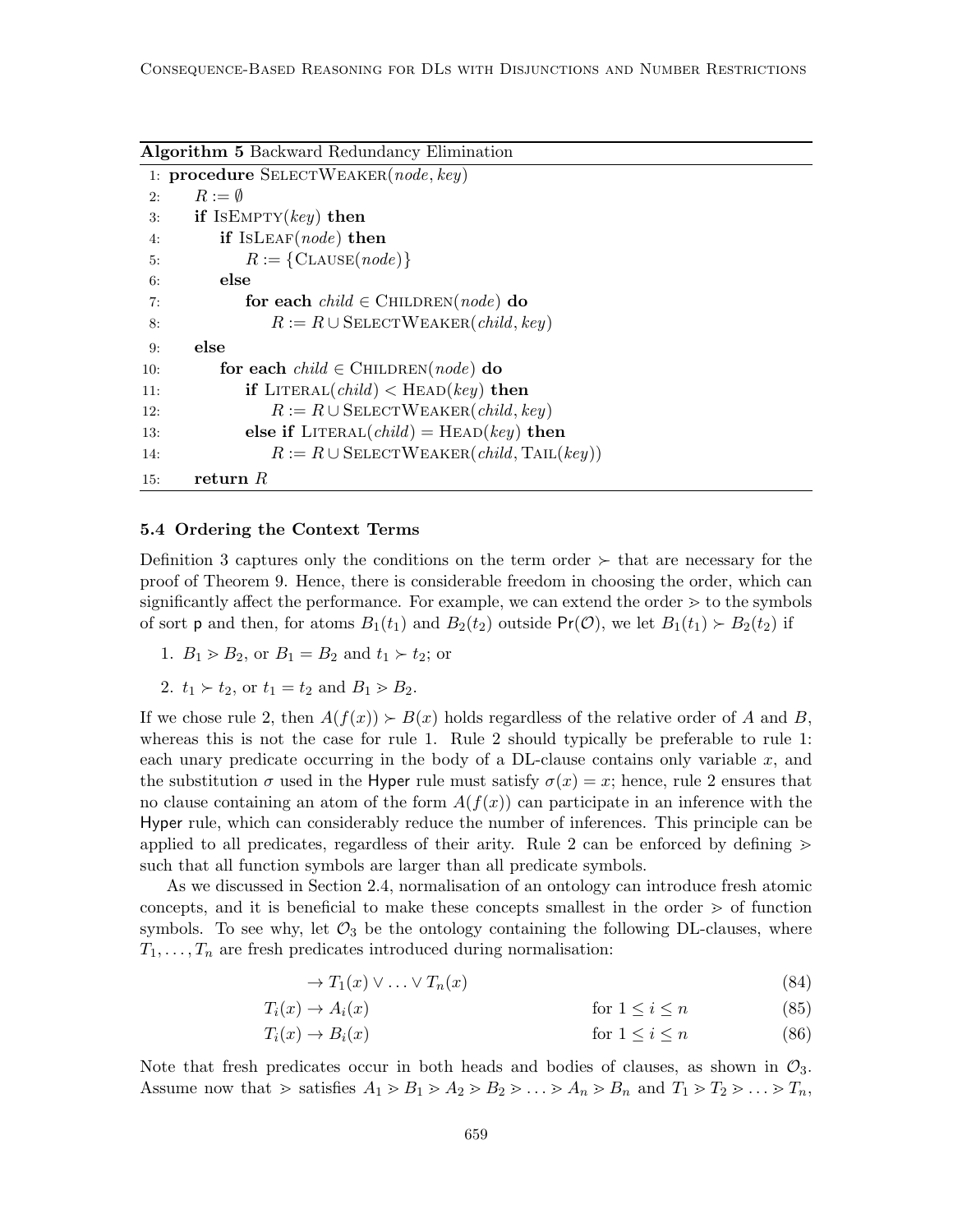**Algorithm 5** Backward Redundancy Elimination

```
 1: procedure SelectWeaker(node, key)
 2:     R := ∅
 3:     if IsEmpty(key) then
 4:         if IsLeaf(node) then
 5:             R := {Clause(node)}
 6:         else
 7:             for each child ∈ Children(node) do
 8:                 R := R ∪ SelectWeaker(child, key)
 9:     else
10:         for each child ∈ Children(node) do
11:             if Literal(child) < Head(key) then
12:                 R := R ∪ SelectWeaker(child, key)
13:             else if Literal(child) = Head(key) then
14:                 R := R ∪ SelectWeaker(child, Tail(key))
15:     return R
```

### 5.4 Ordering the Context Terms

Definition 3 captures only the conditions on the term order $\succ$ that are necessary for the proof of Theorem 9. Hence, there is considerable freedom in choosing the order, which can significantly affect the performance. For example, we can extend the order $\gtrdot$ to the symbols of sort $\mathsf{p}$ and then, for atoms $B_1(t_1)$ and $B_2(t_2)$ outside $\mathsf{Pr}(\mathcal{O})$, we let $B_1(t_1) \succ B_2(t_2)$ if

1. $B_1 \gtrdot B_2$, or $B_1 = B_2$ and $t_1 \succ t_2$; or
2. $t_1 \succ t_2$, or $t_1 = t_2$ and $B_1 \gtrdot B_2$.

If we chose rule 2, then $A(f(x)) \succ B(x)$ holds regardless of the relative order of $A$ and $B$, whereas this is not the case for rule 1. Rule 2 should typically be preferable to rule 1: each unary predicate occurring in the body of a DL-clause contains only variable $x$, and the substitution $\sigma$ used in the $\mathsf{Hyper}$ rule must satisfy $\sigma(x) = x$; hence, rule 2 ensures that no clause containing an atom of the form $A(f(x))$ can participate in an inference with the $\mathsf{Hyper}$ rule, which can considerably reduce the number of inferences. This principle can be applied to all predicates, regardless of their arity. Rule 2 can be enforced by defining $\gtrdot$ such that all function symbols are larger than all predicate symbols.

As we discussed in Section 2.4, normalisation of an ontology can introduce fresh atomic concepts, and it is beneficial to make these concepts smallest in the order $\gtrdot$ of function symbols. To see why, let $\mathcal{O}_3$ be the ontology containing the following DL-clauses, where $T_1, \ldots, T_n$ are fresh predicates introduced during normalisation:

$$\rightarrow T_1(x) \vee \ldots \vee T_n(x) \tag{84}$$

$$T_i(x) \rightarrow A_i(x) \qquad \text{for } 1 \leq i \leq n \tag{85}$$

$$T_i(x) \rightarrow B_i(x) \qquad \text{for } 1 \leq i \leq n \tag{86}$$

Note that fresh predicates occur in both heads and bodies of clauses, as shown in $\mathcal{O}_3$. Assume now that $\gtrdot$ satisfies $A_1 \gtrdot B_1 \gtrdot A_2 \gtrdot B_2 \gtrdot \ldots \gtrdot A_n \gtrdot B_n$ and $T_1 \gtrdot T_2 \gtrdot \ldots \gtrdot T_n$,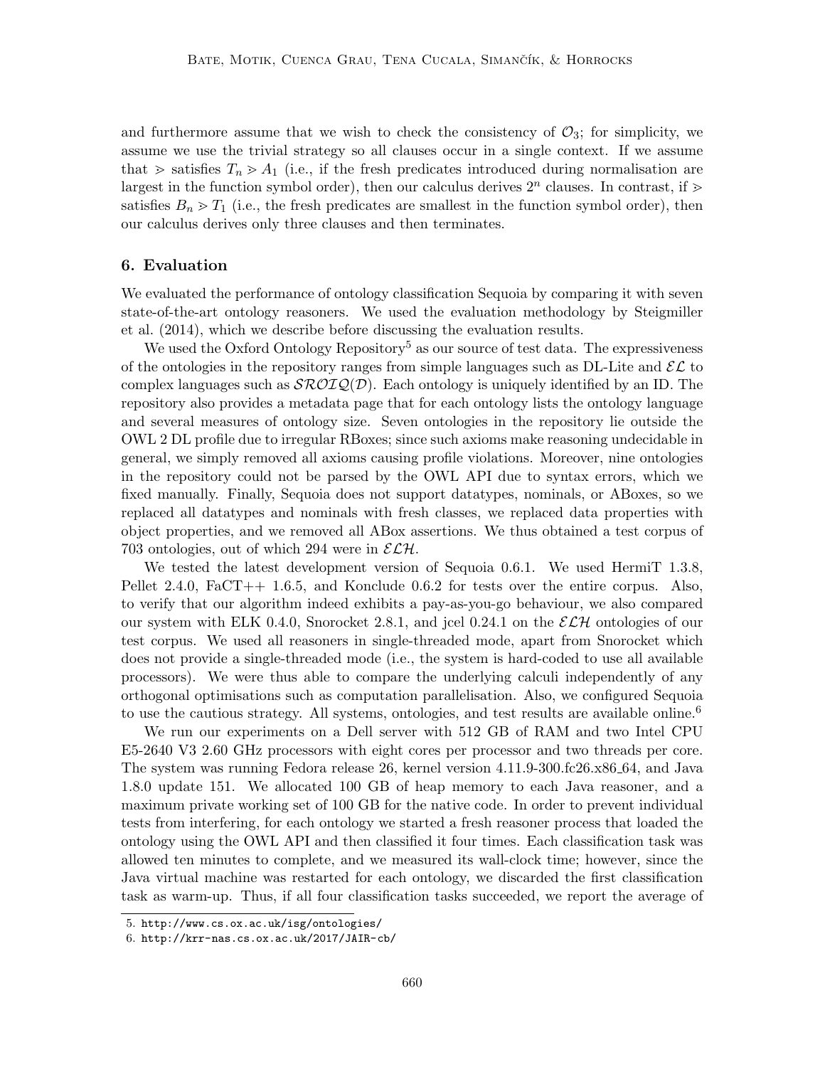and furthermore assume that we wish to check the consistency of $\mathcal{O}_3$; for simplicity, we assume we use the trivial strategy so all clauses occur in a single context. If we assume that $\succ$ satisfies $T_n \succ A_1$ (i.e., if the fresh predicates introduced during normalisation are largest in the function symbol order), then our calculus derives $2^n$ clauses. In contrast, if $\succ$ satisfies $B_n \succ T_1$ (i.e., the fresh predicates are smallest in the function symbol order), then our calculus derives only three clauses and then terminates.

## 6. Evaluation

We evaluated the performance of ontology classification Sequoia by comparing it with seven state-of-the-art ontology reasoners. We used the evaluation methodology by Steigmiller et al. (2014), which we describe before discussing the evaluation results.

We used the Oxford Ontology Repository[5] as our source of test data. The expressiveness of the ontologies in the repository ranges from simple languages such as DL-Lite and $\mathcal{EL}$ to complex languages such as $\mathcal{SROIQ}(\mathcal{D})$. Each ontology is uniquely identified by an ID. The repository also provides a metadata page that for each ontology lists the ontology language and several measures of ontology size. Seven ontologies in the repository lie outside the OWL 2 DL profile due to irregular RBoxes; since such axioms make reasoning undecidable in general, we simply removed all axioms causing profile violations. Moreover, nine ontologies in the repository could not be parsed by the OWL API due to syntax errors, which we fixed manually. Finally, Sequoia does not support datatypes, nominals, or ABoxes, so we replaced all datatypes and nominals with fresh classes, we replaced data properties with object properties, and we removed all ABox assertions. We thus obtained a test corpus of 703 ontologies, out of which 294 were in $\mathcal{ELH}$.

We tested the latest development version of Sequoia 0.6.1. We used HermiT 1.3.8, Pellet 2.4.0, FaCT++ 1.6.5, and Konclude 0.6.2 for tests over the entire corpus. Also, to verify that our algorithm indeed exhibits a pay-as-you-go behaviour, we also compared our system with ELK 0.4.0, Snorocket 2.8.1, and jcel 0.24.1 on the $\mathcal{ELH}$ ontologies of our test corpus. We used all reasoners in single-threaded mode, apart from Snorocket which does not provide a single-threaded mode (i.e., the system is hard-coded to use all available processors). We were thus able to compare the underlying calculi independently of any orthogonal optimisations such as computation parallelisation. Also, we configured Sequoia to use the cautious strategy. All systems, ontologies, and test results are available online.[6]

We run our experiments on a Dell server with 512 GB of RAM and two Intel CPU E5-2640 V3 2.60 GHz processors with eight cores per processor and two threads per core. The system was running Fedora release 26, kernel version 4.11.9-300.fc26.x86_64, and Java 1.8.0 update 151. We allocated 100 GB of heap memory to each Java reasoner, and a maximum private working set of 100 GB for the native code. In order to prevent individual tests from interfering, for each ontology we started a fresh reasoner process that loaded the ontology using the OWL API and then classified it four times. Each classification task was allowed ten minutes to complete, and we measured its wall-clock time; however, since the Java virtual machine was restarted for each ontology, we discarded the first classification task as warm-up. Thus, if all four classification tasks succeeded, we report the average of

5. http://www.cs.ox.ac.uk/isg/ontologies/
6. http://krr-nas.cs.ox.ac.uk/2017/JAIR-cb/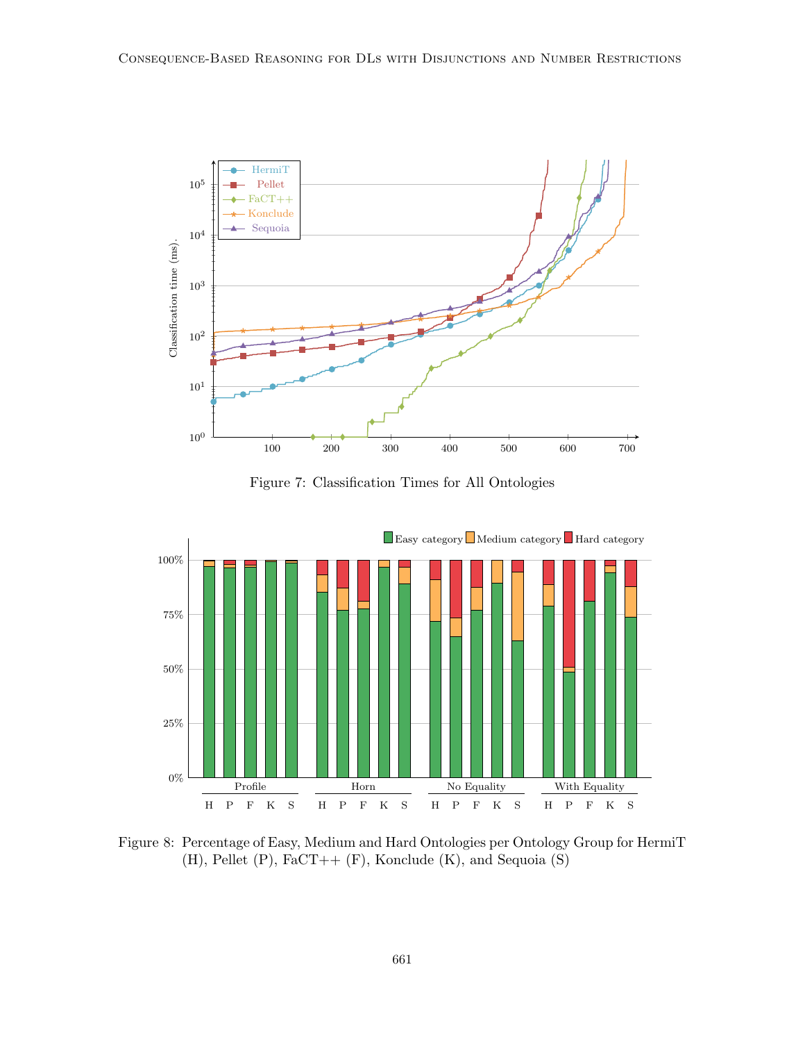Figure 7: Classification Times for All Ontologies

Figure 8: Percentage of Easy, Medium and Hard Ontologies per Ontology Group for HermiT (H), Pellet (P), FaCT++ (F), Konclude (K), and Sequoia (S)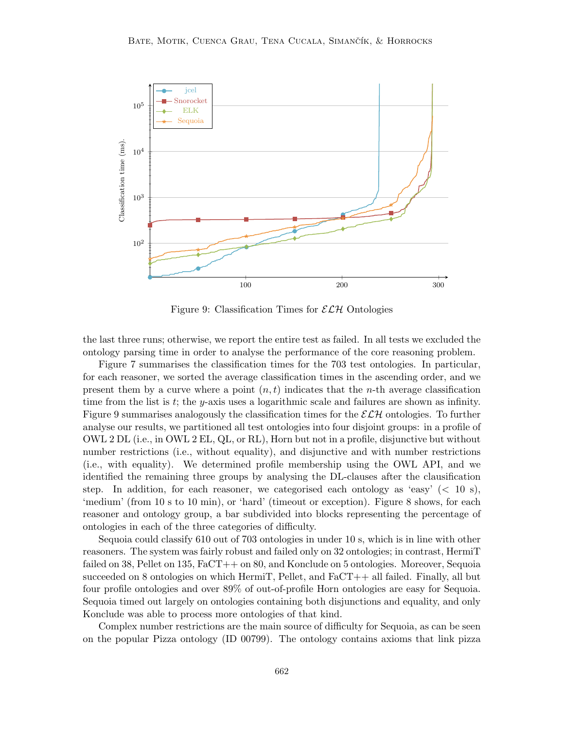Figure 9: Classification Times for $\mathcal{ELH}$ Ontologies

the last three runs; otherwise, we report the entire test as failed. In all tests we excluded the ontology parsing time in order to analyse the performance of the core reasoning problem.

Figure 7 summarises the classification times for the 703 test ontologies. In particular, for each reasoner, we sorted the average classification times in the ascending order, and we present them by a curve where a point $(n, t)$ indicates that the $n$-th average classification time from the list is $t$; the $y$-axis uses a logarithmic scale and failures are shown as infinity. Figure 9 summarises analogously the classification times for the $\mathcal{ELH}$ ontologies. To further analyse our results, we partitioned all test ontologies into four disjoint groups: in a profile of OWL 2 DL (i.e., in OWL 2 EL, QL, or RL), Horn but not in a profile, disjunctive but without number restrictions (i.e., without equality), and disjunctive and with number restrictions (i.e., with equality). We determined profile membership using the OWL API, and we identified the remaining three groups by analysing the DL-clauses after the clausification step. In addition, for each reasoner, we categorised each ontology as 'easy' (< 10 s), 'medium' (from 10 s to 10 min), or 'hard' (timeout or exception). Figure 8 shows, for each reasoner and ontology group, a bar subdivided into blocks representing the percentage of ontologies in each of the three categories of difficulty.

Sequoia could classify 610 out of 703 ontologies in under 10 s, which is in line with other reasoners. The system was fairly robust and failed only on 32 ontologies; in contrast, HermiT failed on 38, Pellet on 135, FaCT++ on 80, and Konclude on 5 ontologies. Moreover, Sequoia succeeded on 8 ontologies on which HermiT, Pellet, and FaCT++ all failed. Finally, all but four profile ontologies and over 89% of out-of-profile Horn ontologies are easy for Sequoia. Sequoia timed out largely on ontologies containing both disjunctions and equality, and only Konclude was able to process more ontologies of that kind.

Complex number restrictions are the main source of difficulty for Sequoia, as can be seen on the popular Pizza ontology (ID 00799). The ontology contains axioms that link pizza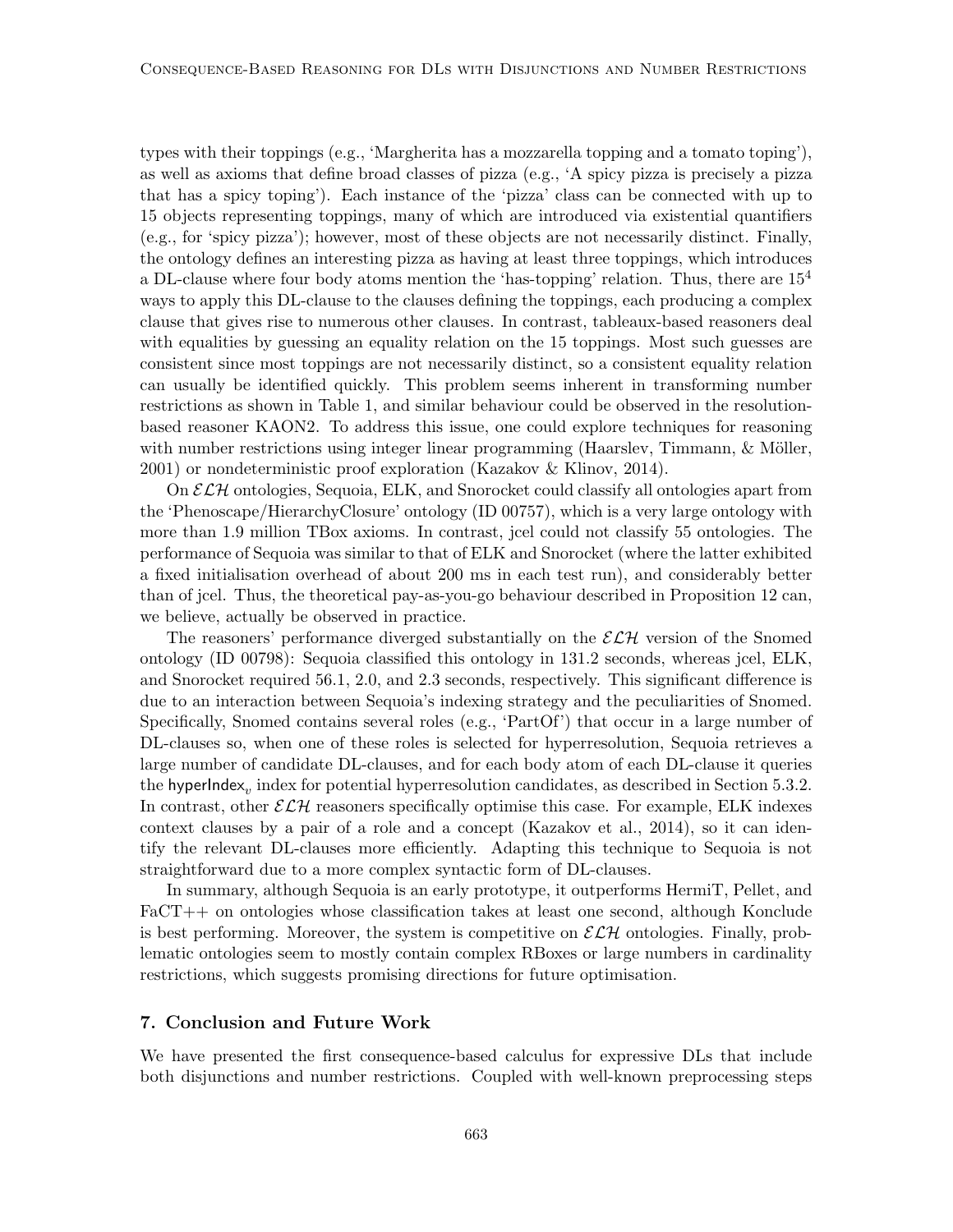types with their toppings (e.g., 'Margherita has a mozzarella topping and a tomato toping'), as well as axioms that define broad classes of pizza (e.g., 'A spicy pizza is precisely a pizza that has a spicy toping'). Each instance of the 'pizza' class can be connected with up to 15 objects representing toppings, many of which are introduced via existential quantifiers (e.g., for 'spicy pizza'); however, most of these objects are not necessarily distinct. Finally, the ontology defines an interesting pizza as having at least three toppings, which introduces a DL-clause where four body atoms mention the 'has-topping' relation. Thus, there are $15^4$ ways to apply this DL-clause to the clauses defining the toppings, each producing a complex clause that gives rise to numerous other clauses. In contrast, tableaux-based reasoners deal with equalities by guessing an equality relation on the 15 toppings. Most such guesses are consistent since most toppings are not necessarily distinct, so a consistent equality relation can usually be identified quickly. This problem seems inherent in transforming number restrictions as shown in Table 1, and similar behaviour could be observed in the resolution-based reasoner KAON2. To address this issue, one could explore techniques for reasoning with number restrictions using integer linear programming (Haarslev, Timmann, & Möller, 2001) or nondeterministic proof exploration (Kazakov & Klinov, 2014).

On $\mathcal{ELH}$ ontologies, Sequoia, ELK, and Snorocket could classify all ontologies apart from the 'Phenoscape/HierarchyClosure' ontology (ID 00757), which is a very large ontology with more than 1.9 million TBox axioms. In contrast, jcel could not classify 55 ontologies. The performance of Sequoia was similar to that of ELK and Snorocket (where the latter exhibited a fixed initialisation overhead of about 200 ms in each test run), and considerably better than of jcel. Thus, the theoretical pay-as-you-go behaviour described in Proposition 12 can, we believe, actually be observed in practice.

The reasoners' performance diverged substantially on the $\mathcal{ELH}$ version of the Snomed ontology (ID 00798): Sequoia classified this ontology in 131.2 seconds, whereas jcel, ELK, and Snorocket required 56.1, 2.0, and 2.3 seconds, respectively. This significant difference is due to an interaction between Sequoia's indexing strategy and the peculiarities of Snomed. Specifically, Snomed contains several roles (e.g., 'PartOf') that occur in a large number of DL-clauses so, when one of these roles is selected for hyperresolution, Sequoia retrieves a large number of candidate DL-clauses, and for each body atom of each DL-clause it queries the $\mathsf{hyperIndex}_v$ index for potential hyperresolution candidates, as described in Section 5.3.2. In contrast, other $\mathcal{ELH}$ reasoners specifically optimise this case. For example, ELK indexes context clauses by a pair of a role and a concept (Kazakov et al., 2014), so it can identify the relevant DL-clauses more efficiently. Adapting this technique to Sequoia is not straightforward due to a more complex syntactic form of DL-clauses.

In summary, although Sequoia is an early prototype, it outperforms HermiT, Pellet, and FaCT++ on ontologies whose classification takes at least one second, although Konclude is best performing. Moreover, the system is competitive on $\mathcal{ELH}$ ontologies. Finally, problematic ontologies seem to mostly contain complex RBoxes or large numbers in cardinality restrictions, which suggests promising directions for future optimisation.

## 7. Conclusion and Future Work

We have presented the first consequence-based calculus for expressive DLs that include both disjunctions and number restrictions. Coupled with well-known preprocessing steps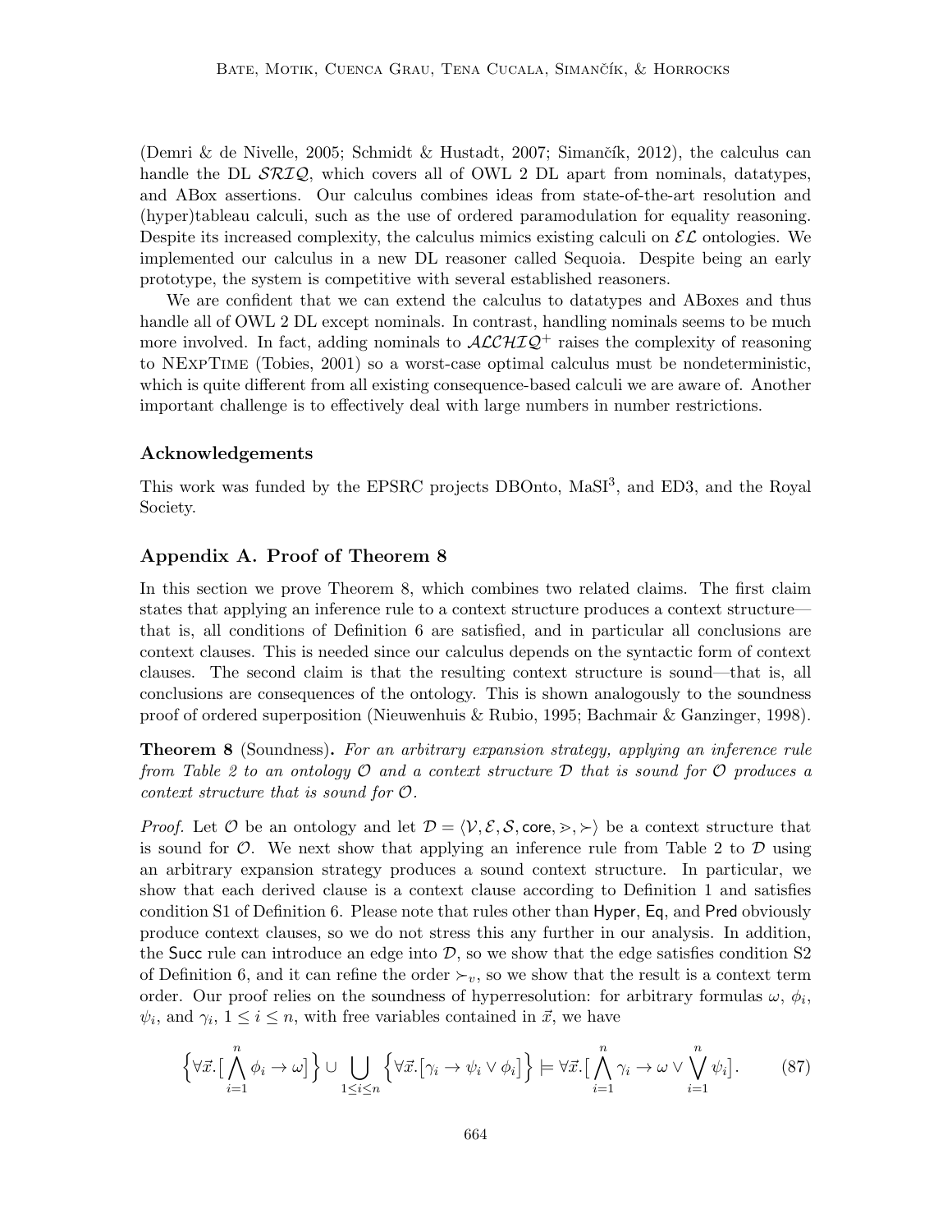(Demri & de Nivelle, 2005; Schmidt & Hustadt, 2007; Simančík, 2012), the calculus can handle the DL $\mathcal{SRIQ}$, which covers all of OWL 2 DL apart from nominals, datatypes, and ABox assertions. Our calculus combines ideas from state-of-the-art resolution and (hyper)tableau calculi, such as the use of ordered paramodulation for equality reasoning. Despite its increased complexity, the calculus mimics existing calculi on $\mathcal{EL}$ ontologies. We implemented our calculus in a new DL reasoner called Sequoia. Despite being an early prototype, the system is competitive with several established reasoners.

We are confident that we can extend the calculus to datatypes and ABoxes and thus handle all of OWL 2 DL except nominals. In contrast, handling nominals seems to be much more involved. In fact, adding nominals to $\mathcal{ALCHIQ}^+$ raises the complexity of reasoning to NExpTime (Tobies, 2001) so a worst-case optimal calculus must be nondeterministic, which is quite different from all existing consequence-based calculi we are aware of. Another important challenge is to effectively deal with large numbers in number restrictions.

### Acknowledgements

This work was funded by the EPSRC projects DBOnto, MaSI[3], and ED3, and the Royal Society.

## Appendix A. Proof of Theorem 8

In this section we prove Theorem 8, which combines two related claims. The first claim states that applying an inference rule to a context structure produces a context structure—that is, all conditions of Definition 6 are satisfied, and in particular all conclusions are context clauses. This is needed since our calculus depends on the syntactic form of context clauses. The second claim is that the resulting context structure is sound—that is, all conclusions are consequences of the ontology. This is shown analogously to the soundness proof of ordered superposition (Nieuwenhuis & Rubio, 1995; Bachmair & Ganzinger, 1998).

**Theorem 8** (Soundness)**.** *For an arbitrary expansion strategy, applying an inference rule from Table 2 to an ontology $\mathcal{O}$ and a context structure $\mathcal{D}$ that is sound for $\mathcal{O}$ produces a context structure that is sound for $\mathcal{O}$.*

*Proof.* Let $\mathcal{O}$ be an ontology and let $\mathcal{D} = \langle \mathcal{V}, \mathcal{E}, \mathcal{S}, \mathsf{core}, \gtrdot, \succ \rangle$ be a context structure that is sound for $\mathcal{O}$. We next show that applying an inference rule from Table 2 to $\mathcal{D}$ using an arbitrary expansion strategy produces a sound context structure. In particular, we show that each derived clause is a context clause according to Definition 1 and satisfies condition S1 of Definition 6. Please note that rules other than Hyper, Eq, and Pred obviously produce context clauses, so we do not stress this any further in our analysis. In addition, the Succ rule can introduce an edge into $\mathcal{D}$, so we show that the edge satisfies condition S2 of Definition 6, and it can refine the order $\succ_v$, so we show that the result is a context term order. Our proof relies on the soundness of hyperresolution: for arbitrary formulas $\omega$, $\phi_i$, $\psi_i$, and $\gamma_i$, $1 \leq i \leq n$, with free variables contained in $\vec{x}$, we have

$$\Big\{\forall \vec{x}.\big[\bigwedge_{i=1}^{n} \phi_i \rightarrow \omega\big]\Big\} \cup \bigcup_{1 \leq i \leq n} \Big\{\forall \vec{x}.\big[\gamma_i \rightarrow \psi_i \vee \phi_i\big]\Big\} \models \forall \vec{x}.\big[\bigwedge_{i=1}^{n} \gamma_i \rightarrow \omega \vee \bigvee_{i=1}^{n} \psi_i\big]. \tag{87}$$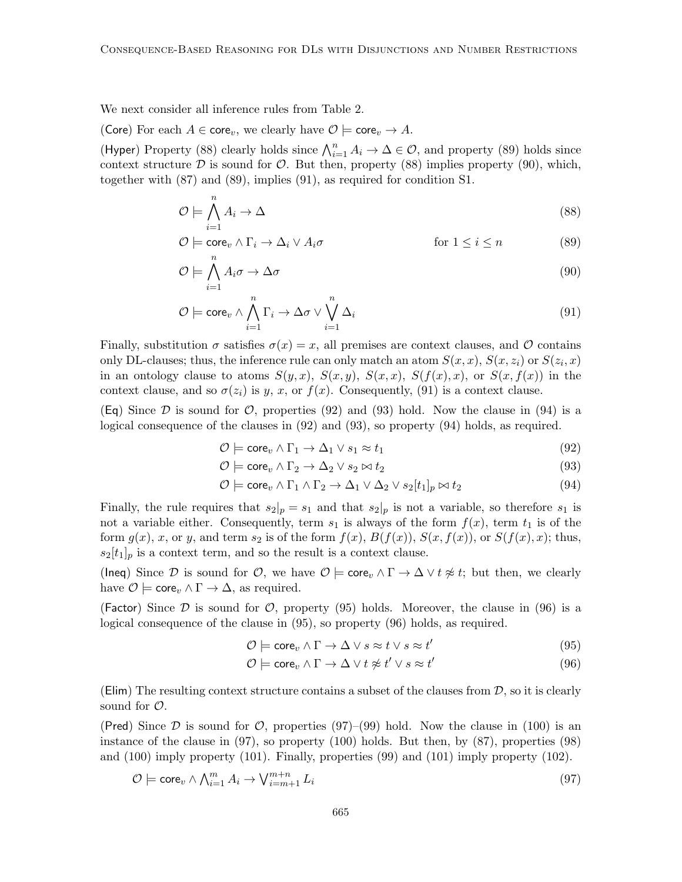We next consider all inference rules from Table 2.

(Core) For each $A \in \mathsf{core}_v$, we clearly have $\mathcal{O} \models \mathsf{core}_v \to A$.

(Hyper) Property (88) clearly holds since $\bigwedge_{i=1}^n A_i \to \Delta \in \mathcal{O}$, and property (89) holds since context structure $\mathcal{D}$ is sound for $\mathcal{O}$. But then, property (88) implies property (90), which, together with (87) and (89), implies (91), as required for condition S1.

$$\mathcal{O} \models \bigwedge_{i=1}^n A_i \to \Delta \tag{88}$$

$$\mathcal{O} \models \mathsf{core}_v \wedge \Gamma_i \to \Delta_i \vee A_i\sigma \qquad \text{for } 1 \leq i \leq n \tag{89}$$

$$\mathcal{O} \models \bigwedge_{i=1}^n A_i\sigma \to \Delta\sigma \tag{90}$$

$$\mathcal{O} \models \mathsf{core}_v \wedge \bigwedge_{i=1}^n \Gamma_i \to \Delta\sigma \vee \bigvee_{i=1}^n \Delta_i \tag{91}$$

Finally, substitution $\sigma$ satisfies $\sigma(x) = x$, all premises are context clauses, and $\mathcal{O}$ contains only DL-clauses; thus, the inference rule can only match an atom $S(x,x)$, $S(x,z_i)$ or $S(z_i,x)$ in an ontology clause to atoms $S(y,x)$, $S(x,y)$, $S(x,x)$, $S(f(x),x)$, or $S(x,f(x))$ in the context clause, and so $\sigma(z_i)$ is $y$, $x$, or $f(x)$. Consequently, (91) is a context clause.

(Eq) Since $\mathcal{D}$ is sound for $\mathcal{O}$, properties (92) and (93) hold. Now the clause in (94) is a logical consequence of the clauses in (92) and (93), so property (94) holds, as required.

$$\mathcal{O} \models \mathsf{core}_v \wedge \Gamma_1 \to \Delta_1 \vee s_1 \approx t_1 \tag{92}$$

$$\mathcal{O} \models \mathsf{core}_v \wedge \Gamma_2 \to \Delta_2 \vee s_2 \bowtie t_2 \tag{93}$$

$$\mathcal{O} \models \mathsf{core}_v \wedge \Gamma_1 \wedge \Gamma_2 \to \Delta_1 \vee \Delta_2 \vee s_2[t_1]_p \bowtie t_2 \tag{94}$$

Finally, the rule requires that $s_2|_p = s_1$ and that $s_2|_p$ is not a variable, so therefore $s_1$ is not a variable either. Consequently, term $s_1$ is always of the form $f(x)$, term $t_1$ is of the form $g(x)$, $x$, or $y$, and term $s_2$ is of the form $f(x)$, $B(f(x))$, $S(x,f(x))$, or $S(f(x),x)$; thus, $s_2[t_1]_p$ is a context term, and so the result is a context clause.

(Ineq) Since $\mathcal{D}$ is sound for $\mathcal{O}$, we have $\mathcal{O} \models \mathsf{core}_v \wedge \Gamma \to \Delta \vee t \not\approx t$; but then, we clearly have $\mathcal{O} \models \mathsf{core}_v \wedge \Gamma \to \Delta$, as required.

(Factor) Since $\mathcal{D}$ is sound for $\mathcal{O}$, property (95) holds. Moreover, the clause in (96) is a logical consequence of the clause in (95), so property (96) holds, as required.

$$\mathcal{O} \models \mathsf{core}_v \wedge \Gamma \to \Delta \vee s \approx t \vee s \approx t' \tag{95}$$

$$\mathcal{O} \models \mathsf{core}_v \wedge \Gamma \to \Delta \vee t \not\approx t' \vee s \approx t' \tag{96}$$

(Elim) The resulting context structure contains a subset of the clauses from $\mathcal{D}$, so it is clearly sound for $\mathcal{O}$.

(Pred) Since $\mathcal{D}$ is sound for $\mathcal{O}$, properties (97)–(99) hold. Now the clause in (100) is an instance of the clause in (97), so property (100) holds. But then, by (87), properties (98) and (100) imply property (101). Finally, properties (99) and (101) imply property (102).

$$\mathcal{O} \models \mathsf{core}_v \wedge \textstyle\bigwedge_{i=1}^m A_i \to \bigvee_{i=m+1}^{m+n} L_i \tag{97}$$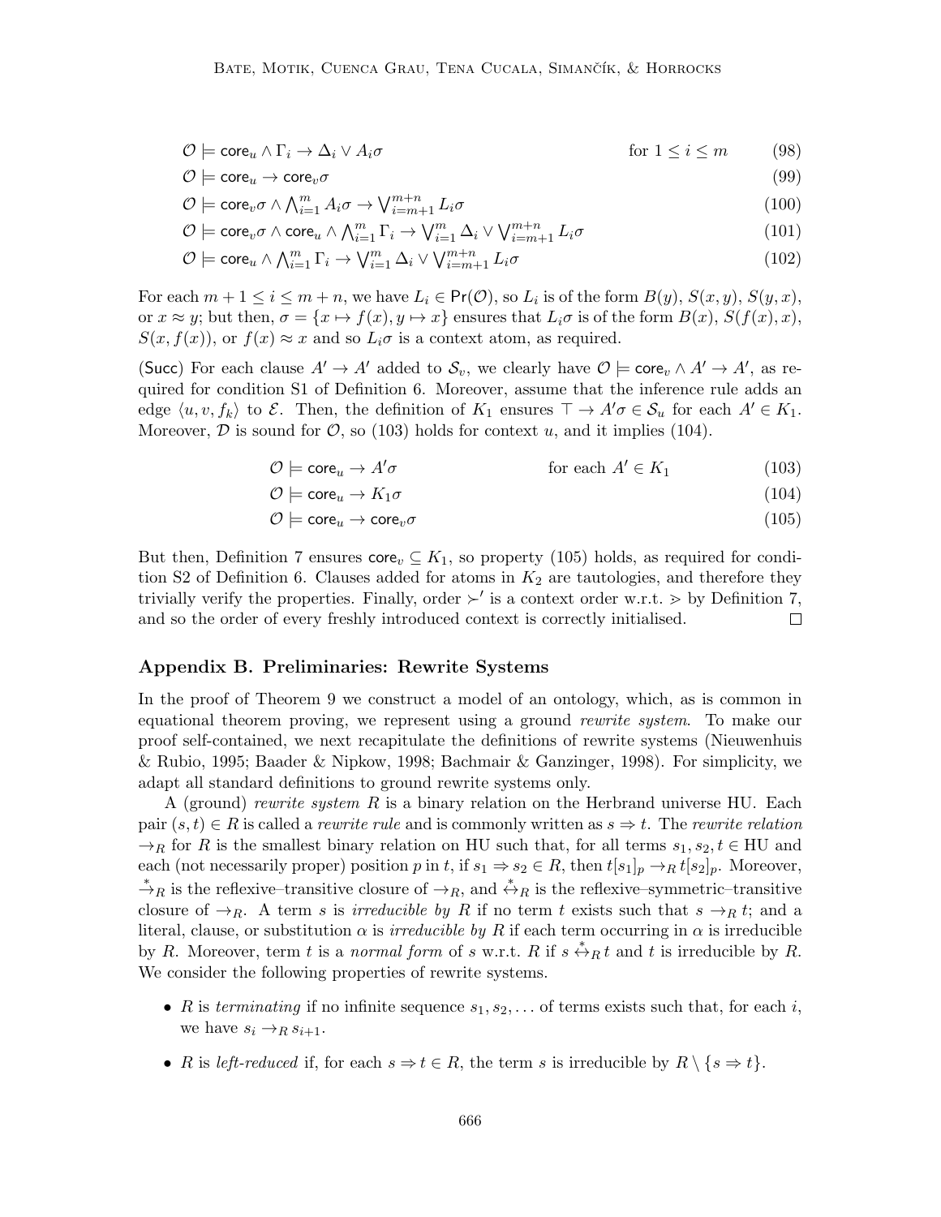$$\mathcal{O} \models \mathsf{core}_u \wedge \Gamma_i \rightarrow \Delta_i \vee A_i\sigma \qquad \text{for } 1 \leq i \leq m \tag{98}$$

$$\mathcal{O} \models \mathsf{core}_u \rightarrow \mathsf{core}_v\sigma \tag{99}$$

$$\mathcal{O} \models \mathsf{core}_v\sigma \wedge \bigwedge_{i=1}^{m} A_i\sigma \rightarrow \bigvee_{i=m+1}^{m+n} L_i\sigma \tag{100}$$

$$\mathcal{O} \models \mathsf{core}_v\sigma \wedge \mathsf{core}_u \wedge \bigwedge_{i=1}^{m} \Gamma_i \rightarrow \bigvee_{i=1}^{m} \Delta_i \vee \bigvee_{i=m+1}^{m+n} L_i\sigma \tag{101}$$

$$\mathcal{O} \models \mathsf{core}_u \wedge \bigwedge_{i=1}^{m} \Gamma_i \rightarrow \bigvee_{i=1}^{m} \Delta_i \vee \bigvee_{i=m+1}^{m+n} L_i\sigma \tag{102}$$

For each $m+1 \leq i \leq m+n$, we have $L_i \in \mathsf{Pr}(\mathcal{O})$, so $L_i$ is of the form $B(y)$, $S(x,y)$, $S(y,x)$, or $x \approx y$; but then, $\sigma = \{x \mapsto f(x), y \mapsto x\}$ ensures that $L_i\sigma$ is of the form $B(x)$, $S(f(x),x)$, $S(x,f(x))$, or $f(x) \approx x$ and so $L_i\sigma$ is a context atom, as required.

(Succ) For each clause $A' \rightarrow A'$ added to $\mathcal{S}_v$, we clearly have $\mathcal{O} \models \mathsf{core}_v \wedge A' \rightarrow A'$, as required for condition S1 of Definition 6. Moreover, assume that the inference rule adds an edge $\langle u, v, f_k \rangle$ to $\mathcal{E}$. Then, the definition of $K_1$ ensures $\top \rightarrow A'\sigma \in \mathcal{S}_u$ for each $A' \in K_1$. Moreover, $\mathcal{D}$ is sound for $\mathcal{O}$, so (103) holds for context $u$, and it implies (104).

$$\mathcal{O} \models \mathsf{core}_u \rightarrow A'\sigma \qquad \text{for each } A' \in K_1 \tag{103}$$

$$\mathcal{O} \models \mathsf{core}_u \rightarrow K_1\sigma \tag{104}$$

$$\mathcal{O} \models \mathsf{core}_u \rightarrow \mathsf{core}_v\sigma \tag{105}$$

But then, Definition 7 ensures $\mathsf{core}_v \subseteq K_1$, so property (105) holds, as required for condition S2 of Definition 6. Clauses added for atoms in $K_2$ are tautologies, and therefore they trivially verify the properties. Finally, order $\succ'$ is a context order w.r.t. $\gtrdot$ by Definition 7, and so the order of every freshly introduced context is correctly initialised. $\square$

## Appendix B. Preliminaries: Rewrite Systems

In the proof of Theorem 9 we construct a model of an ontology, which, as is common in equational theorem proving, we represent using a ground *rewrite system*. To make our proof self-contained, we next recapitulate the definitions of rewrite systems (Nieuwenhuis & Rubio, 1995; Baader & Nipkow, 1998; Bachmair & Ganzinger, 1998). For simplicity, we adapt all standard definitions to ground rewrite systems only.

A (ground) *rewrite system* $R$ is a binary relation on the Herbrand universe HU. Each pair $(s,t) \in R$ is called a *rewrite rule* and is commonly written as $s \Rightarrow t$. The *rewrite relation* $\rightarrow_R$ for $R$ is the smallest binary relation on HU such that, for all terms $s_1, s_2, t \in \text{HU}$ and each (not necessarily proper) position $p$ in $t$, if $s_1 \Rightarrow s_2 \in R$, then $t[s_1]_p \rightarrow_R t[s_2]_p$. Moreover, $\xrightarrow{*}_R$ is the reflexive–transitive closure of $\rightarrow_R$, and $\xleftrightarrow{*}_R$ is the reflexive–symmetric–transitive closure of $\rightarrow_R$. A term $s$ is *irreducible by* $R$ if no term $t$ exists such that $s \rightarrow_R t$; and a literal, clause, or substitution $\alpha$ is *irreducible by* $R$ if each term occurring in $\alpha$ is irreducible by $R$. Moreover, term $t$ is a *normal form* of $s$ w.r.t. $R$ if $s \xleftrightarrow{*}_R t$ and $t$ is irreducible by $R$. We consider the following properties of rewrite systems.

- $R$ is *terminating* if no infinite sequence $s_1, s_2, \ldots$ of terms exists such that, for each $i$, we have $s_i \rightarrow_R s_{i+1}$.
- $R$ is *left-reduced* if, for each $s \Rightarrow t \in R$, the term $s$ is irreducible by $R \setminus \{s \Rightarrow t\}$.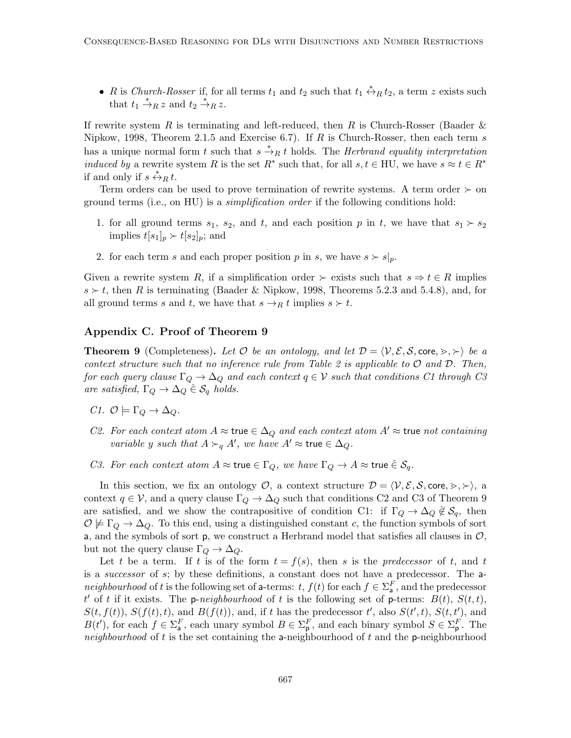- $R$ is *Church-Rosser* if, for all terms $t_1$ and $t_2$ such that $t_1 \overset{*}{\leftrightarrow}_R t_2$, a term $z$ exists such that $t_1 \overset{*}{\rightarrow}_R z$ and $t_2 \overset{*}{\rightarrow}_R z$.

If rewrite system $R$ is terminating and left-reduced, then $R$ is Church-Rosser (Baader & Nipkow, 1998, Theorem 2.1.5 and Exercise 6.7). If $R$ is Church-Rosser, then each term $s$ has a unique normal form $t$ such that $s \overset{*}{\rightarrow}_R t$ holds. The *Herbrand equality interpretation induced by* a rewrite system $R$ is the set $R^*$ such that, for all $s, t \in \text{HU}$, we have $s \approx t \in R^*$ if and only if $s \overset{*}{\leftrightarrow}_R t$.

Term orders can be used to prove termination of rewrite systems. A term order $\succ$ on ground terms (i.e., on HU) is a *simplification order* if the following conditions hold:

1. for all ground terms $s_1$, $s_2$, and $t$, and each position $p$ in $t$, we have that $s_1 \succ s_2$ implies $t[s_1]_p \succ t[s_2]_p$; and
2. for each term $s$ and each proper position $p$ in $s$, we have $s \succ s|_p$.

Given a rewrite system $R$, if a simplification order $\succ$ exists such that $s \Rightarrow t \in R$ implies $s \succ t$, then $R$ is terminating (Baader & Nipkow, 1998, Theorems 5.2.3 and 5.4.8), and, for all ground terms $s$ and $t$, we have that $s \rightarrow_R t$ implies $s \succ t$.

## Appendix C. Proof of Theorem 9

**Theorem 9** (Completeness)**.** *Let $\mathcal{O}$ be an ontology, and let $\mathcal{D} = \langle \mathcal{V}, \mathcal{E}, \mathcal{S}, \mathsf{core}, \gtrdot, \succ \rangle$ be a context structure such that no inference rule from Table 2 is applicable to $\mathcal{O}$ and $\mathcal{D}$. Then, for each query clause $\Gamma_Q \rightarrow \Delta_Q$ and each context $q \in \mathcal{V}$ such that conditions C1 through C3 are satisfied, $\Gamma_Q \rightarrow \Delta_Q \mathrel{\hat{\in}} \mathcal{S}_q$ holds.*

*C1.* $\mathcal{O} \models \Gamma_Q \rightarrow \Delta_Q$.

*C2. For each context atom $A \approx \mathsf{true} \in \Delta_Q$ and each context atom $A' \approx \mathsf{true}$ not containing variable $y$ such that $A \succ_q A'$, we have $A' \approx \mathsf{true} \in \Delta_Q$.*

*C3. For each context atom $A \approx \mathsf{true} \in \Gamma_Q$, we have $\Gamma_Q \rightarrow A \approx \mathsf{true} \mathrel{\hat{\in}} \mathcal{S}_q$.*

In this section, we fix an ontology $\mathcal{O}$, a context structure $\mathcal{D} = \langle \mathcal{V}, \mathcal{E}, \mathcal{S}, \mathsf{core}, \gtrdot, \succ \rangle$, a context $q \in \mathcal{V}$, and a query clause $\Gamma_Q \rightarrow \Delta_Q$ such that conditions C2 and C3 of Theorem 9 are satisfied, and we show the contrapositive of condition C1: if $\Gamma_Q \rightarrow \Delta_Q \mathrel{\hat{\notin}} \mathcal{S}_q$, then $\mathcal{O} \not\models \Gamma_Q \rightarrow \Delta_Q$. To this end, using a distinguished constant $c$, the function symbols of sort $\mathsf{a}$, and the symbols of sort $\mathsf{p}$, we construct a Herbrand model that satisfies all clauses in $\mathcal{O}$, but not the query clause $\Gamma_Q \rightarrow \Delta_Q$.

Let $t$ be a term. If $t$ is of the form $t = f(s)$, then $s$ is the *predecessor* of $t$, and $t$ is a *successor* of $s$; by these definitions, a constant does not have a predecessor. The $\mathsf{a}$-*neighbourhood* of $t$ is the following set of $\mathsf{a}$-terms: $t$, $f(t)$ for each $f \in \Sigma_{\mathsf{a}}^F$, and the predecessor $t'$ of $t$ if it exists. The $\mathsf{p}$-*neighbourhood* of $t$ is the following set of $\mathsf{p}$-terms: $B(t)$, $S(t,t)$, $S(t, f(t))$, $S(f(t), t)$, and $B(f(t))$, and, if $t$ has the predecessor $t'$, also $S(t', t)$, $S(t, t')$, and $B(t')$, for each $f \in \Sigma_{\mathsf{a}}^F$, each unary symbol $B \in \Sigma_{\mathsf{p}}^F$, and each binary symbol $S \in \Sigma_{\mathsf{p}}^F$. The *neighbourhood* of $t$ is the set containing the $\mathsf{a}$-neighbourhood of $t$ and the $\mathsf{p}$-neighbourhood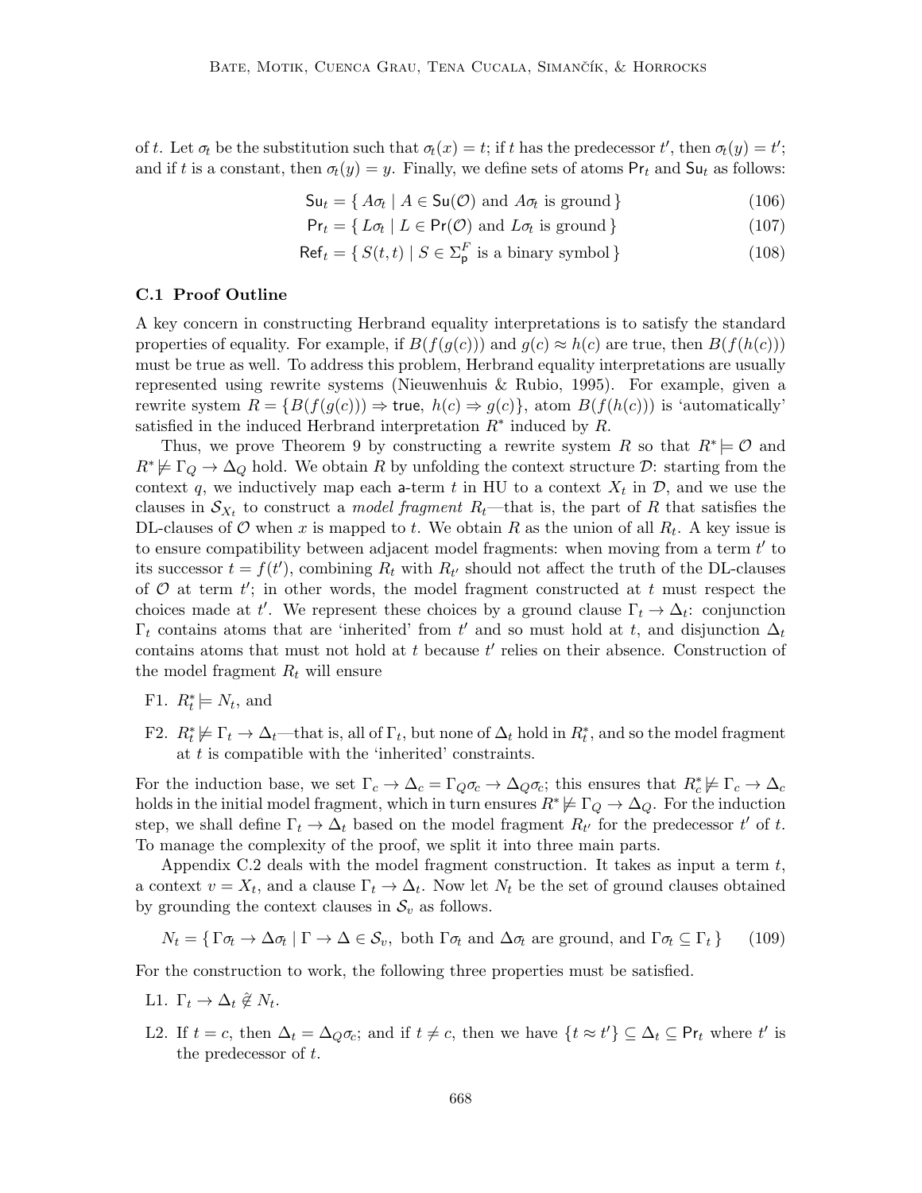of $t$. Let $\sigma_t$ be the substitution such that $\sigma_t(x) = t$; if $t$ has the predecessor $t'$, then $\sigma_t(y) = t'$; and if $t$ is a constant, then $\sigma_t(y) = y$. Finally, we define sets of atoms $\mathsf{Pr}_t$ and $\mathsf{Su}_t$ as follows:

$$\mathsf{Su}_t = \{ A\sigma_t \mid A \in \mathsf{Su}(\mathcal{O}) \text{ and } A\sigma_t \text{ is ground} \} \tag{106}$$

$$\mathsf{Pr}_t = \{ L\sigma_t \mid L \in \mathsf{Pr}(\mathcal{O}) \text{ and } L\sigma_t \text{ is ground} \} \tag{107}$$

$$\mathsf{Ref}_t = \{ S(t,t) \mid S \in \Sigma^F_{\mathsf{p}} \text{ is a binary symbol} \} \tag{108}$$

### C.1 Proof Outline

A key concern in constructing Herbrand equality interpretations is to satisfy the standard properties of equality. For example, if $B(f(g(c)))$ and $g(c) \approx h(c)$ are true, then $B(f(h(c)))$ must be true as well. To address this problem, Herbrand equality interpretations are usually represented using rewrite systems (Nieuwenhuis & Rubio, 1995). For example, given a rewrite system $R = \{B(f(g(c))) \Rightarrow \mathsf{true},\ h(c) \Rightarrow g(c)\}$, atom $B(f(h(c)))$ is 'automatically' satisfied in the induced Herbrand interpretation $R^*$ induced by $R$.

Thus, we prove Theorem 9 by constructing a rewrite system $R$ so that $R^* \models \mathcal{O}$ and $R^* \not\models \Gamma_Q \to \Delta_Q$ hold. We obtain $R$ by unfolding the context structure $\mathcal{D}$: starting from the context $q$, we inductively map each a-term $t$ in HU to a context $X_t$ in $\mathcal{D}$, and we use the clauses in $\mathcal{S}_{X_t}$ to construct a *model fragment* $R_t$—that is, the part of $R$ that satisfies the DL-clauses of $\mathcal{O}$ when $x$ is mapped to $t$. We obtain $R$ as the union of all $R_t$. A key issue is to ensure compatibility between adjacent model fragments: when moving from a term $t'$ to its successor $t = f(t')$, combining $R_t$ with $R_{t'}$ should not affect the truth of the DL-clauses of $\mathcal{O}$ at term $t'$; in other words, the model fragment constructed at $t$ must respect the choices made at $t'$. We represent these choices by a ground clause $\Gamma_t \to \Delta_t$: conjunction $\Gamma_t$ contains atoms that are 'inherited' from $t'$ and so must hold at $t$, and disjunction $\Delta_t$ contains atoms that must not hold at $t$ because $t'$ relies on their absence. Construction of the model fragment $R_t$ will ensure

F1. $R^*_t \models N_t$, and

F2. $R^*_t \not\models \Gamma_t \to \Delta_t$—that is, all of $\Gamma_t$, but none of $\Delta_t$ hold in $R^*_t$, and so the model fragment at $t$ is compatible with the 'inherited' constraints.

For the induction base, we set $\Gamma_c \to \Delta_c = \Gamma_Q\sigma_c \to \Delta_Q\sigma_c$; this ensures that $R^*_c \not\models \Gamma_c \to \Delta_c$ holds in the initial model fragment, which in turn ensures $R^* \not\models \Gamma_Q \to \Delta_Q$. For the induction step, we shall define $\Gamma_t \to \Delta_t$ based on the model fragment $R_{t'}$ for the predecessor $t'$ of $t$. To manage the complexity of the proof, we split it into three main parts.

Appendix C.2 deals with the model fragment construction. It takes as input a term $t$, a context $v = X_t$, and a clause $\Gamma_t \to \Delta_t$. Now let $N_t$ be the set of ground clauses obtained by grounding the context clauses in $\mathcal{S}_v$ as follows.

$$N_t = \{ \Gamma\sigma_t \to \Delta\sigma_t \mid \Gamma \to \Delta \in \mathcal{S}_v, \text{ both } \Gamma\sigma_t \text{ and } \Delta\sigma_t \text{ are ground, and } \Gamma\sigma_t \subseteq \Gamma_t \} \tag{109}$$

For the construction to work, the following three properties must be satisfied.

L1. $\Gamma_t \to \Delta_t \mathrel{\hat{\not\in}} N_t$.

L2. If $t = c$, then $\Delta_t = \Delta_Q\sigma_c$; and if $t \neq c$, then we have $\{t \approx t'\} \subseteq \Delta_t \subseteq \mathsf{Pr}_t$ where $t'$ is the predecessor of $t$.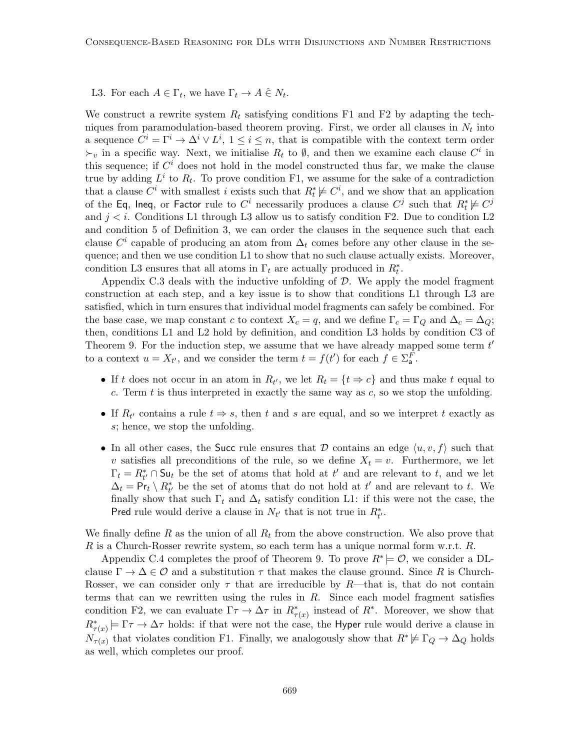L3. For each $A \in \Gamma_t$, we have $\Gamma_t \rightarrow A \mathrel{\hat{\in}} N_t$.

We construct a rewrite system $R_t$ satisfying conditions F1 and F2 by adapting the techniques from paramodulation-based theorem proving. First, we order all clauses in $N_t$ into a sequence $C^i = \Gamma^i \rightarrow \Delta^i \vee L^i$, $1 \leq i \leq n$, that is compatible with the context term order $\succ_v$ in a specific way. Next, we initialise $R_t$ to $\emptyset$, and then we examine each clause $C^i$ in this sequence; if $C^i$ does not hold in the model constructed thus far, we make the clause true by adding $L^i$ to $R_t$. To prove condition F1, we assume for the sake of a contradiction that a clause $C^i$ with smallest $i$ exists such that $R_t^* \not\models C^i$, and we show that an application of the $\mathsf{Eq}$, $\mathsf{Ineq}$, or $\mathsf{Factor}$ rule to $C^i$ necessarily produces a clause $C^j$ such that $R_t^* \not\models C^j$ and $j < i$. Conditions L1 through L3 allow us to satisfy condition F2. Due to condition L2 and condition 5 of Definition 3, we can order the clauses in the sequence such that each clause $C^i$ capable of producing an atom from $\Delta_t$ comes before any other clause in the sequence; and then we use condition L1 to show that no such clause actually exists. Moreover, condition L3 ensures that all atoms in $\Gamma_t$ are actually produced in $R_t^*$.

Appendix C.3 deals with the inductive unfolding of $\mathcal{D}$. We apply the model fragment construction at each step, and a key issue is to show that conditions L1 through L3 are satisfied, which in turn ensures that individual model fragments can safely be combined. For the base case, we map constant $c$ to context $X_c = q$, and we define $\Gamma_c = \Gamma_Q$ and $\Delta_c = \Delta_Q$; then, conditions L1 and L2 hold by definition, and condition L3 holds by condition C3 of Theorem 9. For the induction step, we assume that we have already mapped some term $t'$ to a context $u = X_{t'}$, and we consider the term $t = f(t')$ for each $f \in \Sigma_{\mathsf{a}}^F$.

- If $t$ does not occur in an atom in $R_{t'}$, we let $R_t = \{t \Rightarrow c\}$ and thus make $t$ equal to $c$. Term $t$ is thus interpreted in exactly the same way as $c$, so we stop the unfolding.
- If $R_{t'}$ contains a rule $t \Rightarrow s$, then $t$ and $s$ are equal, and so we interpret $t$ exactly as $s$; hence, we stop the unfolding.
- In all other cases, the $\mathsf{Succ}$ rule ensures that $\mathcal{D}$ contains an edge $\langle u, v, f \rangle$ such that $v$ satisfies all preconditions of the rule, so we define $X_t = v$. Furthermore, we let $\Gamma_t = R_{t'}^* \cap \mathsf{Su}_t$ be the set of atoms that hold at $t'$ and are relevant to $t$, and we let $\Delta_t = \mathsf{Pr}_t \setminus R_{t'}^*$ be the set of atoms that do not hold at $t'$ and are relevant to $t$. We finally show that such $\Gamma_t$ and $\Delta_t$ satisfy condition L1: if this were not the case, the $\mathsf{Pred}$ rule would derive a clause in $N_{t'}$ that is not true in $R_{t'}^*$.

We finally define $R$ as the union of all $R_t$ from the above construction. We also prove that $R$ is a Church-Rosser rewrite system, so each term has a unique normal form w.r.t. $R$.

Appendix C.4 completes the proof of Theorem 9. To prove $R^* \models \mathcal{O}$, we consider a DL-clause $\Gamma \rightarrow \Delta \in \mathcal{O}$ and a substitution $\tau$ that makes the clause ground. Since $R$ is Church-Rosser, we can consider only $\tau$ that are irreducible by $R$—that is, that do not contain terms that can we rewritten using the rules in $R$. Since each model fragment satisfies condition F2, we can evaluate $\Gamma\tau \rightarrow \Delta\tau$ in $R_{\tau(x)}^*$ instead of $R^*$. Moreover, we show that $R_{\tau(x)}^* \models \Gamma\tau \rightarrow \Delta\tau$ holds: if that were not the case, the $\mathsf{Hyper}$ rule would derive a clause in $N_{\tau(x)}$ that violates condition F1. Finally, we analogously show that $R^* \not\models \Gamma_Q \rightarrow \Delta_Q$ holds as well, which completes our proof.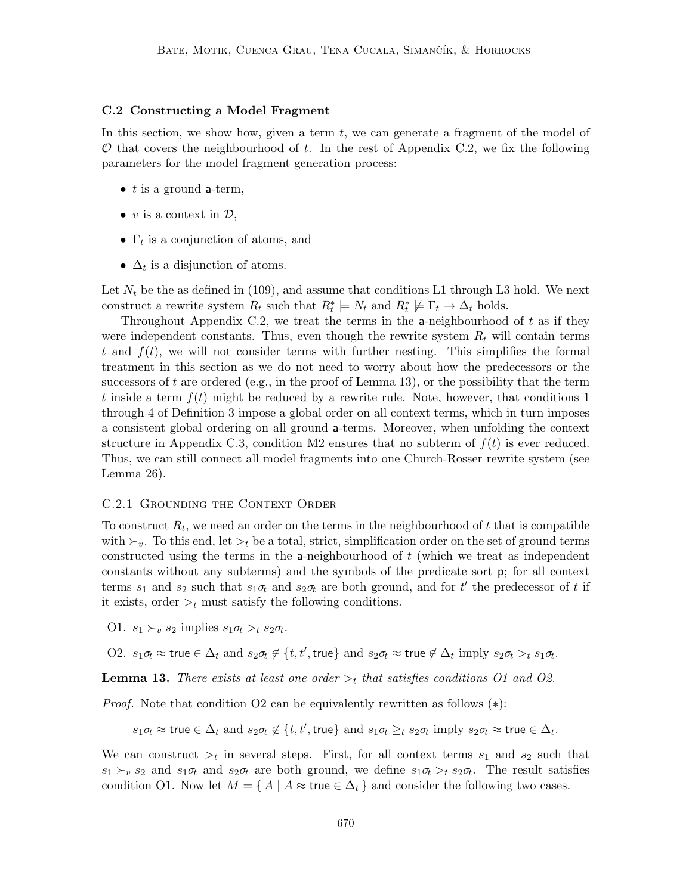### C.2 Constructing a Model Fragment

In this section, we show how, given a term $t$, we can generate a fragment of the model of $\mathcal{O}$ that covers the neighbourhood of $t$. In the rest of Appendix C.2, we fix the following parameters for the model fragment generation process:

- $t$ is a ground $\mathsf{a}$-term,
- $v$ is a context in $\mathcal{D}$,
- $\Gamma_t$ is a conjunction of atoms, and
- $\Delta_t$ is a disjunction of atoms.

Let $N_t$ be the as defined in (109), and assume that conditions L1 through L3 hold. We next construct a rewrite system $R_t$ such that $R_t^* \models N_t$ and $R_t^* \not\models \Gamma_t \rightarrow \Delta_t$ holds.

Throughout Appendix C.2, we treat the terms in the $\mathsf{a}$-neighbourhood of $t$ as if they were independent constants. Thus, even though the rewrite system $R_t$ will contain terms $t$ and $f(t)$, we will not consider terms with further nesting. This simplifies the formal treatment in this section as we do not need to worry about how the predecessors or the successors of $t$ are ordered (e.g., in the proof of Lemma 13), or the possibility that the term $t$ inside a term $f(t)$ might be reduced by a rewrite rule. Note, however, that conditions 1 through 4 of Definition 3 impose a global order on all context terms, which in turn imposes a consistent global ordering on all ground $\mathsf{a}$-terms. Moreover, when unfolding the context structure in Appendix C.3, condition M2 ensures that no subterm of $f(t)$ is ever reduced. Thus, we can still connect all model fragments into one Church-Rosser rewrite system (see Lemma 26).

#### C.2.1 Grounding the Context Order

To construct $R_t$, we need an order on the terms in the neighbourhood of $t$ that is compatible with $\succ_v$. To this end, let $>_t$ be a total, strict, simplification order on the set of ground terms constructed using the terms in the $\mathsf{a}$-neighbourhood of $t$ (which we treat as independent constants without any subterms) and the symbols of the predicate sort $\mathsf{p}$; for all context terms $s_1$ and $s_2$ such that $s_1\sigma_t$ and $s_2\sigma_t$ are both ground, and for $t'$ the predecessor of $t$ if it exists, order $>_t$ must satisfy the following conditions.

O1. $s_1 \succ_v s_2$ implies $s_1\sigma_t >_t s_2\sigma_t$.

O2. $s_1\sigma_t \approx \mathsf{true} \in \Delta_t$ and $s_2\sigma_t \notin \{t, t', \mathsf{true}\}$ and $s_2\sigma_t \approx \mathsf{true} \notin \Delta_t$ imply $s_2\sigma_t >_t s_1\sigma_t$.

**Lemma 13.** *There exists at least one order $>_t$ that satisfies conditions O1 and O2.*

*Proof.* Note that condition O2 can be equivalently rewritten as follows ($*$):

$$s_1\sigma_t \approx \mathsf{true} \in \Delta_t \text{ and } s_2\sigma_t \notin \{t, t', \mathsf{true}\} \text{ and } s_1\sigma_t \geq_t s_2\sigma_t \text{ imply } s_2\sigma_t \approx \mathsf{true} \in \Delta_t.$$

We can construct $>_t$ in several steps. First, for all context terms $s_1$ and $s_2$ such that $s_1 \succ_v s_2$ and $s_1\sigma_t$ and $s_2\sigma_t$ are both ground, we define $s_1\sigma_t >_t s_2\sigma_t$. The result satisfies condition O1. Now let $M = \{ A \mid A \approx \mathsf{true} \in \Delta_t \}$ and consider the following two cases.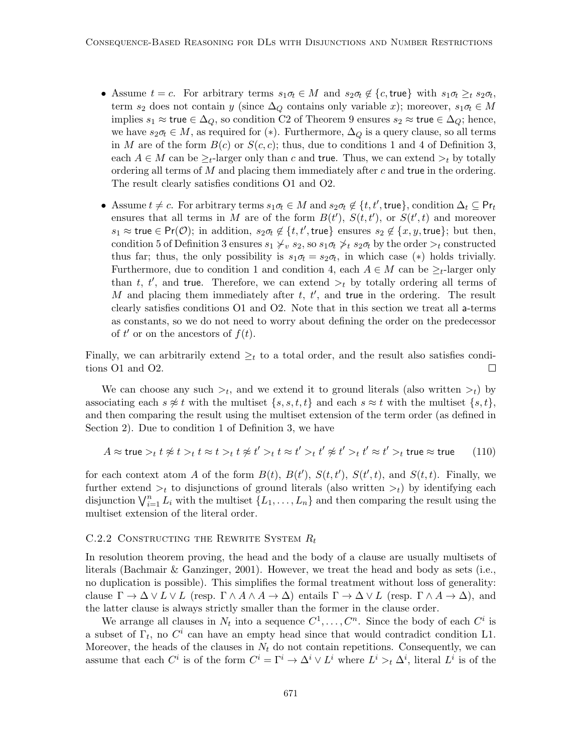- Assume $t = c$. For arbitrary terms $s_1\sigma_t \in M$ and $s_2\sigma_t \notin \{c, \mathsf{true}\}$ with $s_1\sigma_t \geq_t s_2\sigma_t$, term $s_2$ does not contain $y$ (since $\Delta_Q$ contains only variable $x$); moreover, $s_1\sigma_t \in M$ implies $s_1 \approx \mathsf{true} \in \Delta_Q$, so condition C2 of Theorem 9 ensures $s_2 \approx \mathsf{true} \in \Delta_Q$; hence, we have $s_2\sigma_t \in M$, as required for $(*)$. Furthermore, $\Delta_Q$ is a query clause, so all terms in $M$ are of the form $B(c)$ or $S(c, c)$; thus, due to conditions 1 and 4 of Definition 3, each $A \in M$ can be $\geq_t$-larger only than $c$ and $\mathsf{true}$. Thus, we can extend $>_t$ by totally ordering all terms of $M$ and placing them immediately after $c$ and $\mathsf{true}$ in the ordering. The result clearly satisfies conditions O1 and O2.

- Assume $t \neq c$. For arbitrary terms $s_1\sigma_t \in M$ and $s_2\sigma_t \notin \{t, t', \mathsf{true}\}$, condition $\Delta_t \subseteq \mathsf{Pr}_t$ ensures that all terms in $M$ are of the form $B(t')$, $S(t, t')$, or $S(t', t)$ and moreover $s_1 \approx \mathsf{true} \in \mathsf{Pr}(\mathcal{O})$; in addition, $s_2\sigma_t \notin \{t, t', \mathsf{true}\}$ ensures $s_2 \notin \{x, y, \mathsf{true}\}$; but then, condition 5 of Definition 3 ensures $s_1 \not\succ_v s_2$, so $s_1\sigma_t \not>_t s_2\sigma_t$ by the order $>_t$ constructed thus far; thus, the only possibility is $s_1\sigma_t = s_2\sigma_t$, in which case $(*)$ holds trivially. Furthermore, due to condition 1 and condition 4, each $A \in M$ can be $\geq_t$-larger only than $t$, $t'$, and $\mathsf{true}$. Therefore, we can extend $>_t$ by totally ordering all terms of $M$ and placing them immediately after $t$, $t'$, and $\mathsf{true}$ in the ordering. The result clearly satisfies conditions O1 and O2. Note that in this section we treat all $\mathsf{a}$-terms as constants, so we do not need to worry about defining the order on the predecessor of $t'$ or on the ancestors of $f(t)$.

Finally, we can arbitrarily extend $\geq_t$ to a total order, and the result also satisfies conditions O1 and O2. $\square$

We can choose any such $>_t$, and we extend it to ground literals (also written $>_t$) by associating each $s \not\approx t$ with the multiset $\{s, s, t, t\}$ and each $s \approx t$ with the multiset $\{s, t\}$, and then comparing the result using the multiset extension of the term order (as defined in Section 2). Due to condition 1 of Definition 3, we have

$$A \approx \mathsf{true} >_t t \not\approx t >_t t \approx t >_t t \not\approx t' >_t t \approx t' >_t t' \not\approx t' >_t t' \approx t' >_t \mathsf{true} \approx \mathsf{true} \tag{110}$$

for each context atom $A$ of the form $B(t)$, $B(t')$, $S(t, t')$, $S(t', t)$, and $S(t, t)$. Finally, we further extend $>_t$ to disjunctions of ground literals (also written $>_t$) by identifying each disjunction $\bigvee_{i=1}^{n} L_i$ with the multiset $\{L_1, \ldots, L_n\}$ and then comparing the result using the multiset extension of the literal order.

### C.2.2 Constructing the Rewrite System $R_t$

In resolution theorem proving, the head and the body of a clause are usually multisets of literals (Bachmair & Ganzinger, 2001). However, we treat the head and body as sets (i.e., no duplication is possible). This simplifies the formal treatment without loss of generality: clause $\Gamma \rightarrow \Delta \vee L \vee L$ (resp. $\Gamma \wedge A \wedge A \rightarrow \Delta$) entails $\Gamma \rightarrow \Delta \vee L$ (resp. $\Gamma \wedge A \rightarrow \Delta$), and the latter clause is always strictly smaller than the former in the clause order.

We arrange all clauses in $N_t$ into a sequence $C^1, \ldots, C^n$. Since the body of each $C^i$ is a subset of $\Gamma_t$, no $C^i$ can have an empty head since that would contradict condition L1. Moreover, the heads of the clauses in $N_t$ do not contain repetitions. Consequently, we can assume that each $C^i$ is of the form $C^i = \Gamma^i \rightarrow \Delta^i \vee L^i$ where $L^i >_t \Delta^i$, literal $L^i$ is of the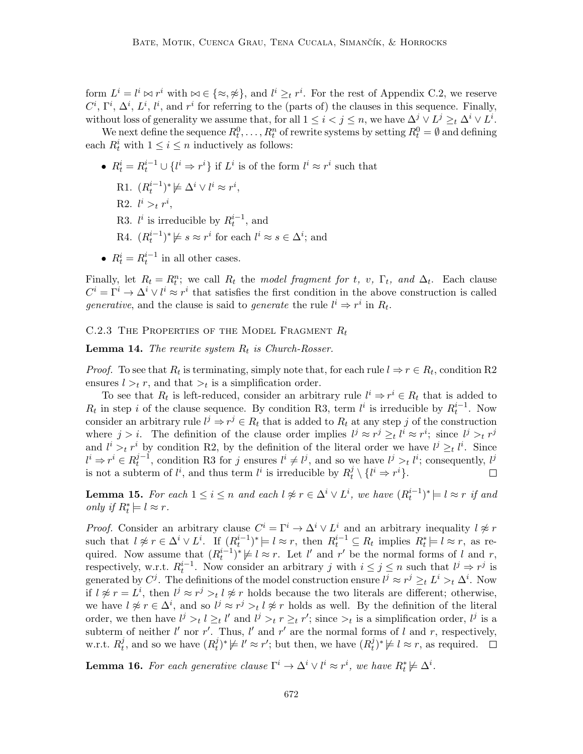form $L^i = l^i \bowtie r^i$ with $\bowtie \in \{\approx, \not\approx\}$, and $l^i \geq_t r^i$. For the rest of Appendix C.2, we reserve $C^i$, $\Gamma^i$, $\Delta^i$, $L^i$, $l^i$, and $r^i$ for referring to the (parts of) the clauses in this sequence. Finally, without loss of generality we assume that, for all $1 \leq i < j \leq n$, we have $\Delta^j \vee L^j \geq_t \Delta^i \vee L^i$.

We next define the sequence $R_t^0, \dots, R_t^n$ of rewrite systems by setting $R_t^0 = \emptyset$ and defining each $R_t^i$ with $1 \leq i \leq n$ inductively as follows:

- $R_t^i = R_t^{i-1} \cup \{l^i \Rightarrow r^i\}$ if $L^i$ is of the form $l^i \approx r^i$ such that
  - R1. $(R_t^{i-1})^* \not\models \Delta^i \vee l^i \approx r^i$,
  - R2. $l^i >_t r^i$,
  - R3. $l^i$ is irreducible by $R_t^{i-1}$, and
  - R4. $(R_t^{i-1})^* \not\models s \approx r^i$ for each $l^i \approx s \in \Delta^i$; and
- $R_t^i = R_t^{i-1}$ in all other cases.

Finally, let $R_t = R_t^n$; we call $R_t$ the *model fragment for $t$, $v$, $\Gamma_t$, and $\Delta_t$*. Each clause $C^i = \Gamma^i \to \Delta^i \vee l^i \approx r^i$ that satisfies the first condition in the above construction is called *generative*, and the clause is said to *generate* the rule $l^i \Rightarrow r^i$ in $R_t$.

### C.2.3 The Properties of the Model Fragment $R_t$

**Lemma 14.** *The rewrite system $R_t$ is Church-Rosser.*

*Proof.* To see that $R_t$ is terminating, simply note that, for each rule $l \Rightarrow r \in R_t$, condition R2 ensures $l >_t r$, and that $>_t$ is a simplification order.

To see that $R_t$ is left-reduced, consider an arbitrary rule $l^i \Rightarrow r^i \in R_t$ that is added to $R_t$ in step $i$ of the clause sequence. By condition R3, term $l^i$ is irreducible by $R_t^{i-1}$. Now consider an arbitrary rule $l^j \Rightarrow r^j \in R_t$ that is added to $R_t$ at any step $j$ of the construction where $j > i$. The definition of the clause order implies $l^j \approx r^j \geq_t l^i \approx r^i$; since $l^j >_t r^j$ and $l^i >_t r^i$ by condition R2, by the definition of the literal order we have $l^j \geq_t l^i$. Since $l^i \Rightarrow r^i \in R_t^{j-1}$, condition R3 for $j$ ensures $l^i \neq l^j$, and so we have $l^j >_t l^i$; consequently, $l^j$ is not a subterm of $l^i$, and thus term $l^i$ is irreducible by $R_t^j \setminus \{l^i \Rightarrow r^i\}$. $\square$

**Lemma 15.** *For each $1 \leq i \leq n$ and each $l \not\approx r \in \Delta^i \vee L^i$, we have $(R_t^{i-1})^* \models l \approx r$ if and only if $R_t^* \models l \approx r$.*

*Proof.* Consider an arbitrary clause $C^i = \Gamma^i \to \Delta^i \vee L^i$ and an arbitrary inequality $l \not\approx r$ such that $l \not\approx r \in \Delta^i \vee L^i$. If $(R_t^{i-1})^* \models l \approx r$, then $R_t^{i-1} \subseteq R_t$ implies $R_t^* \models l \approx r$, as required. Now assume that $(R_t^{i-1})^* \not\models l \approx r$. Let $l'$ and $r'$ be the normal forms of $l$ and $r$, respectively, w.r.t. $R_t^{i-1}$. Now consider an arbitrary $j$ with $i \leq j \leq n$ such that $l^j \Rightarrow r^j$ is generated by $C^j$. The definitions of the model construction ensure $l^j \approx r^j \geq_t L^i >_t \Delta^i$. Now if $l \not\approx r = L^i$, then $l^j \approx r^j >_t l \not\approx r$ holds because the two literals are different; otherwise, we have $l \not\approx r \in \Delta^i$, and so $l^j \approx r^j >_t l \not\approx r$ holds as well. By the definition of the literal order, we then have $l^j >_t l \geq_t l'$ and $l^j >_t r \geq_t r'$; since $>_t$ is a simplification order, $l^j$ is a subterm of neither $l'$ nor $r'$. Thus, $l'$ and $r'$ are the normal forms of $l$ and $r$, respectively, w.r.t. $R_t^j$, and so we have $(R_t^j)^* \not\models l' \approx r'$; but then, we have $(R_t^j)^* \not\models l \approx r$, as required. $\square$

**Lemma 16.** *For each generative clause $\Gamma^i \to \Delta^i \vee l^i \approx r^i$, we have $R_t^* \not\models \Delta^i$.*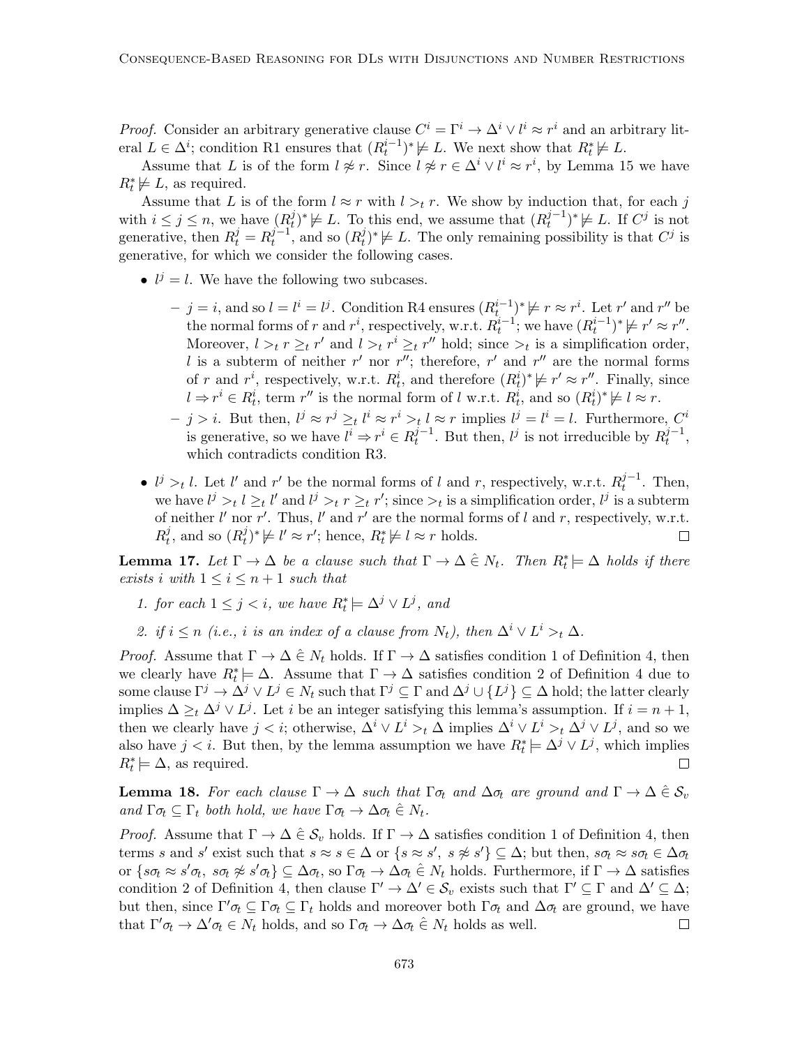*Proof.* Consider an arbitrary generative clause $C^i = \Gamma^i \rightarrow \Delta^i \vee l^i \approx r^i$ and an arbitrary literal $L \in \Delta^i$; condition R1 ensures that $(R_t^{i-1})^* \not\models L$. We next show that $R_t^* \not\models L$.

Assume that $L$ is of the form $l \not\approx r$. Since $l \not\approx r \in \Delta^i \vee l^i \approx r^i$, by Lemma 15 we have $R_t^* \not\models L$, as required.

Assume that $L$ is of the form $l \approx r$ with $l >_t r$. We show by induction that, for each $j$ with $i \leq j \leq n$, we have $(R_t^j)^* \not\models L$. To this end, we assume that $(R_t^{j-1})^* \not\models L$. If $C^j$ is not generative, then $R_t^j = R_t^{j-1}$, and so $(R_t^j)^* \not\models L$. The only remaining possibility is that $C^j$ is generative, for which we consider the following cases.

- $l^j = l$. We have the following two subcases.
  - $j = i$, and so $l = l^i = l^j$. Condition R4 ensures $(R_t^{i-1})^* \not\models r \approx r^i$. Let $r'$ and $r''$ be the normal forms of $r$ and $r^i$, respectively, w.r.t. $R_t^{i-1}$; we have $(R_t^{i-1})^* \not\models r' \approx r''$. Moreover, $l >_t r \geq_t r'$ and $l >_t r^i \geq_t r''$ hold; since $>_t$ is a simplification order, $l$ is a subterm of neither $r'$ nor $r''$; therefore, $r'$ and $r''$ are the normal forms of $r$ and $r^i$, respectively, w.r.t. $R_t^i$, and therefore $(R_t^i)^* \not\models r' \approx r''$. Finally, since $l \Rightarrow r^i \in R_t^i$, term $r''$ is the normal form of $l$ w.r.t. $R_t^i$, and so $(R_t^i)^* \not\models l \approx r$.
  - $j > i$. But then, $l^j \approx r^j \geq_t l^i \approx r^i >_t l \approx r$ implies $l^j = l^i = l$. Furthermore, $C^i$ is generative, so we have $l^i \Rightarrow r^i \in R_t^{j-1}$. But then, $l^j$ is not irreducible by $R_t^{j-1}$, which contradicts condition R3.
- $l^j >_t l$. Let $l'$ and $r'$ be the normal forms of $l$ and $r$, respectively, w.r.t. $R_t^{j-1}$. Then, we have $l^j >_t l \geq_t l'$ and $l^j >_t r \geq_t r'$; since $>_t$ is a simplification order, $l^j$ is a subterm of neither $l'$ nor $r'$. Thus, $l'$ and $r'$ are the normal forms of $l$ and $r$, respectively, w.r.t. $R_t^j$, and so $(R_t^j)^* \not\models l' \approx r'$; hence, $R_t^* \not\models l \approx r$ holds. $\square$

**Lemma 17.** *Let $\Gamma \rightarrow \Delta$ be a clause such that $\Gamma \rightarrow \Delta \mathrel{\hat{\in}} N_t$. Then $R_t^* \models \Delta$ holds if there exists $i$ with $1 \leq i \leq n+1$ such that*

1. *for each $1 \leq j < i$, we have $R_t^* \models \Delta^j \vee L^j$, and*
2. *if $i \leq n$ (i.e., $i$ is an index of a clause from $N_t$), then $\Delta^i \vee L^i >_t \Delta$.*

*Proof.* Assume that $\Gamma \rightarrow \Delta \mathrel{\hat{\in}} N_t$ holds. If $\Gamma \rightarrow \Delta$ satisfies condition 1 of Definition 4, then we clearly have $R_t^* \models \Delta$. Assume that $\Gamma \rightarrow \Delta$ satisfies condition 2 of Definition 4 due to some clause $\Gamma^j \rightarrow \Delta^j \vee L^j \in N_t$ such that $\Gamma^j \subseteq \Gamma$ and $\Delta^j \cup \{L^j\} \subseteq \Delta$ hold; the latter clearly implies $\Delta \geq_t \Delta^j \vee L^j$. Let $i$ be an integer satisfying this lemma's assumption. If $i = n+1$, then we clearly have $j < i$; otherwise, $\Delta^i \vee L^i >_t \Delta$ implies $\Delta^i \vee L^i >_t \Delta^j \vee L^j$, and so we also have $j < i$. But then, by the lemma assumption we have $R_t^* \models \Delta^j \vee L^j$, which implies $R_t^* \models \Delta$, as required. $\square$

**Lemma 18.** *For each clause $\Gamma \rightarrow \Delta$ such that $\Gamma\sigma_t$ and $\Delta\sigma_t$ are ground and $\Gamma \rightarrow \Delta \mathrel{\hat{\in}} \mathcal{S}_v$ and $\Gamma\sigma_t \subseteq \Gamma_t$ both hold, we have $\Gamma\sigma_t \rightarrow \Delta\sigma_t \mathrel{\hat{\in}} N_t$.*

*Proof.* Assume that $\Gamma \rightarrow \Delta \mathrel{\hat{\in}} \mathcal{S}_v$ holds. If $\Gamma \rightarrow \Delta$ satisfies condition 1 of Definition 4, then terms $s$ and $s'$ exist such that $s \approx s \in \Delta$ or $\{s \approx s',\ s \not\approx s'\} \subseteq \Delta$; but then, $s\sigma_t \approx s\sigma_t \in \Delta\sigma_t$ or $\{s\sigma_t \approx s'\sigma_t,\ s\sigma_t \not\approx s'\sigma_t\} \subseteq \Delta\sigma_t$, so $\Gamma\sigma_t \rightarrow \Delta\sigma_t \mathrel{\hat{\in}} N_t$ holds. Furthermore, if $\Gamma \rightarrow \Delta$ satisfies condition 2 of Definition 4, then clause $\Gamma' \rightarrow \Delta' \in \mathcal{S}_v$ exists such that $\Gamma' \subseteq \Gamma$ and $\Delta' \subseteq \Delta$; but then, since $\Gamma'\sigma_t \subseteq \Gamma\sigma_t \subseteq \Gamma_t$ holds and moreover both $\Gamma\sigma_t$ and $\Delta\sigma_t$ are ground, we have that $\Gamma'\sigma_t \rightarrow \Delta'\sigma_t \in N_t$ holds, and so $\Gamma\sigma_t \rightarrow \Delta\sigma_t \mathrel{\hat{\in}} N_t$ holds as well. $\square$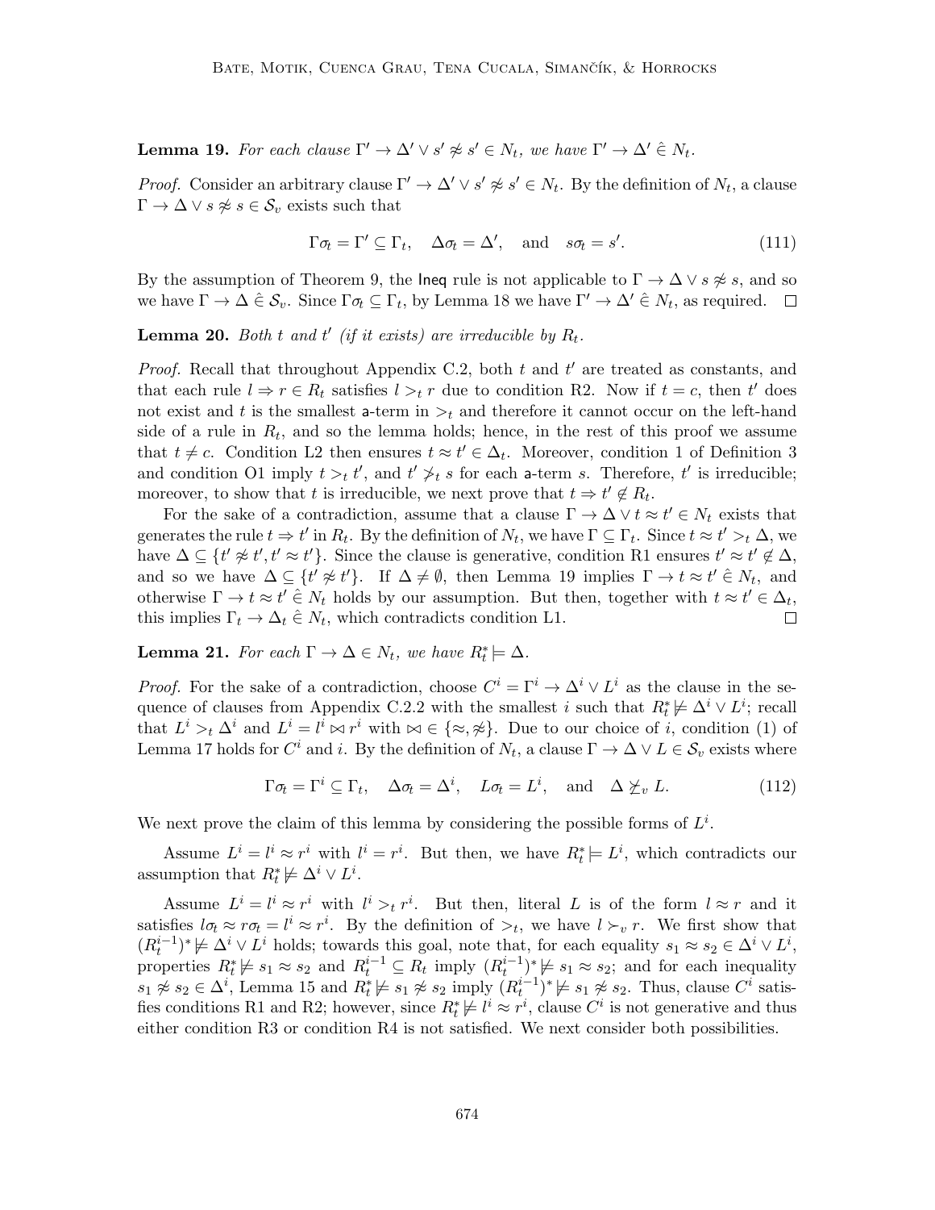**Lemma 19.** *For each clause $\Gamma' \rightarrow \Delta' \vee s' \not\approx s' \in N_t$, we have $\Gamma' \rightarrow \Delta' \hat{\in} N_t$.*

*Proof.* Consider an arbitrary clause $\Gamma' \rightarrow \Delta' \vee s' \not\approx s' \in N_t$. By the definition of $N_t$, a clause $\Gamma \rightarrow \Delta \vee s \not\approx s \in \mathcal{S}_v$ exists such that

$$\Gamma\sigma_t = \Gamma' \subseteq \Gamma_t, \quad \Delta\sigma_t = \Delta', \quad \text{and} \quad s\sigma_t = s'. \tag{111}$$

By the assumption of Theorem 9, the Ineq rule is not applicable to $\Gamma \rightarrow \Delta \vee s \not\approx s$, and so we have $\Gamma \rightarrow \Delta \hat{\in} \mathcal{S}_v$. Since $\Gamma\sigma_t \subseteq \Gamma_t$, by Lemma 18 we have $\Gamma' \rightarrow \Delta' \hat{\in} N_t$, as required. $\square$

**Lemma 20.** *Both $t$ and $t'$ (if it exists) are irreducible by $R_t$.*

*Proof.* Recall that throughout Appendix C.2, both $t$ and $t'$ are treated as constants, and that each rule $l \Rightarrow r \in R_t$ satisfies $l >_t r$ due to condition R2. Now if $t = c$, then $t'$ does not exist and $t$ is the smallest a-term in $>_t$ and therefore it cannot occur on the left-hand side of a rule in $R_t$, and so the lemma holds; hence, in the rest of this proof we assume that $t \neq c$. Condition L2 then ensures $t \approx t' \in \Delta_t$. Moreover, condition 1 of Definition 3 and condition O1 imply $t >_t t'$, and $t' \not>_t s$ for each a-term $s$. Therefore, $t'$ is irreducible; moreover, to show that $t$ is irreducible, we next prove that $t \Rightarrow t' \notin R_t$.

For the sake of a contradiction, assume that a clause $\Gamma \rightarrow \Delta \vee t \approx t' \in N_t$ exists that generates the rule $t \Rightarrow t'$ in $R_t$. By the definition of $N_t$, we have $\Gamma \subseteq \Gamma_t$. Since $t \approx t' >_t \Delta$, we have $\Delta \subseteq \{t' \not\approx t', t' \approx t'\}$. Since the clause is generative, condition R1 ensures $t' \approx t' \notin \Delta$, and so we have $\Delta \subseteq \{t' \not\approx t'\}$. If $\Delta \neq \emptyset$, then Lemma 19 implies $\Gamma \rightarrow t \approx t' \hat{\in} N_t$, and otherwise $\Gamma \rightarrow t \approx t' \hat{\in} N_t$ holds by our assumption. But then, together with $t \approx t' \in \Delta_t$, this implies $\Gamma_t \rightarrow \Delta_t \hat{\in} N_t$, which contradicts condition L1. $\square$

**Lemma 21.** *For each $\Gamma \rightarrow \Delta \in N_t$, we have $R_t^* \models \Delta$.*

*Proof.* For the sake of a contradiction, choose $C^i = \Gamma^i \rightarrow \Delta^i \vee L^i$ as the clause in the sequence of clauses from Appendix C.2.2 with the smallest $i$ such that $R_t^* \not\models \Delta^i \vee L^i$; recall that $L^i >_t \Delta^i$ and $L^i = l^i \bowtie r^i$ with $\bowtie \in \{\approx, \not\approx\}$. Due to our choice of $i$, condition (1) of Lemma 17 holds for $C^i$ and $i$. By the definition of $N_t$, a clause $\Gamma \rightarrow \Delta \vee L \in \mathcal{S}_v$ exists where

$$\Gamma\sigma_t = \Gamma^i \subseteq \Gamma_t, \quad \Delta\sigma_t = \Delta^i, \quad L\sigma_t = L^i, \quad \text{and} \quad \Delta \not\succeq_v L. \tag{112}$$

We next prove the claim of this lemma by considering the possible forms of $L^i$.

Assume $L^i = l^i \approx r^i$ with $l^i = r^i$. But then, we have $R_t^* \models L^i$, which contradicts our assumption that $R_t^* \not\models \Delta^i \vee L^i$.

Assume $L^i = l^i \approx r^i$ with $l^i >_t r^i$. But then, literal $L$ is of the form $l \approx r$ and it satisfies $l\sigma_t \approx r\sigma_t = l^i \approx r^i$. By the definition of $>_t$, we have $l \succ_v r$. We first show that $(R_t^{i-1})^* \not\models \Delta^i \vee L^i$ holds; towards this goal, note that, for each equality $s_1 \approx s_2 \in \Delta^i \vee L^i$, properties $R_t^* \not\models s_1 \approx s_2$ and $R_t^{i-1} \subseteq R_t$ imply $(R_t^{i-1})^* \not\models s_1 \approx s_2$; and for each inequality $s_1 \not\approx s_2 \in \Delta^i$, Lemma 15 and $R_t^* \not\models s_1 \not\approx s_2$ imply $(R_t^{i-1})^* \not\models s_1 \not\approx s_2$. Thus, clause $C^i$ satisfies conditions R1 and R2; however, since $R_t^* \not\models l^i \approx r^i$, clause $C^i$ is not generative and thus either condition R3 or condition R4 is not satisfied. We next consider both possibilities.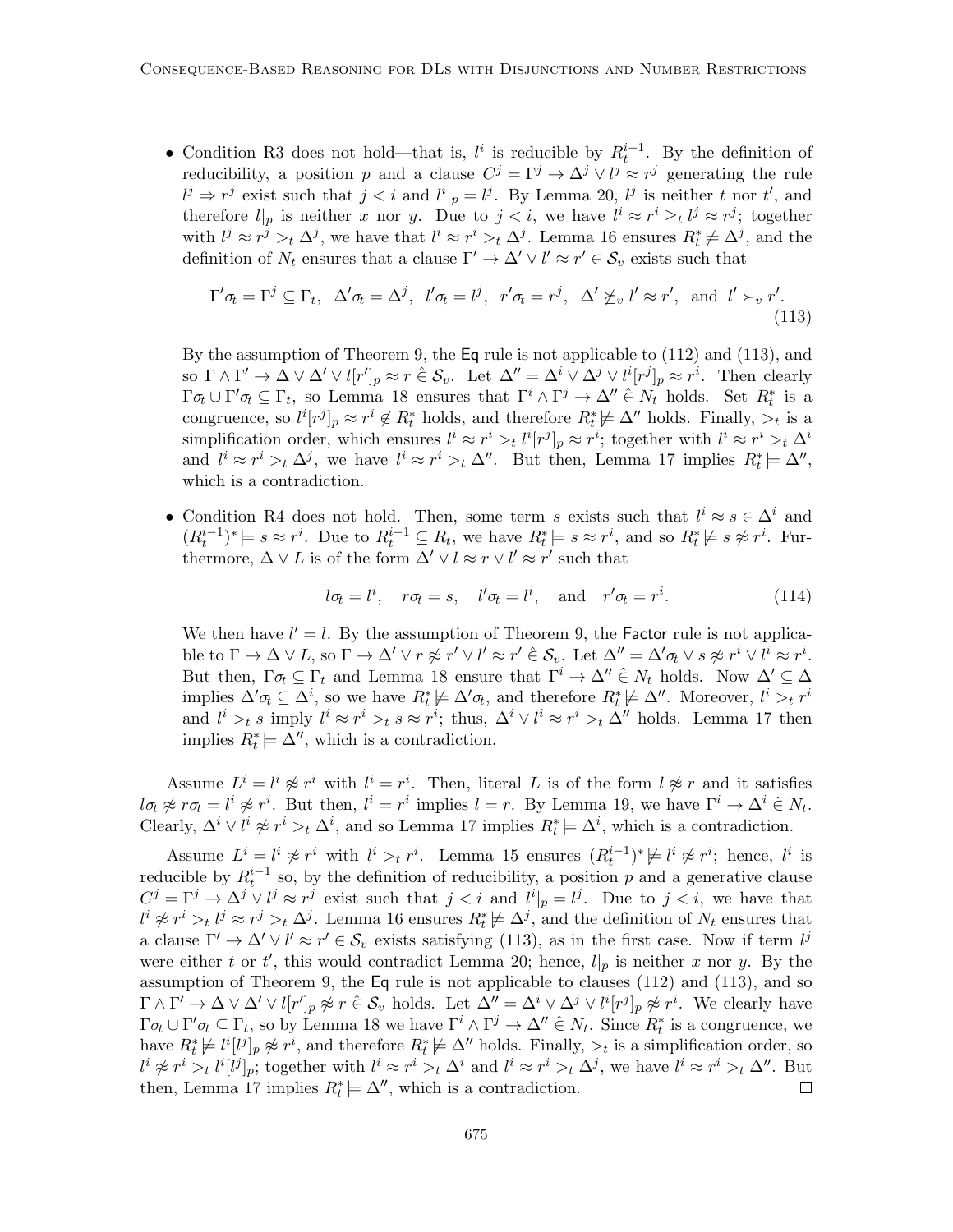- Condition R3 does not hold—that is, $l^i$ is reducible by $R_t^{i-1}$. By the definition of reducibility, a position $p$ and a clause $C^j = \Gamma^j \rightarrow \Delta^j \vee l^j \approx r^j$ generating the rule $l^j \Rightarrow r^j$ exist such that $j < i$ and $l^i|_p = l^j$. By Lemma 20, $l^j$ is neither $t$ nor $t'$, and therefore $l|_p$ is neither $x$ nor $y$. Due to $j < i$, we have $l^i \approx r^i \succeq_t l^j \approx r^j$; together with $l^j \approx r^j >_t \Delta^j$, we have that $l^i \approx r^i >_t \Delta^j$. Lemma 16 ensures $R_t^* \not\models \Delta^j$, and the definition of $N_t$ ensures that a clause $\Gamma' \rightarrow \Delta' \vee l' \approx r' \in \mathcal{S}_v$ exists such that

$$\Gamma'\sigma_t = \Gamma^j \subseteq \Gamma_t, \;\; \Delta'\sigma_t = \Delta^j, \;\; l'\sigma_t = l^j, \;\; r'\sigma_t = r^j, \;\; \Delta' \not\succeq_v l' \approx r', \;\text{ and }\; l' \succ_v r'. \tag{113}$$

By the assumption of Theorem 9, the Eq rule is not applicable to (112) and (113), and so $\Gamma \wedge \Gamma' \rightarrow \Delta \vee \Delta' \vee l[r']_p \approx r \mathrel{\hat{\in}} \mathcal{S}_v$. Let $\Delta'' = \Delta^i \vee \Delta^j \vee l^i[r^j]_p \approx r^i$. Then clearly $\Gamma\sigma_t \cup \Gamma'\sigma_t \subseteq \Gamma_t$, so Lemma 18 ensures that $\Gamma^i \wedge \Gamma^j \rightarrow \Delta'' \mathrel{\hat{\in}} N_t$ holds. Set $R_t^*$ is a congruence, so $l^i[r^j]_p \approx r^i \notin R_t^*$ holds, and therefore $R_t^* \not\models \Delta''$ holds. Finally, $>_t$ is a simplification order, which ensures $l^i \approx r^i >_t l^i[r^j]_p \approx r^i$; together with $l^i \approx r^i >_t \Delta^i$ and $l^i \approx r^i >_t \Delta^j$, we have $l^i \approx r^i >_t \Delta''$. But then, Lemma 17 implies $R_t^* \models \Delta''$, which is a contradiction.

- Condition R4 does not hold. Then, some term $s$ exists such that $l^i \approx s \in \Delta^i$ and $(R_t^{i-1})^* \models s \approx r^i$. Due to $R_t^{i-1} \subseteq R_t$, we have $R_t^* \models s \approx r^i$, and so $R_t^* \not\models s \not\approx r^i$. Furthermore, $\Delta \vee L$ is of the form $\Delta' \vee l \approx r \vee l' \approx r'$ such that

$$l\sigma_t = l^i, \quad r\sigma_t = s, \quad l'\sigma_t = l^i, \quad \text{and} \quad r'\sigma_t = r^i. \tag{114}$$

We then have $l' = l$. By the assumption of Theorem 9, the Factor rule is not applicable to $\Gamma \rightarrow \Delta \vee L$, so $\Gamma \rightarrow \Delta' \vee r \not\approx r' \vee l' \approx r' \mathrel{\hat{\in}} \mathcal{S}_v$. Let $\Delta'' = \Delta'\sigma_t \vee s \not\approx r^i \vee l^i \approx r^i$. But then, $\Gamma\sigma_t \subseteq \Gamma_t$ and Lemma 18 ensure that $\Gamma^i \rightarrow \Delta'' \mathrel{\hat{\in}} N_t$ holds. Now $\Delta' \subseteq \Delta$ implies $\Delta'\sigma_t \subseteq \Delta^i$, so we have $R_t^* \not\models \Delta'\sigma_t$, and therefore $R_t^* \not\models \Delta''$. Moreover, $l^i >_t r^i$ and $l^i >_t s$ imply $l^i \approx r^i >_t s \approx r^i$; thus, $\Delta^i \vee l^i \approx r^i >_t \Delta''$ holds. Lemma 17 then implies $R_t^* \models \Delta''$, which is a contradiction.

Assume $L^i = l^i \not\approx r^i$ with $l^i = r^i$. Then, literal $L$ is of the form $l \not\approx r$ and it satisfies $l\sigma_t \not\approx r\sigma_t = l^i \not\approx r^i$. But then, $l^i = r^i$ implies $l = r$. By Lemma 19, we have $\Gamma^i \rightarrow \Delta^i \mathrel{\hat{\in}} N_t$. Clearly, $\Delta^i \vee l^i \not\approx r^i >_t \Delta^i$, and so Lemma 17 implies $R_t^* \models \Delta^i$, which is a contradiction.

Assume $L^i = l^i \not\approx r^i$ with $l^i >_t r^i$. Lemma 15 ensures $(R_t^{i-1})^* \not\models l^i \not\approx r^i$; hence, $l^i$ is reducible by $R_t^{i-1}$ so, by the definition of reducibility, a position $p$ and a generative clause $C^j = \Gamma^j \rightarrow \Delta^j \vee l^j \approx r^j$ exist such that $j < i$ and $l^i|_p = l^j$. Due to $j < i$, we have that $l^i \not\approx r^i >_t l^j \approx r^j >_t \Delta^j$. Lemma 16 ensures $R_t^* \not\models \Delta^j$, and the definition of $N_t$ ensures that a clause $\Gamma' \rightarrow \Delta' \vee l' \approx r' \in \mathcal{S}_v$ exists satisfying (113), as in the first case. Now if term $l^j$ were either $t$ or $t'$, this would contradict Lemma 20; hence, $l|_p$ is neither $x$ nor $y$. By the assumption of Theorem 9, the Eq rule is not applicable to clauses (112) and (113), and so $\Gamma \wedge \Gamma' \rightarrow \Delta \vee \Delta' \vee l[r']_p \not\approx r \mathrel{\hat{\in}} \mathcal{S}_v$ holds. Let $\Delta'' = \Delta^i \vee \Delta^j \vee l^i[r^j]_p \not\approx r^i$. We clearly have $\Gamma\sigma_t \cup \Gamma'\sigma_t \subseteq \Gamma_t$, so by Lemma 18 we have $\Gamma^i \wedge \Gamma^j \rightarrow \Delta'' \mathrel{\hat{\in}} N_t$. Since $R_t^*$ is a congruence, we have $R_t^* \not\models l^i[l^j]_p \not\approx r^i$, and therefore $R_t^* \not\models \Delta''$ holds. Finally, $>_t$ is a simplification order, so $l^i \not\approx r^i >_t l^i[l^j]_p$; together with $l^i \approx r^i >_t \Delta^i$ and $l^i \approx r^i >_t \Delta^j$, we have $l^i \approx r^i >_t \Delta''$. But then, Lemma 17 implies $R_t^* \models \Delta''$, which is a contradiction. □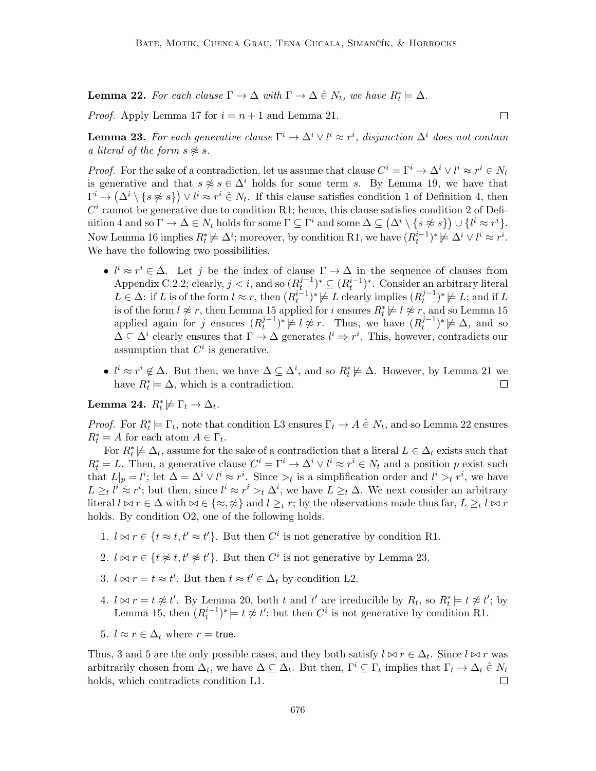**Lemma 22.** *For each clause $\Gamma \to \Delta$ with $\Gamma \to \Delta \mathrel{\hat{\in}} N_t$, we have $R_t^* \models \Delta$.*

*Proof.* Apply Lemma 17 for $i = n+1$ and Lemma 21. ∎

**Lemma 23.** *For each generative clause $\Gamma^i \to \Delta^i \vee l^i \approx r^i$, disjunction $\Delta^i$ does not contain a literal of the form $s \not\approx s$.*

*Proof.* For the sake of a contradiction, let us assume that clause $C^i = \Gamma^i \to \Delta^i \vee l^i \approx r^i \in N_t$ is generative and that $s \not\approx s \in \Delta^i$ holds for some term $s$. By Lemma 19, we have that $\Gamma^i \to \big(\Delta^i \setminus \{s \not\approx s\}\big) \vee l^i \approx r^i \mathrel{\hat{\in}} N_t$. If this clause satisfies condition 1 of Definition 4, then $C^i$ cannot be generative due to condition R1; hence, this clause satisfies condition 2 of Definition 4 and so $\Gamma \to \Delta \in N_t$ holds for some $\Gamma \subseteq \Gamma^i$ and some $\Delta \subseteq \big(\Delta^i \setminus \{s \not\approx s\}\big) \cup \{l^i \approx r^i\}$. Now Lemma 16 implies $R_t^* \not\models \Delta^i$; moreover, by condition R1, we have $(R_t^{i-1})^* \not\models \Delta^i \vee l^i \approx r^i$. We have the following two possibilities.

- $l^i \approx r^i \in \Delta$. Let $j$ be the index of clause $\Gamma \to \Delta$ in the sequence of clauses from Appendix C.2.2; clearly, $j < i$, and so $(R_t^{j-1})^* \subseteq (R_t^{i-1})^*$. Consider an arbitrary literal $L \in \Delta$: if $L$ is of the form $l \approx r$, then $(R_t^{i-1})^* \not\models L$ clearly implies $(R_t^{j-1})^* \not\models L$; and if $L$ is of the form $l \not\approx r$, then Lemma 15 applied for $i$ ensures $R_t^* \not\models l \not\approx r$, and so Lemma 15 applied again for $j$ ensures $(R_t^{j-1})^* \not\models l \not\approx r$. Thus, we have $(R_t^{j-1})^* \not\models \Delta$, and so $\Delta \subseteq \Delta^i$ clearly ensures that $\Gamma \to \Delta$ generates $l^i \Rightarrow r^i$. This, however, contradicts our assumption that $C^i$ is generative.
- $l^i \approx r^i \notin \Delta$. But then, we have $\Delta \subseteq \Delta^i$, and so $R_t^* \not\models \Delta$. However, by Lemma 21 we have $R_t^* \models \Delta$, which is a contradiction. ∎

**Lemma 24.** $R_t^* \not\models \Gamma_t \to \Delta_t$.

*Proof.* For $R_t^* \models \Gamma_t$, note that condition L3 ensures $\Gamma_t \to A \mathrel{\hat{\in}} N_t$, and so Lemma 22 ensures $R_t^* \models A$ for each atom $A \in \Gamma_t$.

For $R_t^* \not\models \Delta_t$, assume for the sake of a contradiction that a literal $L \in \Delta_t$ exists such that $R_t^* \models L$. Then, a generative clause $C^i = \Gamma^i \to \Delta^i \vee l^i \approx r^i \in N_t$ and a position $p$ exist such that $L|_p = l^i$; let $\Delta = \Delta^i \vee l^i \approx r^i$. Since $>_t$ is a simplification order and $l^i >_t r^i$, we have $L \geq_t l^i \approx r^i$; but then, since $l^i \approx r^i >_t \Delta^i$, we have $L \geq_t \Delta$. We next consider an arbitrary literal $l \bowtie r \in \Delta$ with $\bowtie \in \{\approx, \not\approx\}$ and $l \geq_t r$; by the observations made thus far, $L \geq_t l \bowtie r$ holds. By condition O2, one of the following holds.

1. $l \bowtie r \in \{t \approx t, t' \approx t'\}$. But then $C^i$ is not generative by condition R1.
2. $l \bowtie r \in \{t \not\approx t, t' \not\approx t'\}$. But then $C^i$ is not generative by Lemma 23.
3. $l \bowtie r = t \approx t'$. But then $t \approx t' \in \Delta_t$ by condition L2.
4. $l \bowtie r = t \not\approx t'$. By Lemma 20, both $t$ and $t'$ are irreducible by $R_t$, so $R_t^* \models t \not\approx t'$; by Lemma 15, then $(R_t^{i-1})^* \models t \not\approx t'$; but then $C^i$ is not generative by condition R1.
5. $l \approx r \in \Delta_t$ where $r = \mathsf{true}$.

Thus, 3 and 5 are the only possible cases, and they both satisfy $l \bowtie r \in \Delta_t$. Since $l \bowtie r$ was arbitrarily chosen from $\Delta_t$, we have $\Delta \subseteq \Delta_t$. But then, $\Gamma^i \subseteq \Gamma_t$ implies that $\Gamma_t \to \Delta_t \mathrel{\hat{\in}} N_t$ holds, which contradicts condition L1. ∎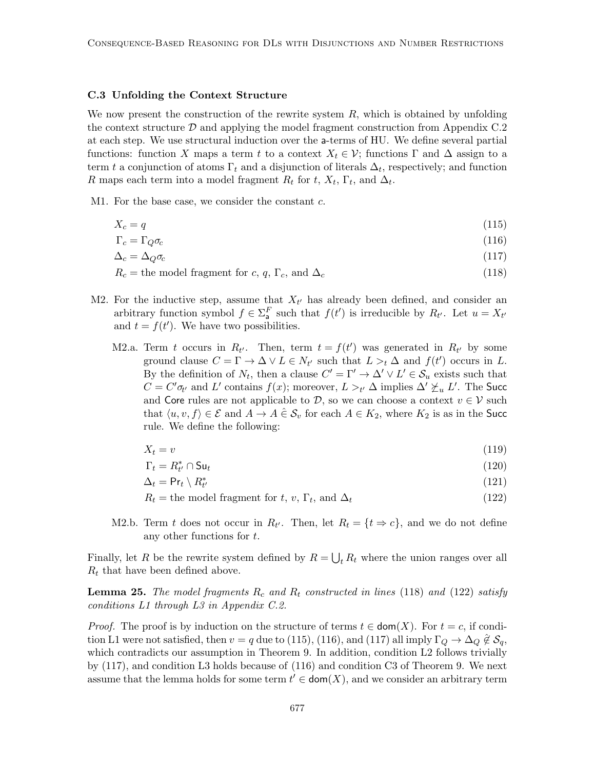### C.3 Unfolding the Context Structure

We now present the construction of the rewrite system $R$, which is obtained by unfolding the context structure $\mathcal{D}$ and applying the model fragment construction from Appendix C.2 at each step. We use structural induction over the $\mathsf{a}$-terms of HU. We define several partial functions: function $X$ maps a term $t$ to a context $X_t \in \mathcal{V}$; functions $\Gamma$ and $\Delta$ assign to a term $t$ a conjunction of atoms $\Gamma_t$ and a disjunction of literals $\Delta_t$, respectively; and function $R$ maps each term into a model fragment $R_t$ for $t$, $X_t$, $\Gamma_t$, and $\Delta_t$.

M1. For the base case, we consider the constant $c$.

$$X_c = q \tag{115}$$

$$\Gamma_c = \Gamma_Q \sigma_c \tag{116}$$

$$\Delta_c = \Delta_Q \sigma_c \tag{117}$$

$$R_c = \text{the model fragment for } c,\ q,\ \Gamma_c, \text{ and } \Delta_c \tag{118}$$

M2. For the inductive step, assume that $X_{t'}$ has already been defined, and consider an arbitrary function symbol $f \in \Sigma^F_{\mathsf{a}}$ such that $f(t')$ is irreducible by $R_{t'}$. Let $u = X_{t'}$ and $t = f(t')$. We have two possibilities.

M2.a. Term $t$ occurs in $R_{t'}$. Then, term $t = f(t')$ was generated in $R_{t'}$ by some ground clause $C = \Gamma \to \Delta \vee L \in N_{t'}$ such that $L >_t \Delta$ and $f(t')$ occurs in $L$. By the definition of $N_t$, then a clause $C' = \Gamma' \to \Delta' \vee L' \in \mathcal{S}_u$ exists such that $C = C'\sigma_{t'}$ and $L'$ contains $f(x)$; moreover, $L >_{t'} \Delta$ implies $\Delta' \not\succeq_u L'$. The $\mathsf{Succ}$ and $\mathsf{Core}$ rules are not applicable to $\mathcal{D}$, so we can choose a context $v \in \mathcal{V}$ such that $\langle u, v, f \rangle \in \mathcal{E}$ and $A \to A \mathrel{\hat{\in}} \mathcal{S}_v$ for each $A \in K_2$, where $K_2$ is as in the $\mathsf{Succ}$ rule. We define the following:

$$X_t = v \tag{119}$$

$$\Gamma_t = R^*_{t'} \cap \mathsf{Su}_t \tag{120}$$

$$\Delta_t = \mathsf{Pr}_t \setminus R^*_{t'} \tag{121}$$

$$R_t = \text{the model fragment for } t,\ v,\ \Gamma_t, \text{ and } \Delta_t \tag{122}$$

M2.b. Term $t$ does not occur in $R_{t'}$. Then, let $R_t = \{t \Rightarrow c\}$, and we do not define any other functions for $t$.

Finally, let $R$ be the rewrite system defined by $R = \bigcup_t R_t$ where the union ranges over all $R_t$ that have been defined above.

**Lemma 25.** *The model fragments $R_c$ and $R_t$ constructed in lines (118) and (122) satisfy conditions L1 through L3 in Appendix C.2.*

*Proof.* The proof is by induction on the structure of terms $t \in \mathsf{dom}(X)$. For $t = c$, if condition L1 were not satisfied, then $v = q$ due to (115), (116), and (117) all imply $\Gamma_Q \to \Delta_Q \mathrel{\hat{\notin}} \mathcal{S}_q$, which contradicts our assumption in Theorem 9. In addition, condition L2 follows trivially by (117), and condition L3 holds because of (116) and condition C3 of Theorem 9. We next assume that the lemma holds for some term $t' \in \mathsf{dom}(X)$, and we consider an arbitrary term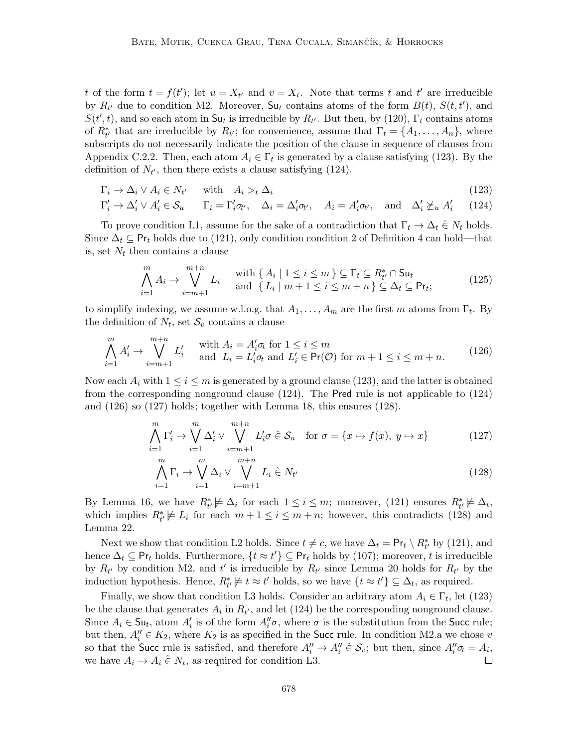$t$ of the form $t = f(t')$; let $u = X_{t'}$ and $v = X_t$. Note that terms $t$ and $t'$ are irreducible by $R_{t'}$ due to condition M2. Moreover, $\mathsf{Su}_t$ contains atoms of the form $B(t)$, $S(t, t')$, and $S(t', t)$, and so each atom in $\mathsf{Su}_t$ is irreducible by $R_{t'}$. But then, by (120), $\Gamma_t$ contains atoms of $R^*_{t'}$ that are irreducible by $R_{t'}$; for convenience, assume that $\Gamma_t = \{A_1, \ldots, A_n\}$, where subscripts do not necessarily indicate the position of the clause in sequence of clauses from Appendix C.2.2. Then, each atom $A_i \in \Gamma_t$ is generated by a clause satisfying (123). By the definition of $N_{t'}$, then there exists a clause satisfying (124).

$$\Gamma_i \rightarrow \Delta_i \vee A_i \in N_{t'} \quad \text{ with } \quad A_i >_t \Delta_i \tag{123}$$

$$\Gamma'_i \rightarrow \Delta'_i \vee A'_i \in \mathcal{S}_u \quad\quad \Gamma_i = \Gamma'_i\sigma_{t'}, \quad \Delta_i = \Delta'_i\sigma_{t'}, \quad A_i = A'_i\sigma_{t'}, \quad \text{and} \quad \Delta'_i \not\succeq_u A'_i \tag{124}$$

To prove condition L1, assume for the sake of a contradiction that $\Gamma_t \rightarrow \Delta_t \mathrel{\hat{\in}} N_t$ holds. Since $\Delta_t \subseteq \mathsf{Pr}_t$ holds due to (121), only condition condition 2 of Definition 4 can hold—that is, set $N_t$ then contains a clause

$$\bigwedge_{i=1}^{m} A_i \rightarrow \bigvee_{i=m+1}^{m+n} L_i \quad\quad \begin{array}{l}\text{with } \{ A_i \mid 1 \leq i \leq m \} \subseteq \Gamma_t \subseteq R^*_{t'} \cap \mathsf{Su}_t \\ \text{and } \{ L_i \mid m+1 \leq i \leq m+n \} \subseteq \Delta_t \subseteq \mathsf{Pr}_t;\end{array} \tag{125}$$

to simplify indexing, we assume w.l.o.g. that $A_1, \ldots, A_m$ are the first $m$ atoms from $\Gamma_t$. By the definition of $N_t$, set $\mathcal{S}_v$ contains a clause

$$\bigwedge_{i=1}^{m} A'_i \rightarrow \bigvee_{i=m+1}^{m+n} L'_i \quad\quad \begin{array}{l}\text{with } A_i = A'_i\sigma_t \text{ for } 1 \leq i \leq m \\ \text{and } L_i = L'_i\sigma_t \text{ and } L'_i \in \mathsf{Pr}(\mathcal{O}) \text{ for } m+1 \leq i \leq m+n.\end{array} \tag{126}$$

Now each $A_i$ with $1 \leq i \leq m$ is generated by a ground clause (123), and the latter is obtained from the corresponding nonground clause (124). The $\mathsf{Pred}$ rule is not applicable to (124) and (126) so (127) holds; together with Lemma 18, this ensures (128).

$$\bigwedge_{i=1}^{m} \Gamma'_i \rightarrow \bigvee_{i=1}^{m} \Delta'_i \vee \bigvee_{i=m+1}^{m+n} L'_i\sigma \mathrel{\hat{\in}} \mathcal{S}_u \quad \text{for } \sigma = \{x \mapsto f(x),\ y \mapsto x\} \tag{127}$$

$$\bigwedge_{i=1}^{m} \Gamma_i \rightarrow \bigvee_{i=1}^{m} \Delta_i \vee \bigvee_{i=m+1}^{m+n} L_i \mathrel{\hat{\in}} N_{t'} \tag{128}$$

By Lemma 16, we have $R^*_{t'} \not\models \Delta_i$ for each $1 \leq i \leq m$; moreover, (121) ensures $R^*_{t'} \not\models \Delta_t$, which implies $R^*_{t'} \not\models L_i$ for each $m+1 \leq i \leq m+n$; however, this contradicts (128) and Lemma 22.

Next we show that condition L2 holds. Since $t \neq c$, we have $\Delta_t = \mathsf{Pr}_t \setminus R^*_{t'}$ by (121), and hence $\Delta_t \subseteq \mathsf{Pr}_t$ holds. Furthermore, $\{t \approx t'\} \subseteq \mathsf{Pr}_t$ holds by (107); moreover, $t$ is irreducible by $R_{t'}$ by condition M2, and $t'$ is irreducible by $R_{t'}$ since Lemma 20 holds for $R_{t'}$ by the induction hypothesis. Hence, $R^*_{t'} \not\models t \approx t'$ holds, so we have $\{t \approx t'\} \subseteq \Delta_t$, as required.

Finally, we show that condition L3 holds. Consider an arbitrary atom $A_i \in \Gamma_t$, let (123) be the clause that generates $A_i$ in $R_{t'}$, and let (124) be the corresponding nonground clause. Since $A_i \in \mathsf{Su}_t$, atom $A'_i$ is of the form $A''_i\sigma$, where $\sigma$ is the substitution from the $\mathsf{Succ}$ rule; but then, $A''_i \in K_2$, where $K_2$ is as specified in the $\mathsf{Succ}$ rule. In condition M2.a we chose $v$ so that the $\mathsf{Succ}$ rule is satisfied, and therefore $A''_i \rightarrow A''_i \mathrel{\hat{\in}} \mathcal{S}_v$; but then, since $A''_i\sigma_t = A_i$, we have $A_i \rightarrow A_i \mathrel{\hat{\in}} N_t$, as required for condition L3. $\square$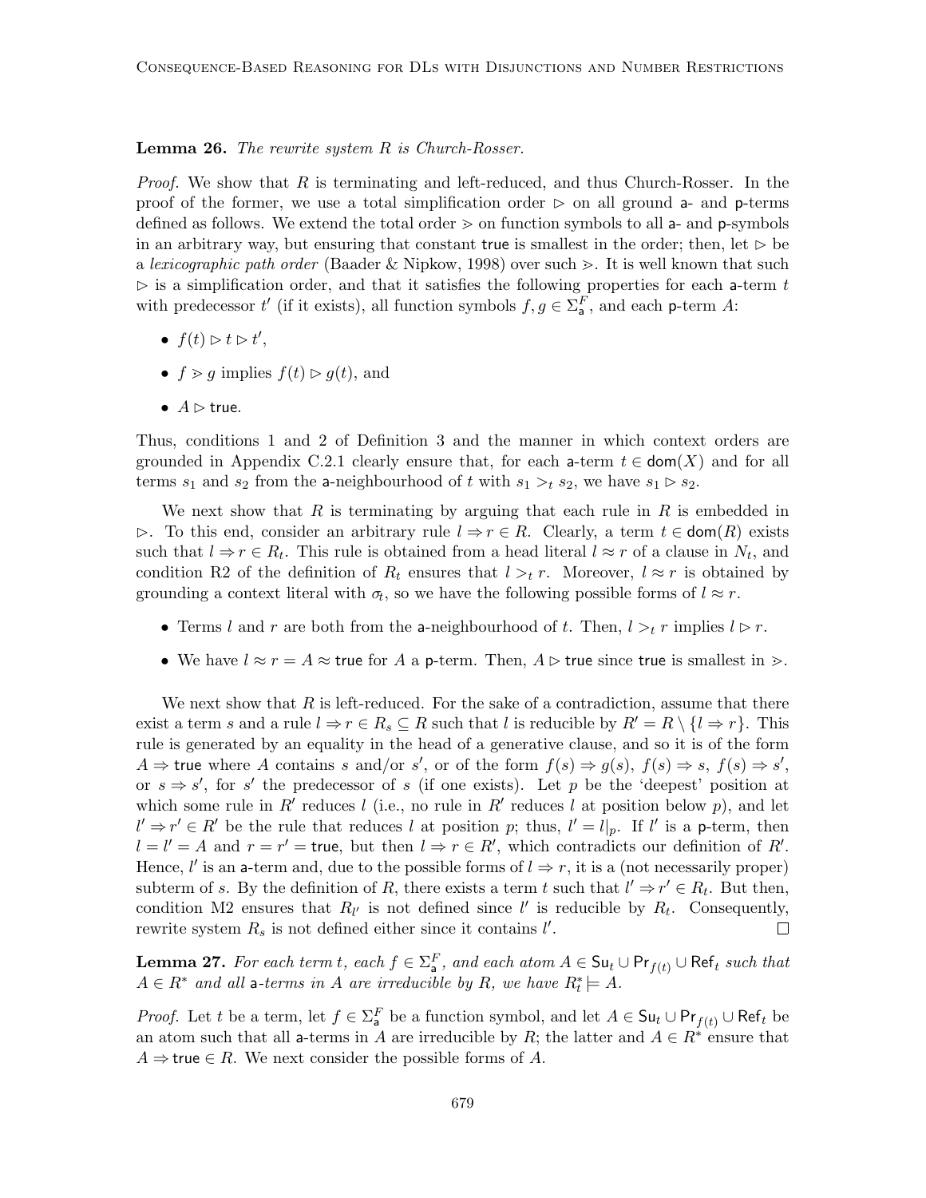**Lemma 26.** *The rewrite system $R$ is Church-Rosser.*

*Proof.* We show that $R$ is terminating and left-reduced, and thus Church-Rosser. In the proof of the former, we use a total simplification order $\rhd$ on all ground a- and p-terms defined as follows. We extend the total order $\gtrdot$ on function symbols to all a- and p-symbols in an arbitrary way, but ensuring that constant $\mathsf{true}$ is smallest in the order; then, let $\rhd$ be a *lexicographic path order* (Baader & Nipkow, 1998) over such $\gtrdot$. It is well known that such $\rhd$ is a simplification order, and that it satisfies the following properties for each a-term $t$ with predecessor $t'$ (if it exists), all function symbols $f, g \in \Sigma_{\mathsf{a}}^{F}$, and each p-term $A$:

- $f(t) \rhd t \rhd t'$,
- $f \gtrdot g$ implies $f(t) \rhd g(t)$, and
- $A \rhd \mathsf{true}$.

Thus, conditions 1 and 2 of Definition 3 and the manner in which context orders are grounded in Appendix C.2.1 clearly ensure that, for each a-term $t \in \mathsf{dom}(X)$ and for all terms $s_1$ and $s_2$ from the a-neighbourhood of $t$ with $s_1 >_t s_2$, we have $s_1 \rhd s_2$.

We next show that $R$ is terminating by arguing that each rule in $R$ is embedded in $\rhd$. To this end, consider an arbitrary rule $l \Rightarrow r \in R$. Clearly, a term $t \in \mathsf{dom}(R)$ exists such that $l \Rightarrow r \in R_t$. This rule is obtained from a head literal $l \approx r$ of a clause in $N_t$, and condition R2 of the definition of $R_t$ ensures that $l >_t r$. Moreover, $l \approx r$ is obtained by grounding a context literal with $\sigma_t$, so we have the following possible forms of $l \approx r$.

- Terms $l$ and $r$ are both from the a-neighbourhood of $t$. Then, $l >_t r$ implies $l \rhd r$.
- We have $l \approx r = A \approx \mathsf{true}$ for $A$ a p-term. Then, $A \rhd \mathsf{true}$ since $\mathsf{true}$ is smallest in $\gtrdot$.

We next show that $R$ is left-reduced. For the sake of a contradiction, assume that there exist a term $s$ and a rule $l \Rightarrow r \in R_s \subseteq R$ such that $l$ is reducible by $R' = R \setminus \{l \Rightarrow r\}$. This rule is generated by an equality in the head of a generative clause, and so it is of the form $A \Rightarrow \mathsf{true}$ where $A$ contains $s$ and/or $s'$, or of the form $f(s) \Rightarrow g(s)$, $f(s) \Rightarrow s$, $f(s) \Rightarrow s'$, or $s \Rightarrow s'$, for $s'$ the predecessor of $s$ (if one exists). Let $p$ be the 'deepest' position at which some rule in $R'$ reduces $l$ (i.e., no rule in $R'$ reduces $l$ at position below $p$), and let $l' \Rightarrow r' \in R'$ be the rule that reduces $l$ at position $p$; thus, $l' = l|_p$. If $l'$ is a p-term, then $l = l' = A$ and $r = r' = \mathsf{true}$, but then $l \Rightarrow r \in R'$, which contradicts our definition of $R'$. Hence, $l'$ is an a-term and, due to the possible forms of $l \Rightarrow r$, it is a (not necessarily proper) subterm of $s$. By the definition of $R$, there exists a term $t$ such that $l' \Rightarrow r' \in R_t$. But then, condition M2 ensures that $R_{l'}$ is not defined since $l'$ is reducible by $R_t$. Consequently, rewrite system $R_s$ is not defined either since it contains $l'$. $\square$

**Lemma 27.** *For each term $t$, each $f \in \Sigma_{\mathsf{a}}^{F}$, and each atom $A \in \mathsf{Su}_t \cup \mathsf{Pr}_{f(t)} \cup \mathsf{Ref}_t$ such that $A \in R^*$ and all a-terms in $A$ are irreducible by $R$, we have $R_t^* \models A$.*

*Proof.* Let $t$ be a term, let $f \in \Sigma_{\mathsf{a}}^{F}$ be a function symbol, and let $A \in \mathsf{Su}_t \cup \mathsf{Pr}_{f(t)} \cup \mathsf{Ref}_t$ be an atom such that all a-terms in $A$ are irreducible by $R$; the latter and $A \in R^*$ ensure that $A \Rightarrow \mathsf{true} \in R$. We next consider the possible forms of $A$.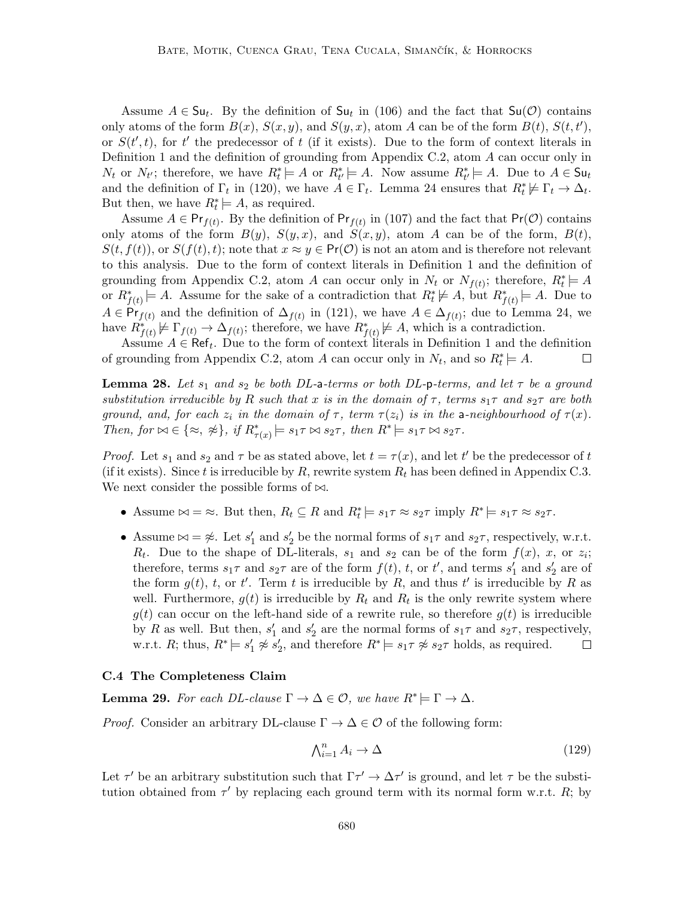Assume $A \in \mathsf{Su}_t$. By the definition of $\mathsf{Su}_t$ in (106) and the fact that $\mathsf{Su}(\mathcal{O})$ contains only atoms of the form $B(x)$, $S(x,y)$, and $S(y,x)$, atom $A$ can be of the form $B(t)$, $S(t,t')$, or $S(t',t)$, for $t'$ the predecessor of $t$ (if it exists). Due to the form of context literals in Definition 1 and the definition of grounding from Appendix C.2, atom $A$ can occur only in $N_t$ or $N_{t'}$; therefore, we have $R_t^* \models A$ or $R_{t'}^* \models A$. Now assume $R_{t'}^* \models A$. Due to $A \in \mathsf{Su}_t$ and the definition of $\Gamma_t$ in (120), we have $A \in \Gamma_t$. Lemma 24 ensures that $R_t^* \not\models \Gamma_t \rightarrow \Delta_t$. But then, we have $R_t^* \models A$, as required.

Assume $A \in \mathsf{Pr}_{f(t)}$. By the definition of $\mathsf{Pr}_{f(t)}$ in (107) and the fact that $\mathsf{Pr}(\mathcal{O})$ contains only atoms of the form $B(y)$, $S(y,x)$, and $S(x,y)$, atom $A$ can be of the form, $B(t)$, $S(t,f(t))$, or $S(f(t),t)$; note that $x \approx y \in \mathsf{Pr}(\mathcal{O})$ is not an atom and is therefore not relevant to this analysis. Due to the form of context literals in Definition 1 and the definition of grounding from Appendix C.2, atom $A$ can occur only in $N_t$ or $N_{f(t)}$; therefore, $R_t^* \models A$ or $R_{f(t)}^* \models A$. Assume for the sake of a contradiction that $R_t^* \not\models A$, but $R_{f(t)}^* \models A$. Due to $A \in \mathsf{Pr}_{f(t)}$ and the definition of $\Delta_{f(t)}$ in (121), we have $A \in \Delta_{f(t)}$; due to Lemma 24, we have $R_{f(t)}^* \not\models \Gamma_{f(t)} \rightarrow \Delta_{f(t)}$; therefore, we have $R_{f(t)}^* \not\models A$, which is a contradiction.

Assume $A \in \mathsf{Ref}_t$. Due to the form of context literals in Definition 1 and the definition of grounding from Appendix C.2, atom $A$ can occur only in $N_t$, and so $R_t^* \models A$. ◻

**Lemma 28.** *Let $s_1$ and $s_2$ be both DL-*a*-terms or both DL-*p*-terms, and let $\tau$ be a ground substitution irreducible by $R$ such that $x$ is in the domain of $\tau$, terms $s_1\tau$ and $s_2\tau$ are both ground, and, for each $z_i$ in the domain of $\tau$, term $\tau(z_i)$ is in the *a*-neighbourhood of $\tau(x)$. Then, for $\bowtie \in \{\approx, \not\approx\}$, if $R_{\tau(x)}^* \models s_1\tau \bowtie s_2\tau$, then $R^* \models s_1\tau \bowtie s_2\tau$.*

*Proof.* Let $s_1$ and $s_2$ and $\tau$ be as stated above, let $t = \tau(x)$, and let $t'$ be the predecessor of $t$ (if it exists). Since $t$ is irreducible by $R$, rewrite system $R_t$ has been defined in Appendix C.3. We next consider the possible forms of $\bowtie$.

- Assume $\bowtie = \approx$. But then, $R_t \subseteq R$ and $R_t^* \models s_1\tau \approx s_2\tau$ imply $R^* \models s_1\tau \approx s_2\tau$.
- Assume $\bowtie = \not\approx$. Let $s_1'$ and $s_2'$ be the normal forms of $s_1\tau$ and $s_2\tau$, respectively, w.r.t. $R_t$. Due to the shape of DL-literals, $s_1$ and $s_2$ can be of the form $f(x)$, $x$, or $z_i$; therefore, terms $s_1\tau$ and $s_2\tau$ are of the form $f(t)$, $t$, or $t'$, and terms $s_1'$ and $s_2'$ are of the form $g(t)$, $t$, or $t'$. Term $t$ is irreducible by $R$, and thus $t'$ is irreducible by $R$ as well. Furthermore, $g(t)$ is irreducible by $R_t$ and $R_t$ is the only rewrite system where $g(t)$ can occur on the left-hand side of a rewrite rule, so therefore $g(t)$ is irreducible by $R$ as well. But then, $s_1'$ and $s_2'$ are the normal forms of $s_1\tau$ and $s_2\tau$, respectively, w.r.t. $R$; thus, $R^* \models s_1' \not\approx s_2'$, and therefore $R^* \models s_1\tau \not\approx s_2\tau$ holds, as required. ◻

### C.4 The Completeness Claim

**Lemma 29.** *For each DL-clause $\Gamma \rightarrow \Delta \in \mathcal{O}$, we have $R^* \models \Gamma \rightarrow \Delta$.*

*Proof.* Consider an arbitrary DL-clause $\Gamma \rightarrow \Delta \in \mathcal{O}$ of the following form:

$$\textstyle\bigwedge_{i=1}^{n} A_i \rightarrow \Delta \tag{129}$$

Let $\tau'$ be an arbitrary substitution such that $\Gamma\tau' \rightarrow \Delta\tau'$ is ground, and let $\tau$ be the substitution obtained from $\tau'$ by replacing each ground term with its normal form w.r.t. $R$; by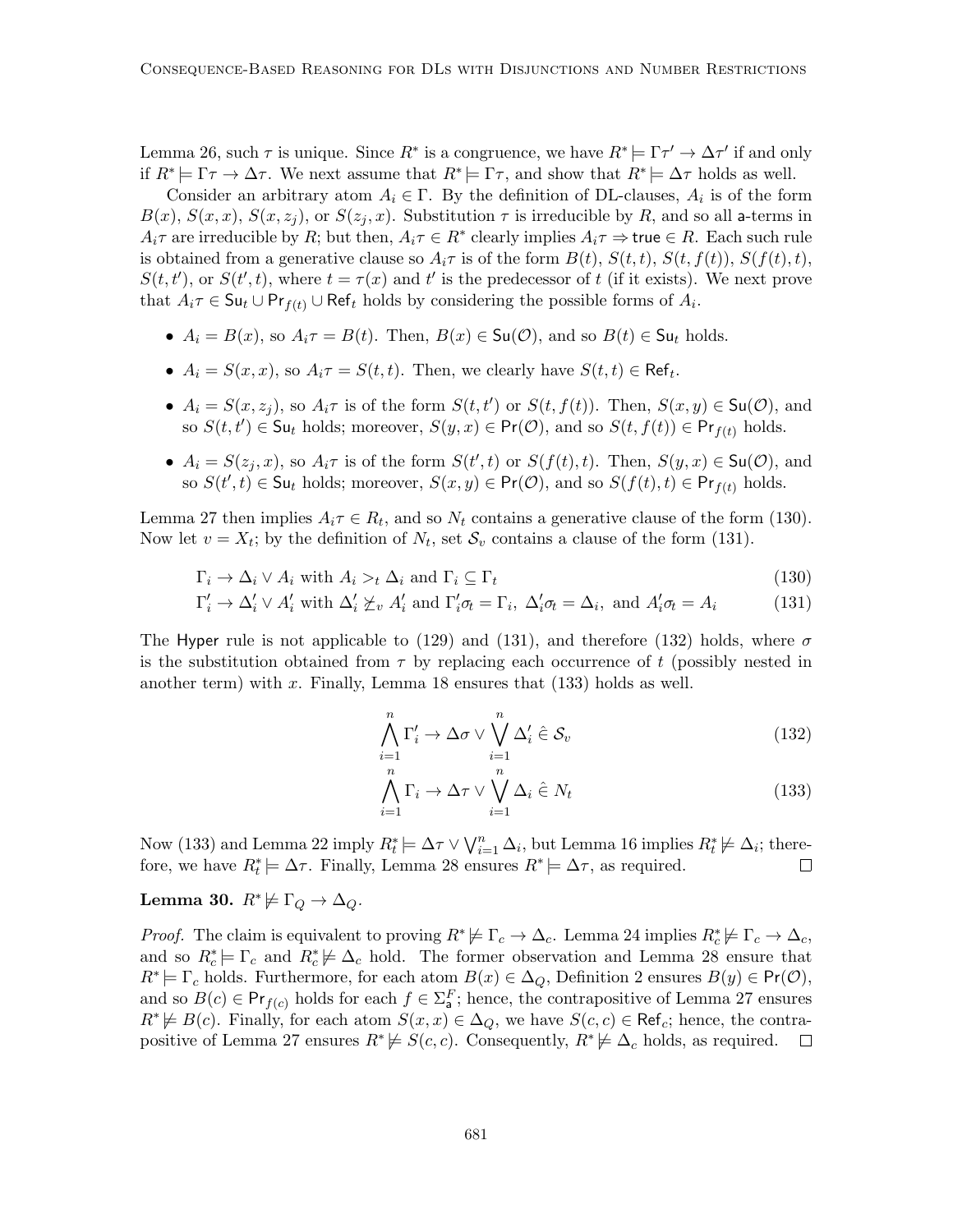Lemma 26, such $\tau$ is unique. Since $R^*$ is a congruence, we have $R^* \models \Gamma\tau' \to \Delta\tau'$ if and only if $R^* \models \Gamma\tau \to \Delta\tau$. We next assume that $R^* \models \Gamma\tau$, and show that $R^* \models \Delta\tau$ holds as well.

Consider an arbitrary atom $A_i \in \Gamma$. By the definition of DL-clauses, $A_i$ is of the form $B(x)$, $S(x, x)$, $S(x, z_j)$, or $S(z_j, x)$. Substitution $\tau$ is irreducible by $R$, and so all a-terms in $A_i\tau$ are irreducible by $R$; but then, $A_i\tau \in R^*$ clearly implies $A_i\tau \Rightarrow \mathsf{true} \in R$. Each such rule is obtained from a generative clause so $A_i\tau$ is of the form $B(t)$, $S(t, t)$, $S(t, f(t))$, $S(f(t), t)$, $S(t, t')$, or $S(t', t)$, where $t = \tau(x)$ and $t'$ is the predecessor of $t$ (if it exists). We next prove that $A_i\tau \in \mathsf{Su}_t \cup \mathsf{Pr}_{f(t)} \cup \mathsf{Ref}_t$ holds by considering the possible forms of $A_i$.

- $A_i = B(x)$, so $A_i\tau = B(t)$. Then, $B(x) \in \mathsf{Su}(\mathcal{O})$, and so $B(t) \in \mathsf{Su}_t$ holds.
- $A_i = S(x, x)$, so $A_i\tau = S(t, t)$. Then, we clearly have $S(t, t) \in \mathsf{Ref}_t$.
- $A_i = S(x, z_j)$, so $A_i\tau$ is of the form $S(t, t')$ or $S(t, f(t))$. Then, $S(x, y) \in \mathsf{Su}(\mathcal{O})$, and so $S(t, t') \in \mathsf{Su}_t$ holds; moreover, $S(y, x) \in \mathsf{Pr}(\mathcal{O})$, and so $S(t, f(t)) \in \mathsf{Pr}_{f(t)}$ holds.
- $A_i = S(z_j, x)$, so $A_i\tau$ is of the form $S(t', t)$ or $S(f(t), t)$. Then, $S(y, x) \in \mathsf{Su}(\mathcal{O})$, and so $S(t', t) \in \mathsf{Su}_t$ holds; moreover, $S(x, y) \in \mathsf{Pr}(\mathcal{O})$, and so $S(f(t), t) \in \mathsf{Pr}_{f(t)}$ holds.

Lemma 27 then implies $A_i\tau \in R_t$, and so $N_t$ contains a generative clause of the form (130). Now let $v = X_t$; by the definition of $N_t$, set $\mathcal{S}_v$ contains a clause of the form (131).

$$\Gamma_i \to \Delta_i \vee A_i \text{ with } A_i >_t \Delta_i \text{ and } \Gamma_i \subseteq \Gamma_t \tag{130}$$

$$\Gamma'_i \to \Delta'_i \vee A'_i \text{ with } \Delta'_i \not\succeq_v A'_i \text{ and } \Gamma'_i\sigma_t = \Gamma_i,\ \Delta'_i\sigma_t = \Delta_i, \text{ and } A'_i\sigma_t = A_i \tag{131}$$

The Hyper rule is not applicable to (129) and (131), and therefore (132) holds, where $\sigma$ is the substitution obtained from $\tau$ by replacing each occurrence of $t$ (possibly nested in another term) with $x$. Finally, Lemma 18 ensures that (133) holds as well.

$$\bigwedge_{i=1}^{n} \Gamma'_i \to \Delta\sigma \vee \bigvee_{i=1}^{n} \Delta'_i \mathrel{\hat{\in}} \mathcal{S}_v \tag{132}$$

$$\bigwedge_{i=1}^{n} \Gamma_i \to \Delta\tau \vee \bigvee_{i=1}^{n} \Delta_i \mathrel{\hat{\in}} N_t \tag{133}$$

Now (133) and Lemma 22 imply $R^*_t \models \Delta\tau \vee \bigvee_{i=1}^{n} \Delta_i$, but Lemma 16 implies $R^*_t \not\models \Delta_i$; therefore, we have $R^*_t \models \Delta\tau$. Finally, Lemma 28 ensures $R^* \models \Delta\tau$, as required. □

**Lemma 30.** $R^* \not\models \Gamma_Q \to \Delta_Q$.

*Proof.* The claim is equivalent to proving $R^* \not\models \Gamma_c \to \Delta_c$. Lemma 24 implies $R^*_c \not\models \Gamma_c \to \Delta_c$, and so $R^*_c \models \Gamma_c$ and $R^*_c \not\models \Delta_c$ hold. The former observation and Lemma 28 ensure that $R^* \models \Gamma_c$ holds. Furthermore, for each atom $B(x) \in \Delta_Q$, Definition 2 ensures $B(y) \in \mathsf{Pr}(\mathcal{O})$, and so $B(c) \in \mathsf{Pr}_{f(c)}$ holds for each $f \in \Sigma^F_{\mathsf{a}}$; hence, the contrapositive of Lemma 27 ensures $R^* \not\models B(c)$. Finally, for each atom $S(x, x) \in \Delta_Q$, we have $S(c, c) \in \mathsf{Ref}_c$; hence, the contrapositive of Lemma 27 ensures $R^* \not\models S(c, c)$. Consequently, $R^* \not\models \Delta_c$ holds, as required. □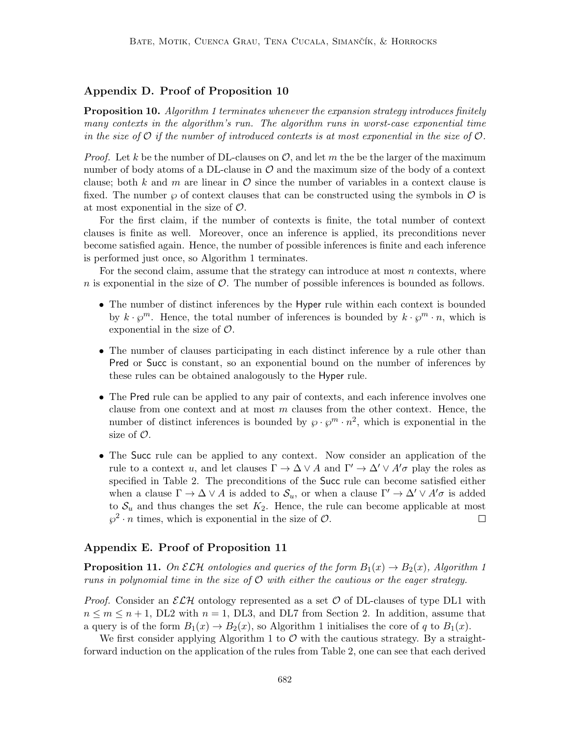## Appendix D. Proof of Proposition 10

**Proposition 10.** *Algorithm 1 terminates whenever the expansion strategy introduces finitely many contexts in the algorithm's run. The algorithm runs in worst-case exponential time in the size of $\mathcal{O}$ if the number of introduced contexts is at most exponential in the size of $\mathcal{O}$.*

*Proof.* Let $k$ be the number of DL-clauses on $\mathcal{O}$, and let $m$ the be the larger of the maximum number of body atoms of a DL-clause in $\mathcal{O}$ and the maximum size of the body of a context clause; both $k$ and $m$ are linear in $\mathcal{O}$ since the number of variables in a context clause is fixed. The number $\wp$ of context clauses that can be constructed using the symbols in $\mathcal{O}$ is at most exponential in the size of $\mathcal{O}$.

For the first claim, if the number of contexts is finite, the total number of context clauses is finite as well. Moreover, once an inference is applied, its preconditions never become satisfied again. Hence, the number of possible inferences is finite and each inference is performed just once, so Algorithm 1 terminates.

For the second claim, assume that the strategy can introduce at most $n$ contexts, where $n$ is exponential in the size of $\mathcal{O}$. The number of possible inferences is bounded as follows.

- The number of distinct inferences by the Hyper rule within each context is bounded by $k \cdot \wp^m$. Hence, the total number of inferences is bounded by $k \cdot \wp^m \cdot n$, which is exponential in the size of $\mathcal{O}$.
- The number of clauses participating in each distinct inference by a rule other than Pred or Succ is constant, so an exponential bound on the number of inferences by these rules can be obtained analogously to the Hyper rule.
- The Pred rule can be applied to any pair of contexts, and each inference involves one clause from one context and at most $m$ clauses from the other context. Hence, the number of distinct inferences is bounded by $\wp \cdot \wp^m \cdot n^2$, which is exponential in the size of $\mathcal{O}$.
- The Succ rule can be applied to any context. Now consider an application of the rule to a context $u$, and let clauses $\Gamma \rightarrow \Delta \vee A$ and $\Gamma' \rightarrow \Delta' \vee A'\sigma$ play the roles as specified in Table 2. The preconditions of the Succ rule can become satisfied either when a clause $\Gamma \rightarrow \Delta \vee A$ is added to $\mathcal{S}_u$, or when a clause $\Gamma' \rightarrow \Delta' \vee A'\sigma$ is added to $\mathcal{S}_u$ and thus changes the set $K_2$. Hence, the rule can become applicable at most $\wp^2 \cdot n$ times, which is exponential in the size of $\mathcal{O}$. □

## Appendix E. Proof of Proposition 11

**Proposition 11.** *On $\mathcal{ELH}$ ontologies and queries of the form $B_1(x) \rightarrow B_2(x)$, Algorithm 1 runs in polynomial time in the size of $\mathcal{O}$ with either the cautious or the eager strategy.*

*Proof.* Consider an $\mathcal{ELH}$ ontology represented as a set $\mathcal{O}$ of DL-clauses of type DL1 with $n \leq m \leq n+1$, DL2 with $n = 1$, DL3, and DL7 from Section 2. In addition, assume that a query is of the form $B_1(x) \rightarrow B_2(x)$, so Algorithm 1 initialises the core of $q$ to $B_1(x)$.

We first consider applying Algorithm 1 to $\mathcal{O}$ with the cautious strategy. By a straightforward induction on the application of the rules from Table 2, one can see that each derived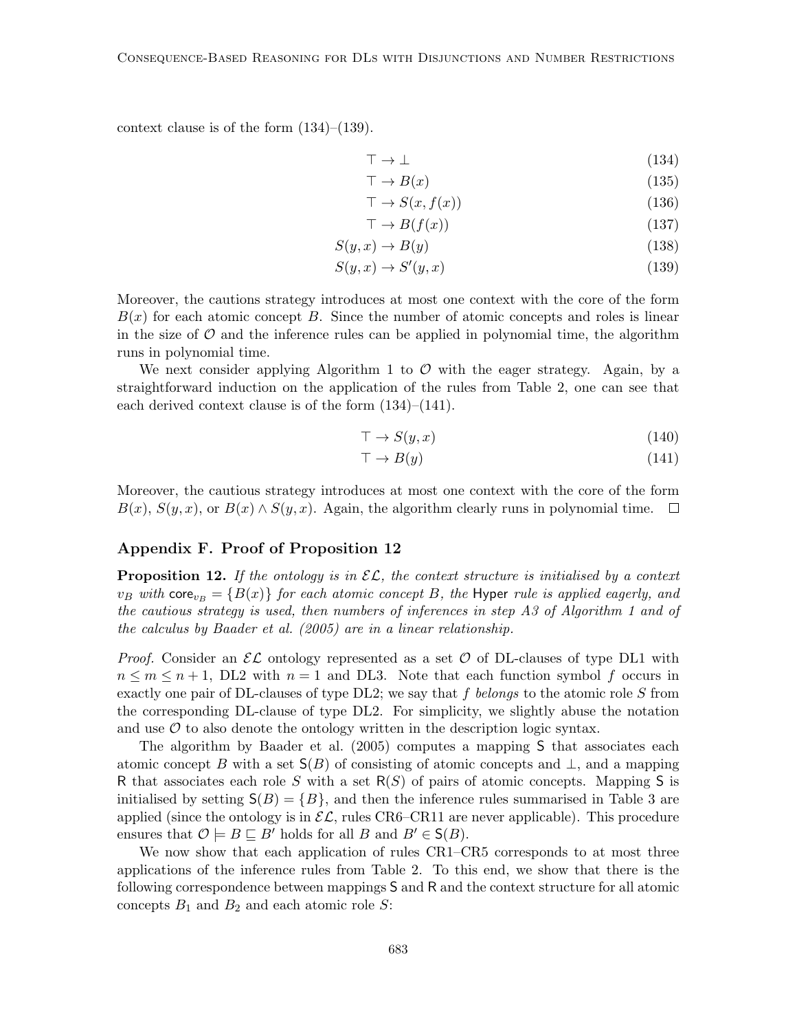context clause is of the form (134)–(139).

$$\top \rightarrow \bot \tag{134}$$

$$\top \rightarrow B(x) \tag{135}$$

$$\top \rightarrow S(x, f(x)) \tag{136}$$

$$\top \rightarrow B(f(x)) \tag{137}$$

$$S(y, x) \rightarrow B(y) \tag{138}$$

$$S(y, x) \rightarrow S'(y, x) \tag{139}$$

Moreover, the cautions strategy introduces at most one context with the core of the form $B(x)$ for each atomic concept $B$. Since the number of atomic concepts and roles is linear in the size of $\mathcal{O}$ and the inference rules can be applied in polynomial time, the algorithm runs in polynomial time.

We next consider applying Algorithm 1 to $\mathcal{O}$ with the eager strategy. Again, by a straightforward induction on the application of the rules from Table 2, one can see that each derived context clause is of the form (134)–(141).

$$\top \rightarrow S(y, x) \tag{140}$$

$$\top \rightarrow B(y) \tag{141}$$

Moreover, the cautious strategy introduces at most one context with the core of the form $B(x)$, $S(y, x)$, or $B(x) \wedge S(y, x)$. Again, the algorithm clearly runs in polynomial time. □

## Appendix F. Proof of Proposition 12

**Proposition 12.** *If the ontology is in $\mathcal{EL}$, the context structure is initialised by a context $v_B$ with $\mathsf{core}_{v_B} = \{B(x)\}$ for each atomic concept $B$, the* Hyper *rule is applied eagerly, and the cautious strategy is used, then numbers of inferences in step A3 of Algorithm 1 and of the calculus by Baader et al. (2005) are in a linear relationship.*

*Proof.* Consider an $\mathcal{EL}$ ontology represented as a set $\mathcal{O}$ of DL-clauses of type DL1 with $n \leq m \leq n + 1$, DL2 with $n = 1$ and DL3. Note that each function symbol $f$ occurs in exactly one pair of DL-clauses of type DL2; we say that $f$ *belongs* to the atomic role $S$ from the corresponding DL-clause of type DL2. For simplicity, we slightly abuse the notation and use $\mathcal{O}$ to also denote the ontology written in the description logic syntax.

The algorithm by Baader et al. (2005) computes a mapping $\mathsf{S}$ that associates each atomic concept $B$ with a set $\mathsf{S}(B)$ of consisting of atomic concepts and $\bot$, and a mapping $\mathsf{R}$ that associates each role $S$ with a set $\mathsf{R}(S)$ of pairs of atomic concepts. Mapping $\mathsf{S}$ is initialised by setting $\mathsf{S}(B) = \{B\}$, and then the inference rules summarised in Table 3 are applied (since the ontology is in $\mathcal{EL}$, rules CR6–CR11 are never applicable). This procedure ensures that $\mathcal{O} \models B \sqsubseteq B'$ holds for all $B$ and $B' \in \mathsf{S}(B)$.

We now show that each application of rules CR1–CR5 corresponds to at most three applications of the inference rules from Table 2. To this end, we show that there is the following correspondence between mappings $\mathsf{S}$ and $\mathsf{R}$ and the context structure for all atomic concepts $B_1$ and $B_2$ and each atomic role $S$: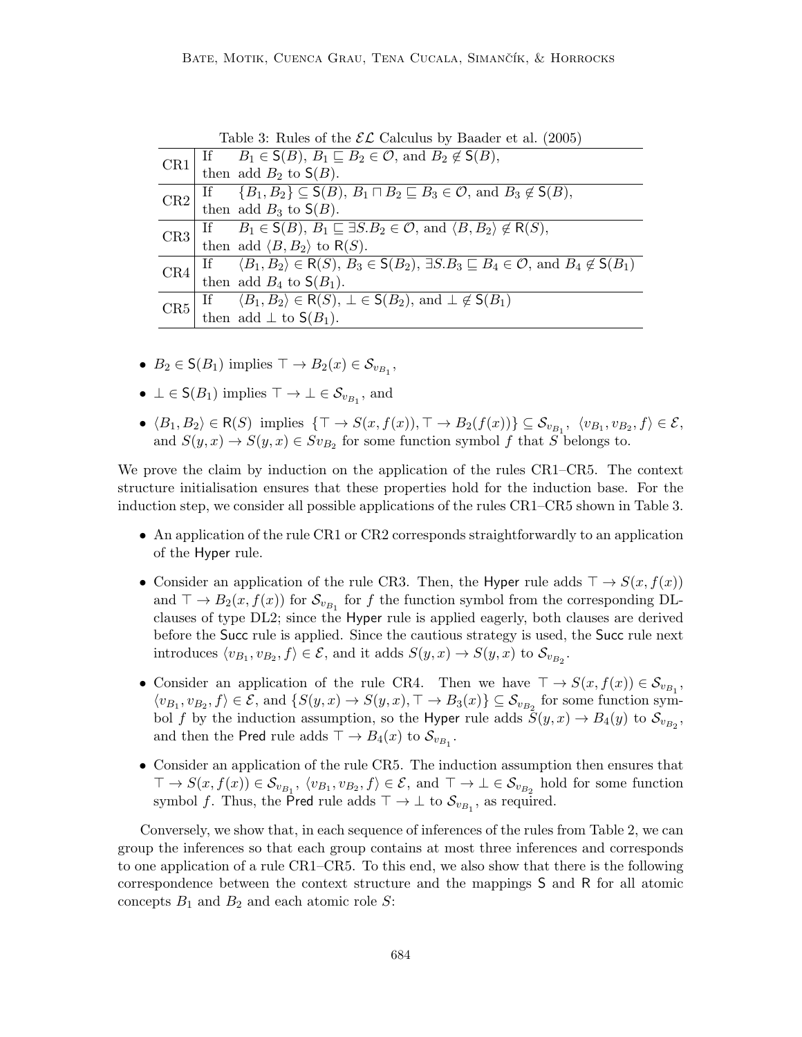Table 3: Rules of the $\mathcal{EL}$ Calculus by Baader et al. (2005)

| | |
|---|---|
| CR1 | If $B_1 \in \mathsf{S}(B)$, $B_1 \sqsubseteq B_2 \in \mathcal{O}$, and $B_2 \notin \mathsf{S}(B)$, then add $B_2$ to $\mathsf{S}(B)$. |
| CR2 | If $\{B_1, B_2\} \subseteq \mathsf{S}(B)$, $B_1 \sqcap B_2 \sqsubseteq B_3 \in \mathcal{O}$, and $B_3 \notin \mathsf{S}(B)$, then add $B_3$ to $\mathsf{S}(B)$. |
| CR3 | If $B_1 \in \mathsf{S}(B)$, $B_1 \sqsubseteq \exists S.B_2 \in \mathcal{O}$, and $\langle B, B_2 \rangle \notin \mathsf{R}(S)$, then add $\langle B, B_2 \rangle$ to $\mathsf{R}(S)$. |
| CR4 | If $\langle B_1, B_2 \rangle \in \mathsf{R}(S)$, $B_3 \in \mathsf{S}(B_2)$, $\exists S.B_3 \sqsubseteq B_4 \in \mathcal{O}$, and $B_4 \notin \mathsf{S}(B_1)$ then add $B_4$ to $\mathsf{S}(B_1)$. |
| CR5 | If $\langle B_1, B_2 \rangle \in \mathsf{R}(S)$, $\bot \in \mathsf{S}(B_2)$, and $\bot \notin \mathsf{S}(B_1)$ then add $\bot$ to $\mathsf{S}(B_1)$. |

- $B_2 \in \mathsf{S}(B_1)$ implies $\top \rightarrow B_2(x) \in \mathcal{S}_{v_{B_1}}$,
- $\bot \in \mathsf{S}(B_1)$ implies $\top \rightarrow \bot \in \mathcal{S}_{v_{B_1}}$, and
- $\langle B_1, B_2 \rangle \in \mathsf{R}(S)$ implies $\{\top \rightarrow S(x, f(x)), \top \rightarrow B_2(f(x))\} \subseteq \mathcal{S}_{v_{B_1}}$, $\langle v_{B_1}, v_{B_2}, f \rangle \in \mathcal{E}$, and $S(y, x) \rightarrow S(y, x) \in Sv_{B_2}$ for some function symbol $f$ that $S$ belongs to.

We prove the claim by induction on the application of the rules CR1–CR5. The context structure initialisation ensures that these properties hold for the induction base. For the induction step, we consider all possible applications of the rules CR1–CR5 shown in Table 3.

- An application of the rule CR1 or CR2 corresponds straightforwardly to an application of the Hyper rule.
- Consider an application of the rule CR3. Then, the Hyper rule adds $\top \rightarrow S(x, f(x))$ and $\top \rightarrow B_2(x, f(x))$ for $\mathcal{S}_{v_{B_1}}$ for $f$ the function symbol from the corresponding DL-clauses of type DL2; since the Hyper rule is applied eagerly, both clauses are derived before the Succ rule is applied. Since the cautious strategy is used, the Succ rule next introduces $\langle v_{B_1}, v_{B_2}, f \rangle \in \mathcal{E}$, and it adds $S(y, x) \rightarrow S(y, x)$ to $\mathcal{S}_{v_{B_2}}$.
- Consider an application of the rule CR4. Then we have $\top \rightarrow S(x, f(x)) \in \mathcal{S}_{v_{B_1}}$, $\langle v_{B_1}, v_{B_2}, f \rangle \in \mathcal{E}$, and $\{S(y, x) \rightarrow S(y, x), \top \rightarrow B_3(x)\} \subseteq \mathcal{S}_{v_{B_2}}$ for some function symbol $f$ by the induction assumption, so the Hyper rule adds $S(y, x) \rightarrow B_4(y)$ to $\mathcal{S}_{v_{B_2}}$, and then the Pred rule adds $\top \rightarrow B_4(x)$ to $\mathcal{S}_{v_{B_1}}$.
- Consider an application of the rule CR5. The induction assumption then ensures that $\top \rightarrow S(x, f(x)) \in \mathcal{S}_{v_{B_1}}$, $\langle v_{B_1}, v_{B_2}, f \rangle \in \mathcal{E}$, and $\top \rightarrow \bot \in \mathcal{S}_{v_{B_2}}$ hold for some function symbol $f$. Thus, the Pred rule adds $\top \rightarrow \bot$ to $\mathcal{S}_{v_{B_1}}$, as required.

Conversely, we show that, in each sequence of inferences of the rules from Table 2, we can group the inferences so that each group contains at most three inferences and corresponds to one application of a rule CR1–CR5. To this end, we also show that there is the following correspondence between the context structure and the mappings $\mathsf{S}$ and $\mathsf{R}$ for all atomic concepts $B_1$ and $B_2$ and each atomic role $S$: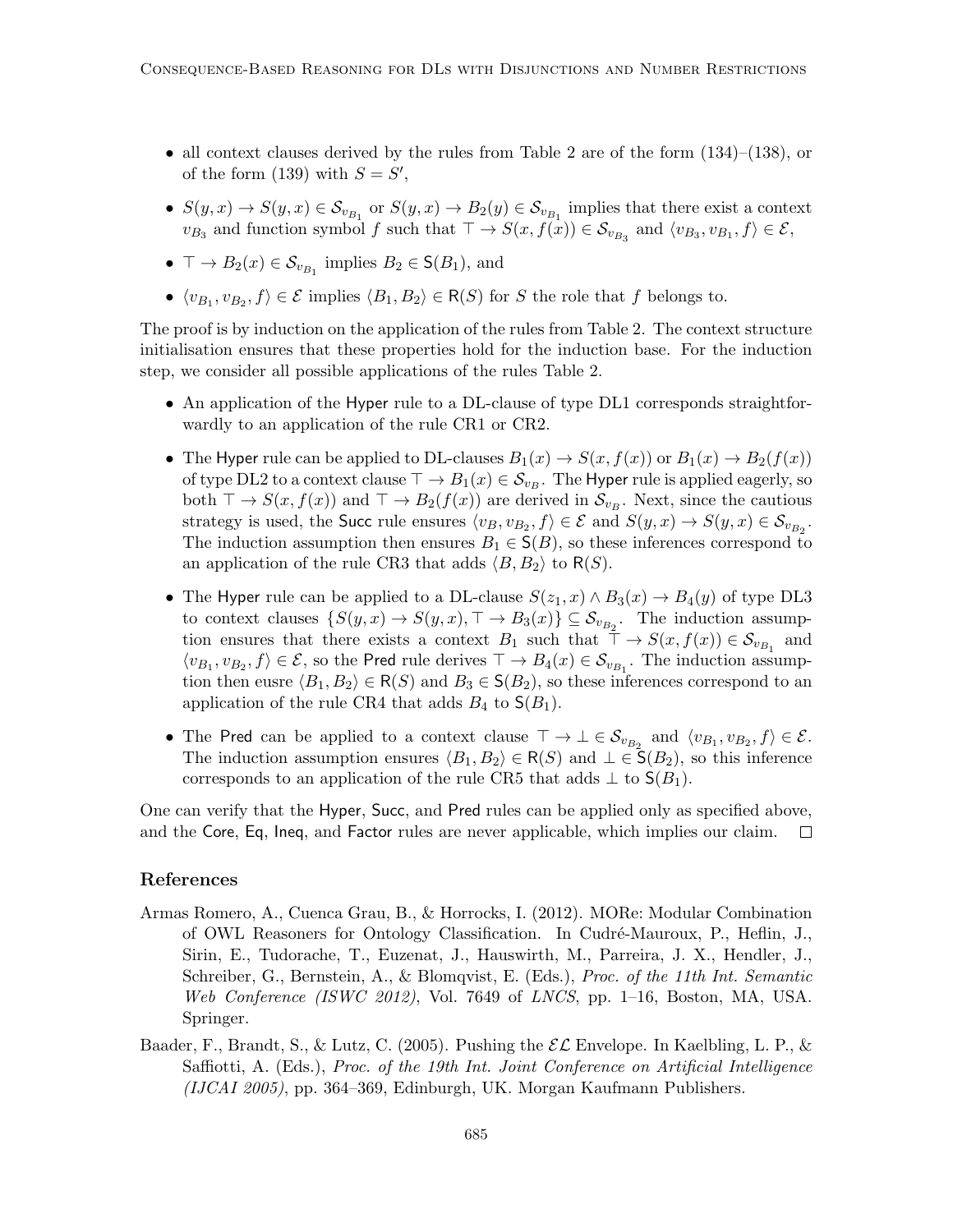- all context clauses derived by the rules from Table 2 are of the form (134)–(138), or of the form (139) with $S = S'$,
- $S(y,x) \to S(y,x) \in \mathcal{S}_{v_{B_1}}$ or $S(y,x) \to B_2(y) \in \mathcal{S}_{v_{B_1}}$ implies that there exist a context $v_{B_3}$ and function symbol $f$ such that $\top \to S(x, f(x)) \in \mathcal{S}_{v_{B_3}}$ and $\langle v_{B_3}, v_{B_1}, f \rangle \in \mathcal{E}$,
- $\top \to B_2(x) \in \mathcal{S}_{v_{B_1}}$ implies $B_2 \in \mathsf{S}(B_1)$, and
- $\langle v_{B_1}, v_{B_2}, f \rangle \in \mathcal{E}$ implies $\langle B_1, B_2 \rangle \in \mathsf{R}(S)$ for $S$ the role that $f$ belongs to.

The proof is by induction on the application of the rules from Table 2. The context structure initialisation ensures that these properties hold for the induction base. For the induction step, we consider all possible applications of the rules Table 2.

- An application of the Hyper rule to a DL-clause of type DL1 corresponds straightforwardly to an application of the rule CR1 or CR2.
- The Hyper rule can be applied to DL-clauses $B_1(x) \to S(x, f(x))$ or $B_1(x) \to B_2(f(x))$ of type DL2 to a context clause $\top \to B_1(x) \in \mathcal{S}_{v_B}$. The Hyper rule is applied eagerly, so both $\top \to S(x, f(x))$ and $\top \to B_2(f(x))$ are derived in $\mathcal{S}_{v_B}$. Next, since the cautious strategy is used, the Succ rule ensures $\langle v_B, v_{B_2}, f \rangle \in \mathcal{E}$ and $S(y,x) \to S(y,x) \in \mathcal{S}_{v_{B_2}}$. The induction assumption then ensures $B_1 \in \mathsf{S}(B)$, so these inferences correspond to an application of the rule CR3 that adds $\langle B, B_2 \rangle$ to $\mathsf{R}(S)$.
- The Hyper rule can be applied to a DL-clause $S(z_1, x) \wedge B_3(x) \to B_4(y)$ of type DL3 to context clauses $\{S(y,x) \to S(y,x), \top \to B_3(x)\} \subseteq \mathcal{S}_{v_{B_2}}$. The induction assumption ensures that there exists a context $B_1$ such that $\top \to S(x, f(x)) \in \mathcal{S}_{v_{B_1}}$ and $\langle v_{B_1}, v_{B_2}, f \rangle \in \mathcal{E}$, so the Pred rule derives $\top \to B_4(x) \in \mathcal{S}_{v_{B_1}}$. The induction assumption then eusre $\langle B_1, B_2 \rangle \in \mathsf{R}(S)$ and $B_3 \in \mathsf{S}(B_2)$, so these inferences correspond to an application of the rule CR4 that adds $B_4$ to $\mathsf{S}(B_1)$.
- The Pred can be applied to a context clause $\top \to \bot \in \mathcal{S}_{v_{B_2}}$ and $\langle v_{B_1}, v_{B_2}, f \rangle \in \mathcal{E}$. The induction assumption ensures $\langle B_1, B_2 \rangle \in \mathsf{R}(S)$ and $\bot \in \mathsf{S}(B_2)$, so this inference corresponds to an application of the rule CR5 that adds $\bot$ to $\mathsf{S}(B_1)$.

One can verify that the Hyper, Succ, and Pred rules can be applied only as specified above, and the Core, Eq, Ineq, and Factor rules are never applicable, which implies our claim. □

## References

Armas Romero, A., Cuenca Grau, B., & Horrocks, I. (2012). MORe: Modular Combination of OWL Reasoners for Ontology Classification. In Cudré-Mauroux, P., Heflin, J., Sirin, E., Tudorache, T., Euzenat, J., Hauswirth, M., Parreira, J. X., Hendler, J., Schreiber, G., Bernstein, A., & Blomqvist, E. (Eds.), *Proc. of the 11th Int. Semantic Web Conference (ISWC 2012)*, Vol. 7649 of *LNCS*, pp. 1–16, Boston, MA, USA. Springer.

Baader, F., Brandt, S., & Lutz, C. (2005). Pushing the $\mathcal{EL}$ Envelope. In Kaelbling, L. P., & Saffiotti, A. (Eds.), *Proc. of the 19th Int. Joint Conference on Artificial Intelligence (IJCAI 2005)*, pp. 364–369, Edinburgh, UK. Morgan Kaufmann Publishers.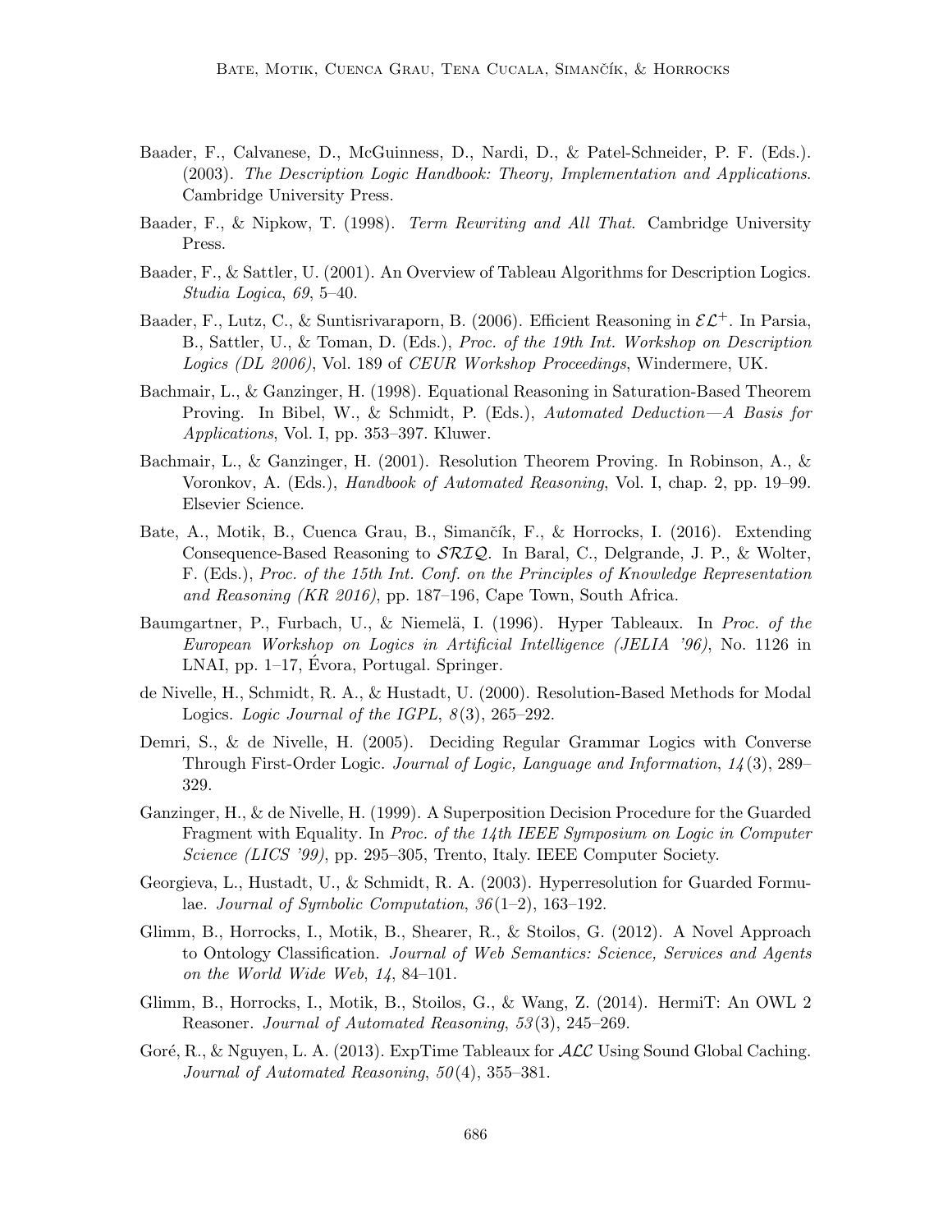Baader, F., Calvanese, D., McGuinness, D., Nardi, D., & Patel-Schneider, P. F. (Eds.). (2003). *The Description Logic Handbook: Theory, Implementation and Applications*. Cambridge University Press.

Baader, F., & Nipkow, T. (1998). *Term Rewriting and All That*. Cambridge University Press.

Baader, F., & Sattler, U. (2001). An Overview of Tableau Algorithms for Description Logics. *Studia Logica*, *69*, 5–40.

Baader, F., Lutz, C., & Suntisrivaraporn, B. (2006). Efficient Reasoning in $\mathcal{EL}^+$. In Parsia, B., Sattler, U., & Toman, D. (Eds.), *Proc. of the 19th Int. Workshop on Description Logics (DL 2006)*, Vol. 189 of *CEUR Workshop Proceedings*, Windermere, UK.

Bachmair, L., & Ganzinger, H. (1998). Equational Reasoning in Saturation-Based Theorem Proving. In Bibel, W., & Schmidt, P. (Eds.), *Automated Deduction—A Basis for Applications*, Vol. I, pp. 353–397. Kluwer.

Bachmair, L., & Ganzinger, H. (2001). Resolution Theorem Proving. In Robinson, A., & Voronkov, A. (Eds.), *Handbook of Automated Reasoning*, Vol. I, chap. 2, pp. 19–99. Elsevier Science.

Bate, A., Motik, B., Cuenca Grau, B., Simančík, F., & Horrocks, I. (2016). Extending Consequence-Based Reasoning to $\mathcal{SRIQ}$. In Baral, C., Delgrande, J. P., & Wolter, F. (Eds.), *Proc. of the 15th Int. Conf. on the Principles of Knowledge Representation and Reasoning (KR 2016)*, pp. 187–196, Cape Town, South Africa.

Baumgartner, P., Furbach, U., & Niemelä, I. (1996). Hyper Tableaux. In *Proc. of the European Workshop on Logics in Artificial Intelligence (JELIA '96)*, No. 1126 in LNAI, pp. 1–17, Évora, Portugal. Springer.

de Nivelle, H., Schmidt, R. A., & Hustadt, U. (2000). Resolution-Based Methods for Modal Logics. *Logic Journal of the IGPL*, *8*(3), 265–292.

Demri, S., & de Nivelle, H. (2005). Deciding Regular Grammar Logics with Converse Through First-Order Logic. *Journal of Logic, Language and Information*, *14*(3), 289–329.

Ganzinger, H., & de Nivelle, H. (1999). A Superposition Decision Procedure for the Guarded Fragment with Equality. In *Proc. of the 14th IEEE Symposium on Logic in Computer Science (LICS '99)*, pp. 295–305, Trento, Italy. IEEE Computer Society.

Georgieva, L., Hustadt, U., & Schmidt, R. A. (2003). Hyperresolution for Guarded Formulae. *Journal of Symbolic Computation*, *36*(1–2), 163–192.

Glimm, B., Horrocks, I., Motik, B., Shearer, R., & Stoilos, G. (2012). A Novel Approach to Ontology Classification. *Journal of Web Semantics: Science, Services and Agents on the World Wide Web*, *14*, 84–101.

Glimm, B., Horrocks, I., Motik, B., Stoilos, G., & Wang, Z. (2014). HermiT: An OWL 2 Reasoner. *Journal of Automated Reasoning*, *53*(3), 245–269.

Goré, R., & Nguyen, L. A. (2013). ExpTime Tableaux for $\mathcal{ALC}$ Using Sound Global Caching. *Journal of Automated Reasoning*, *50*(4), 355–381.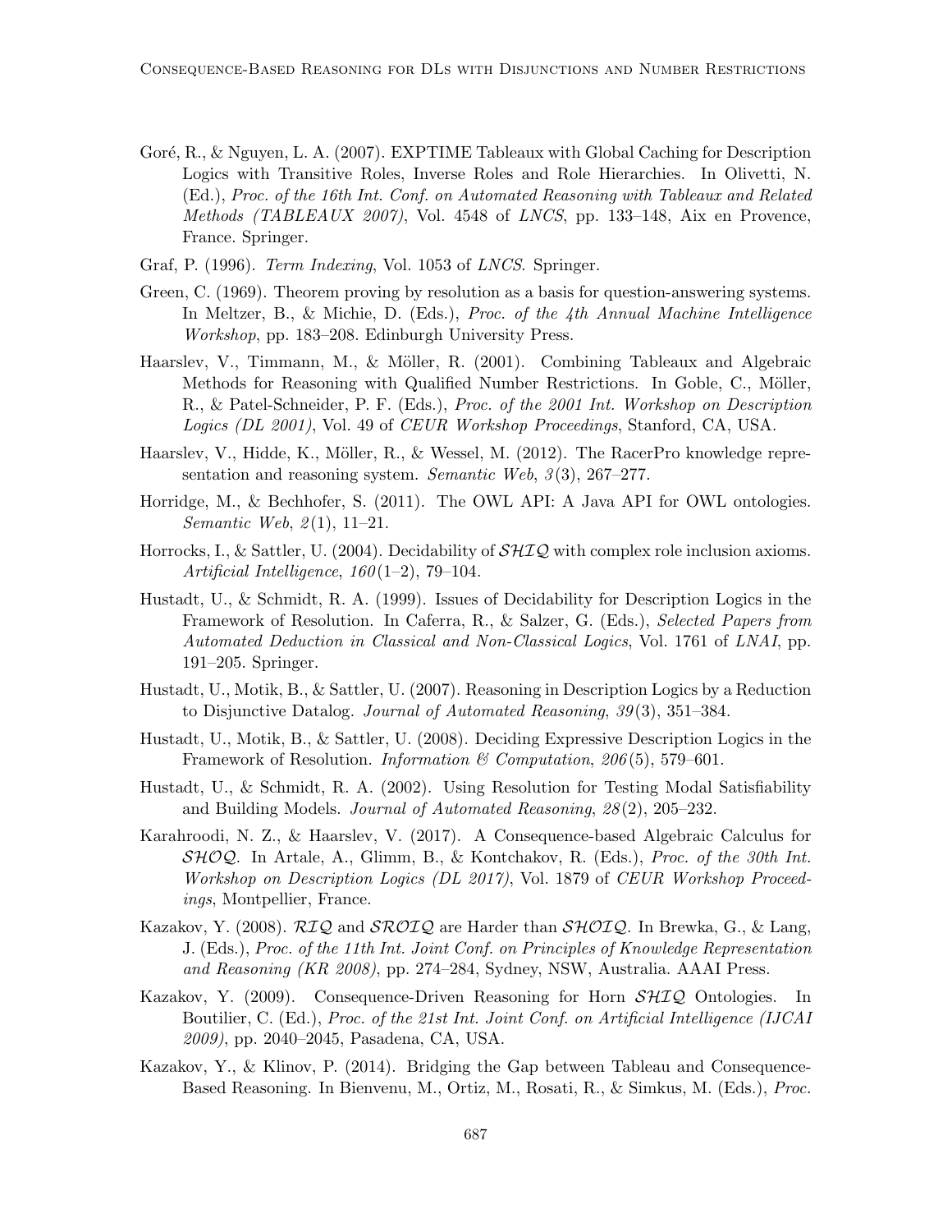Goré, R., & Nguyen, L. A. (2007). EXPTIME Tableaux with Global Caching for Description Logics with Transitive Roles, Inverse Roles and Role Hierarchies. In Olivetti, N. (Ed.), *Proc. of the 16th Int. Conf. on Automated Reasoning with Tableaux and Related Methods (TABLEAUX 2007)*, Vol. 4548 of *LNCS*, pp. 133–148, Aix en Provence, France. Springer.

Graf, P. (1996). *Term Indexing*, Vol. 1053 of *LNCS*. Springer.

Green, C. (1969). Theorem proving by resolution as a basis for question-answering systems. In Meltzer, B., & Michie, D. (Eds.), *Proc. of the 4th Annual Machine Intelligence Workshop*, pp. 183–208. Edinburgh University Press.

Haarslev, V., Timmann, M., & Möller, R. (2001). Combining Tableaux and Algebraic Methods for Reasoning with Qualified Number Restrictions. In Goble, C., Möller, R., & Patel-Schneider, P. F. (Eds.), *Proc. of the 2001 Int. Workshop on Description Logics (DL 2001)*, Vol. 49 of *CEUR Workshop Proceedings*, Stanford, CA, USA.

Haarslev, V., Hidde, K., Möller, R., & Wessel, M. (2012). The RacerPro knowledge representation and reasoning system. *Semantic Web*, *3*(3), 267–277.

Horridge, M., & Bechhofer, S. (2011). The OWL API: A Java API for OWL ontologies. *Semantic Web*, *2*(1), 11–21.

Horrocks, I., & Sattler, U. (2004). Decidability of $\mathcal{SHIQ}$ with complex role inclusion axioms. *Artificial Intelligence*, *160*(1–2), 79–104.

Hustadt, U., & Schmidt, R. A. (1999). Issues of Decidability for Description Logics in the Framework of Resolution. In Caferra, R., & Salzer, G. (Eds.), *Selected Papers from Automated Deduction in Classical and Non-Classical Logics*, Vol. 1761 of *LNAI*, pp. 191–205. Springer.

Hustadt, U., Motik, B., & Sattler, U. (2007). Reasoning in Description Logics by a Reduction to Disjunctive Datalog. *Journal of Automated Reasoning*, *39*(3), 351–384.

Hustadt, U., Motik, B., & Sattler, U. (2008). Deciding Expressive Description Logics in the Framework of Resolution. *Information & Computation*, *206*(5), 579–601.

Hustadt, U., & Schmidt, R. A. (2002). Using Resolution for Testing Modal Satisfiability and Building Models. *Journal of Automated Reasoning*, *28*(2), 205–232.

Karahroodi, N. Z., & Haarslev, V. (2017). A Consequence-based Algebraic Calculus for $\mathcal{SHOQ}$. In Artale, A., Glimm, B., & Kontchakov, R. (Eds.), *Proc. of the 30th Int. Workshop on Description Logics (DL 2017)*, Vol. 1879 of *CEUR Workshop Proceedings*, Montpellier, France.

Kazakov, Y. (2008). $\mathcal{RIQ}$ and $\mathcal{SROIQ}$ are Harder than $\mathcal{SHOIQ}$. In Brewka, G., & Lang, J. (Eds.), *Proc. of the 11th Int. Joint Conf. on Principles of Knowledge Representation and Reasoning (KR 2008)*, pp. 274–284, Sydney, NSW, Australia. AAAI Press.

Kazakov, Y. (2009). Consequence-Driven Reasoning for Horn $\mathcal{SHIQ}$ Ontologies. In Boutilier, C. (Ed.), *Proc. of the 21st Int. Joint Conf. on Artificial Intelligence (IJCAI 2009)*, pp. 2040–2045, Pasadena, CA, USA.

Kazakov, Y., & Klinov, P. (2014). Bridging the Gap between Tableau and Consequence-Based Reasoning. In Bienvenu, M., Ortiz, M., Rosati, R., & Simkus, M. (Eds.), *Proc.*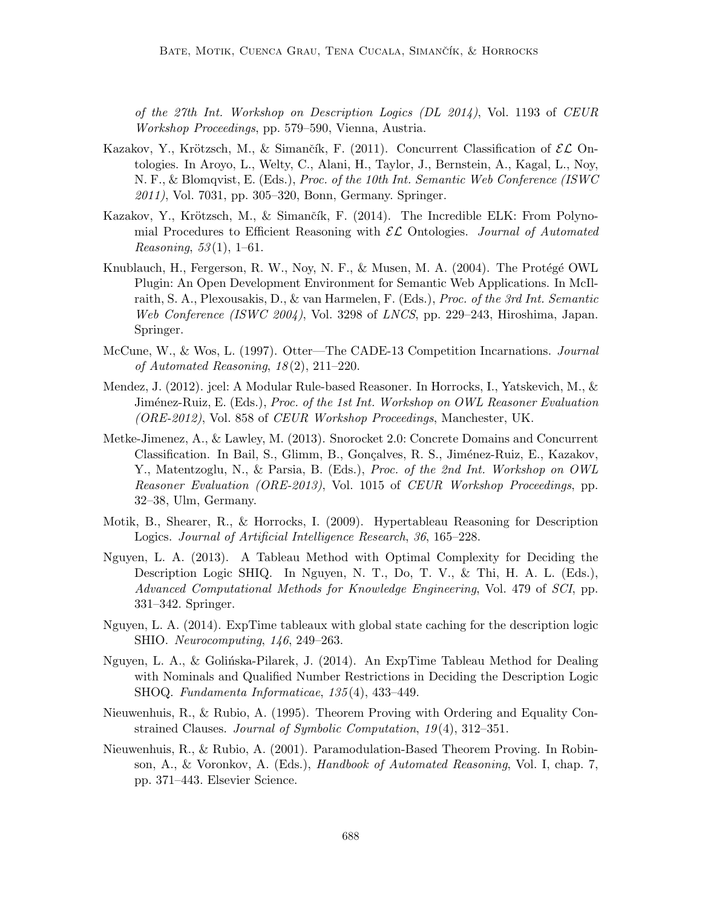*of the 27th Int. Workshop on Description Logics (DL 2014)*, Vol. 1193 of *CEUR Workshop Proceedings*, pp. 579–590, Vienna, Austria.

Kazakov, Y., Krötzsch, M., & Simančík, F. (2011). Concurrent Classification of $\mathcal{EL}$ Ontologies. In Aroyo, L., Welty, C., Alani, H., Taylor, J., Bernstein, A., Kagal, L., Noy, N. F., & Blomqvist, E. (Eds.), *Proc. of the 10th Int. Semantic Web Conference (ISWC 2011)*, Vol. 7031, pp. 305–320, Bonn, Germany. Springer.

Kazakov, Y., Krötzsch, M., & Simančík, F. (2014). The Incredible ELK: From Polynomial Procedures to Efficient Reasoning with $\mathcal{EL}$ Ontologies. *Journal of Automated Reasoning*, *53*(1), 1–61.

Knublauch, H., Fergerson, R. W., Noy, N. F., & Musen, M. A. (2004). The Protégé OWL Plugin: An Open Development Environment for Semantic Web Applications. In McIlraith, S. A., Plexousakis, D., & van Harmelen, F. (Eds.), *Proc. of the 3rd Int. Semantic Web Conference (ISWC 2004)*, Vol. 3298 of *LNCS*, pp. 229–243, Hiroshima, Japan. Springer.

McCune, W., & Wos, L. (1997). Otter—The CADE-13 Competition Incarnations. *Journal of Automated Reasoning*, *18*(2), 211–220.

Mendez, J. (2012). jcel: A Modular Rule-based Reasoner. In Horrocks, I., Yatskevich, M., & Jiménez-Ruiz, E. (Eds.), *Proc. of the 1st Int. Workshop on OWL Reasoner Evaluation (ORE-2012)*, Vol. 858 of *CEUR Workshop Proceedings*, Manchester, UK.

Metke-Jimenez, A., & Lawley, M. (2013). Snorocket 2.0: Concrete Domains and Concurrent Classification. In Bail, S., Glimm, B., Gonçalves, R. S., Jiménez-Ruiz, E., Kazakov, Y., Matentzoglu, N., & Parsia, B. (Eds.), *Proc. of the 2nd Int. Workshop on OWL Reasoner Evaluation (ORE-2013)*, Vol. 1015 of *CEUR Workshop Proceedings*, pp. 32–38, Ulm, Germany.

Motik, B., Shearer, R., & Horrocks, I. (2009). Hypertableau Reasoning for Description Logics. *Journal of Artificial Intelligence Research*, *36*, 165–228.

Nguyen, L. A. (2013). A Tableau Method with Optimal Complexity for Deciding the Description Logic SHIQ. In Nguyen, N. T., Do, T. V., & Thi, H. A. L. (Eds.), *Advanced Computational Methods for Knowledge Engineering*, Vol. 479 of *SCI*, pp. 331–342. Springer.

Nguyen, L. A. (2014). ExpTime tableaux with global state caching for the description logic SHIO. *Neurocomputing*, *146*, 249–263.

Nguyen, L. A., & Golińska-Pilarek, J. (2014). An ExpTime Tableau Method for Dealing with Nominals and Qualified Number Restrictions in Deciding the Description Logic SHOQ. *Fundamenta Informaticae*, *135*(4), 433–449.

Nieuwenhuis, R., & Rubio, A. (1995). Theorem Proving with Ordering and Equality Constrained Clauses. *Journal of Symbolic Computation*, *19*(4), 312–351.

Nieuwenhuis, R., & Rubio, A. (2001). Paramodulation-Based Theorem Proving. In Robinson, A., & Voronkov, A. (Eds.), *Handbook of Automated Reasoning*, Vol. I, chap. 7, pp. 371–443. Elsevier Science.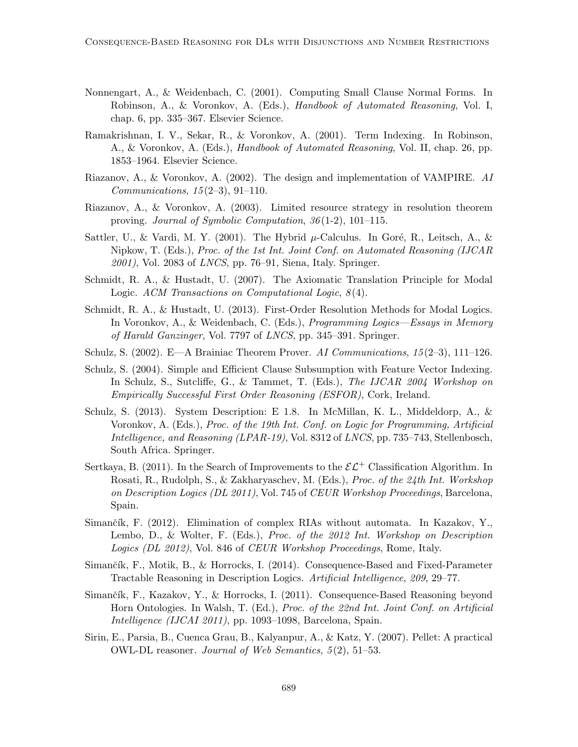Nonnengart, A., & Weidenbach, C. (2001). Computing Small Clause Normal Forms. In Robinson, A., & Voronkov, A. (Eds.), *Handbook of Automated Reasoning*, Vol. I, chap. 6, pp. 335–367. Elsevier Science.

Ramakrishnan, I. V., Sekar, R., & Voronkov, A. (2001). Term Indexing. In Robinson, A., & Voronkov, A. (Eds.), *Handbook of Automated Reasoning*, Vol. II, chap. 26, pp. 1853–1964. Elsevier Science.

Riazanov, A., & Voronkov, A. (2002). The design and implementation of VAMPIRE. *AI Communications*, *15*(2–3), 91–110.

Riazanov, A., & Voronkov, A. (2003). Limited resource strategy in resolution theorem proving. *Journal of Symbolic Computation*, *36*(1-2), 101–115.

Sattler, U., & Vardi, M. Y. (2001). The Hybrid $\mu$-Calculus. In Goré, R., Leitsch, A., & Nipkow, T. (Eds.), *Proc. of the 1st Int. Joint Conf. on Automated Reasoning (IJCAR 2001)*, Vol. 2083 of *LNCS*, pp. 76–91, Siena, Italy. Springer.

Schmidt, R. A., & Hustadt, U. (2007). The Axiomatic Translation Principle for Modal Logic. *ACM Transactions on Computational Logic*, *8*(4).

Schmidt, R. A., & Hustadt, U. (2013). First-Order Resolution Methods for Modal Logics. In Voronkov, A., & Weidenbach, C. (Eds.), *Programming Logics—Essays in Memory of Harald Ganzinger*, Vol. 7797 of *LNCS*, pp. 345–391. Springer.

Schulz, S. (2002). E—A Brainiac Theorem Prover. *AI Communications*, *15*(2–3), 111–126.

Schulz, S. (2004). Simple and Efficient Clause Subsumption with Feature Vector Indexing. In Schulz, S., Sutcliffe, G., & Tammet, T. (Eds.), *The IJCAR 2004 Workshop on Empirically Successful First Order Reasoning (ESFOR)*, Cork, Ireland.

Schulz, S. (2013). System Description: E 1.8. In McMillan, K. L., Middeldorp, A., & Voronkov, A. (Eds.), *Proc. of the 19th Int. Conf. on Logic for Programming, Artificial Intelligence, and Reasoning (LPAR-19)*, Vol. 8312 of *LNCS*, pp. 735–743, Stellenbosch, South Africa. Springer.

Sertkaya, B. (2011). In the Search of Improvements to the $\mathcal{EL}^+$ Classification Algorithm. In Rosati, R., Rudolph, S., & Zakharyaschev, M. (Eds.), *Proc. of the 24th Int. Workshop on Description Logics (DL 2011)*, Vol. 745 of *CEUR Workshop Proceedings*, Barcelona, Spain.

Simančík, F. (2012). Elimination of complex RIAs without automata. In Kazakov, Y., Lembo, D., & Wolter, F. (Eds.), *Proc. of the 2012 Int. Workshop on Description Logics (DL 2012)*, Vol. 846 of *CEUR Workshop Proceedings*, Rome, Italy.

Simančík, F., Motik, B., & Horrocks, I. (2014). Consequence-Based and Fixed-Parameter Tractable Reasoning in Description Logics. *Artificial Intelligence*, *209*, 29–77.

Simančík, F., Kazakov, Y., & Horrocks, I. (2011). Consequence-Based Reasoning beyond Horn Ontologies. In Walsh, T. (Ed.), *Proc. of the 22nd Int. Joint Conf. on Artificial Intelligence (IJCAI 2011)*, pp. 1093–1098, Barcelona, Spain.

Sirin, E., Parsia, B., Cuenca Grau, B., Kalyanpur, A., & Katz, Y. (2007). Pellet: A practical OWL-DL reasoner. *Journal of Web Semantics*, *5*(2), 51–53.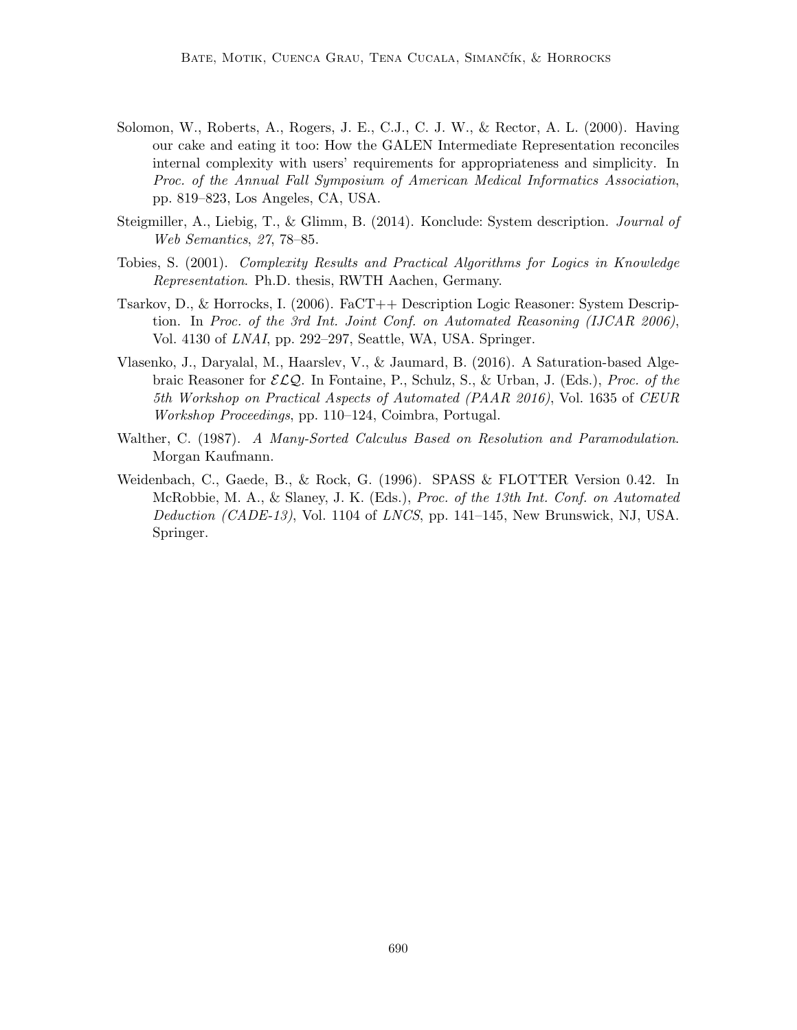Solomon, W., Roberts, A., Rogers, J. E., C.J., C. J. W., & Rector, A. L. (2000). Having our cake and eating it too: How the GALEN Intermediate Representation reconciles internal complexity with users' requirements for appropriateness and simplicity. In *Proc. of the Annual Fall Symposium of American Medical Informatics Association*, pp. 819–823, Los Angeles, CA, USA.

Steigmiller, A., Liebig, T., & Glimm, B. (2014). Konclude: System description. *Journal of Web Semantics*, *27*, 78–85.

Tobies, S. (2001). *Complexity Results and Practical Algorithms for Logics in Knowledge Representation*. Ph.D. thesis, RWTH Aachen, Germany.

Tsarkov, D., & Horrocks, I. (2006). FaCT++ Description Logic Reasoner: System Description. In *Proc. of the 3rd Int. Joint Conf. on Automated Reasoning (IJCAR 2006)*, Vol. 4130 of *LNAI*, pp. 292–297, Seattle, WA, USA. Springer.

Vlasenko, J., Daryalal, M., Haarslev, V., & Jaumard, B. (2016). A Saturation-based Algebraic Reasoner for $\mathcal{ELQ}$. In Fontaine, P., Schulz, S., & Urban, J. (Eds.), *Proc. of the 5th Workshop on Practical Aspects of Automated (PAAR 2016)*, Vol. 1635 of *CEUR Workshop Proceedings*, pp. 110–124, Coimbra, Portugal.

Walther, C. (1987). *A Many-Sorted Calculus Based on Resolution and Paramodulation*. Morgan Kaufmann.

Weidenbach, C., Gaede, B., & Rock, G. (1996). SPASS & FLOTTER Version 0.42. In McRobbie, M. A., & Slaney, J. K. (Eds.), *Proc. of the 13th Int. Conf. on Automated Deduction (CADE-13)*, Vol. 1104 of *LNCS*, pp. 141–145, New Brunswick, NJ, USA. Springer.